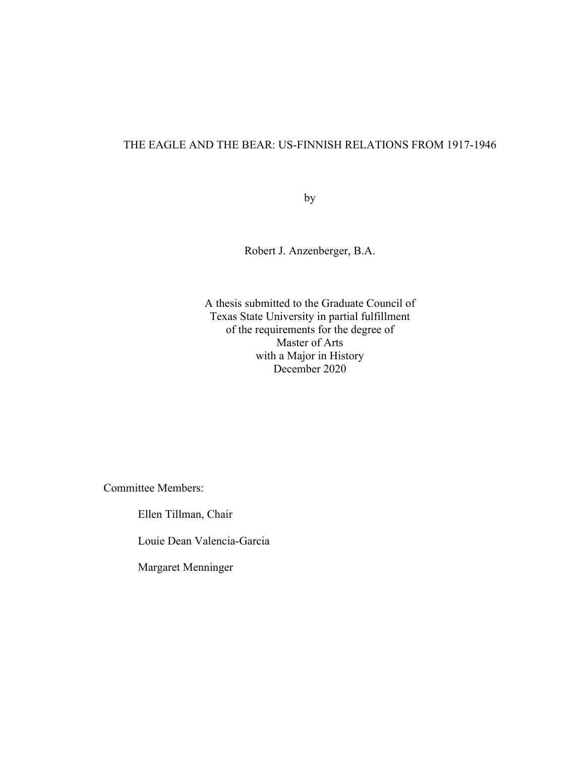# THE EAGLE AND THE BEAR: US-FINNISH RELATIONS FROM 1917-1946

by

Robert J. Anzenberger, B.A.

A thesis submitted to the Graduate Council of
Texas State University in partial fulfillment
of the requirements for the degree of
Master of Arts
with a Major in History
December 2020

Committee Members:

Ellen Tillman, Chair

Louie Dean Valencia-Garcia

Margaret Menninger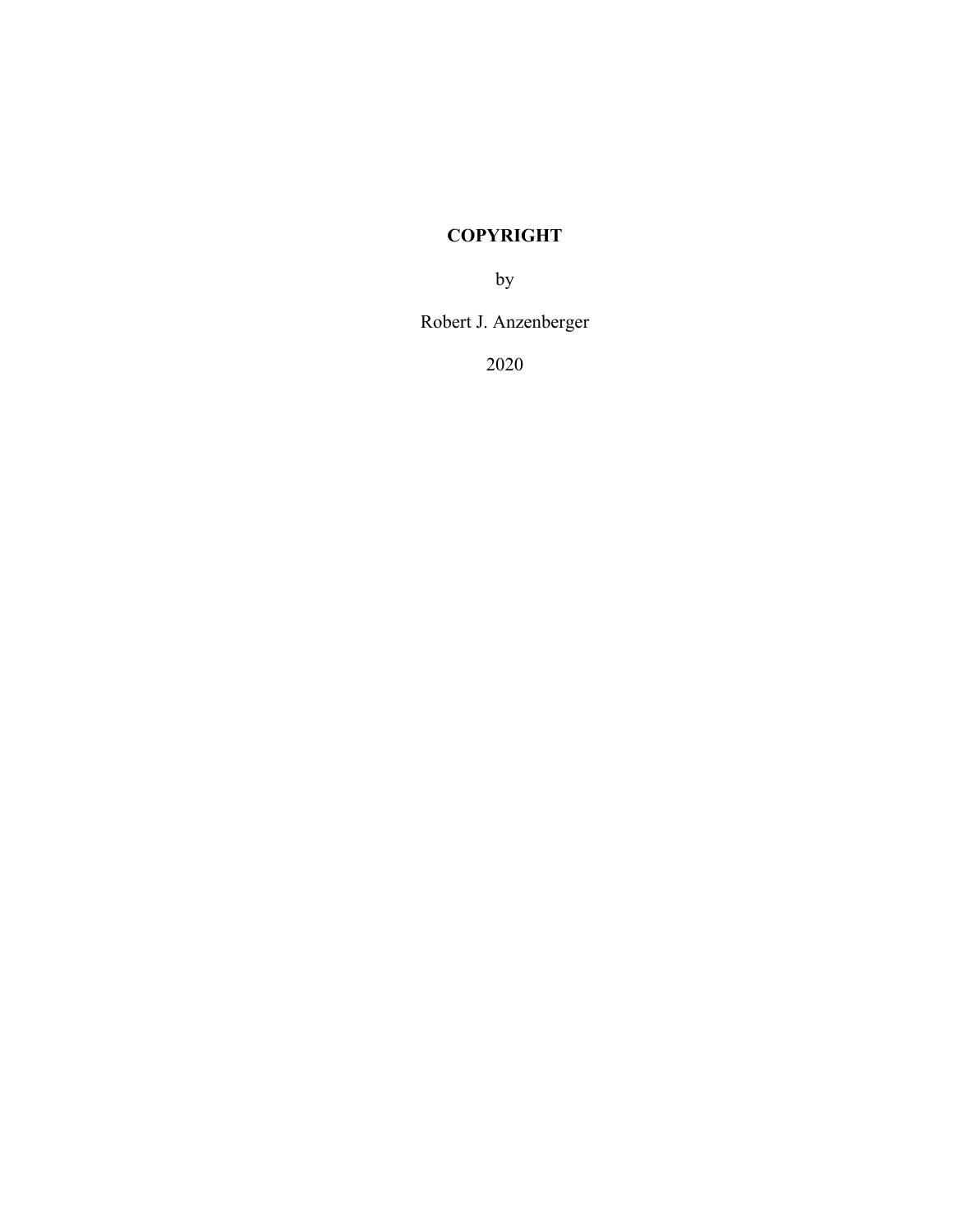**COPYRIGHT**

by

Robert J. Anzenberger

2020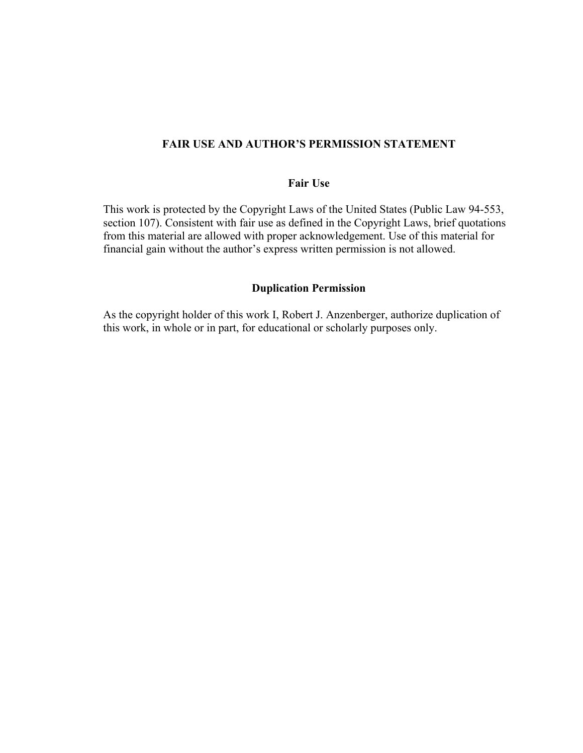# FAIR USE AND AUTHOR'S PERMISSION STATEMENT

## Fair Use

This work is protected by the Copyright Laws of the United States (Public Law 94-553, section 107). Consistent with fair use as defined in the Copyright Laws, brief quotations from this material are allowed with proper acknowledgement. Use of this material for financial gain without the author's express written permission is not allowed.

## Duplication Permission

As the copyright holder of this work I, Robert J. Anzenberger, authorize duplication of this work, in whole or in part, for educational or scholarly purposes only.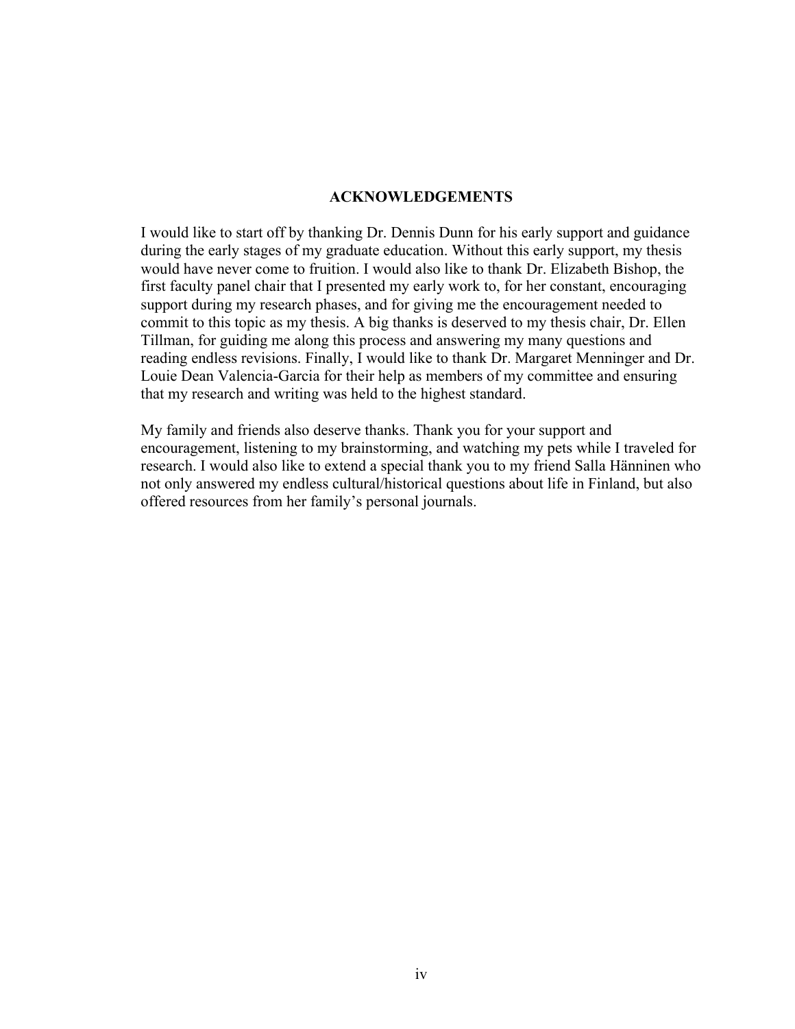## ACKNOWLEDGEMENTS

I would like to start off by thanking Dr. Dennis Dunn for his early support and guidance during the early stages of my graduate education. Without this early support, my thesis would have never come to fruition. I would also like to thank Dr. Elizabeth Bishop, the first faculty panel chair that I presented my early work to, for her constant, encouraging support during my research phases, and for giving me the encouragement needed to commit to this topic as my thesis. A big thanks is deserved to my thesis chair, Dr. Ellen Tillman, for guiding me along this process and answering my many questions and reading endless revisions. Finally, I would like to thank Dr. Margaret Menninger and Dr. Louie Dean Valencia-Garcia for their help as members of my committee and ensuring that my research and writing was held to the highest standard.

My family and friends also deserve thanks. Thank you for your support and encouragement, listening to my brainstorming, and watching my pets while I traveled for research. I would also like to extend a special thank you to my friend Salla Hänninen who not only answered my endless cultural/historical questions about life in Finland, but also offered resources from her family's personal journals.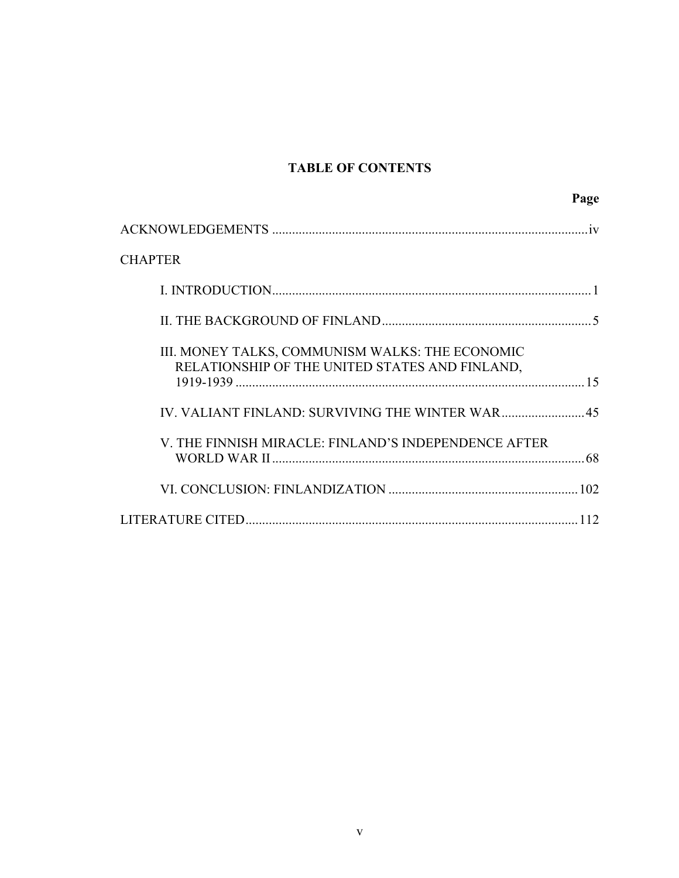# TABLE OF CONTENTS

| | Page |
|---|---|
| ACKNOWLEDGEMENTS | iv |
| CHAPTER | |
| I. INTRODUCTION | 1 |
| II. THE BACKGROUND OF FINLAND | 5 |
| III. MONEY TALKS, COMMUNISM WALKS: THE ECONOMIC RELATIONSHIP OF THE UNITED STATES AND FINLAND, 1919-1939 | 15 |
| IV. VALIANT FINLAND: SURVIVING THE WINTER WAR | 45 |
| V. THE FINNISH MIRACLE: FINLAND'S INDEPENDENCE AFTER WORLD WAR II | 68 |
| VI. CONCLUSION: FINLANDIZATION | 102 |
| LITERATURE CITED | 112 |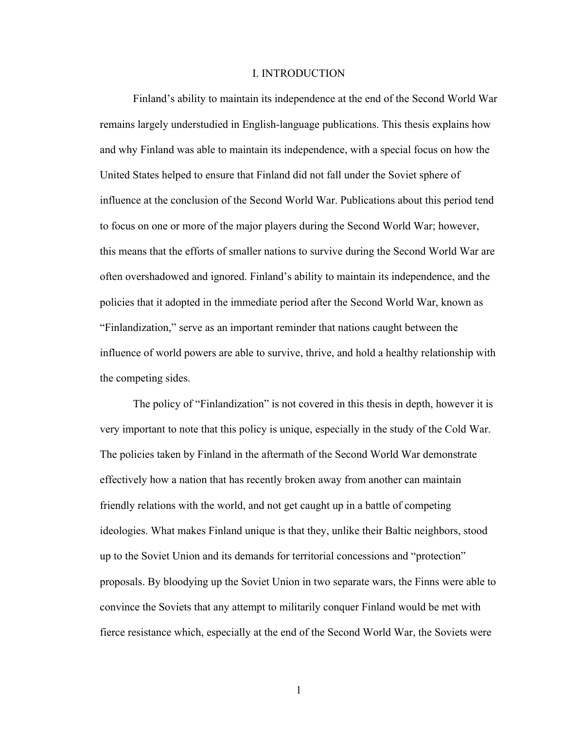# I. INTRODUCTION

Finland's ability to maintain its independence at the end of the Second World War remains largely understudied in English-language publications. This thesis explains how and why Finland was able to maintain its independence, with a special focus on how the United States helped to ensure that Finland did not fall under the Soviet sphere of influence at the conclusion of the Second World War. Publications about this period tend to focus on one or more of the major players during the Second World War; however, this means that the efforts of smaller nations to survive during the Second World War are often overshadowed and ignored. Finland's ability to maintain its independence, and the policies that it adopted in the immediate period after the Second World War, known as "Finlandization," serve as an important reminder that nations caught between the influence of world powers are able to survive, thrive, and hold a healthy relationship with the competing sides.

The policy of "Finlandization" is not covered in this thesis in depth, however it is very important to note that this policy is unique, especially in the study of the Cold War. The policies taken by Finland in the aftermath of the Second World War demonstrate effectively how a nation that has recently broken away from another can maintain friendly relations with the world, and not get caught up in a battle of competing ideologies. What makes Finland unique is that they, unlike their Baltic neighbors, stood up to the Soviet Union and its demands for territorial concessions and "protection" proposals. By bloodying up the Soviet Union in two separate wars, the Finns were able to convince the Soviets that any attempt to militarily conquer Finland would be met with fierce resistance which, especially at the end of the Second World War, the Soviets were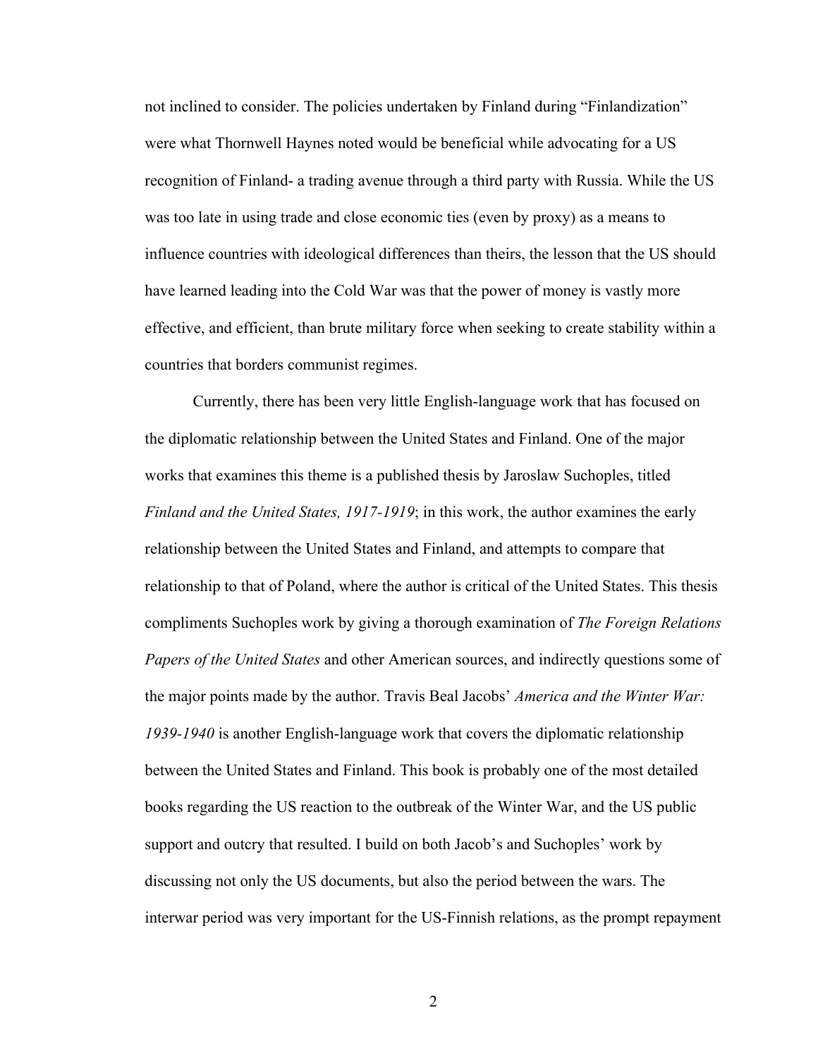not inclined to consider. The policies undertaken by Finland during "Finlandization" were what Thornwell Haynes noted would be beneficial while advocating for a US recognition of Finland- a trading avenue through a third party with Russia. While the US was too late in using trade and close economic ties (even by proxy) as a means to influence countries with ideological differences than theirs, the lesson that the US should have learned leading into the Cold War was that the power of money is vastly more effective, and efficient, than brute military force when seeking to create stability within a countries that borders communist regimes.

Currently, there has been very little English-language work that has focused on the diplomatic relationship between the United States and Finland. One of the major works that examines this theme is a published thesis by Jaroslaw Suchoples, titled *Finland and the United States, 1917-1919*; in this work, the author examines the early relationship between the United States and Finland, and attempts to compare that relationship to that of Poland, where the author is critical of the United States. This thesis compliments Suchoples work by giving a thorough examination of *The Foreign Relations Papers of the United States* and other American sources, and indirectly questions some of the major points made by the author. Travis Beal Jacobs' *America and the Winter War: 1939-1940* is another English-language work that covers the diplomatic relationship between the United States and Finland. This book is probably one of the most detailed books regarding the US reaction to the outbreak of the Winter War, and the US public support and outcry that resulted. I build on both Jacob's and Suchoples' work by discussing not only the US documents, but also the period between the wars. The interwar period was very important for the US-Finnish relations, as the prompt repayment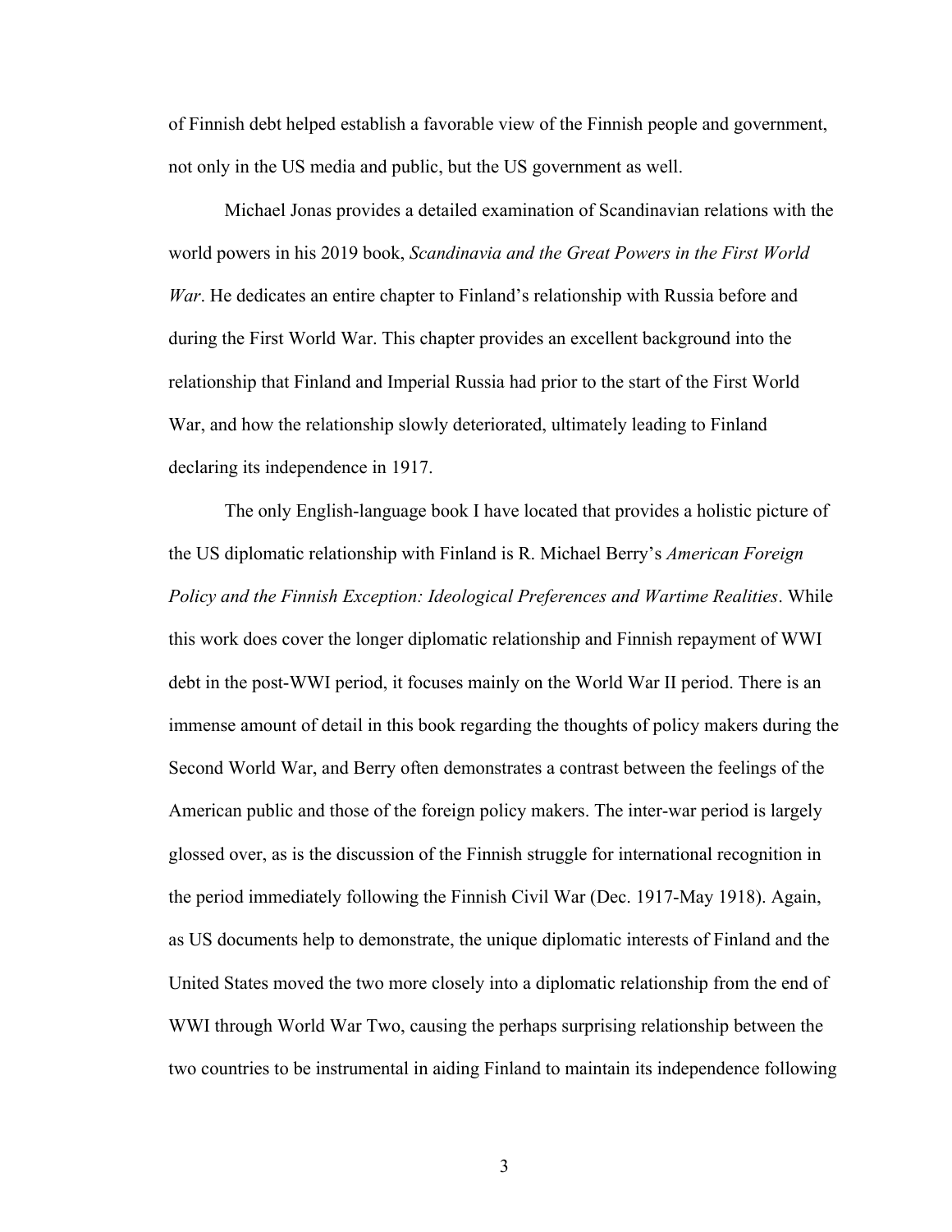of Finnish debt helped establish a favorable view of the Finnish people and government, not only in the US media and public, but the US government as well.

Michael Jonas provides a detailed examination of Scandinavian relations with the world powers in his 2019 book, *Scandinavia and the Great Powers in the First World War*. He dedicates an entire chapter to Finland's relationship with Russia before and during the First World War. This chapter provides an excellent background into the relationship that Finland and Imperial Russia had prior to the start of the First World War, and how the relationship slowly deteriorated, ultimately leading to Finland declaring its independence in 1917.

The only English-language book I have located that provides a holistic picture of the US diplomatic relationship with Finland is R. Michael Berry's *American Foreign Policy and the Finnish Exception: Ideological Preferences and Wartime Realities*. While this work does cover the longer diplomatic relationship and Finnish repayment of WWI debt in the post-WWI period, it focuses mainly on the World War II period. There is an immense amount of detail in this book regarding the thoughts of policy makers during the Second World War, and Berry often demonstrates a contrast between the feelings of the American public and those of the foreign policy makers. The inter-war period is largely glossed over, as is the discussion of the Finnish struggle for international recognition in the period immediately following the Finnish Civil War (Dec. 1917-May 1918). Again, as US documents help to demonstrate, the unique diplomatic interests of Finland and the United States moved the two more closely into a diplomatic relationship from the end of WWI through World War Two, causing the perhaps surprising relationship between the two countries to be instrumental in aiding Finland to maintain its independence following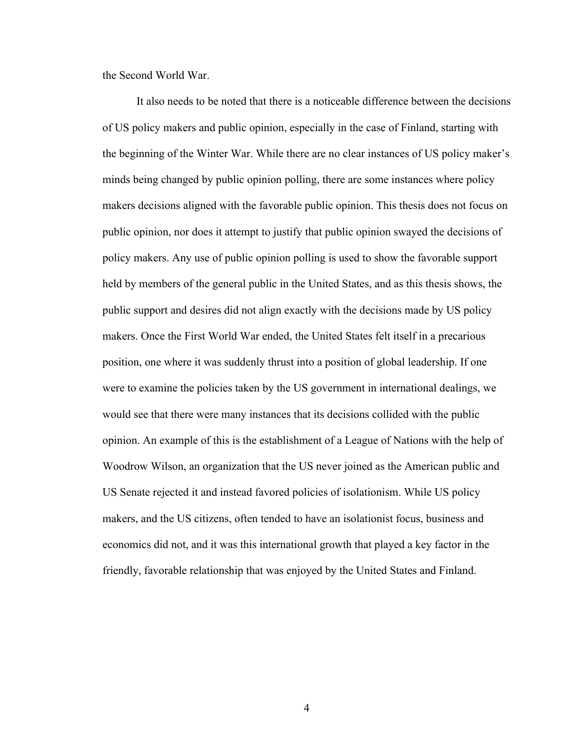the Second World War.

It also needs to be noted that there is a noticeable difference between the decisions of US policy makers and public opinion, especially in the case of Finland, starting with the beginning of the Winter War. While there are no clear instances of US policy maker's minds being changed by public opinion polling, there are some instances where policy makers decisions aligned with the favorable public opinion. This thesis does not focus on public opinion, nor does it attempt to justify that public opinion swayed the decisions of policy makers. Any use of public opinion polling is used to show the favorable support held by members of the general public in the United States, and as this thesis shows, the public support and desires did not align exactly with the decisions made by US policy makers. Once the First World War ended, the United States felt itself in a precarious position, one where it was suddenly thrust into a position of global leadership. If one were to examine the policies taken by the US government in international dealings, we would see that there were many instances that its decisions collided with the public opinion. An example of this is the establishment of a League of Nations with the help of Woodrow Wilson, an organization that the US never joined as the American public and US Senate rejected it and instead favored policies of isolationism. While US policy makers, and the US citizens, often tended to have an isolationist focus, business and economics did not, and it was this international growth that played a key factor in the friendly, favorable relationship that was enjoyed by the United States and Finland.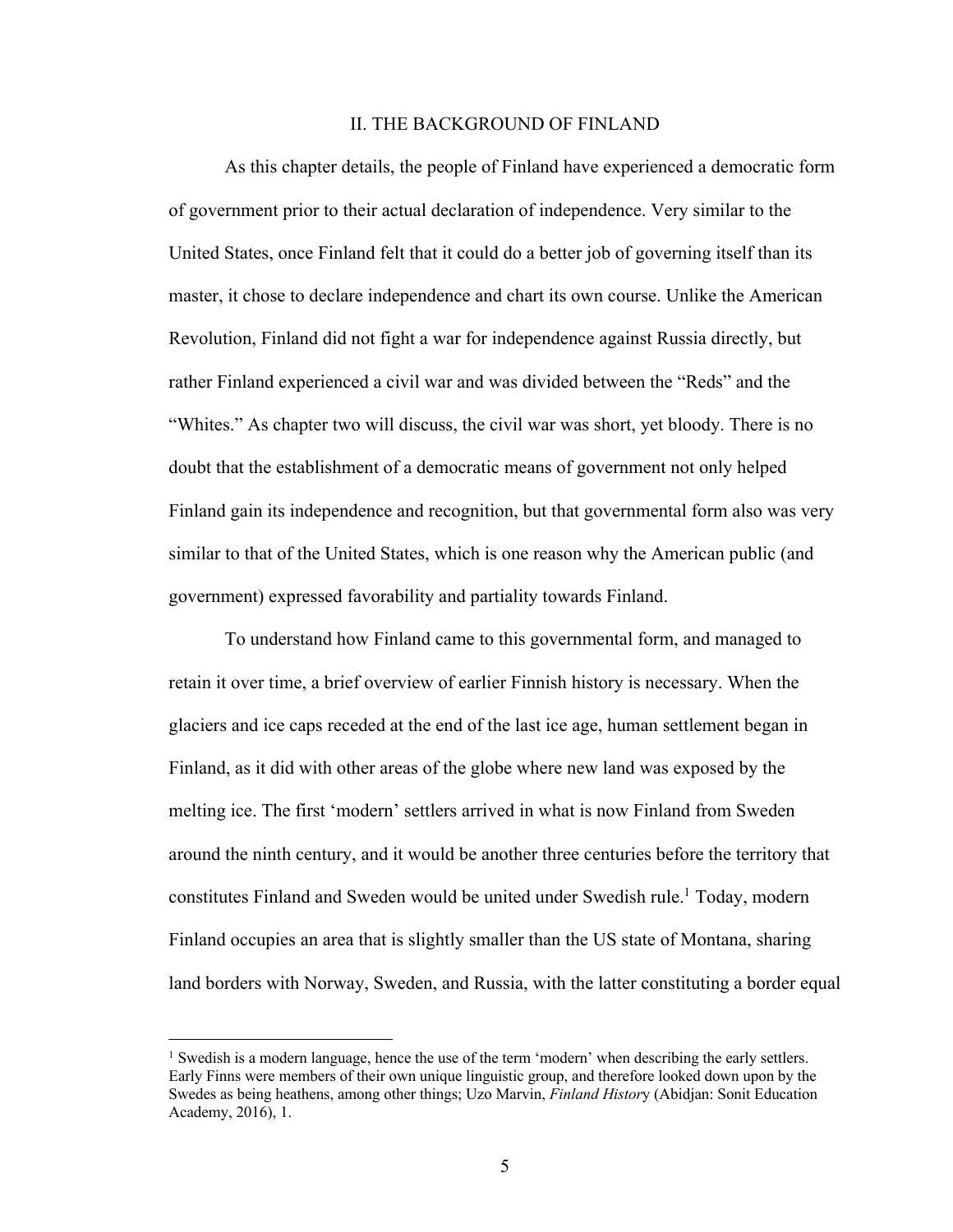## II. THE BACKGROUND OF FINLAND

As this chapter details, the people of Finland have experienced a democratic form of government prior to their actual declaration of independence. Very similar to the United States, once Finland felt that it could do a better job of governing itself than its master, it chose to declare independence and chart its own course. Unlike the American Revolution, Finland did not fight a war for independence against Russia directly, but rather Finland experienced a civil war and was divided between the "Reds" and the "Whites." As chapter two will discuss, the civil war was short, yet bloody. There is no doubt that the establishment of a democratic means of government not only helped Finland gain its independence and recognition, but that governmental form also was very similar to that of the United States, which is one reason why the American public (and government) expressed favorability and partiality towards Finland.

To understand how Finland came to this governmental form, and managed to retain it over time, a brief overview of earlier Finnish history is necessary. When the glaciers and ice caps receded at the end of the last ice age, human settlement began in Finland, as it did with other areas of the globe where new land was exposed by the melting ice. The first 'modern' settlers arrived in what is now Finland from Sweden around the ninth century, and it would be another three centuries before the territory that constitutes Finland and Sweden would be united under Swedish rule.[1] Today, modern Finland occupies an area that is slightly smaller than the US state of Montana, sharing land borders with Norway, Sweden, and Russia, with the latter constituting a border equal

---

[1] Swedish is a modern language, hence the use of the term 'modern' when describing the early settlers. Early Finns were members of their own unique linguistic group, and therefore looked down upon by the Swedes as being heathens, among other things; Uzo Marvin, *Finland History* (Abidjan: Sonit Education Academy, 2016), 1.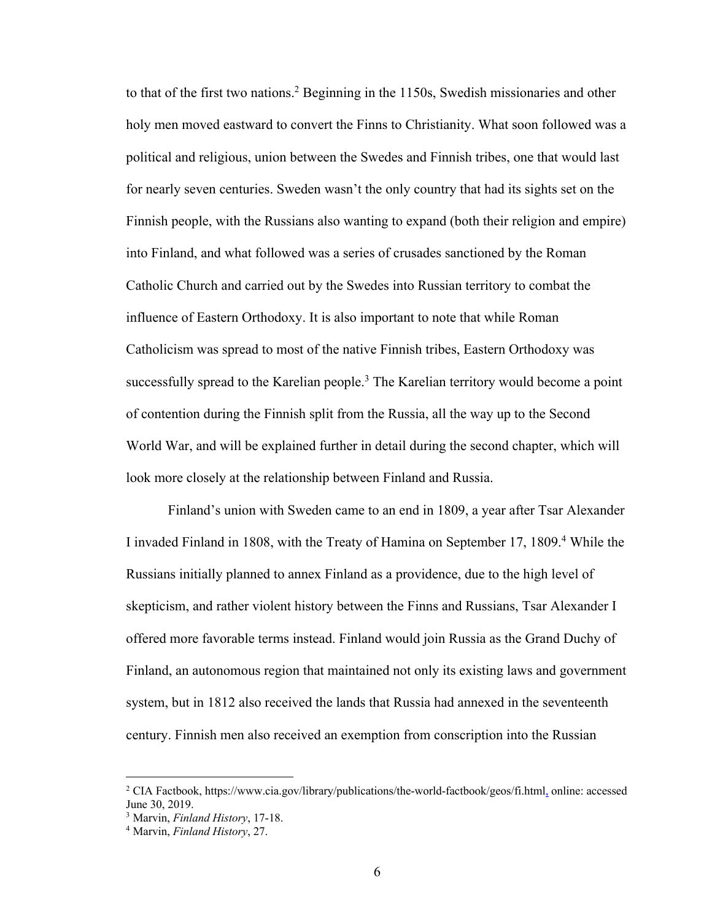to that of the first two nations.[2] Beginning in the 1150s, Swedish missionaries and other holy men moved eastward to convert the Finns to Christianity. What soon followed was a political and religious, union between the Swedes and Finnish tribes, one that would last for nearly seven centuries. Sweden wasn't the only country that had its sights set on the Finnish people, with the Russians also wanting to expand (both their religion and empire) into Finland, and what followed was a series of crusades sanctioned by the Roman Catholic Church and carried out by the Swedes into Russian territory to combat the influence of Eastern Orthodoxy. It is also important to note that while Roman Catholicism was spread to most of the native Finnish tribes, Eastern Orthodoxy was successfully spread to the Karelian people.[3] The Karelian territory would become a point of contention during the Finnish split from the Russia, all the way up to the Second World War, and will be explained further in detail during the second chapter, which will look more closely at the relationship between Finland and Russia.

Finland's union with Sweden came to an end in 1809, a year after Tsar Alexander I invaded Finland in 1808, with the Treaty of Hamina on September 17, 1809.[4] While the Russians initially planned to annex Finland as a providence, due to the high level of skepticism, and rather violent history between the Finns and Russians, Tsar Alexander I offered more favorable terms instead. Finland would join Russia as the Grand Duchy of Finland, an autonomous region that maintained not only its existing laws and government system, but in 1812 also received the lands that Russia had annexed in the seventeenth century. Finnish men also received an exemption from conscription into the Russian

---

[2] CIA Factbook, https://www.cia.gov/library/publications/the-world-factbook/geos/fi.html, online: accessed June 30, 2019.

[3] Marvin, *Finland History*, 17-18.

[4] Marvin, *Finland History*, 27.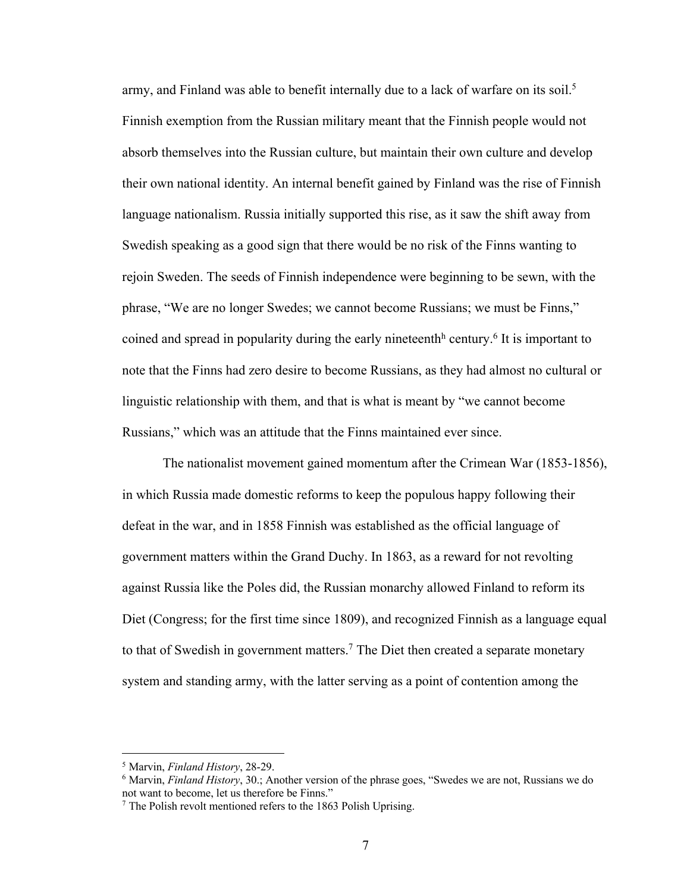army, and Finland was able to benefit internally due to a lack of warfare on its soil.[5] Finnish exemption from the Russian military meant that the Finnish people would not absorb themselves into the Russian culture, but maintain their own culture and develop their own national identity. An internal benefit gained by Finland was the rise of Finnish language nationalism. Russia initially supported this rise, as it saw the shift away from Swedish speaking as a good sign that there would be no risk of the Finns wanting to rejoin Sweden. The seeds of Finnish independence were beginning to be sewn, with the phrase, "We are no longer Swedes; we cannot become Russians; we must be Finns," coined and spread in popularity during the early nineteenth[h] century.[6] It is important to note that the Finns had zero desire to become Russians, as they had almost no cultural or linguistic relationship with them, and that is what is meant by "we cannot become Russians," which was an attitude that the Finns maintained ever since.

The nationalist movement gained momentum after the Crimean War (1853-1856), in which Russia made domestic reforms to keep the populous happy following their defeat in the war, and in 1858 Finnish was established as the official language of government matters within the Grand Duchy. In 1863, as a reward for not revolting against Russia like the Poles did, the Russian monarchy allowed Finland to reform its Diet (Congress; for the first time since 1809), and recognized Finnish as a language equal to that of Swedish in government matters.[7] The Diet then created a separate monetary system and standing army, with the latter serving as a point of contention among the

---

[5] Marvin, *Finland History*, 28-29.

[6] Marvin, *Finland History*, 30.; Another version of the phrase goes, "Swedes we are not, Russians we do not want to become, let us therefore be Finns."

[7] The Polish revolt mentioned refers to the 1863 Polish Uprising.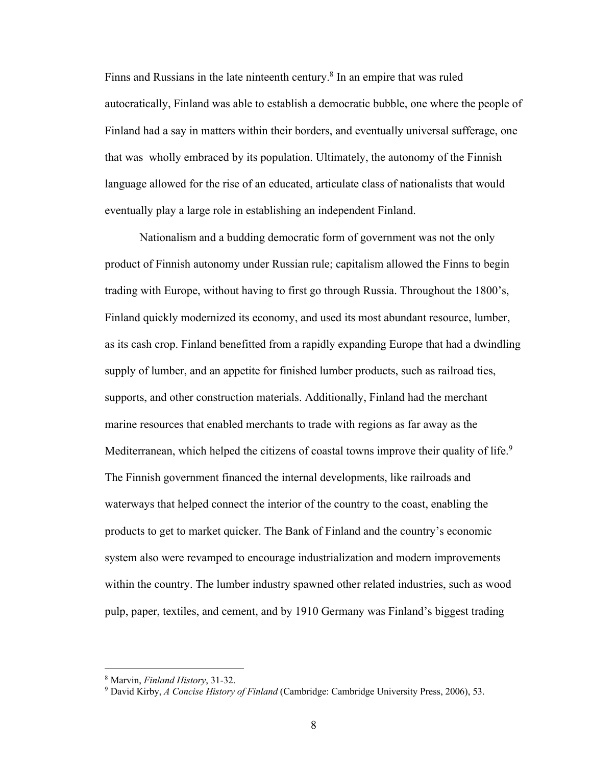Finns and Russians in the late ninteenth century.[8] In an empire that was ruled autocratically, Finland was able to establish a democratic bubble, one where the people of Finland had a say in matters within their borders, and eventually universal sufferage, one that was wholly embraced by its population. Ultimately, the autonomy of the Finnish language allowed for the rise of an educated, articulate class of nationalists that would eventually play a large role in establishing an independent Finland.

Nationalism and a budding democratic form of government was not the only product of Finnish autonomy under Russian rule; capitalism allowed the Finns to begin trading with Europe, without having to first go through Russia. Throughout the 1800's, Finland quickly modernized its economy, and used its most abundant resource, lumber, as its cash crop. Finland benefitted from a rapidly expanding Europe that had a dwindling supply of lumber, and an appetite for finished lumber products, such as railroad ties, supports, and other construction materials. Additionally, Finland had the merchant marine resources that enabled merchants to trade with regions as far away as the Mediterranean, which helped the citizens of coastal towns improve their quality of life.[9] The Finnish government financed the internal developments, like railroads and waterways that helped connect the interior of the country to the coast, enabling the products to get to market quicker. The Bank of Finland and the country's economic system also were revamped to encourage industrialization and modern improvements within the country. The lumber industry spawned other related industries, such as wood pulp, paper, textiles, and cement, and by 1910 Germany was Finland's biggest trading

---

[8] Marvin, *Finland History*, 31-32.

[9] David Kirby, *A Concise History of Finland* (Cambridge: Cambridge University Press, 2006), 53.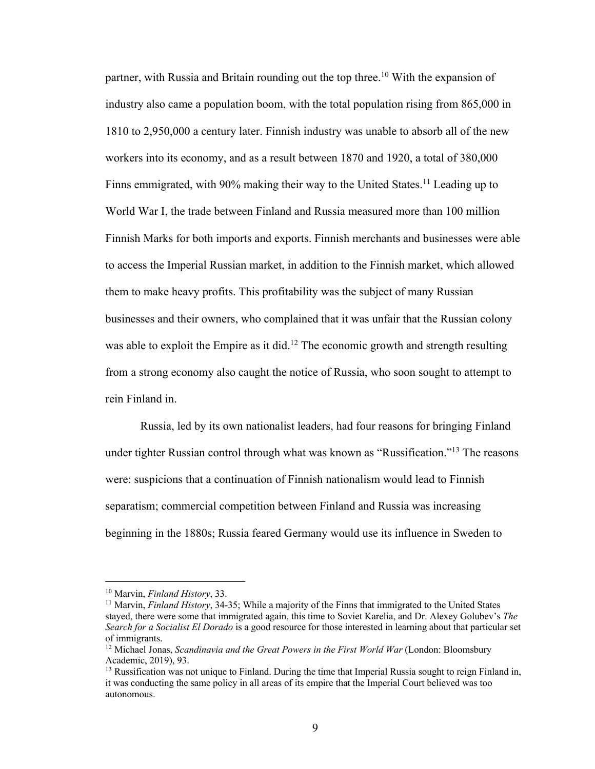partner, with Russia and Britain rounding out the top three.[10] With the expansion of industry also came a population boom, with the total population rising from 865,000 in 1810 to 2,950,000 a century later. Finnish industry was unable to absorb all of the new workers into its economy, and as a result between 1870 and 1920, a total of 380,000 Finns emmigrated, with 90% making their way to the United States.[11] Leading up to World War I, the trade between Finland and Russia measured more than 100 million Finnish Marks for both imports and exports. Finnish merchants and businesses were able to access the Imperial Russian market, in addition to the Finnish market, which allowed them to make heavy profits. This profitability was the subject of many Russian businesses and their owners, who complained that it was unfair that the Russian colony was able to exploit the Empire as it did.[12] The economic growth and strength resulting from a strong economy also caught the notice of Russia, who soon sought to attempt to rein Finland in.

Russia, led by its own nationalist leaders, had four reasons for bringing Finland under tighter Russian control through what was known as "Russification."[13] The reasons were: suspicions that a continuation of Finnish nationalism would lead to Finnish separatism; commercial competition between Finland and Russia was increasing beginning in the 1880s; Russia feared Germany would use its influence in Sweden to

---

[10] Marvin, *Finland History*, 33.

[11] Marvin, *Finland History*, 34-35; While a majority of the Finns that immigrated to the United States stayed, there were some that immigrated again, this time to Soviet Karelia, and Dr. Alexey Golubev's *The Search for a Socialist El Dorado* is a good resource for those interested in learning about that particular set of immigrants.

[12] Michael Jonas, *Scandinavia and the Great Powers in the First World War* (London: Bloomsbury Academic, 2019), 93.

[13] Russification was not unique to Finland. During the time that Imperial Russia sought to reign Finland in, it was conducting the same policy in all areas of its empire that the Imperial Court believed was too autonomous.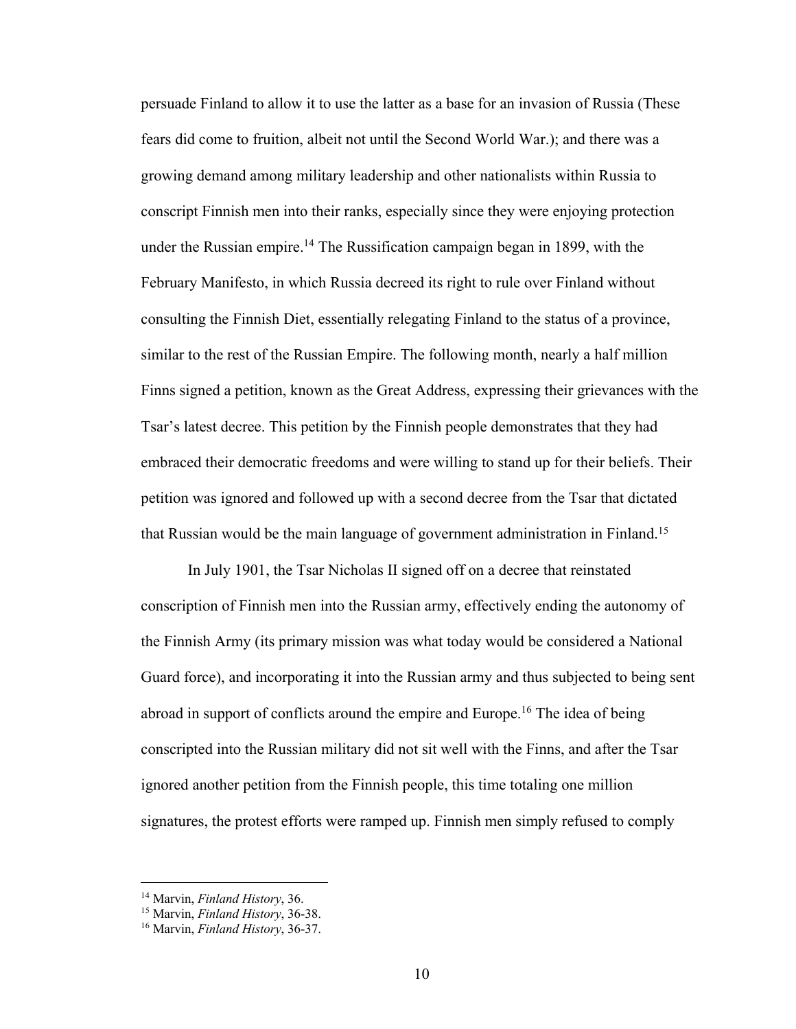persuade Finland to allow it to use the latter as a base for an invasion of Russia (These fears did come to fruition, albeit not until the Second World War.); and there was a growing demand among military leadership and other nationalists within Russia to conscript Finnish men into their ranks, especially since they were enjoying protection under the Russian empire.[14] The Russification campaign began in 1899, with the February Manifesto, in which Russia decreed its right to rule over Finland without consulting the Finnish Diet, essentially relegating Finland to the status of a province, similar to the rest of the Russian Empire. The following month, nearly a half million Finns signed a petition, known as the Great Address, expressing their grievances with the Tsar's latest decree. This petition by the Finnish people demonstrates that they had embraced their democratic freedoms and were willing to stand up for their beliefs. Their petition was ignored and followed up with a second decree from the Tsar that dictated that Russian would be the main language of government administration in Finland.[15]

In July 1901, the Tsar Nicholas II signed off on a decree that reinstated conscription of Finnish men into the Russian army, effectively ending the autonomy of the Finnish Army (its primary mission was what today would be considered a National Guard force), and incorporating it into the Russian army and thus subjected to being sent abroad in support of conflicts around the empire and Europe.[16] The idea of being conscripted into the Russian military did not sit well with the Finns, and after the Tsar ignored another petition from the Finnish people, this time totaling one million signatures, the protest efforts were ramped up. Finnish men simply refused to comply

---

[14] Marvin, *Finland History*, 36.

[15] Marvin, *Finland History*, 36-38.

[16] Marvin, *Finland History*, 36-37.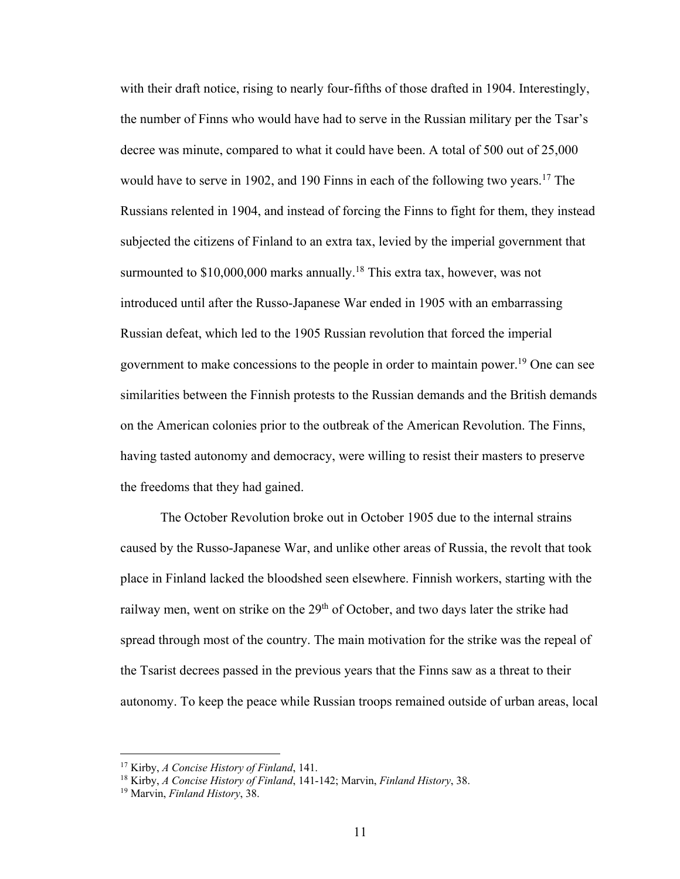with their draft notice, rising to nearly four-fifths of those drafted in 1904. Interestingly, the number of Finns who would have had to serve in the Russian military per the Tsar's decree was minute, compared to what it could have been. A total of 500 out of 25,000 would have to serve in 1902, and 190 Finns in each of the following two years.[17] The Russians relented in 1904, and instead of forcing the Finns to fight for them, they instead subjected the citizens of Finland to an extra tax, levied by the imperial government that surmounted to $10,000,000 marks annually.[18] This extra tax, however, was not introduced until after the Russo-Japanese War ended in 1905 with an embarrassing Russian defeat, which led to the 1905 Russian revolution that forced the imperial government to make concessions to the people in order to maintain power.[19] One can see similarities between the Finnish protests to the Russian demands and the British demands on the American colonies prior to the outbreak of the American Revolution. The Finns, having tasted autonomy and democracy, were willing to resist their masters to preserve the freedoms that they had gained.

The October Revolution broke out in October 1905 due to the internal strains caused by the Russo-Japanese War, and unlike other areas of Russia, the revolt that took place in Finland lacked the bloodshed seen elsewhere. Finnish workers, starting with the railway men, went on strike on the 29th of October, and two days later the strike had spread through most of the country. The main motivation for the strike was the repeal of the Tsarist decrees passed in the previous years that the Finns saw as a threat to their autonomy. To keep the peace while Russian troops remained outside of urban areas, local

---

[17] Kirby, *A Concise History of Finland*, 141.

[18] Kirby, *A Concise History of Finland*, 141-142; Marvin, *Finland History*, 38.

[19] Marvin, *Finland History*, 38.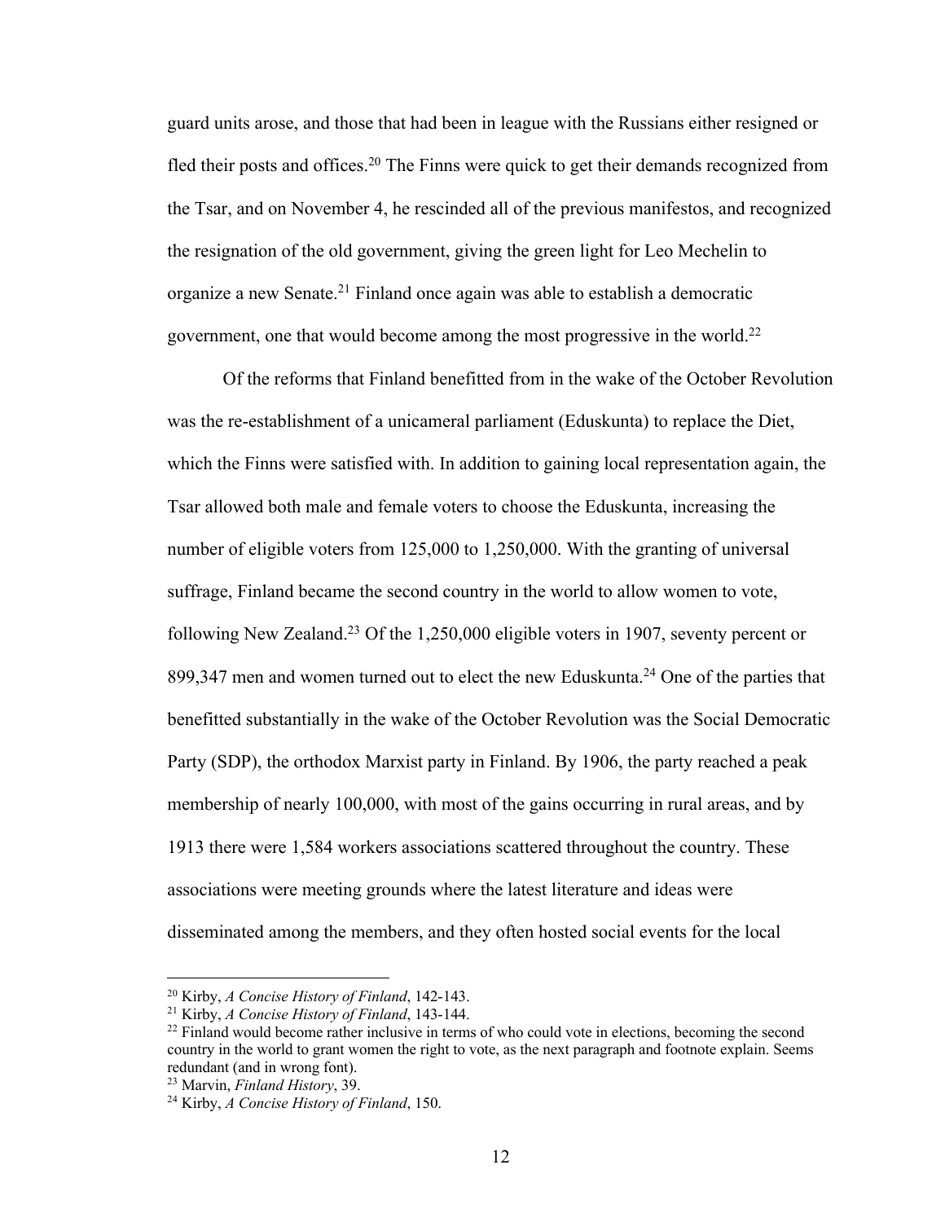guard units arose, and those that had been in league with the Russians either resigned or fled their posts and offices.[20] The Finns were quick to get their demands recognized from the Tsar, and on November 4, he rescinded all of the previous manifestos, and recognized the resignation of the old government, giving the green light for Leo Mechelin to organize a new Senate.[21] Finland once again was able to establish a democratic government, one that would become among the most progressive in the world.[22]

Of the reforms that Finland benefitted from in the wake of the October Revolution was the re-establishment of a unicameral parliament (Eduskunta) to replace the Diet, which the Finns were satisfied with. In addition to gaining local representation again, the Tsar allowed both male and female voters to choose the Eduskunta, increasing the number of eligible voters from 125,000 to 1,250,000. With the granting of universal suffrage, Finland became the second country in the world to allow women to vote, following New Zealand.[23] Of the 1,250,000 eligible voters in 1907, seventy percent or 899,347 men and women turned out to elect the new Eduskunta.[24] One of the parties that benefitted substantially in the wake of the October Revolution was the Social Democratic Party (SDP), the orthodox Marxist party in Finland. By 1906, the party reached a peak membership of nearly 100,000, with most of the gains occurring in rural areas, and by 1913 there were 1,584 workers associations scattered throughout the country. These associations were meeting grounds where the latest literature and ideas were disseminated among the members, and they often hosted social events for the local

---

[20] Kirby, *A Concise History of Finland*, 142-143.

[21] Kirby, *A Concise History of Finland*, 143-144.

[22] Finland would become rather inclusive in terms of who could vote in elections, becoming the second country in the world to grant women the right to vote, as the next paragraph and footnote explain. Seems redundant (and in wrong font).

[23] Marvin, *Finland History*, 39.

[24] Kirby, *A Concise History of Finland*, 150.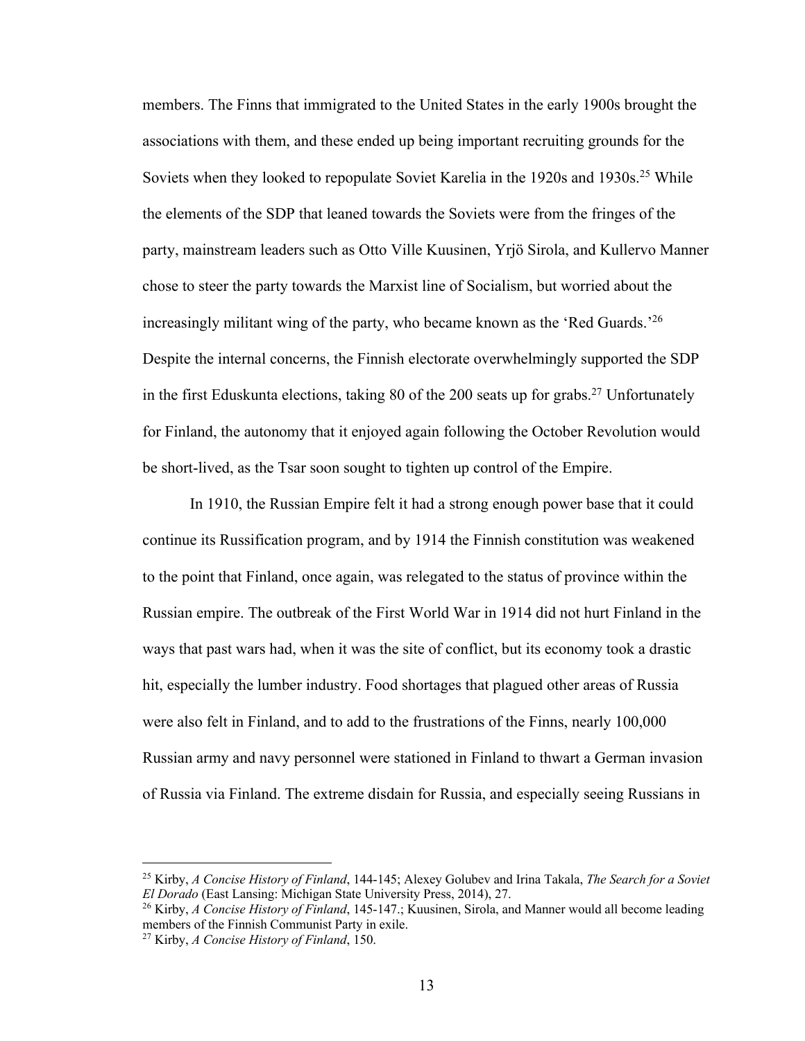members. The Finns that immigrated to the United States in the early 1900s brought the associations with them, and these ended up being important recruiting grounds for the Soviets when they looked to repopulate Soviet Karelia in the 1920s and 1930s.[25] While the elements of the SDP that leaned towards the Soviets were from the fringes of the party, mainstream leaders such as Otto Ville Kuusinen, Yrjö Sirola, and Kullervo Manner chose to steer the party towards the Marxist line of Socialism, but worried about the increasingly militant wing of the party, who became known as the 'Red Guards.'[26] Despite the internal concerns, the Finnish electorate overwhelmingly supported the SDP in the first Eduskunta elections, taking 80 of the 200 seats up for grabs.[27] Unfortunately for Finland, the autonomy that it enjoyed again following the October Revolution would be short-lived, as the Tsar soon sought to tighten up control of the Empire.

In 1910, the Russian Empire felt it had a strong enough power base that it could continue its Russification program, and by 1914 the Finnish constitution was weakened to the point that Finland, once again, was relegated to the status of province within the Russian empire. The outbreak of the First World War in 1914 did not hurt Finland in the ways that past wars had, when it was the site of conflict, but its economy took a drastic hit, especially the lumber industry. Food shortages that plagued other areas of Russia were also felt in Finland, and to add to the frustrations of the Finns, nearly 100,000 Russian army and navy personnel were stationed in Finland to thwart a German invasion of Russia via Finland. The extreme disdain for Russia, and especially seeing Russians in

---

[25] Kirby, *A Concise History of Finland*, 144-145; Alexey Golubev and Irina Takala, *The Search for a Soviet El Dorado* (East Lansing: Michigan State University Press, 2014), 27.

[26] Kirby, *A Concise History of Finland*, 145-147.; Kuusinen, Sirola, and Manner would all become leading members of the Finnish Communist Party in exile.

[27] Kirby, *A Concise History of Finland*, 150.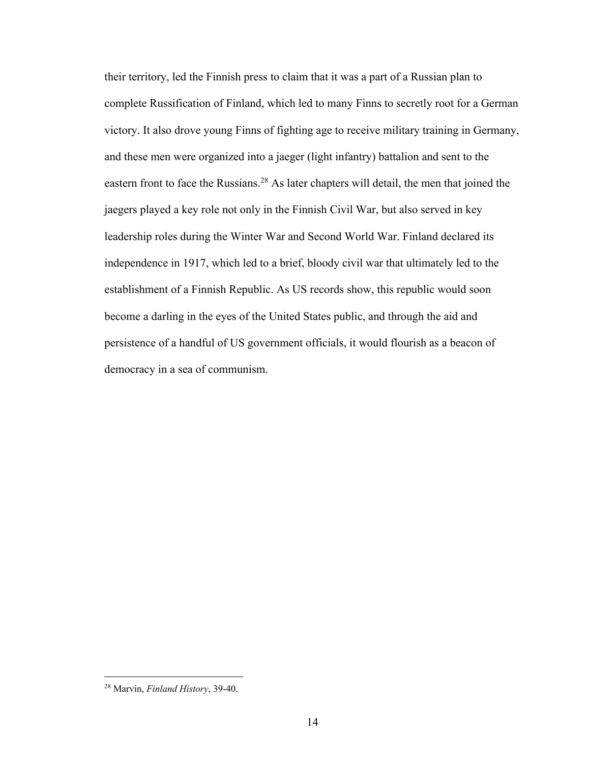their territory, led the Finnish press to claim that it was a part of a Russian plan to complete Russification of Finland, which led to many Finns to secretly root for a German victory. It also drove young Finns of fighting age to receive military training in Germany, and these men were organized into a jaeger (light infantry) battalion and sent to the eastern front to face the Russians.[28] As later chapters will detail, the men that joined the jaegers played a key role not only in the Finnish Civil War, but also served in key leadership roles during the Winter War and Second World War. Finland declared its independence in 1917, which led to a brief, bloody civil war that ultimately led to the establishment of a Finnish Republic. As US records show, this republic would soon become a darling in the eyes of the United States public, and through the aid and persistence of a handful of US government officials, it would flourish as a beacon of democracy in a sea of communism.

---

[28] Marvin, *Finland History*, 39-40.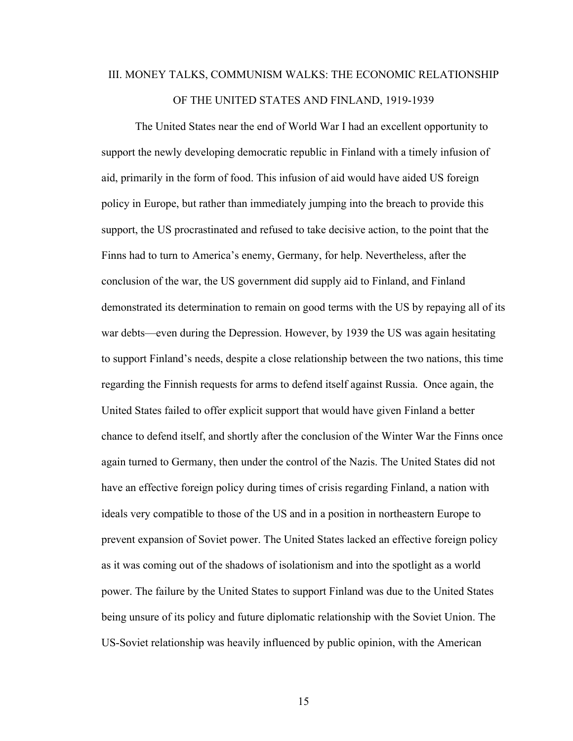# III. MONEY TALKS, COMMUNISM WALKS: THE ECONOMIC RELATIONSHIP OF THE UNITED STATES AND FINLAND, 1919-1939

The United States near the end of World War I had an excellent opportunity to support the newly developing democratic republic in Finland with a timely infusion of aid, primarily in the form of food. This infusion of aid would have aided US foreign policy in Europe, but rather than immediately jumping into the breach to provide this support, the US procrastinated and refused to take decisive action, to the point that the Finns had to turn to America's enemy, Germany, for help. Nevertheless, after the conclusion of the war, the US government did supply aid to Finland, and Finland demonstrated its determination to remain on good terms with the US by repaying all of its war debts—even during the Depression. However, by 1939 the US was again hesitating to support Finland's needs, despite a close relationship between the two nations, this time regarding the Finnish requests for arms to defend itself against Russia. Once again, the United States failed to offer explicit support that would have given Finland a better chance to defend itself, and shortly after the conclusion of the Winter War the Finns once again turned to Germany, then under the control of the Nazis. The United States did not have an effective foreign policy during times of crisis regarding Finland, a nation with ideals very compatible to those of the US and in a position in northeastern Europe to prevent expansion of Soviet power. The United States lacked an effective foreign policy as it was coming out of the shadows of isolationism and into the spotlight as a world power. The failure by the United States to support Finland was due to the United States being unsure of its policy and future diplomatic relationship with the Soviet Union. The US-Soviet relationship was heavily influenced by public opinion, with the American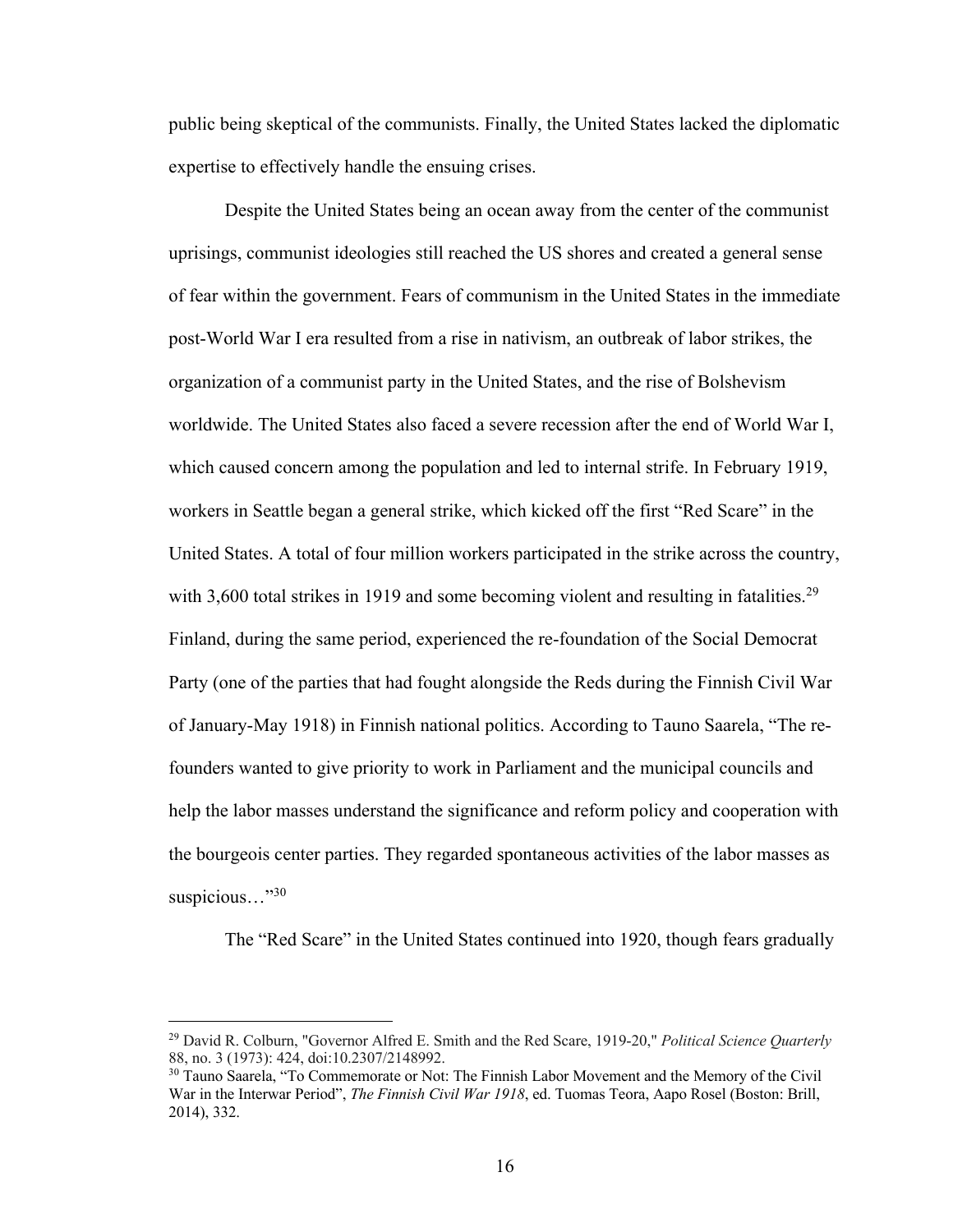public being skeptical of the communists. Finally, the United States lacked the diplomatic expertise to effectively handle the ensuing crises.

Despite the United States being an ocean away from the center of the communist uprisings, communist ideologies still reached the US shores and created a general sense of fear within the government. Fears of communism in the United States in the immediate post-World War I era resulted from a rise in nativism, an outbreak of labor strikes, the organization of a communist party in the United States, and the rise of Bolshevism worldwide. The United States also faced a severe recession after the end of World War I, which caused concern among the population and led to internal strife. In February 1919, workers in Seattle began a general strike, which kicked off the first "Red Scare" in the United States. A total of four million workers participated in the strike across the country, with 3,600 total strikes in 1919 and some becoming violent and resulting in fatalities.[29] Finland, during the same period, experienced the re-foundation of the Social Democrat Party (one of the parties that had fought alongside the Reds during the Finnish Civil War of January-May 1918) in Finnish national politics. According to Tauno Saarela, "The re-founders wanted to give priority to work in Parliament and the municipal councils and help the labor masses understand the significance and reform policy and cooperation with the bourgeois center parties. They regarded spontaneous activities of the labor masses as suspicious…"[30]

The "Red Scare" in the United States continued into 1920, though fears gradually

---

[29] David R. Colburn, "Governor Alfred E. Smith and the Red Scare, 1919-20," *Political Science Quarterly* 88, no. 3 (1973): 424, doi:10.2307/2148992.

[30] Tauno Saarela, "To Commemorate or Not: The Finnish Labor Movement and the Memory of the Civil War in the Interwar Period", *The Finnish Civil War 1918*, ed. Tuomas Teora, Aapo Rosel (Boston: Brill, 2014), 332.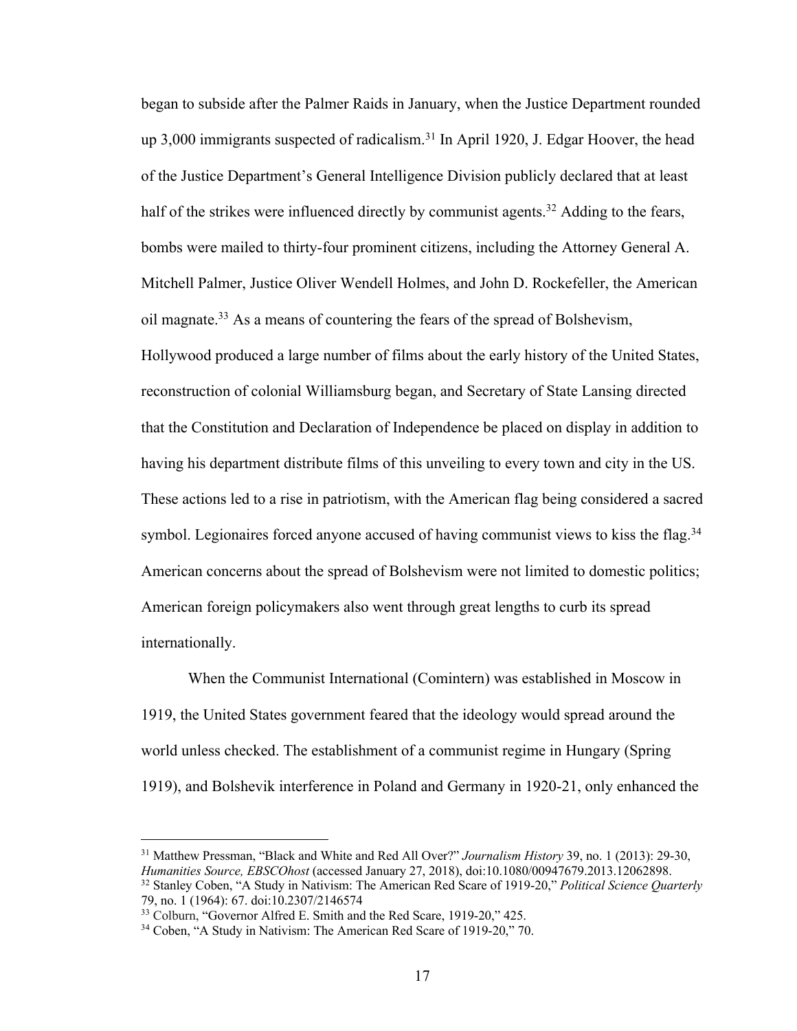began to subside after the Palmer Raids in January, when the Justice Department rounded up 3,000 immigrants suspected of radicalism.[31] In April 1920, J. Edgar Hoover, the head of the Justice Department's General Intelligence Division publicly declared that at least half of the strikes were influenced directly by communist agents.[32] Adding to the fears, bombs were mailed to thirty-four prominent citizens, including the Attorney General A. Mitchell Palmer, Justice Oliver Wendell Holmes, and John D. Rockefeller, the American oil magnate.[33] As a means of countering the fears of the spread of Bolshevism, Hollywood produced a large number of films about the early history of the United States, reconstruction of colonial Williamsburg began, and Secretary of State Lansing directed that the Constitution and Declaration of Independence be placed on display in addition to having his department distribute films of this unveiling to every town and city in the US. These actions led to a rise in patriotism, with the American flag being considered a sacred symbol. Legionaires forced anyone accused of having communist views to kiss the flag.[34] American concerns about the spread of Bolshevism were not limited to domestic politics; American foreign policymakers also went through great lengths to curb its spread internationally.

When the Communist International (Comintern) was established in Moscow in 1919, the United States government feared that the ideology would spread around the world unless checked. The establishment of a communist regime in Hungary (Spring 1919), and Bolshevik interference in Poland and Germany in 1920-21, only enhanced the

---

[31] Matthew Pressman, "Black and White and Red All Over?" *Journalism History* 39, no. 1 (2013): 29-30, *Humanities Source, EBSCOhost* (accessed January 27, 2018), doi:10.1080/00947679.2013.12062898.

[32] Stanley Coben, "A Study in Nativism: The American Red Scare of 1919-20," *Political Science Quarterly* 79, no. 1 (1964): 67. doi:10.2307/2146574

[33] Colburn, "Governor Alfred E. Smith and the Red Scare, 1919-20," 425.

[34] Coben, "A Study in Nativism: The American Red Scare of 1919-20," 70.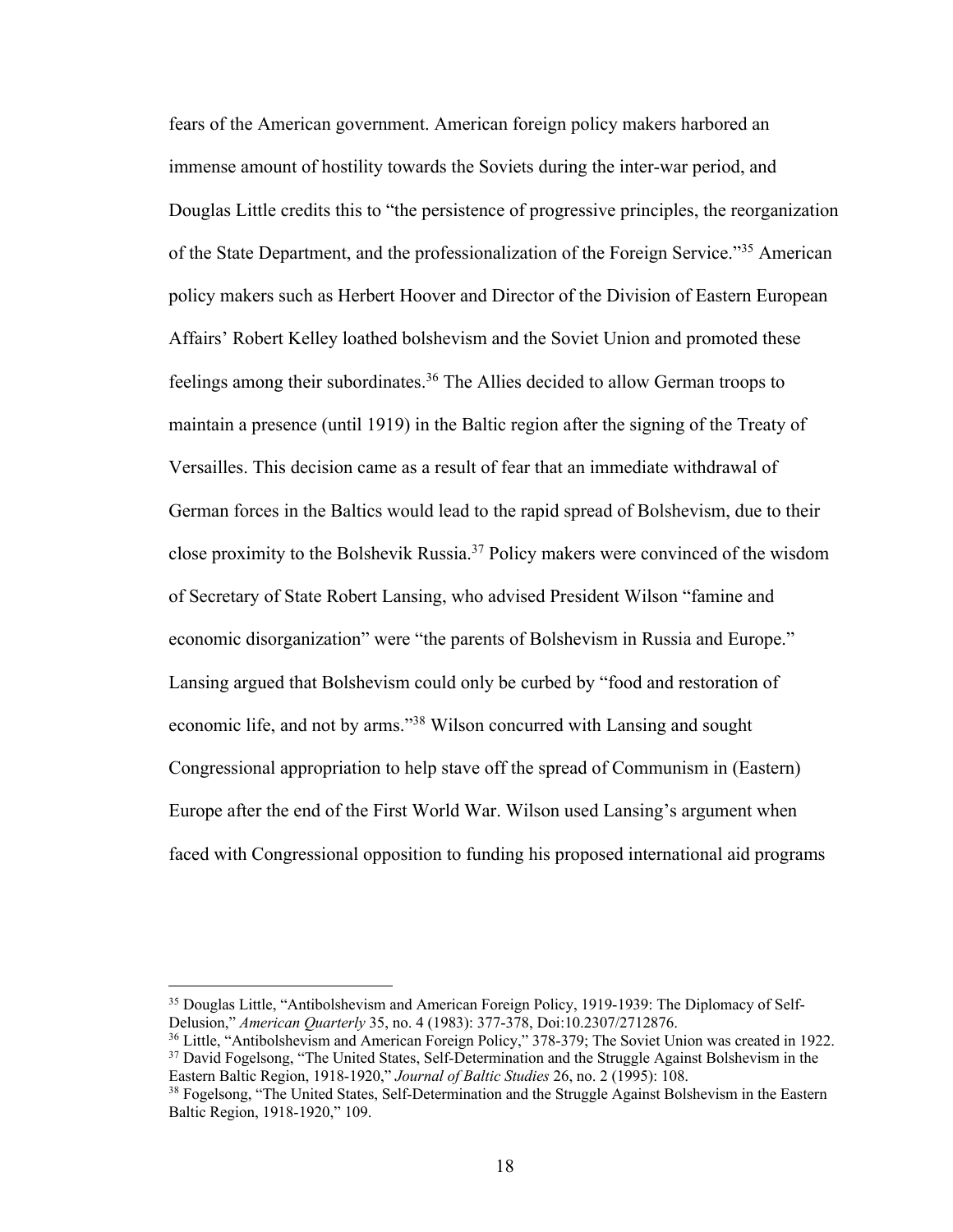fears of the American government. American foreign policy makers harbored an immense amount of hostility towards the Soviets during the inter-war period, and Douglas Little credits this to "the persistence of progressive principles, the reorganization of the State Department, and the professionalization of the Foreign Service."[35] American policy makers such as Herbert Hoover and Director of the Division of Eastern European Affairs' Robert Kelley loathed bolshevism and the Soviet Union and promoted these feelings among their subordinates.[36] The Allies decided to allow German troops to maintain a presence (until 1919) in the Baltic region after the signing of the Treaty of Versailles. This decision came as a result of fear that an immediate withdrawal of German forces in the Baltics would lead to the rapid spread of Bolshevism, due to their close proximity to the Bolshevik Russia.[37] Policy makers were convinced of the wisdom of Secretary of State Robert Lansing, who advised President Wilson "famine and economic disorganization" were "the parents of Bolshevism in Russia and Europe." Lansing argued that Bolshevism could only be curbed by "food and restoration of economic life, and not by arms."[38] Wilson concurred with Lansing and sought Congressional appropriation to help stave off the spread of Communism in (Eastern) Europe after the end of the First World War. Wilson used Lansing's argument when faced with Congressional opposition to funding his proposed international aid programs

---

[35] Douglas Little, "Antibolshevism and American Foreign Policy, 1919-1939: The Diplomacy of Self-Delusion," *American Quarterly* 35, no. 4 (1983): 377-378, Doi:10.2307/2712876.

[36] Little, "Antibolshevism and American Foreign Policy," 378-379; The Soviet Union was created in 1922.

[37] David Fogelsong, "The United States, Self-Determination and the Struggle Against Bolshevism in the Eastern Baltic Region, 1918-1920," *Journal of Baltic Studies* 26, no. 2 (1995): 108.

[38] Fogelsong, "The United States, Self-Determination and the Struggle Against Bolshevism in the Eastern Baltic Region, 1918-1920," 109.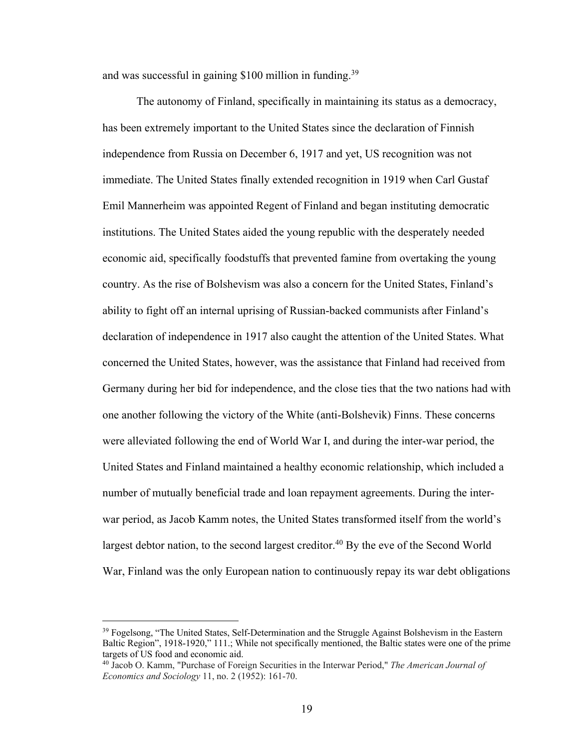and was successful in gaining $100 million in funding.[39]

The autonomy of Finland, specifically in maintaining its status as a democracy, has been extremely important to the United States since the declaration of Finnish independence from Russia on December 6, 1917 and yet, US recognition was not immediate. The United States finally extended recognition in 1919 when Carl Gustaf Emil Mannerheim was appointed Regent of Finland and began instituting democratic institutions. The United States aided the young republic with the desperately needed economic aid, specifically foodstuffs that prevented famine from overtaking the young country. As the rise of Bolshevism was also a concern for the United States, Finland's ability to fight off an internal uprising of Russian-backed communists after Finland's declaration of independence in 1917 also caught the attention of the United States. What concerned the United States, however, was the assistance that Finland had received from Germany during her bid for independence, and the close ties that the two nations had with one another following the victory of the White (anti-Bolshevik) Finns. These concerns were alleviated following the end of World War I, and during the inter-war period, the United States and Finland maintained a healthy economic relationship, which included a number of mutually beneficial trade and loan repayment agreements. During the inter-war period, as Jacob Kamm notes, the United States transformed itself from the world's largest debtor nation, to the second largest creditor.[40] By the eve of the Second World War, Finland was the only European nation to continuously repay its war debt obligations

---

[39] Fogelsong, "The United States, Self-Determination and the Struggle Against Bolshevism in the Eastern Baltic Region", 1918-1920," 111.; While not specifically mentioned, the Baltic states were one of the prime targets of US food and economic aid.

[40] Jacob O. Kamm, "Purchase of Foreign Securities in the Interwar Period," *The American Journal of Economics and Sociology* 11, no. 2 (1952): 161-70.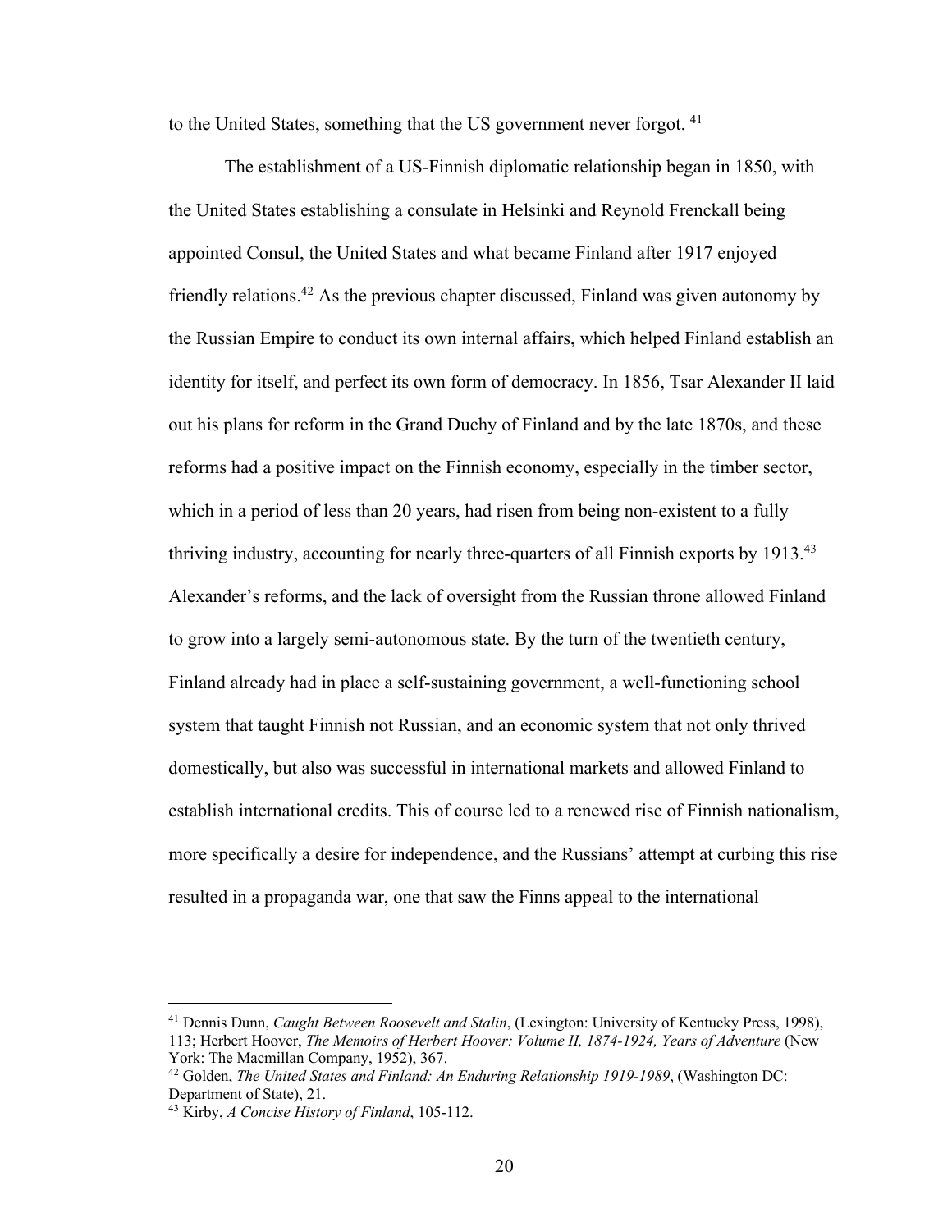to the United States, something that the US government never forgot. [41]

The establishment of a US-Finnish diplomatic relationship began in 1850, with the United States establishing a consulate in Helsinki and Reynold Frenckall being appointed Consul, the United States and what became Finland after 1917 enjoyed friendly relations.[42] As the previous chapter discussed, Finland was given autonomy by the Russian Empire to conduct its own internal affairs, which helped Finland establish an identity for itself, and perfect its own form of democracy. In 1856, Tsar Alexander II laid out his plans for reform in the Grand Duchy of Finland and by the late 1870s, and these reforms had a positive impact on the Finnish economy, especially in the timber sector, which in a period of less than 20 years, had risen from being non-existent to a fully thriving industry, accounting for nearly three-quarters of all Finnish exports by 1913.[43] Alexander's reforms, and the lack of oversight from the Russian throne allowed Finland to grow into a largely semi-autonomous state. By the turn of the twentieth century, Finland already had in place a self-sustaining government, a well-functioning school system that taught Finnish not Russian, and an economic system that not only thrived domestically, but also was successful in international markets and allowed Finland to establish international credits. This of course led to a renewed rise of Finnish nationalism, more specifically a desire for independence, and the Russians' attempt at curbing this rise resulted in a propaganda war, one that saw the Finns appeal to the international

---

[41] Dennis Dunn, *Caught Between Roosevelt and Stalin*, (Lexington: University of Kentucky Press, 1998), 113; Herbert Hoover, *The Memoirs of Herbert Hoover: Volume II, 1874-1924, Years of Adventure* (New York: The Macmillan Company, 1952), 367.

[42] Golden, *The United States and Finland: An Enduring Relationship 1919-1989*, (Washington DC: Department of State), 21.

[43] Kirby, *A Concise History of Finland*, 105-112.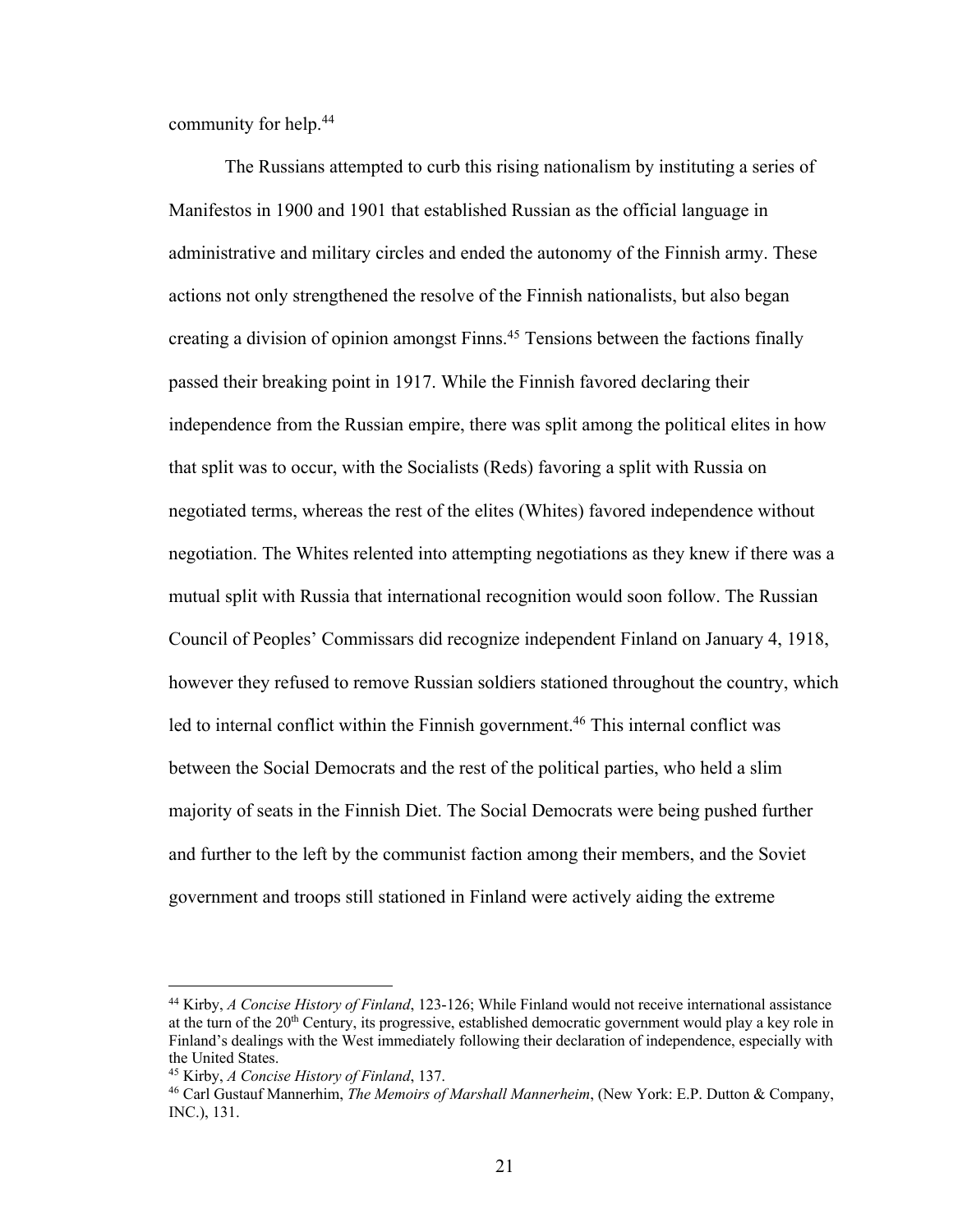community for help.[44]

The Russians attempted to curb this rising nationalism by instituting a series of Manifestos in 1900 and 1901 that established Russian as the official language in administrative and military circles and ended the autonomy of the Finnish army. These actions not only strengthened the resolve of the Finnish nationalists, but also began creating a division of opinion amongst Finns.[45] Tensions between the factions finally passed their breaking point in 1917. While the Finnish favored declaring their independence from the Russian empire, there was split among the political elites in how that split was to occur, with the Socialists (Reds) favoring a split with Russia on negotiated terms, whereas the rest of the elites (Whites) favored independence without negotiation. The Whites relented into attempting negotiations as they knew if there was a mutual split with Russia that international recognition would soon follow. The Russian Council of Peoples' Commissars did recognize independent Finland on January 4, 1918, however they refused to remove Russian soldiers stationed throughout the country, which led to internal conflict within the Finnish government.[46] This internal conflict was between the Social Democrats and the rest of the political parties, who held a slim majority of seats in the Finnish Diet. The Social Democrats were being pushed further and further to the left by the communist faction among their members, and the Soviet government and troops still stationed in Finland were actively aiding the extreme

---

[44] Kirby, *A Concise History of Finland*, 123-126; While Finland would not receive international assistance at the turn of the 20th Century, its progressive, established democratic government would play a key role in Finland's dealings with the West immediately following their declaration of independence, especially with the United States.

[45] Kirby, *A Concise History of Finland*, 137.

[46] Carl Gustauf Mannerhim, *The Memoirs of Marshall Mannerheim*, (New York: E.P. Dutton & Company, INC.), 131.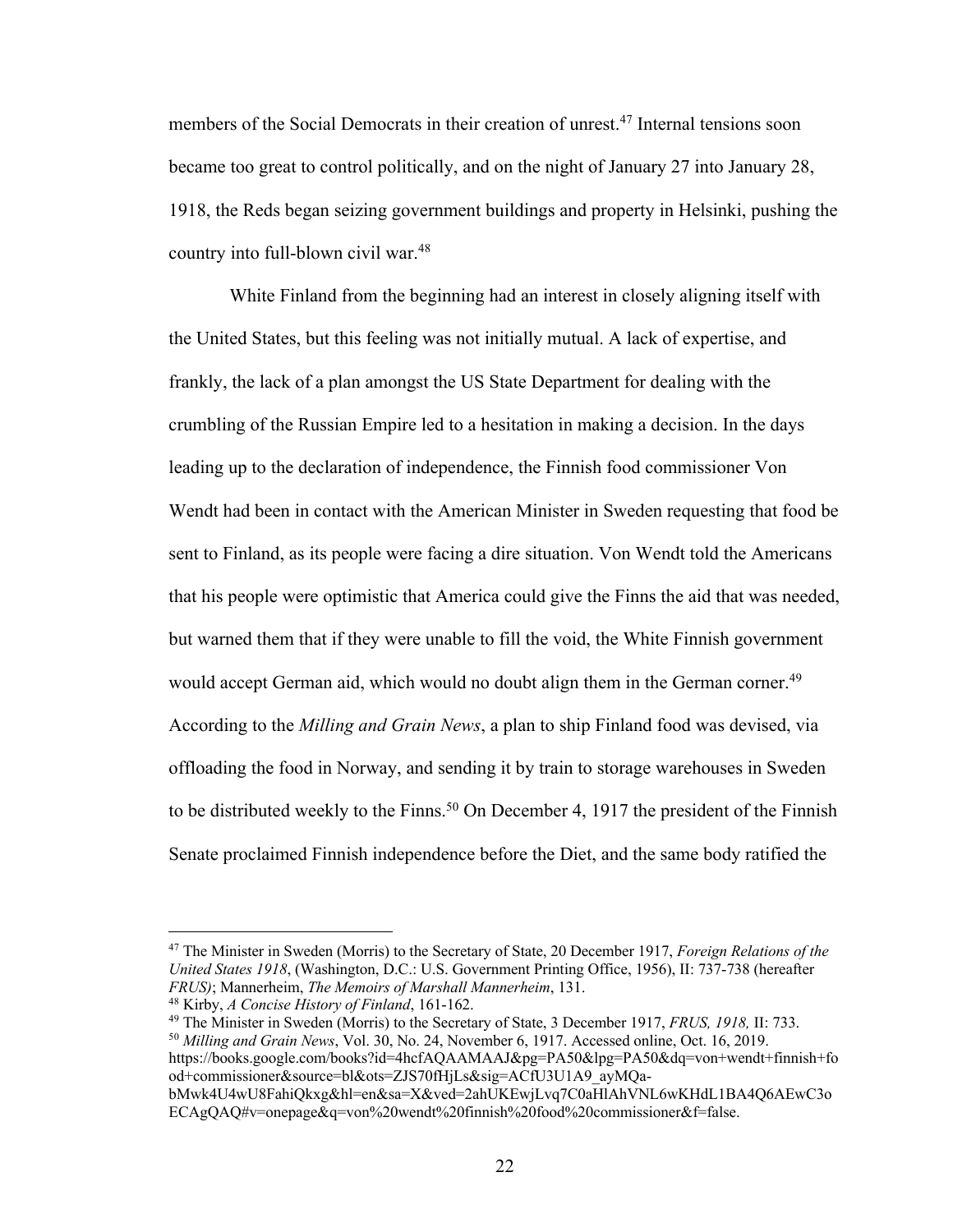members of the Social Democrats in their creation of unrest.[47] Internal tensions soon became too great to control politically, and on the night of January 27 into January 28, 1918, the Reds began seizing government buildings and property in Helsinki, pushing the country into full-blown civil war.[48]

White Finland from the beginning had an interest in closely aligning itself with the United States, but this feeling was not initially mutual. A lack of expertise, and frankly, the lack of a plan amongst the US State Department for dealing with the crumbling of the Russian Empire led to a hesitation in making a decision. In the days leading up to the declaration of independence, the Finnish food commissioner Von Wendt had been in contact with the American Minister in Sweden requesting that food be sent to Finland, as its people were facing a dire situation. Von Wendt told the Americans that his people were optimistic that America could give the Finns the aid that was needed, but warned them that if they were unable to fill the void, the White Finnish government would accept German aid, which would no doubt align them in the German corner.[49] According to the *Milling and Grain News*, a plan to ship Finland food was devised, via offloading the food in Norway, and sending it by train to storage warehouses in Sweden to be distributed weekly to the Finns.[50] On December 4, 1917 the president of the Finnish Senate proclaimed Finnish independence before the Diet, and the same body ratified the

---

[47] The Minister in Sweden (Morris) to the Secretary of State, 20 December 1917, *Foreign Relations of the United States 1918*, (Washington, D.C.: U.S. Government Printing Office, 1956), II: 737-738 (hereafter *FRUS)*; Mannerheim, *The Memoirs of Marshall Mannerheim*, 131.

[48] Kirby, *A Concise History of Finland*, 161-162.

[49] The Minister in Sweden (Morris) to the Secretary of State, 3 December 1917, *FRUS, 1918,* II: 733.

[50] *Milling and Grain News*, Vol. 30, No. 24, November 6, 1917. Accessed online, Oct. 16, 2019. https://books.google.com/books?id=4hcfAQAAMAAJ&pg=PA50&lpg=PA50&dq=von+wendt+finnish+food+commissioner&source=bl&ots=ZJS70fHjLs&sig=ACfU3U1A9_ayMQa-bMwk4U4wU8FahiQkxg&hl=en&sa=X&ved=2ahUKEwjLvq7C0aHlAhVNL6wKHdL1BA4Q6AEwC3oECAgQAQ#v=onepage&q=von%20wendt%20finnish%20food%20commissioner&f=false.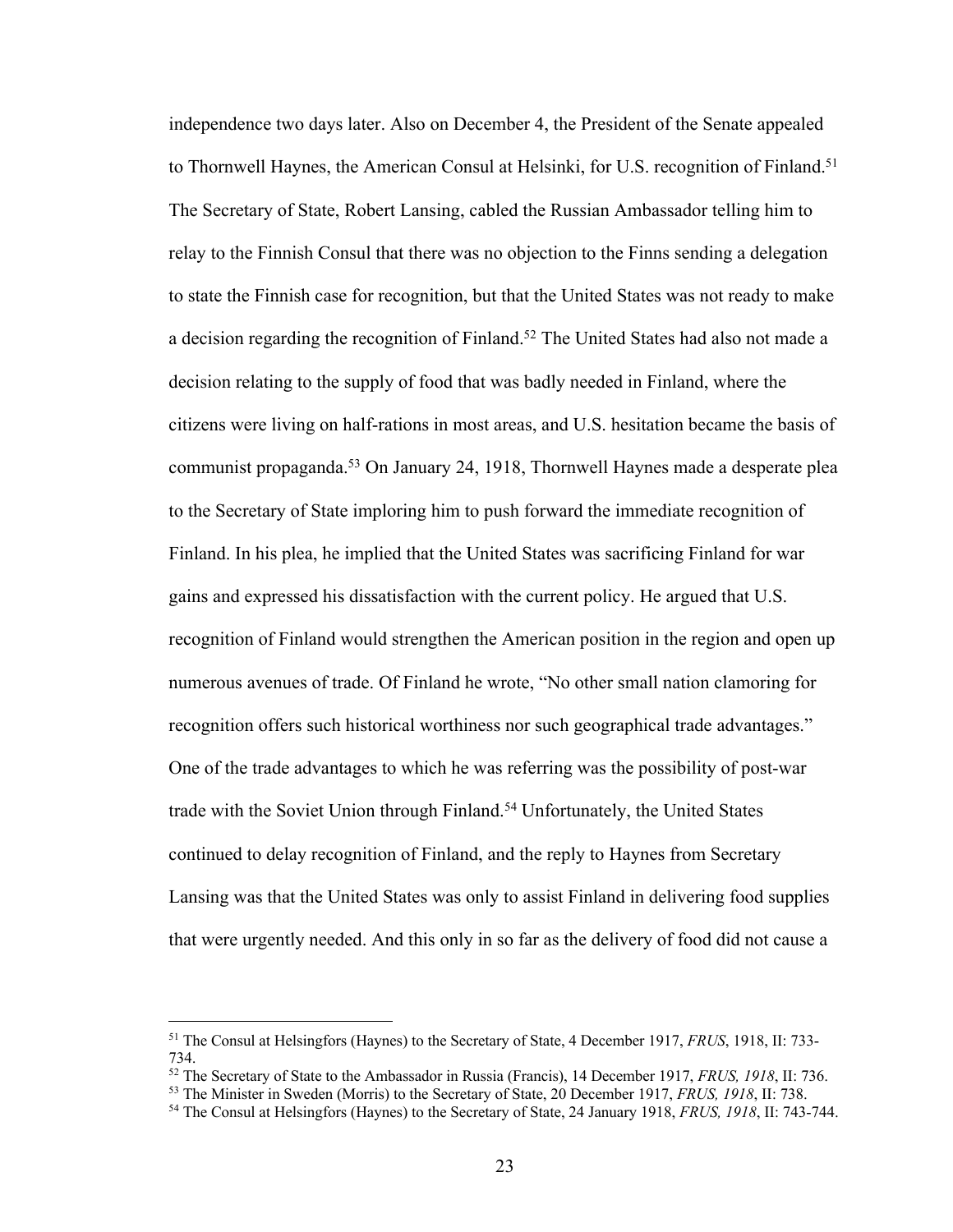independence two days later. Also on December 4, the President of the Senate appealed to Thornwell Haynes, the American Consul at Helsinki, for U.S. recognition of Finland.[51] The Secretary of State, Robert Lansing, cabled the Russian Ambassador telling him to relay to the Finnish Consul that there was no objection to the Finns sending a delegation to state the Finnish case for recognition, but that the United States was not ready to make a decision regarding the recognition of Finland.[52] The United States had also not made a decision relating to the supply of food that was badly needed in Finland, where the citizens were living on half-rations in most areas, and U.S. hesitation became the basis of communist propaganda.[53] On January 24, 1918, Thornwell Haynes made a desperate plea to the Secretary of State imploring him to push forward the immediate recognition of Finland. In his plea, he implied that the United States was sacrificing Finland for war gains and expressed his dissatisfaction with the current policy. He argued that U.S. recognition of Finland would strengthen the American position in the region and open up numerous avenues of trade. Of Finland he wrote, "No other small nation clamoring for recognition offers such historical worthiness nor such geographical trade advantages." One of the trade advantages to which he was referring was the possibility of post-war trade with the Soviet Union through Finland.[54] Unfortunately, the United States continued to delay recognition of Finland, and the reply to Haynes from Secretary Lansing was that the United States was only to assist Finland in delivering food supplies that were urgently needed. And this only in so far as the delivery of food did not cause a

---

[51] The Consul at Helsingfors (Haynes) to the Secretary of State, 4 December 1917, *FRUS*, 1918, II: 733-734.

[52] The Secretary of State to the Ambassador in Russia (Francis), 14 December 1917, *FRUS, 1918*, II: 736.

[53] The Minister in Sweden (Morris) to the Secretary of State, 20 December 1917, *FRUS, 1918*, II: 738.

[54] The Consul at Helsingfors (Haynes) to the Secretary of State, 24 January 1918, *FRUS, 1918*, II: 743-744.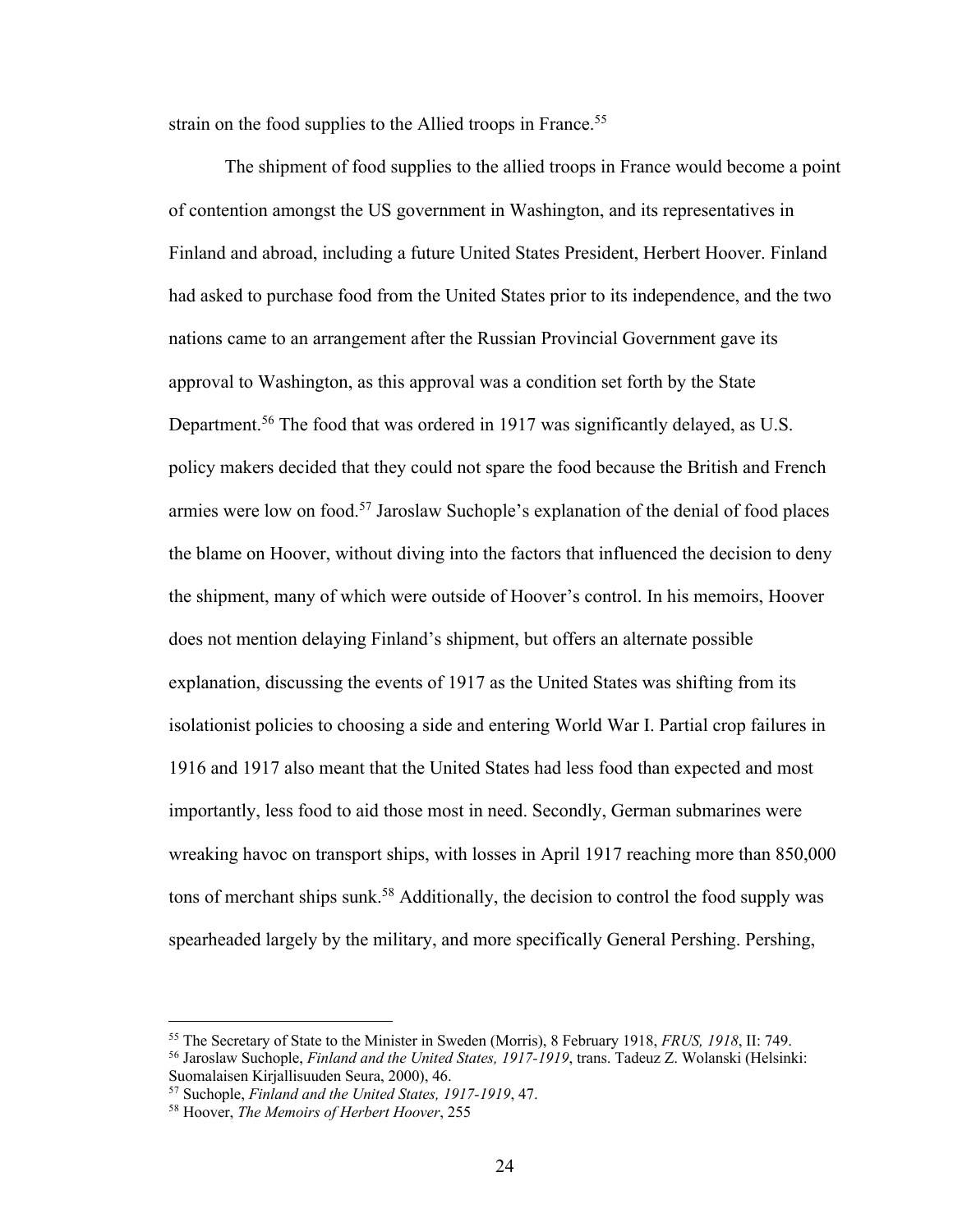strain on the food supplies to the Allied troops in France.[55]

The shipment of food supplies to the allied troops in France would become a point of contention amongst the US government in Washington, and its representatives in Finland and abroad, including a future United States President, Herbert Hoover. Finland had asked to purchase food from the United States prior to its independence, and the two nations came to an arrangement after the Russian Provincial Government gave its approval to Washington, as this approval was a condition set forth by the State Department.[56] The food that was ordered in 1917 was significantly delayed, as U.S. policy makers decided that they could not spare the food because the British and French armies were low on food.[57] Jaroslaw Suchople's explanation of the denial of food places the blame on Hoover, without diving into the factors that influenced the decision to deny the shipment, many of which were outside of Hoover's control. In his memoirs, Hoover does not mention delaying Finland's shipment, but offers an alternate possible explanation, discussing the events of 1917 as the United States was shifting from its isolationist policies to choosing a side and entering World War I. Partial crop failures in 1916 and 1917 also meant that the United States had less food than expected and most importantly, less food to aid those most in need. Secondly, German submarines were wreaking havoc on transport ships, with losses in April 1917 reaching more than 850,000 tons of merchant ships sunk.[58] Additionally, the decision to control the food supply was spearheaded largely by the military, and more specifically General Pershing. Pershing,

---

[55] The Secretary of State to the Minister in Sweden (Morris), 8 February 1918, *FRUS, 1918*, II: 749.

[56] Jaroslaw Suchople, *Finland and the United States, 1917-1919*, trans. Tadeuz Z. Wolanski (Helsinki: Suomalaisen Kirjallisuuden Seura, 2000), 46.

[57] Suchople, *Finland and the United States, 1917-1919*, 47.

[58] Hoover, *The Memoirs of Herbert Hoover*, 255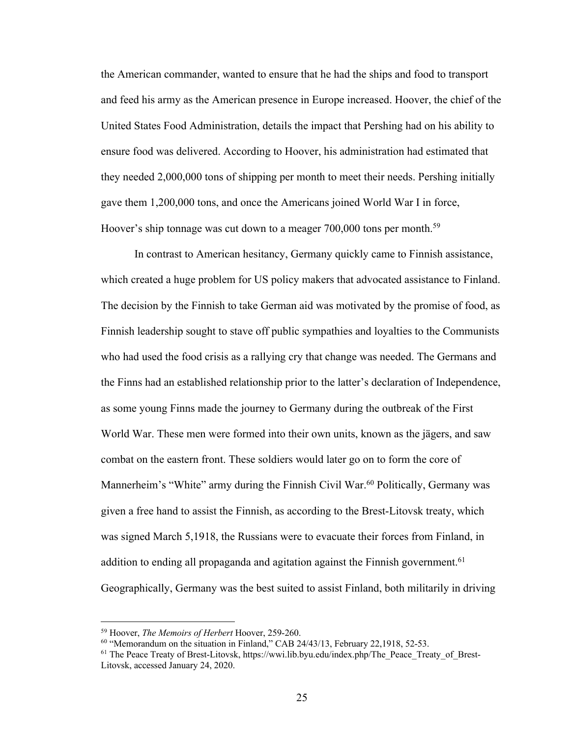the American commander, wanted to ensure that he had the ships and food to transport and feed his army as the American presence in Europe increased. Hoover, the chief of the United States Food Administration, details the impact that Pershing had on his ability to ensure food was delivered. According to Hoover, his administration had estimated that they needed 2,000,000 tons of shipping per month to meet their needs. Pershing initially gave them 1,200,000 tons, and once the Americans joined World War I in force, Hoover's ship tonnage was cut down to a meager 700,000 tons per month.[59]

In contrast to American hesitancy, Germany quickly came to Finnish assistance, which created a huge problem for US policy makers that advocated assistance to Finland. The decision by the Finnish to take German aid was motivated by the promise of food, as Finnish leadership sought to stave off public sympathies and loyalties to the Communists who had used the food crisis as a rallying cry that change was needed. The Germans and the Finns had an established relationship prior to the latter's declaration of Independence, as some young Finns made the journey to Germany during the outbreak of the First World War. These men were formed into their own units, known as the jägers, and saw combat on the eastern front. These soldiers would later go on to form the core of Mannerheim's "White" army during the Finnish Civil War.[60] Politically, Germany was given a free hand to assist the Finnish, as according to the Brest-Litovsk treaty, which was signed March 5,1918, the Russians were to evacuate their forces from Finland, in addition to ending all propaganda and agitation against the Finnish government.[61] Geographically, Germany was the best suited to assist Finland, both militarily in driving

---

[59] Hoover, *The Memoirs of Herbert* Hoover, 259-260.

[60] "Memorandum on the situation in Finland," CAB 24/43/13, February 22,1918, 52-53.

[61] The Peace Treaty of Brest-Litovsk, https://wwi.lib.byu.edu/index.php/The_Peace_Treaty_of_Brest-Litovsk, accessed January 24, 2020.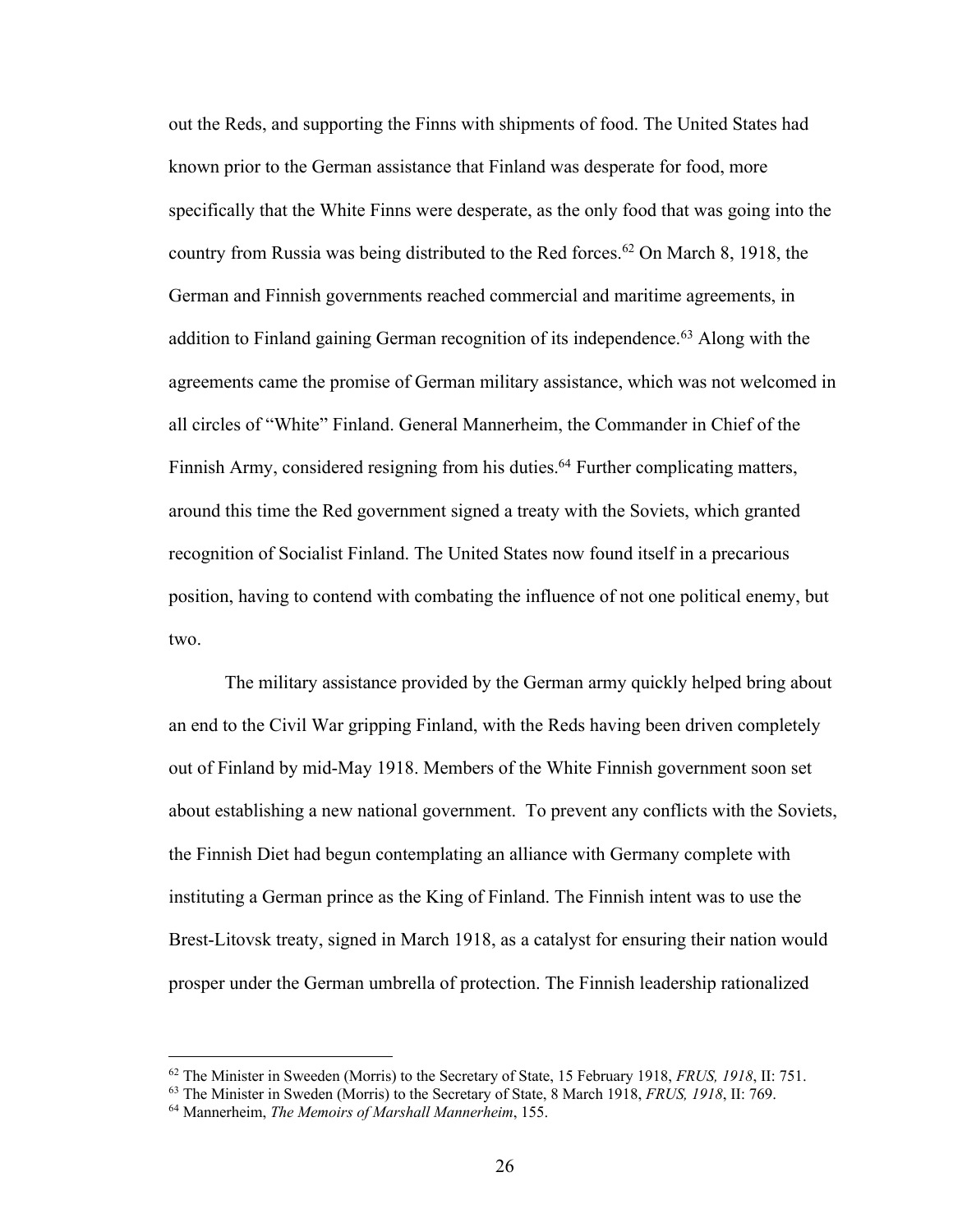out the Reds, and supporting the Finns with shipments of food. The United States had known prior to the German assistance that Finland was desperate for food, more specifically that the White Finns were desperate, as the only food that was going into the country from Russia was being distributed to the Red forces.[62] On March 8, 1918, the German and Finnish governments reached commercial and maritime agreements, in addition to Finland gaining German recognition of its independence.[63] Along with the agreements came the promise of German military assistance, which was not welcomed in all circles of "White" Finland. General Mannerheim, the Commander in Chief of the Finnish Army, considered resigning from his duties.[64] Further complicating matters, around this time the Red government signed a treaty with the Soviets, which granted recognition of Socialist Finland. The United States now found itself in a precarious position, having to contend with combating the influence of not one political enemy, but two.

The military assistance provided by the German army quickly helped bring about an end to the Civil War gripping Finland, with the Reds having been driven completely out of Finland by mid-May 1918. Members of the White Finnish government soon set about establishing a new national government. To prevent any conflicts with the Soviets, the Finnish Diet had begun contemplating an alliance with Germany complete with instituting a German prince as the King of Finland. The Finnish intent was to use the Brest-Litovsk treaty, signed in March 1918, as a catalyst for ensuring their nation would prosper under the German umbrella of protection. The Finnish leadership rationalized

---

[62] The Minister in Sweden (Morris) to the Secretary of State, 15 February 1918, *FRUS, 1918*, II: 751.

[63] The Minister in Sweden (Morris) to the Secretary of State, 8 March 1918, *FRUS, 1918*, II: 769.

[64] Mannerheim, *The Memoirs of Marshall Mannerheim*, 155.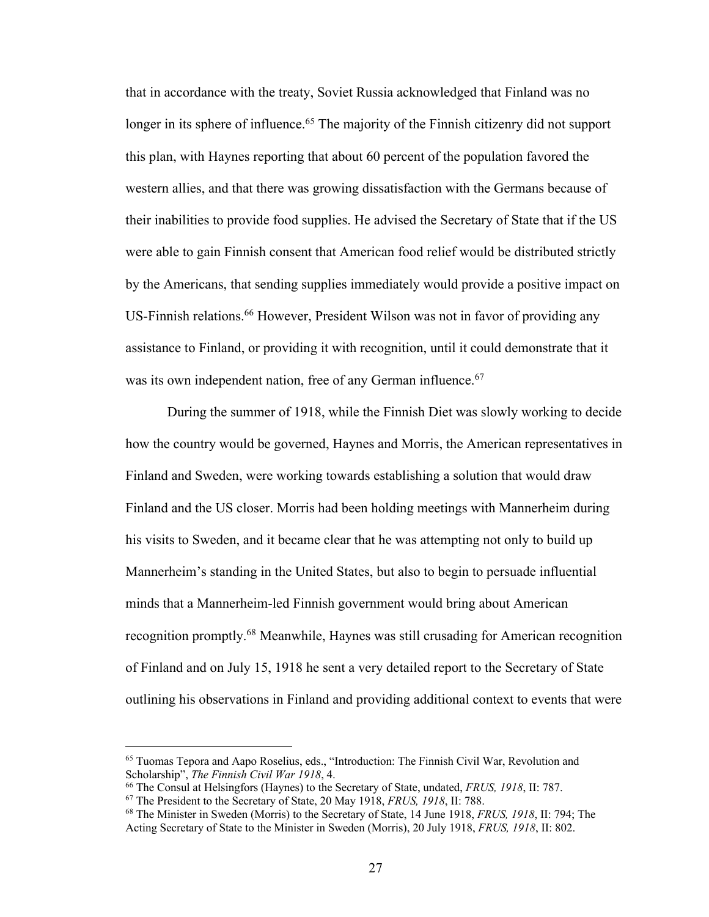that in accordance with the treaty, Soviet Russia acknowledged that Finland was no longer in its sphere of influence.[65] The majority of the Finnish citizenry did not support this plan, with Haynes reporting that about 60 percent of the population favored the western allies, and that there was growing dissatisfaction with the Germans because of their inabilities to provide food supplies. He advised the Secretary of State that if the US were able to gain Finnish consent that American food relief would be distributed strictly by the Americans, that sending supplies immediately would provide a positive impact on US-Finnish relations.[66] However, President Wilson was not in favor of providing any assistance to Finland, or providing it with recognition, until it could demonstrate that it was its own independent nation, free of any German influence.[67]

During the summer of 1918, while the Finnish Diet was slowly working to decide how the country would be governed, Haynes and Morris, the American representatives in Finland and Sweden, were working towards establishing a solution that would draw Finland and the US closer. Morris had been holding meetings with Mannerheim during his visits to Sweden, and it became clear that he was attempting not only to build up Mannerheim's standing in the United States, but also to begin to persuade influential minds that a Mannerheim-led Finnish government would bring about American recognition promptly.[68] Meanwhile, Haynes was still crusading for American recognition of Finland and on July 15, 1918 he sent a very detailed report to the Secretary of State outlining his observations in Finland and providing additional context to events that were

---

[65] Tuomas Tepora and Aapo Roselius, eds., "Introduction: The Finnish Civil War, Revolution and Scholarship", *The Finnish Civil War 1918*, 4.

[66] The Consul at Helsingfors (Haynes) to the Secretary of State, undated, *FRUS, 1918*, II: 787.

[67] The President to the Secretary of State, 20 May 1918, *FRUS, 1918*, II: 788.

[68] The Minister in Sweden (Morris) to the Secretary of State, 14 June 1918, *FRUS, 1918*, II: 794; The Acting Secretary of State to the Minister in Sweden (Morris), 20 July 1918, *FRUS, 1918*, II: 802.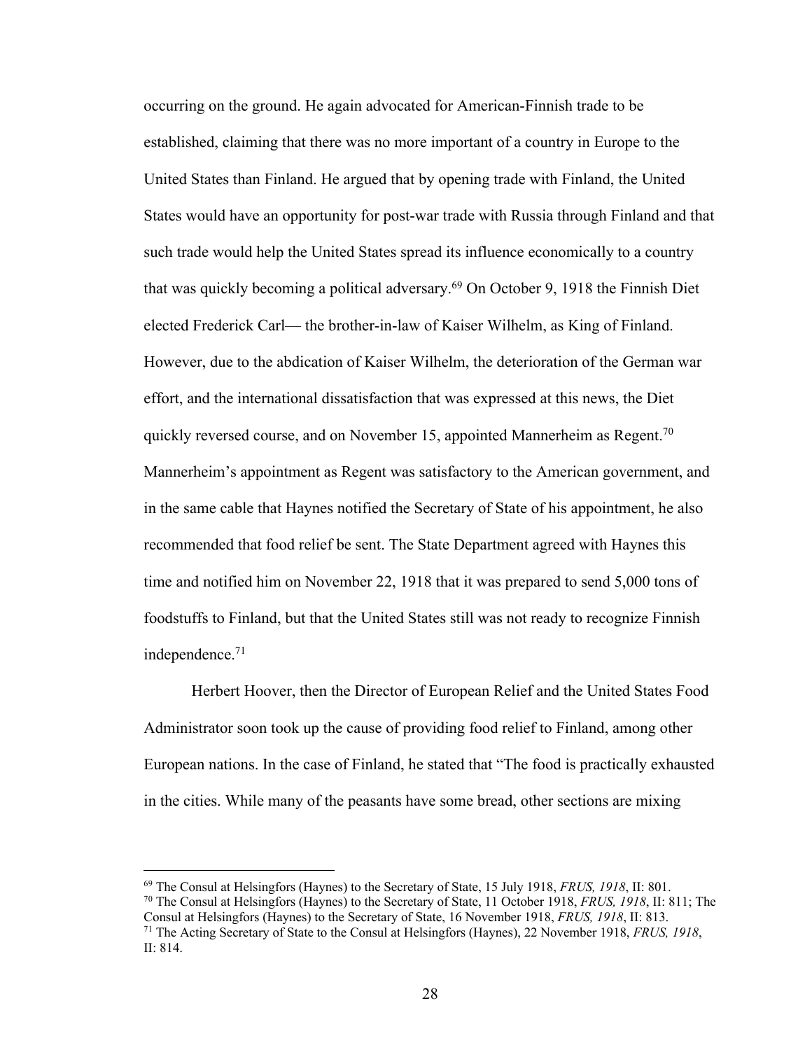occurring on the ground. He again advocated for American-Finnish trade to be established, claiming that there was no more important of a country in Europe to the United States than Finland. He argued that by opening trade with Finland, the United States would have an opportunity for post-war trade with Russia through Finland and that such trade would help the United States spread its influence economically to a country that was quickly becoming a political adversary.[69] On October 9, 1918 the Finnish Diet elected Frederick Carl— the brother-in-law of Kaiser Wilhelm, as King of Finland. However, due to the abdication of Kaiser Wilhelm, the deterioration of the German war effort, and the international dissatisfaction that was expressed at this news, the Diet quickly reversed course, and on November 15, appointed Mannerheim as Regent.[70] Mannerheim's appointment as Regent was satisfactory to the American government, and in the same cable that Haynes notified the Secretary of State of his appointment, he also recommended that food relief be sent. The State Department agreed with Haynes this time and notified him on November 22, 1918 that it was prepared to send 5,000 tons of foodstuffs to Finland, but that the United States still was not ready to recognize Finnish independence.[71]

Herbert Hoover, then the Director of European Relief and the United States Food Administrator soon took up the cause of providing food relief to Finland, among other European nations. In the case of Finland, he stated that "The food is practically exhausted in the cities. While many of the peasants have some bread, other sections are mixing

---

[69] The Consul at Helsingfors (Haynes) to the Secretary of State, 15 July 1918, *FRUS, 1918*, II: 801.

[70] The Consul at Helsingfors (Haynes) to the Secretary of State, 11 October 1918, *FRUS, 1918*, II: 811; The Consul at Helsingfors (Haynes) to the Secretary of State, 16 November 1918, *FRUS, 1918*, II: 813.

[71] The Acting Secretary of State to the Consul at Helsingfors (Haynes), 22 November 1918, *FRUS, 1918*, II: 814.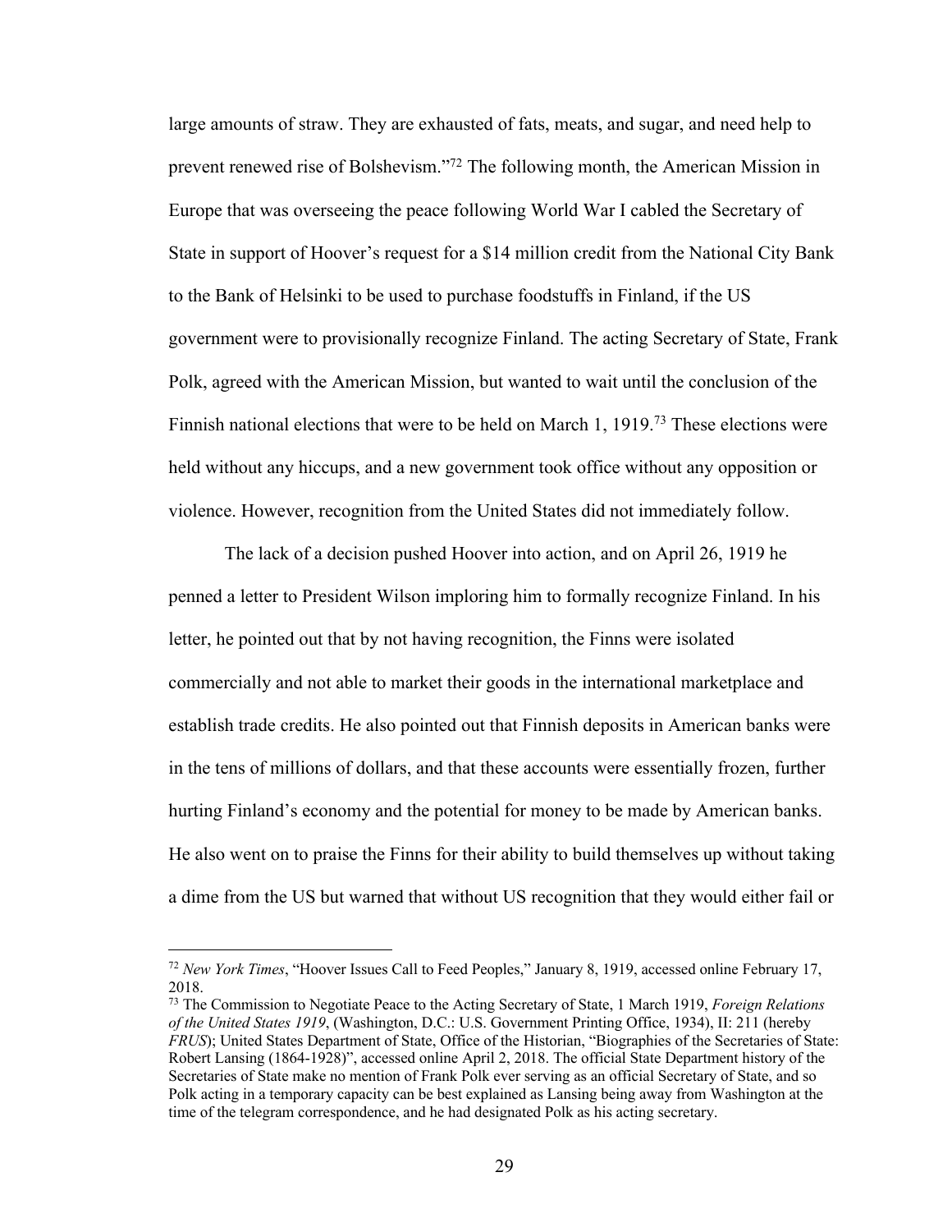large amounts of straw. They are exhausted of fats, meats, and sugar, and need help to prevent renewed rise of Bolshevism."[72] The following month, the American Mission in Europe that was overseeing the peace following World War I cabled the Secretary of State in support of Hoover's request for a $14 million credit from the National City Bank to the Bank of Helsinki to be used to purchase foodstuffs in Finland, if the US government were to provisionally recognize Finland. The acting Secretary of State, Frank Polk, agreed with the American Mission, but wanted to wait until the conclusion of the Finnish national elections that were to be held on March 1, 1919.[73] These elections were held without any hiccups, and a new government took office without any opposition or violence. However, recognition from the United States did not immediately follow.

The lack of a decision pushed Hoover into action, and on April 26, 1919 he penned a letter to President Wilson imploring him to formally recognize Finland. In his letter, he pointed out that by not having recognition, the Finns were isolated commercially and not able to market their goods in the international marketplace and establish trade credits. He also pointed out that Finnish deposits in American banks were in the tens of millions of dollars, and that these accounts were essentially frozen, further hurting Finland's economy and the potential for money to be made by American banks. He also went on to praise the Finns for their ability to build themselves up without taking a dime from the US but warned that without US recognition that they would either fail or

---

[72] *New York Times*, "Hoover Issues Call to Feed Peoples," January 8, 1919, accessed online February 17, 2018.

[73] The Commission to Negotiate Peace to the Acting Secretary of State, 1 March 1919, *Foreign Relations of the United States 1919*, (Washington, D.C.: U.S. Government Printing Office, 1934), II: 211 (hereby *FRUS*); United States Department of State, Office of the Historian, "Biographies of the Secretaries of State: Robert Lansing (1864-1928)", accessed online April 2, 2018. The official State Department history of the Secretaries of State make no mention of Frank Polk ever serving as an official Secretary of State, and so Polk acting in a temporary capacity can be best explained as Lansing being away from Washington at the time of the telegram correspondence, and he had designated Polk as his acting secretary.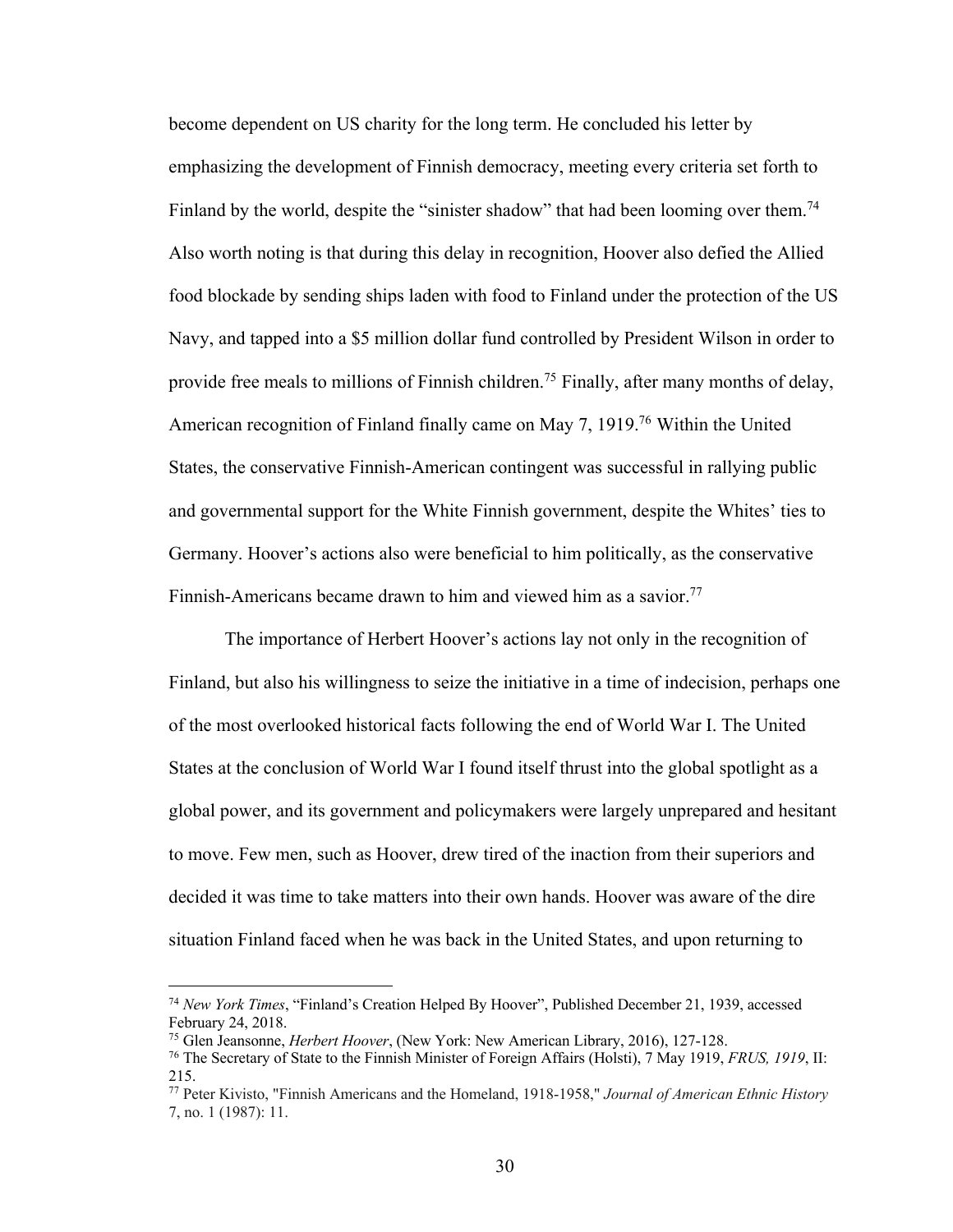become dependent on US charity for the long term. He concluded his letter by emphasizing the development of Finnish democracy, meeting every criteria set forth to Finland by the world, despite the "sinister shadow" that had been looming over them.[74] Also worth noting is that during this delay in recognition, Hoover also defied the Allied food blockade by sending ships laden with food to Finland under the protection of the US Navy, and tapped into a $5 million dollar fund controlled by President Wilson in order to provide free meals to millions of Finnish children.[75] Finally, after many months of delay, American recognition of Finland finally came on May 7, 1919.[76] Within the United States, the conservative Finnish-American contingent was successful in rallying public and governmental support for the White Finnish government, despite the Whites' ties to Germany. Hoover's actions also were beneficial to him politically, as the conservative Finnish-Americans became drawn to him and viewed him as a savior.[77]

The importance of Herbert Hoover's actions lay not only in the recognition of Finland, but also his willingness to seize the initiative in a time of indecision, perhaps one of the most overlooked historical facts following the end of World War I. The United States at the conclusion of World War I found itself thrust into the global spotlight as a global power, and its government and policymakers were largely unprepared and hesitant to move. Few men, such as Hoover, drew tired of the inaction from their superiors and decided it was time to take matters into their own hands. Hoover was aware of the dire situation Finland faced when he was back in the United States, and upon returning to

---

[74] *New York Times*, "Finland's Creation Helped By Hoover", Published December 21, 1939, accessed February 24, 2018.

[75] Glen Jeansonne, *Herbert Hoover*, (New York: New American Library, 2016), 127-128.

[76] The Secretary of State to the Finnish Minister of Foreign Affairs (Holsti), 7 May 1919, *FRUS, 1919*, II: 215.

[77] Peter Kivisto, "Finnish Americans and the Homeland, 1918-1958," *Journal of American Ethnic History* 7, no. 1 (1987): 11.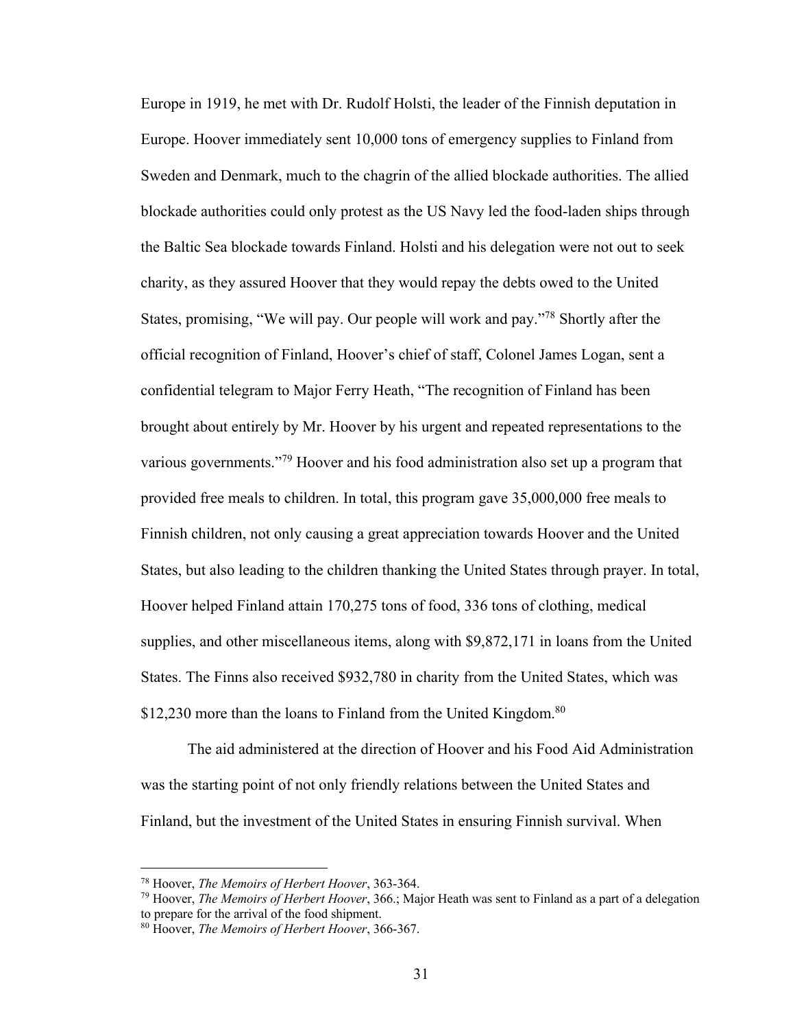Europe in 1919, he met with Dr. Rudolf Holsti, the leader of the Finnish deputation in Europe. Hoover immediately sent 10,000 tons of emergency supplies to Finland from Sweden and Denmark, much to the chagrin of the allied blockade authorities. The allied blockade authorities could only protest as the US Navy led the food-laden ships through the Baltic Sea blockade towards Finland. Holsti and his delegation were not out to seek charity, as they assured Hoover that they would repay the debts owed to the United States, promising, "We will pay. Our people will work and pay."[78] Shortly after the official recognition of Finland, Hoover's chief of staff, Colonel James Logan, sent a confidential telegram to Major Ferry Heath, "The recognition of Finland has been brought about entirely by Mr. Hoover by his urgent and repeated representations to the various governments."[79] Hoover and his food administration also set up a program that provided free meals to children. In total, this program gave 35,000,000 free meals to Finnish children, not only causing a great appreciation towards Hoover and the United States, but also leading to the children thanking the United States through prayer. In total, Hoover helped Finland attain 170,275 tons of food, 336 tons of clothing, medical supplies, and other miscellaneous items, along with $9,872,171 in loans from the United States. The Finns also received $932,780 in charity from the United States, which was $12,230 more than the loans to Finland from the United Kingdom.[80]

The aid administered at the direction of Hoover and his Food Aid Administration was the starting point of not only friendly relations between the United States and Finland, but the investment of the United States in ensuring Finnish survival. When

---

[78] Hoover, *The Memoirs of Herbert Hoover*, 363-364.

[79] Hoover, *The Memoirs of Herbert Hoover*, 366.; Major Heath was sent to Finland as a part of a delegation to prepare for the arrival of the food shipment.

[80] Hoover, *The Memoirs of Herbert Hoover*, 366-367.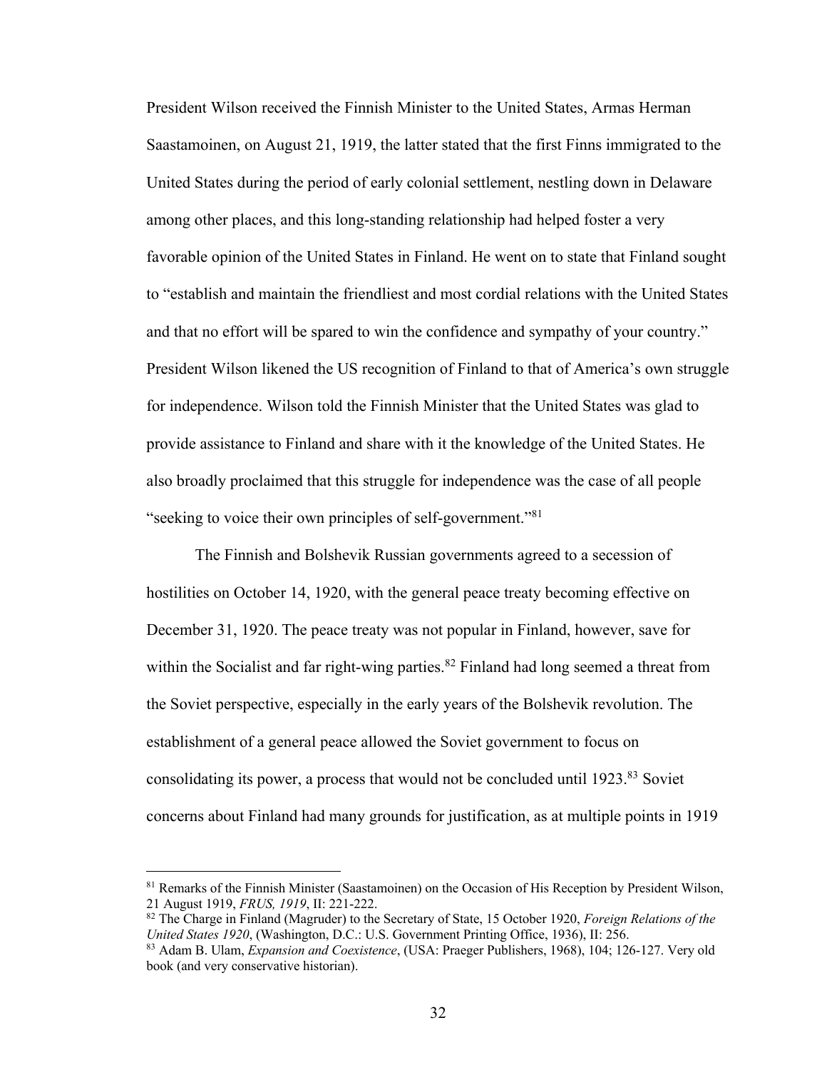President Wilson received the Finnish Minister to the United States, Armas Herman Saastamoinen, on August 21, 1919, the latter stated that the first Finns immigrated to the United States during the period of early colonial settlement, nestling down in Delaware among other places, and this long-standing relationship had helped foster a very favorable opinion of the United States in Finland. He went on to state that Finland sought to "establish and maintain the friendliest and most cordial relations with the United States and that no effort will be spared to win the confidence and sympathy of your country." President Wilson likened the US recognition of Finland to that of America's own struggle for independence. Wilson told the Finnish Minister that the United States was glad to provide assistance to Finland and share with it the knowledge of the United States. He also broadly proclaimed that this struggle for independence was the case of all people "seeking to voice their own principles of self-government."[81]

The Finnish and Bolshevik Russian governments agreed to a secession of hostilities on October 14, 1920, with the general peace treaty becoming effective on December 31, 1920. The peace treaty was not popular in Finland, however, save for within the Socialist and far right-wing parties.[82] Finland had long seemed a threat from the Soviet perspective, especially in the early years of the Bolshevik revolution. The establishment of a general peace allowed the Soviet government to focus on consolidating its power, a process that would not be concluded until 1923.[83] Soviet concerns about Finland had many grounds for justification, as at multiple points in 1919

---

[81] Remarks of the Finnish Minister (Saastamoinen) on the Occasion of His Reception by President Wilson, 21 August 1919, *FRUS, 1919*, II: 221-222.

[82] The Charge in Finland (Magruder) to the Secretary of State, 15 October 1920, *Foreign Relations of the United States 1920*, (Washington, D.C.: U.S. Government Printing Office, 1936), II: 256.

[83] Adam B. Ulam, *Expansion and Coexistence*, (USA: Praeger Publishers, 1968), 104; 126-127. Very old book (and very conservative historian).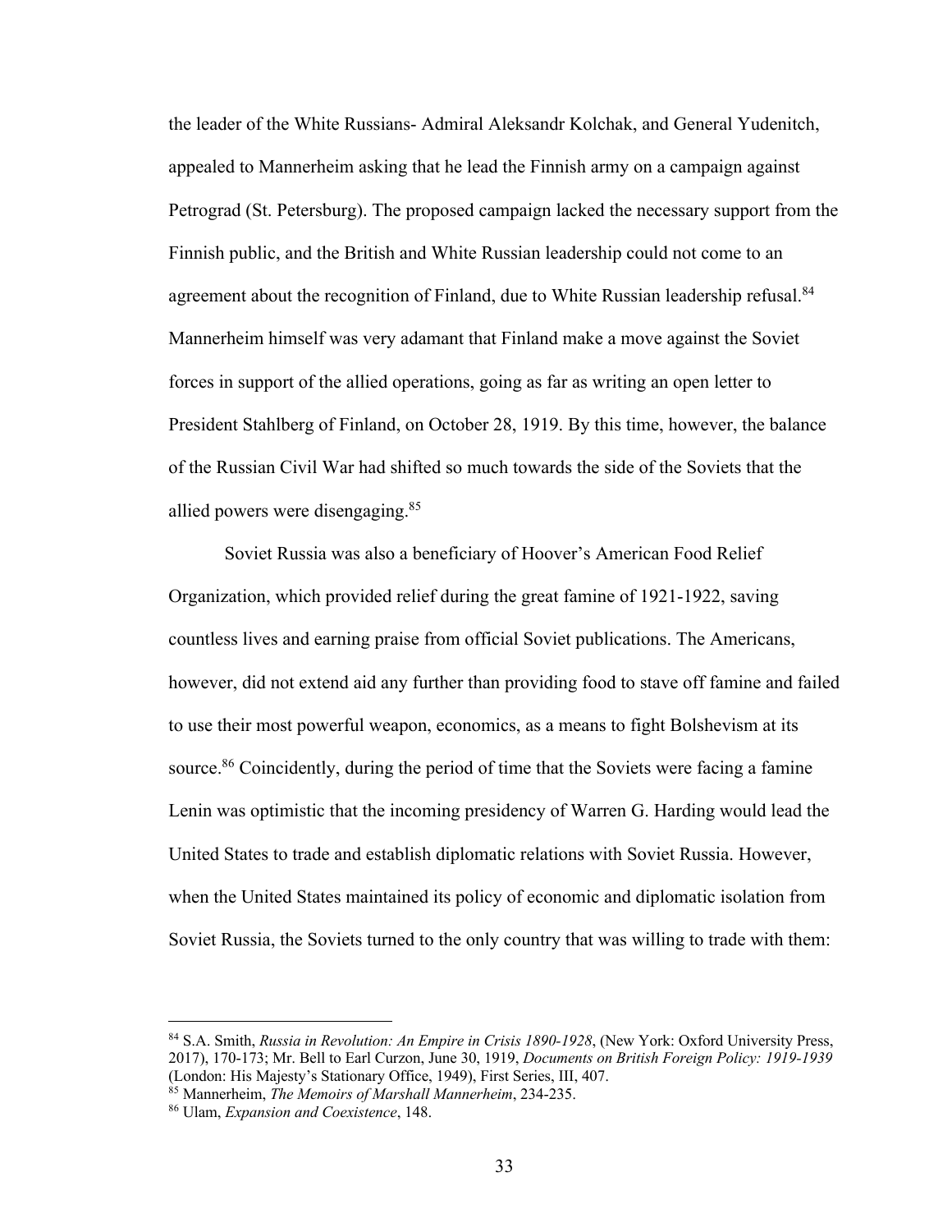the leader of the White Russians- Admiral Aleksandr Kolchak, and General Yudenitch, appealed to Mannerheim asking that he lead the Finnish army on a campaign against Petrograd (St. Petersburg). The proposed campaign lacked the necessary support from the Finnish public, and the British and White Russian leadership could not come to an agreement about the recognition of Finland, due to White Russian leadership refusal.[84] Mannerheim himself was very adamant that Finland make a move against the Soviet forces in support of the allied operations, going as far as writing an open letter to President Stahlberg of Finland, on October 28, 1919. By this time, however, the balance of the Russian Civil War had shifted so much towards the side of the Soviets that the allied powers were disengaging.[85]

Soviet Russia was also a beneficiary of Hoover's American Food Relief Organization, which provided relief during the great famine of 1921-1922, saving countless lives and earning praise from official Soviet publications. The Americans, however, did not extend aid any further than providing food to stave off famine and failed to use their most powerful weapon, economics, as a means to fight Bolshevism at its source.[86] Coincidently, during the period of time that the Soviets were facing a famine Lenin was optimistic that the incoming presidency of Warren G. Harding would lead the United States to trade and establish diplomatic relations with Soviet Russia. However, when the United States maintained its policy of economic and diplomatic isolation from Soviet Russia, the Soviets turned to the only country that was willing to trade with them:

---

[84] S.A. Smith, *Russia in Revolution: An Empire in Crisis 1890-1928*, (New York: Oxford University Press, 2017), 170-173; Mr. Bell to Earl Curzon, June 30, 1919, *Documents on British Foreign Policy: 1919-1939* (London: His Majesty's Stationary Office, 1949), First Series, III, 407.

[85] Mannerheim, *The Memoirs of Marshall Mannerheim*, 234-235.

[86] Ulam, *Expansion and Coexistence*, 148.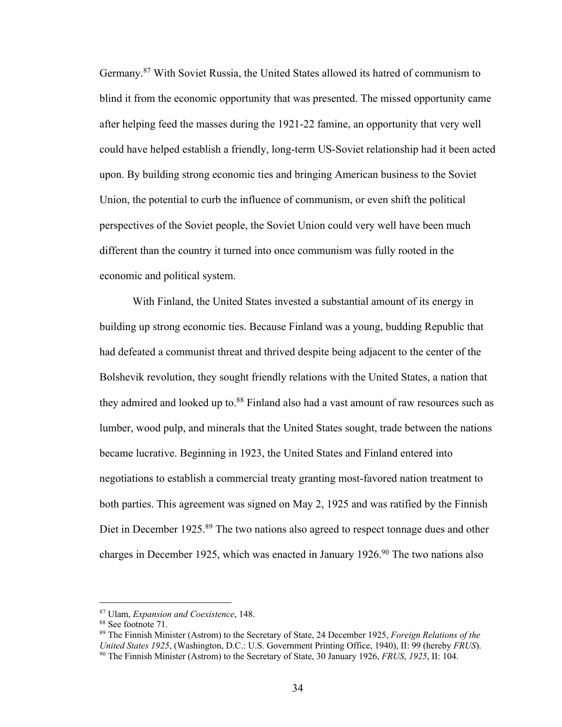Germany.[87] With Soviet Russia, the United States allowed its hatred of communism to blind it from the economic opportunity that was presented. The missed opportunity came after helping feed the masses during the 1921-22 famine, an opportunity that very well could have helped establish a friendly, long-term US-Soviet relationship had it been acted upon. By building strong economic ties and bringing American business to the Soviet Union, the potential to curb the influence of communism, or even shift the political perspectives of the Soviet people, the Soviet Union could very well have been much different than the country it turned into once communism was fully rooted in the economic and political system.

With Finland, the United States invested a substantial amount of its energy in building up strong economic ties. Because Finland was a young, budding Republic that had defeated a communist threat and thrived despite being adjacent to the center of the Bolshevik revolution, they sought friendly relations with the United States, a nation that they admired and looked up to.[88] Finland also had a vast amount of raw resources such as lumber, wood pulp, and minerals that the United States sought, trade between the nations became lucrative. Beginning in 1923, the United States and Finland entered into negotiations to establish a commercial treaty granting most-favored nation treatment to both parties. This agreement was signed on May 2, 1925 and was ratified by the Finnish Diet in December 1925.[89] The two nations also agreed to respect tonnage dues and other charges in December 1925, which was enacted in January 1926.[90] The two nations also

---

[87] Ulam, *Expansion and Coexistence*, 148.

[88] See footnote 71.

[89] The Finnish Minister (Astrom) to the Secretary of State, 24 December 1925, *Foreign Relations of the United States 1925*, (Washington, D.C.: U.S. Government Printing Office, 1940), II: 99 (hereby *FRUS*).

[90] The Finnish Minister (Astrom) to the Secretary of State, 30 January 1926, *FRUS*, *1925*, II: 104.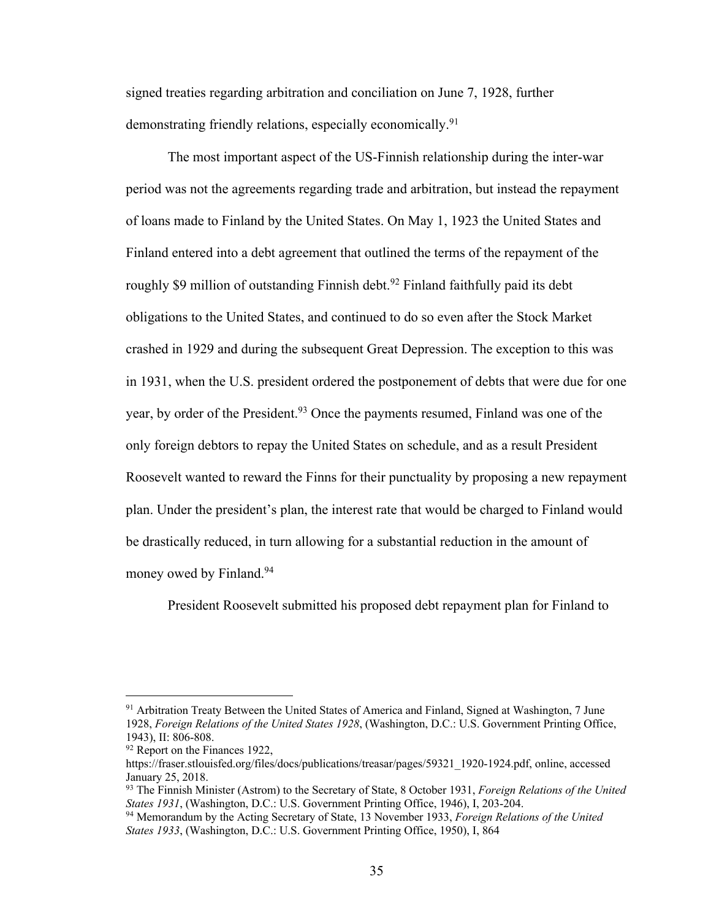signed treaties regarding arbitration and conciliation on June 7, 1928, further demonstrating friendly relations, especially economically.[91]

The most important aspect of the US-Finnish relationship during the inter-war period was not the agreements regarding trade and arbitration, but instead the repayment of loans made to Finland by the United States. On May 1, 1923 the United States and Finland entered into a debt agreement that outlined the terms of the repayment of the roughly $9 million of outstanding Finnish debt.[92] Finland faithfully paid its debt obligations to the United States, and continued to do so even after the Stock Market crashed in 1929 and during the subsequent Great Depression. The exception to this was in 1931, when the U.S. president ordered the postponement of debts that were due for one year, by order of the President.[93] Once the payments resumed, Finland was one of the only foreign debtors to repay the United States on schedule, and as a result President Roosevelt wanted to reward the Finns for their punctuality by proposing a new repayment plan. Under the president's plan, the interest rate that would be charged to Finland would be drastically reduced, in turn allowing for a substantial reduction in the amount of money owed by Finland.[94]

President Roosevelt submitted his proposed debt repayment plan for Finland to

---

[91] Arbitration Treaty Between the United States of America and Finland, Signed at Washington, 7 June 1928, *Foreign Relations of the United States 1928*, (Washington, D.C.: U.S. Government Printing Office, 1943), II: 806-808.

[92] Report on the Finances 1922, https://fraser.stlouisfed.org/files/docs/publications/treasar/pages/59321_1920-1924.pdf, online, accessed January 25, 2018.

[93] The Finnish Minister (Astrom) to the Secretary of State, 8 October 1931, *Foreign Relations of the United States 1931*, (Washington, D.C.: U.S. Government Printing Office, 1946), I, 203-204.

[94] Memorandum by the Acting Secretary of State, 13 November 1933, *Foreign Relations of the United States 1933*, (Washington, D.C.: U.S. Government Printing Office, 1950), I, 864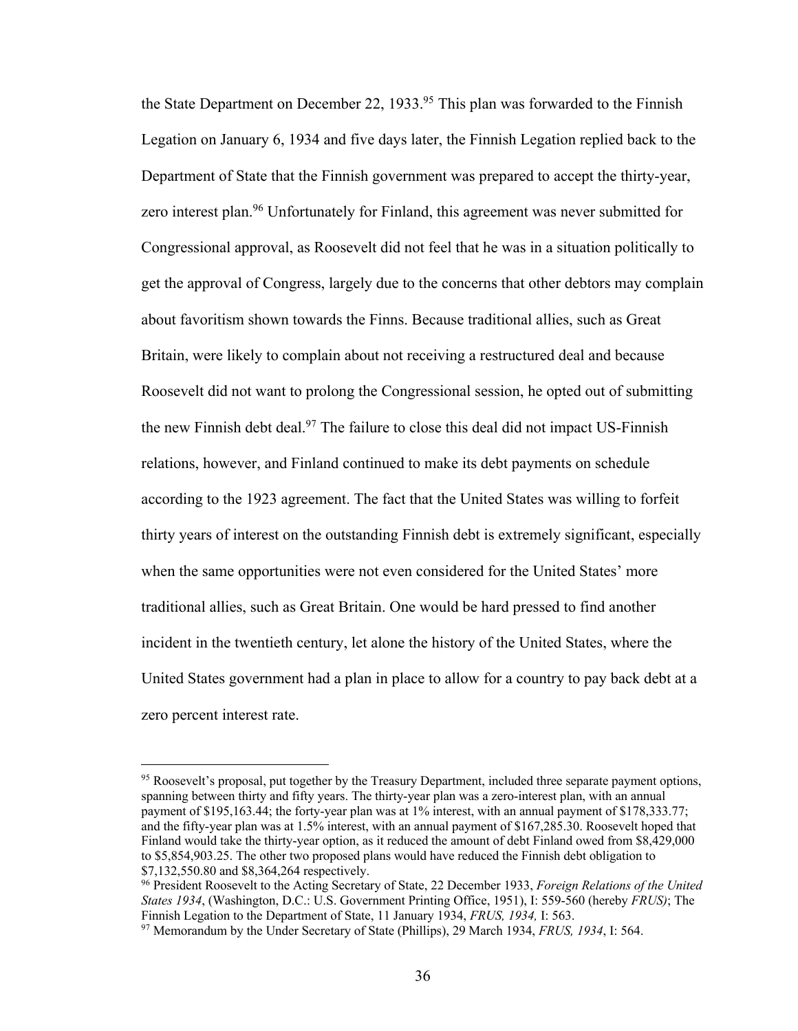the State Department on December 22, 1933.[95] This plan was forwarded to the Finnish Legation on January 6, 1934 and five days later, the Finnish Legation replied back to the Department of State that the Finnish government was prepared to accept the thirty-year, zero interest plan.[96] Unfortunately for Finland, this agreement was never submitted for Congressional approval, as Roosevelt did not feel that he was in a situation politically to get the approval of Congress, largely due to the concerns that other debtors may complain about favoritism shown towards the Finns. Because traditional allies, such as Great Britain, were likely to complain about not receiving a restructured deal and because Roosevelt did not want to prolong the Congressional session, he opted out of submitting the new Finnish debt deal.[97] The failure to close this deal did not impact US-Finnish relations, however, and Finland continued to make its debt payments on schedule according to the 1923 agreement. The fact that the United States was willing to forfeit thirty years of interest on the outstanding Finnish debt is extremely significant, especially when the same opportunities were not even considered for the United States' more traditional allies, such as Great Britain. One would be hard pressed to find another incident in the twentieth century, let alone the history of the United States, where the United States government had a plan in place to allow for a country to pay back debt at a zero percent interest rate.

---

[95] Roosevelt's proposal, put together by the Treasury Department, included three separate payment options, spanning between thirty and fifty years. The thirty-year plan was a zero-interest plan, with an annual payment of $195,163.44; the forty-year plan was at 1% interest, with an annual payment of $178,333.77; and the fifty-year plan was at 1.5% interest, with an annual payment of $167,285.30. Roosevelt hoped that Finland would take the thirty-year option, as it reduced the amount of debt Finland owed from $8,429,000 to $5,854,903.25. The other two proposed plans would have reduced the Finnish debt obligation to $7,132,550.80 and $8,364,264 respectively.

[96] President Roosevelt to the Acting Secretary of State, 22 December 1933, *Foreign Relations of the United States 1934*, (Washington, D.C.: U.S. Government Printing Office, 1951), I: 559-560 (hereby *FRUS)*; The Finnish Legation to the Department of State, 11 January 1934, *FRUS, 1934,* I: 563.

[97] Memorandum by the Under Secretary of State (Phillips), 29 March 1934, *FRUS, 1934*, I: 564.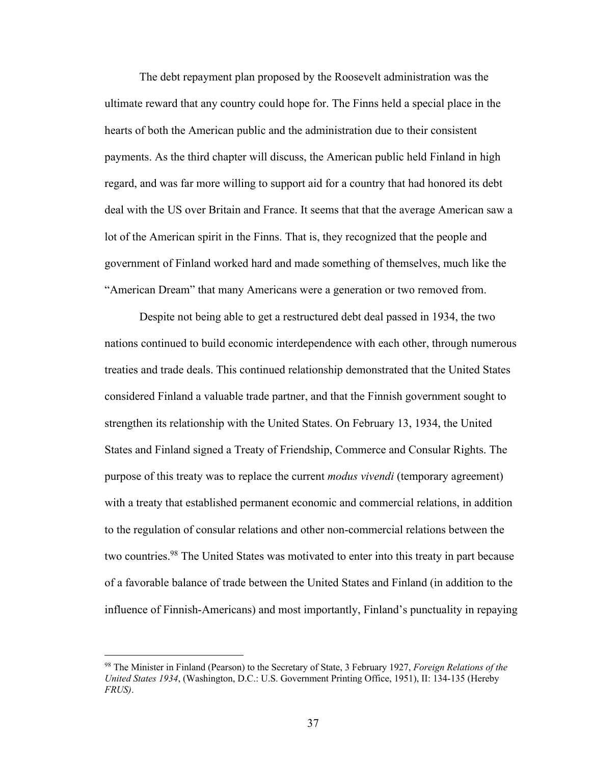The debt repayment plan proposed by the Roosevelt administration was the ultimate reward that any country could hope for. The Finns held a special place in the hearts of both the American public and the administration due to their consistent payments. As the third chapter will discuss, the American public held Finland in high regard, and was far more willing to support aid for a country that had honored its debt deal with the US over Britain and France. It seems that that the average American saw a lot of the American spirit in the Finns. That is, they recognized that the people and government of Finland worked hard and made something of themselves, much like the "American Dream" that many Americans were a generation or two removed from.

Despite not being able to get a restructured debt deal passed in 1934, the two nations continued to build economic interdependence with each other, through numerous treaties and trade deals. This continued relationship demonstrated that the United States considered Finland a valuable trade partner, and that the Finnish government sought to strengthen its relationship with the United States. On February 13, 1934, the United States and Finland signed a Treaty of Friendship, Commerce and Consular Rights. The purpose of this treaty was to replace the current *modus vivendi* (temporary agreement) with a treaty that established permanent economic and commercial relations, in addition to the regulation of consular relations and other non-commercial relations between the two countries.[98] The United States was motivated to enter into this treaty in part because of a favorable balance of trade between the United States and Finland (in addition to the influence of Finnish-Americans) and most importantly, Finland's punctuality in repaying

[98] The Minister in Finland (Pearson) to the Secretary of State, 3 February 1927, *Foreign Relations of the United States 1934*, (Washington, D.C.: U.S. Government Printing Office, 1951), II: 134-135 (Hereby *FRUS)*.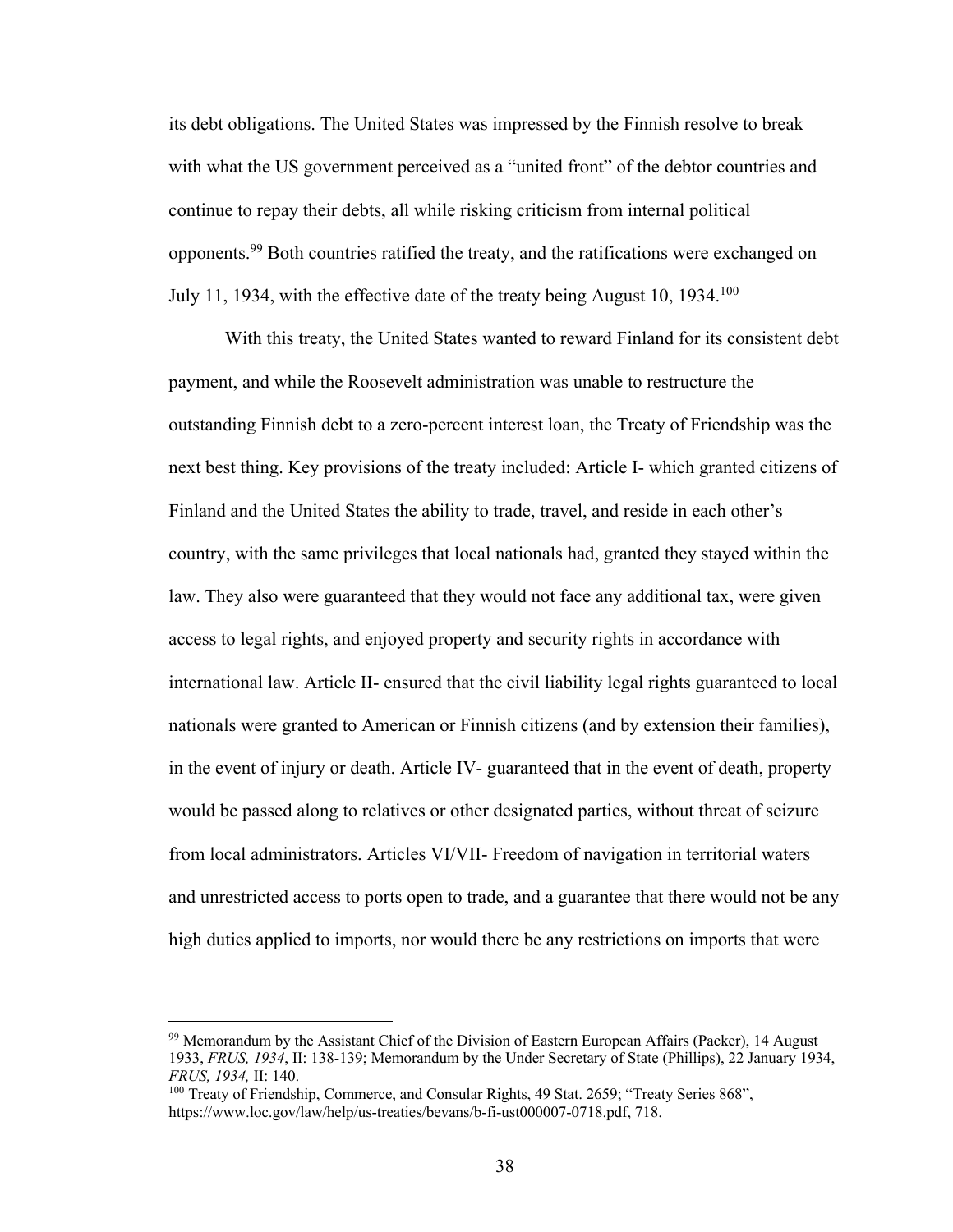its debt obligations. The United States was impressed by the Finnish resolve to break with what the US government perceived as a "united front" of the debtor countries and continue to repay their debts, all while risking criticism from internal political opponents.[99] Both countries ratified the treaty, and the ratifications were exchanged on July 11, 1934, with the effective date of the treaty being August 10, 1934.[100]

With this treaty, the United States wanted to reward Finland for its consistent debt payment, and while the Roosevelt administration was unable to restructure the outstanding Finnish debt to a zero-percent interest loan, the Treaty of Friendship was the next best thing. Key provisions of the treaty included: Article I- which granted citizens of Finland and the United States the ability to trade, travel, and reside in each other's country, with the same privileges that local nationals had, granted they stayed within the law. They also were guaranteed that they would not face any additional tax, were given access to legal rights, and enjoyed property and security rights in accordance with international law. Article II- ensured that the civil liability legal rights guaranteed to local nationals were granted to American or Finnish citizens (and by extension their families), in the event of injury or death. Article IV- guaranteed that in the event of death, property would be passed along to relatives or other designated parties, without threat of seizure from local administrators. Articles VI/VII- Freedom of navigation in territorial waters and unrestricted access to ports open to trade, and a guarantee that there would not be any high duties applied to imports, nor would there be any restrictions on imports that were

---

[99] Memorandum by the Assistant Chief of the Division of Eastern European Affairs (Packer), 14 August 1933, *FRUS, 1934*, II: 138-139; Memorandum by the Under Secretary of State (Phillips), 22 January 1934, *FRUS, 1934,* II: 140.

[100] Treaty of Friendship, Commerce, and Consular Rights, 49 Stat. 2659; "Treaty Series 868", https://www.loc.gov/law/help/us-treaties/bevans/b-fi-ust000007-0718.pdf, 718.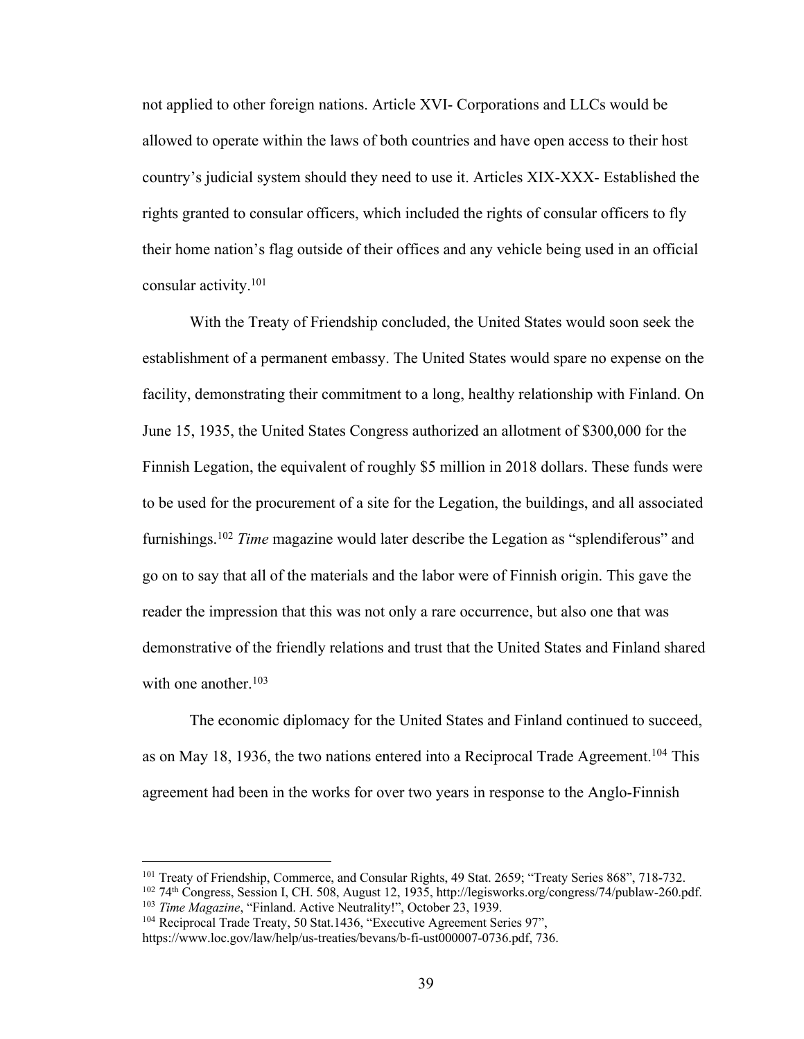not applied to other foreign nations. Article XVI- Corporations and LLCs would be allowed to operate within the laws of both countries and have open access to their host country's judicial system should they need to use it. Articles XIX-XXX- Established the rights granted to consular officers, which included the rights of consular officers to fly their home nation's flag outside of their offices and any vehicle being used in an official consular activity.[101]

With the Treaty of Friendship concluded, the United States would soon seek the establishment of a permanent embassy. The United States would spare no expense on the facility, demonstrating their commitment to a long, healthy relationship with Finland. On June 15, 1935, the United States Congress authorized an allotment of $300,000 for the Finnish Legation, the equivalent of roughly $5 million in 2018 dollars. These funds were to be used for the procurement of a site for the Legation, the buildings, and all associated furnishings.[102] *Time* magazine would later describe the Legation as "splendiferous" and go on to say that all of the materials and the labor were of Finnish origin. This gave the reader the impression that this was not only a rare occurrence, but also one that was demonstrative of the friendly relations and trust that the United States and Finland shared with one another.[103]

The economic diplomacy for the United States and Finland continued to succeed, as on May 18, 1936, the two nations entered into a Reciprocal Trade Agreement.[104] This agreement had been in the works for over two years in response to the Anglo-Finnish

---

[101] Treaty of Friendship, Commerce, and Consular Rights, 49 Stat. 2659; "Treaty Series 868", 718-732.

[102] 74th Congress, Session I, CH. 508, August 12, 1935, http://legisworks.org/congress/74/publaw-260.pdf.

[103] *Time Magazine*, "Finland. Active Neutrality!", October 23, 1939.

[104] Reciprocal Trade Treaty, 50 Stat.1436, "Executive Agreement Series 97", https://www.loc.gov/law/help/us-treaties/bevans/b-fi-ust000007-0736.pdf, 736.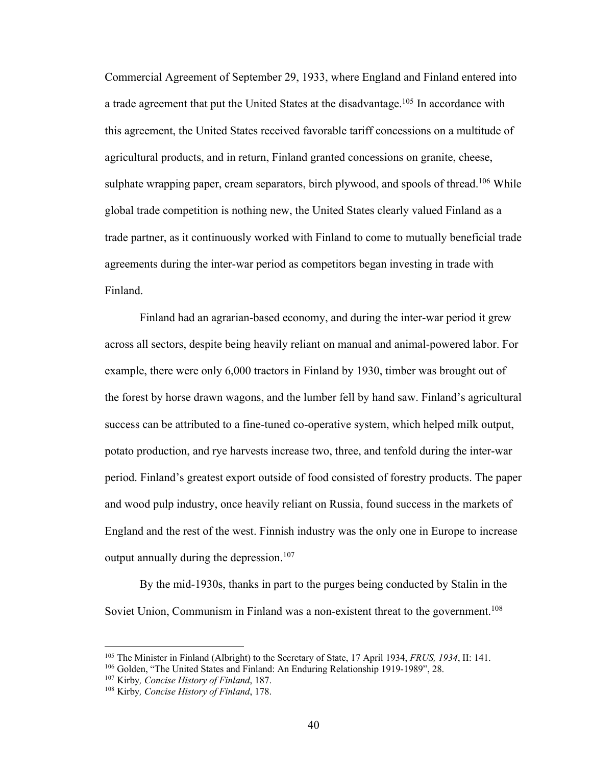Commercial Agreement of September 29, 1933, where England and Finland entered into a trade agreement that put the United States at the disadvantage.[105] In accordance with this agreement, the United States received favorable tariff concessions on a multitude of agricultural products, and in return, Finland granted concessions on granite, cheese, sulphate wrapping paper, cream separators, birch plywood, and spools of thread.[106] While global trade competition is nothing new, the United States clearly valued Finland as a trade partner, as it continuously worked with Finland to come to mutually beneficial trade agreements during the inter-war period as competitors began investing in trade with Finland.

Finland had an agrarian-based economy, and during the inter-war period it grew across all sectors, despite being heavily reliant on manual and animal-powered labor. For example, there were only 6,000 tractors in Finland by 1930, timber was brought out of the forest by horse drawn wagons, and the lumber fell by hand saw. Finland's agricultural success can be attributed to a fine-tuned co-operative system, which helped milk output, potato production, and rye harvests increase two, three, and tenfold during the inter-war period. Finland's greatest export outside of food consisted of forestry products. The paper and wood pulp industry, once heavily reliant on Russia, found success in the markets of England and the rest of the west. Finnish industry was the only one in Europe to increase output annually during the depression.[107]

By the mid-1930s, thanks in part to the purges being conducted by Stalin in the Soviet Union, Communism in Finland was a non-existent threat to the government.[108]

---

[105] The Minister in Finland (Albright) to the Secretary of State, 17 April 1934, *FRUS, 1934*, II: 141.

[106] Golden, "The United States and Finland: An Enduring Relationship 1919-1989", 28.

[107] Kirby*, Concise History of Finland*, 187.

[108] Kirby*, Concise History of Finland*, 178.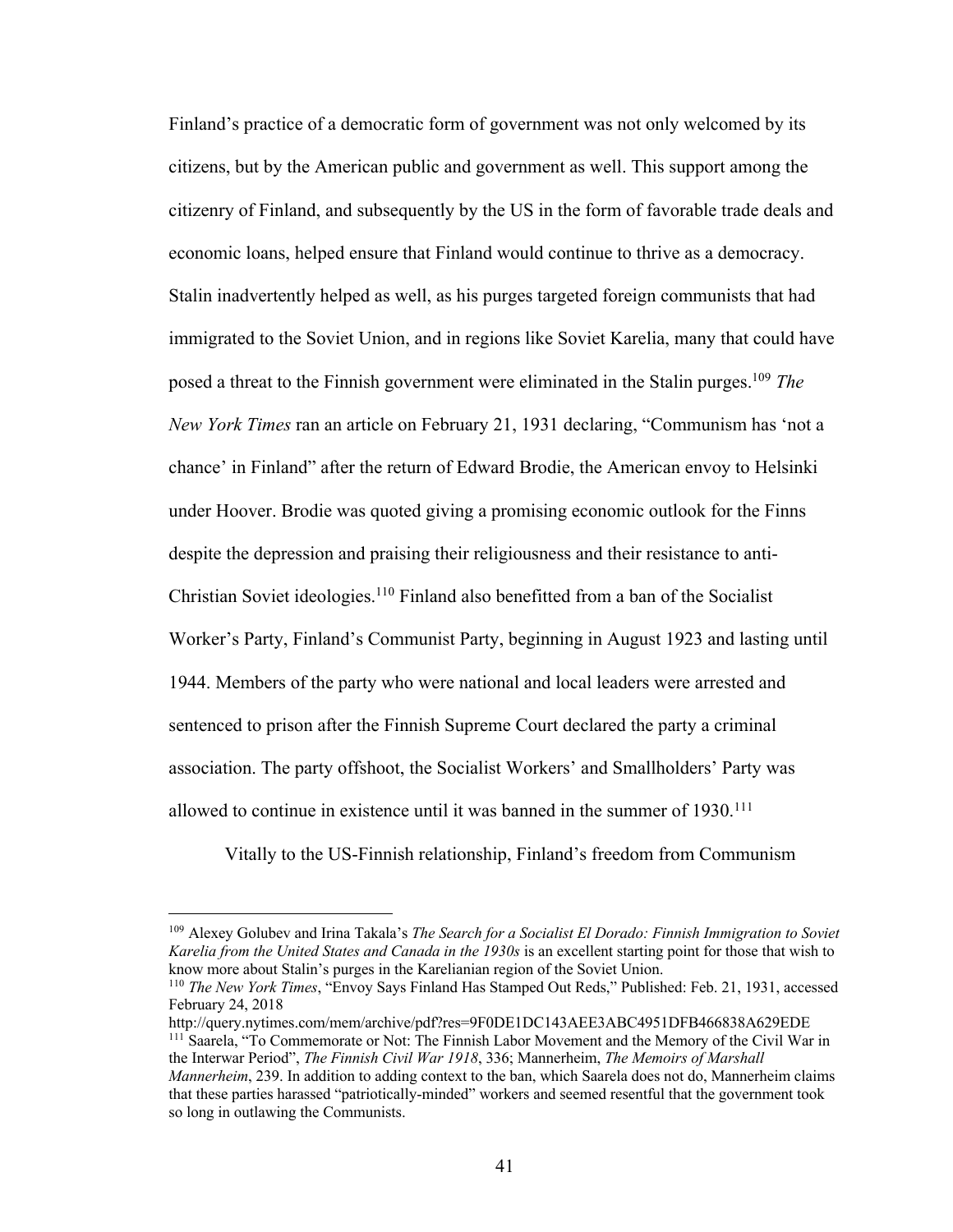Finland's practice of a democratic form of government was not only welcomed by its citizens, but by the American public and government as well. This support among the citizenry of Finland, and subsequently by the US in the form of favorable trade deals and economic loans, helped ensure that Finland would continue to thrive as a democracy. Stalin inadvertently helped as well, as his purges targeted foreign communists that had immigrated to the Soviet Union, and in regions like Soviet Karelia, many that could have posed a threat to the Finnish government were eliminated in the Stalin purges.[109] *The New York Times* ran an article on February 21, 1931 declaring, "Communism has 'not a chance' in Finland" after the return of Edward Brodie, the American envoy to Helsinki under Hoover. Brodie was quoted giving a promising economic outlook for the Finns despite the depression and praising their religiousness and their resistance to anti-Christian Soviet ideologies.[110] Finland also benefitted from a ban of the Socialist Worker's Party, Finland's Communist Party, beginning in August 1923 and lasting until 1944. Members of the party who were national and local leaders were arrested and sentenced to prison after the Finnish Supreme Court declared the party a criminal association. The party offshoot, the Socialist Workers' and Smallholders' Party was allowed to continue in existence until it was banned in the summer of 1930.[111]

Vitally to the US-Finnish relationship, Finland's freedom from Communism

---

[109] Alexey Golubev and Irina Takala's *The Search for a Socialist El Dorado: Finnish Immigration to Soviet Karelia from the United States and Canada in the 1930s* is an excellent starting point for those that wish to know more about Stalin's purges in the Karelianian region of the Soviet Union.

[110] *The New York Times*, "Envoy Says Finland Has Stamped Out Reds," Published: Feb. 21, 1931, accessed February 24, 2018 http://query.nytimes.com/mem/archive/pdf?res=9F0DE1DC143AEE3ABC4951DFB466838A629EDE

[111] Saarela, "To Commemorate or Not: The Finnish Labor Movement and the Memory of the Civil War in the Interwar Period", *The Finnish Civil War 1918*, 336; Mannerheim, *The Memoirs of Marshall Mannerheim*, 239. In addition to adding context to the ban, which Saarela does not do, Mannerheim claims that these parties harassed "patriotically-minded" workers and seemed resentful that the government took so long in outlawing the Communists.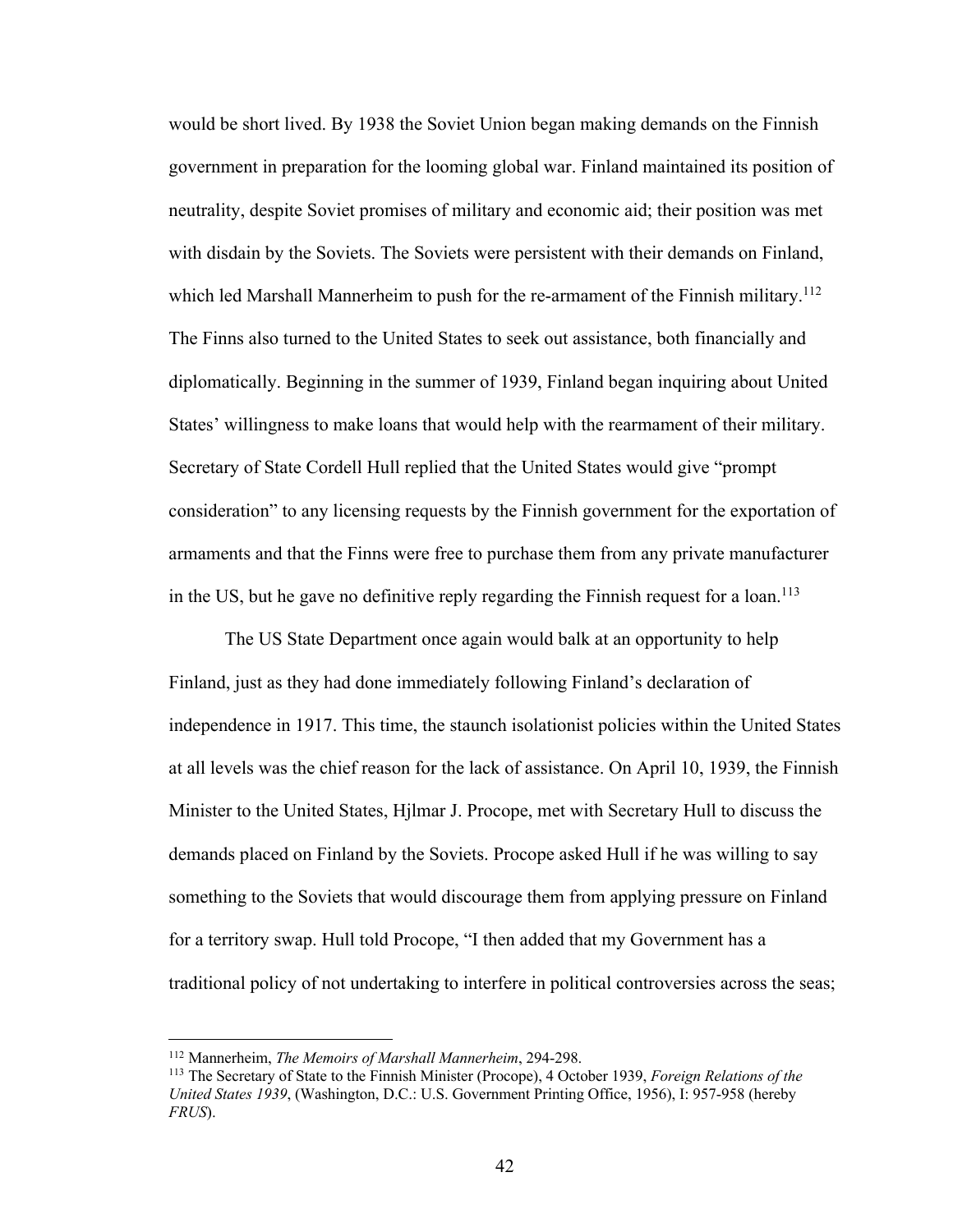would be short lived. By 1938 the Soviet Union began making demands on the Finnish government in preparation for the looming global war. Finland maintained its position of neutrality, despite Soviet promises of military and economic aid; their position was met with disdain by the Soviets. The Soviets were persistent with their demands on Finland, which led Marshall Mannerheim to push for the re-armament of the Finnish military.[112] The Finns also turned to the United States to seek out assistance, both financially and diplomatically. Beginning in the summer of 1939, Finland began inquiring about United States' willingness to make loans that would help with the rearmament of their military. Secretary of State Cordell Hull replied that the United States would give "prompt consideration" to any licensing requests by the Finnish government for the exportation of armaments and that the Finns were free to purchase them from any private manufacturer in the US, but he gave no definitive reply regarding the Finnish request for a loan.[113]

The US State Department once again would balk at an opportunity to help Finland, just as they had done immediately following Finland's declaration of independence in 1917. This time, the staunch isolationist policies within the United States at all levels was the chief reason for the lack of assistance. On April 10, 1939, the Finnish Minister to the United States, Hjlmar J. Procope, met with Secretary Hull to discuss the demands placed on Finland by the Soviets. Procope asked Hull if he was willing to say something to the Soviets that would discourage them from applying pressure on Finland for a territory swap. Hull told Procope, "I then added that my Government has a traditional policy of not undertaking to interfere in political controversies across the seas;

---

[112] Mannerheim, *The Memoirs of Marshall Mannerheim*, 294-298.

[113] The Secretary of State to the Finnish Minister (Procope), 4 October 1939, *Foreign Relations of the United States 1939*, (Washington, D.C.: U.S. Government Printing Office, 1956), I: 957-958 (hereby *FRUS*).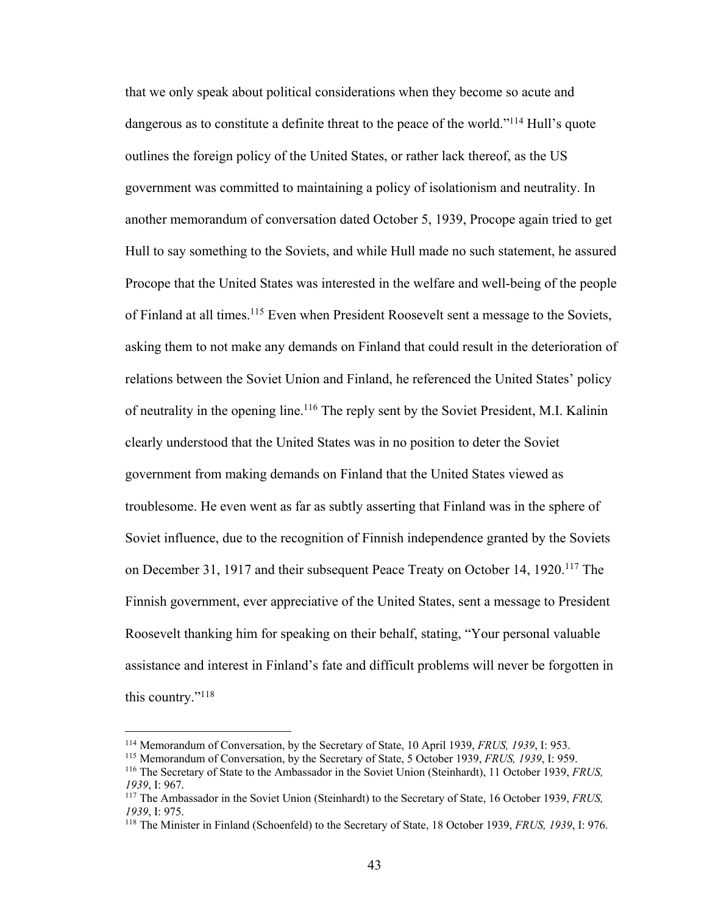that we only speak about political considerations when they become so acute and dangerous as to constitute a definite threat to the peace of the world."[114] Hull's quote outlines the foreign policy of the United States, or rather lack thereof, as the US government was committed to maintaining a policy of isolationism and neutrality. In another memorandum of conversation dated October 5, 1939, Procope again tried to get Hull to say something to the Soviets, and while Hull made no such statement, he assured Procope that the United States was interested in the welfare and well-being of the people of Finland at all times.[115] Even when President Roosevelt sent a message to the Soviets, asking them to not make any demands on Finland that could result in the deterioration of relations between the Soviet Union and Finland, he referenced the United States' policy of neutrality in the opening line.[116] The reply sent by the Soviet President, M.I. Kalinin clearly understood that the United States was in no position to deter the Soviet government from making demands on Finland that the United States viewed as troublesome. He even went as far as subtly asserting that Finland was in the sphere of Soviet influence, due to the recognition of Finnish independence granted by the Soviets on December 31, 1917 and their subsequent Peace Treaty on October 14, 1920.[117] The Finnish government, ever appreciative of the United States, sent a message to President Roosevelt thanking him for speaking on their behalf, stating, "Your personal valuable assistance and interest in Finland's fate and difficult problems will never be forgotten in this country."[118]

---

[114] Memorandum of Conversation, by the Secretary of State, 10 April 1939, *FRUS, 1939*, I: 953.

[115] Memorandum of Conversation, by the Secretary of State, 5 October 1939, *FRUS, 1939*, I: 959.

[116] The Secretary of State to the Ambassador in the Soviet Union (Steinhardt), 11 October 1939, *FRUS, 1939*, I: 967.

[117] The Ambassador in the Soviet Union (Steinhardt) to the Secretary of State, 16 October 1939, *FRUS, 1939*, I: 975.

[118] The Minister in Finland (Schoenfeld) to the Secretary of State, 18 October 1939, *FRUS, 1939*, I: 976.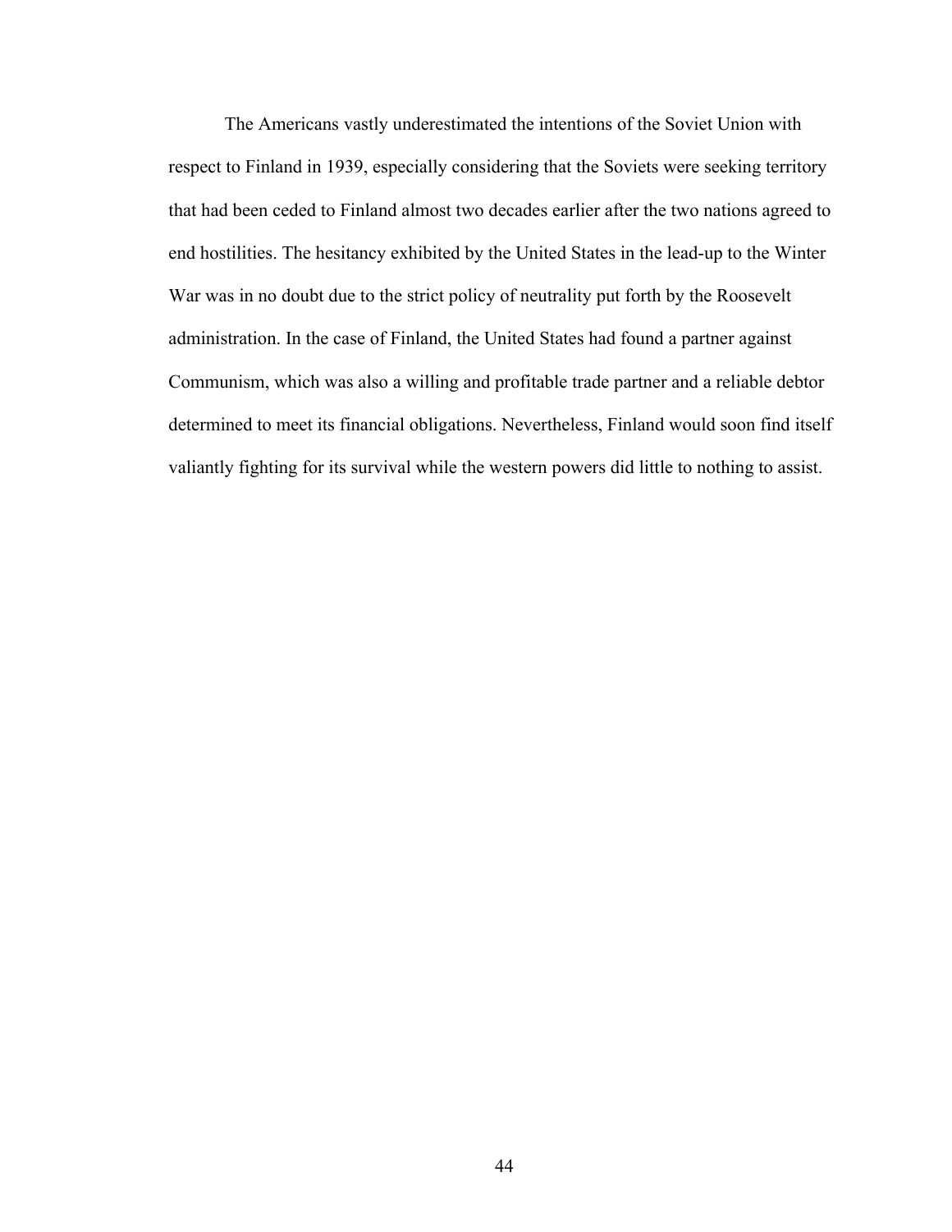The Americans vastly underestimated the intentions of the Soviet Union with respect to Finland in 1939, especially considering that the Soviets were seeking territory that had been ceded to Finland almost two decades earlier after the two nations agreed to end hostilities. The hesitancy exhibited by the United States in the lead-up to the Winter War was in no doubt due to the strict policy of neutrality put forth by the Roosevelt administration. In the case of Finland, the United States had found a partner against Communism, which was also a willing and profitable trade partner and a reliable debtor determined to meet its financial obligations. Nevertheless, Finland would soon find itself valiantly fighting for its survival while the western powers did little to nothing to assist.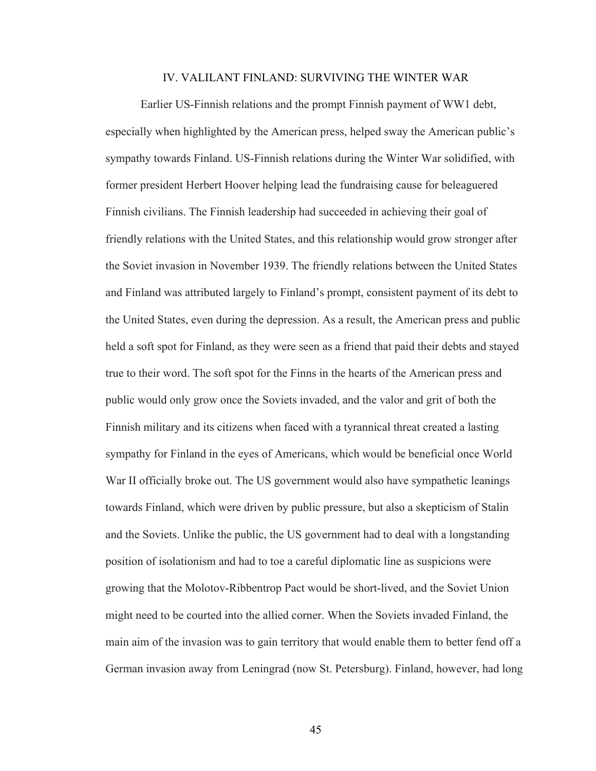## IV. VALILANT FINLAND: SURVIVING THE WINTER WAR

Earlier US-Finnish relations and the prompt Finnish payment of WW1 debt, especially when highlighted by the American press, helped sway the American public's sympathy towards Finland. US-Finnish relations during the Winter War solidified, with former president Herbert Hoover helping lead the fundraising cause for beleaguered Finnish civilians. The Finnish leadership had succeeded in achieving their goal of friendly relations with the United States, and this relationship would grow stronger after the Soviet invasion in November 1939. The friendly relations between the United States and Finland was attributed largely to Finland's prompt, consistent payment of its debt to the United States, even during the depression. As a result, the American press and public held a soft spot for Finland, as they were seen as a friend that paid their debts and stayed true to their word. The soft spot for the Finns in the hearts of the American press and public would only grow once the Soviets invaded, and the valor and grit of both the Finnish military and its citizens when faced with a tyrannical threat created a lasting sympathy for Finland in the eyes of Americans, which would be beneficial once World War II officially broke out. The US government would also have sympathetic leanings towards Finland, which were driven by public pressure, but also a skepticism of Stalin and the Soviets. Unlike the public, the US government had to deal with a longstanding position of isolationism and had to toe a careful diplomatic line as suspicions were growing that the Molotov-Ribbentrop Pact would be short-lived, and the Soviet Union might need to be courted into the allied corner. When the Soviets invaded Finland, the main aim of the invasion was to gain territory that would enable them to better fend off a German invasion away from Leningrad (now St. Petersburg). Finland, however, had long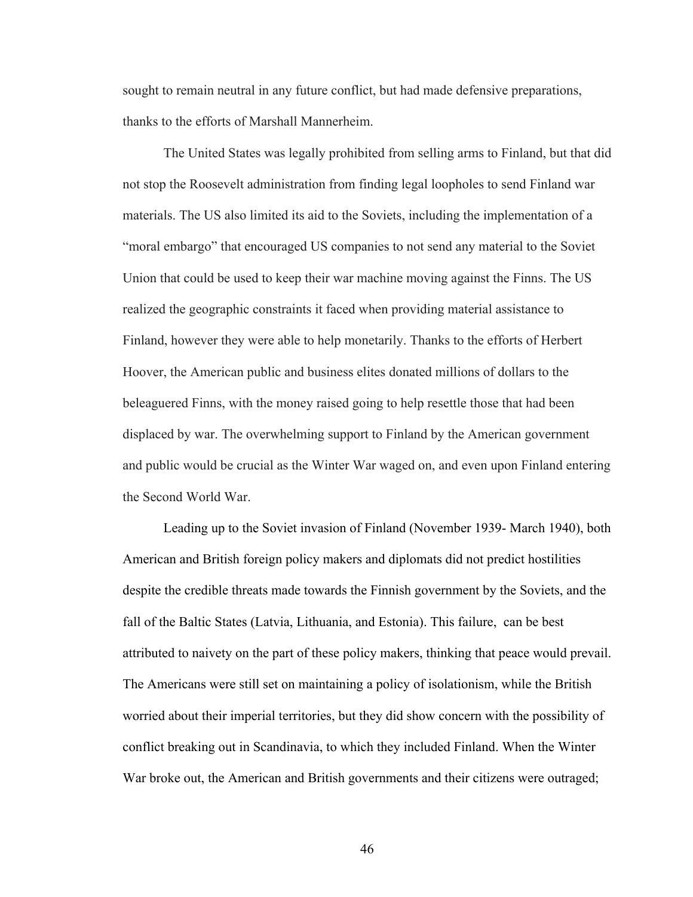sought to remain neutral in any future conflict, but had made defensive preparations, thanks to the efforts of Marshall Mannerheim.

The United States was legally prohibited from selling arms to Finland, but that did not stop the Roosevelt administration from finding legal loopholes to send Finland war materials. The US also limited its aid to the Soviets, including the implementation of a "moral embargo" that encouraged US companies to not send any material to the Soviet Union that could be used to keep their war machine moving against the Finns. The US realized the geographic constraints it faced when providing material assistance to Finland, however they were able to help monetarily. Thanks to the efforts of Herbert Hoover, the American public and business elites donated millions of dollars to the beleaguered Finns, with the money raised going to help resettle those that had been displaced by war. The overwhelming support to Finland by the American government and public would be crucial as the Winter War waged on, and even upon Finland entering the Second World War.

Leading up to the Soviet invasion of Finland (November 1939- March 1940), both American and British foreign policy makers and diplomats did not predict hostilities despite the credible threats made towards the Finnish government by the Soviets, and the fall of the Baltic States (Latvia, Lithuania, and Estonia). This failure, can be best attributed to naivety on the part of these policy makers, thinking that peace would prevail. The Americans were still set on maintaining a policy of isolationism, while the British worried about their imperial territories, but they did show concern with the possibility of conflict breaking out in Scandinavia, to which they included Finland. When the Winter War broke out, the American and British governments and their citizens were outraged;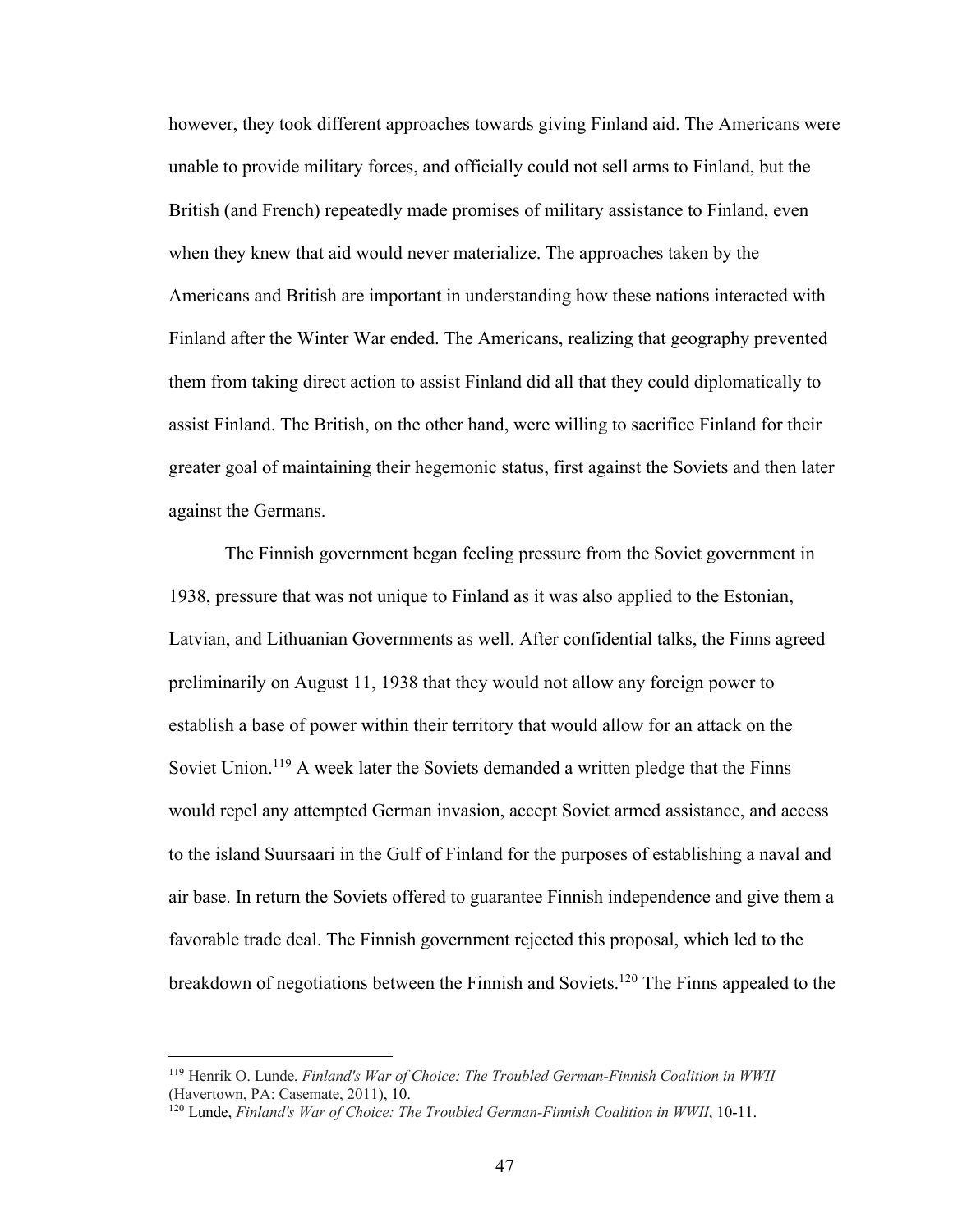however, they took different approaches towards giving Finland aid. The Americans were unable to provide military forces, and officially could not sell arms to Finland, but the British (and French) repeatedly made promises of military assistance to Finland, even when they knew that aid would never materialize. The approaches taken by the Americans and British are important in understanding how these nations interacted with Finland after the Winter War ended. The Americans, realizing that geography prevented them from taking direct action to assist Finland did all that they could diplomatically to assist Finland. The British, on the other hand, were willing to sacrifice Finland for their greater goal of maintaining their hegemonic status, first against the Soviets and then later against the Germans.

The Finnish government began feeling pressure from the Soviet government in 1938, pressure that was not unique to Finland as it was also applied to the Estonian, Latvian, and Lithuanian Governments as well. After confidential talks, the Finns agreed preliminarily on August 11, 1938 that they would not allow any foreign power to establish a base of power within their territory that would allow for an attack on the Soviet Union.[119] A week later the Soviets demanded a written pledge that the Finns would repel any attempted German invasion, accept Soviet armed assistance, and access to the island Suursaari in the Gulf of Finland for the purposes of establishing a naval and air base. In return the Soviets offered to guarantee Finnish independence and give them a favorable trade deal. The Finnish government rejected this proposal, which led to the breakdown of negotiations between the Finnish and Soviets.[120] The Finns appealed to the

---

[119] Henrik O. Lunde, *Finland's War of Choice: The Troubled German-Finnish Coalition in WWII* (Havertown, PA: Casemate, 2011), 10.

[120] Lunde, *Finland's War of Choice: The Troubled German-Finnish Coalition in WWII*, 10-11.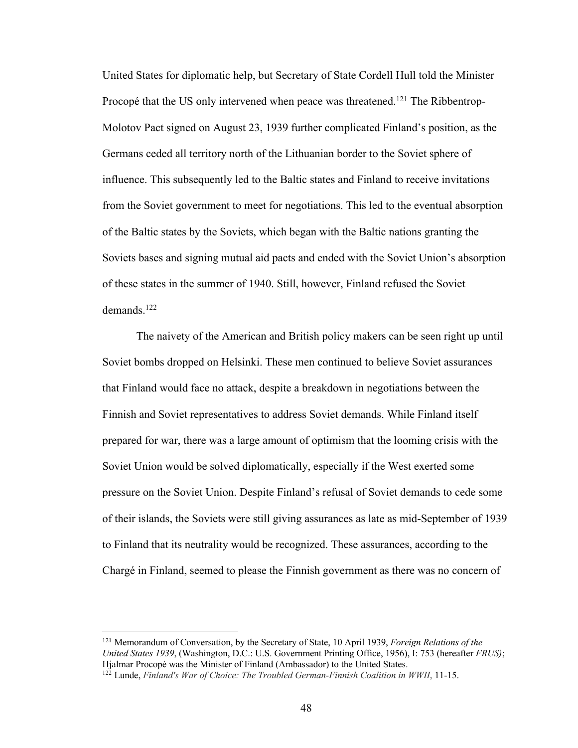United States for diplomatic help, but Secretary of State Cordell Hull told the Minister Procopé that the US only intervened when peace was threatened.[121] The Ribbentrop-Molotov Pact signed on August 23, 1939 further complicated Finland's position, as the Germans ceded all territory north of the Lithuanian border to the Soviet sphere of influence. This subsequently led to the Baltic states and Finland to receive invitations from the Soviet government to meet for negotiations. This led to the eventual absorption of the Baltic states by the Soviets, which began with the Baltic nations granting the Soviets bases and signing mutual aid pacts and ended with the Soviet Union's absorption of these states in the summer of 1940. Still, however, Finland refused the Soviet demands.[122]

The naivety of the American and British policy makers can be seen right up until Soviet bombs dropped on Helsinki. These men continued to believe Soviet assurances that Finland would face no attack, despite a breakdown in negotiations between the Finnish and Soviet representatives to address Soviet demands. While Finland itself prepared for war, there was a large amount of optimism that the looming crisis with the Soviet Union would be solved diplomatically, especially if the West exerted some pressure on the Soviet Union. Despite Finland's refusal of Soviet demands to cede some of their islands, the Soviets were still giving assurances as late as mid-September of 1939 to Finland that its neutrality would be recognized. These assurances, according to the Chargé in Finland, seemed to please the Finnish government as there was no concern of

---

[121] Memorandum of Conversation, by the Secretary of State, 10 April 1939, *Foreign Relations of the United States 1939*, (Washington, D.C.: U.S. Government Printing Office, 1956), I: 753 (hereafter *FRUS)*; Hjalmar Procopé was the Minister of Finland (Ambassador) to the United States.

[122] Lunde, *Finland's War of Choice: The Troubled German-Finnish Coalition in WWII*, 11-15.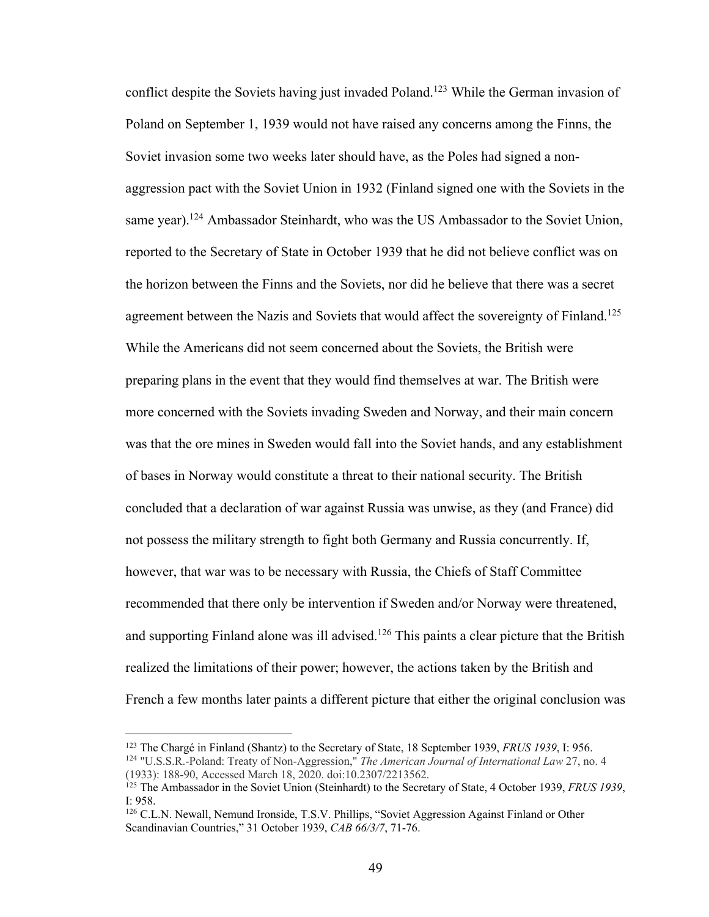conflict despite the Soviets having just invaded Poland.[123] While the German invasion of Poland on September 1, 1939 would not have raised any concerns among the Finns, the Soviet invasion some two weeks later should have, as the Poles had signed a non-aggression pact with the Soviet Union in 1932 (Finland signed one with the Soviets in the same year).[124] Ambassador Steinhardt, who was the US Ambassador to the Soviet Union, reported to the Secretary of State in October 1939 that he did not believe conflict was on the horizon between the Finns and the Soviets, nor did he believe that there was a secret agreement between the Nazis and Soviets that would affect the sovereignty of Finland.[125] While the Americans did not seem concerned about the Soviets, the British were preparing plans in the event that they would find themselves at war. The British were more concerned with the Soviets invading Sweden and Norway, and their main concern was that the ore mines in Sweden would fall into the Soviet hands, and any establishment of bases in Norway would constitute a threat to their national security. The British concluded that a declaration of war against Russia was unwise, as they (and France) did not possess the military strength to fight both Germany and Russia concurrently. If, however, that war was to be necessary with Russia, the Chiefs of Staff Committee recommended that there only be intervention if Sweden and/or Norway were threatened, and supporting Finland alone was ill advised.[126] This paints a clear picture that the British realized the limitations of their power; however, the actions taken by the British and French a few months later paints a different picture that either the original conclusion was

---

[123] The Chargé in Finland (Shantz) to the Secretary of State, 18 September 1939, *FRUS 1939*, I: 956.

[124] "U.S.S.R.-Poland: Treaty of Non-Aggression," *The American Journal of International Law* 27, no. 4 (1933): 188-90, Accessed March 18, 2020. doi:10.2307/2213562.

[125] The Ambassador in the Soviet Union (Steinhardt) to the Secretary of State, 4 October 1939, *FRUS 1939*, I: 958.

[126] C.L.N. Newall, Nemund Ironside, T.S.V. Phillips, "Soviet Aggression Against Finland or Other Scandinavian Countries," 31 October 1939, *CAB 66/3/7*, 71-76.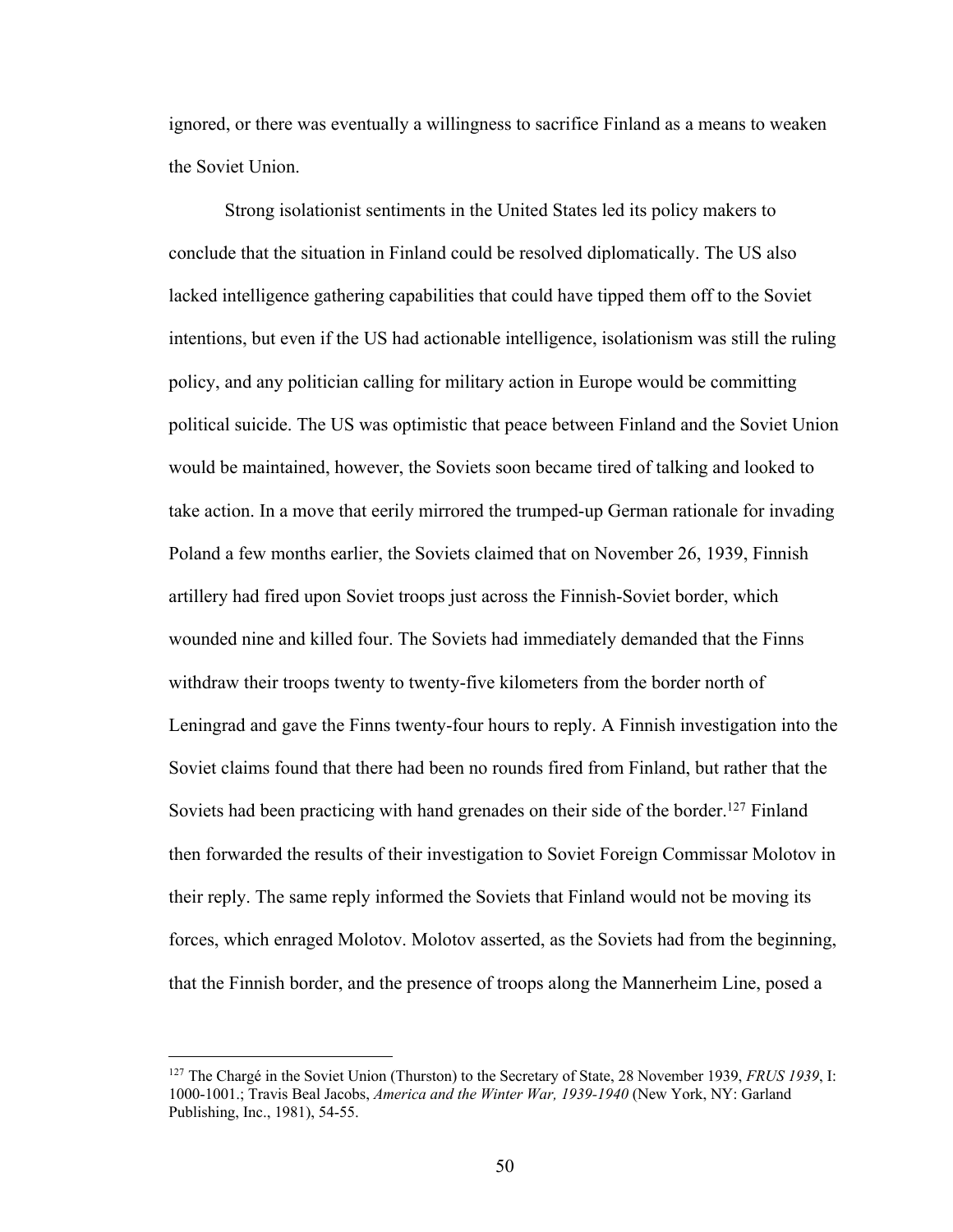ignored, or there was eventually a willingness to sacrifice Finland as a means to weaken the Soviet Union.

Strong isolationist sentiments in the United States led its policy makers to conclude that the situation in Finland could be resolved diplomatically. The US also lacked intelligence gathering capabilities that could have tipped them off to the Soviet intentions, but even if the US had actionable intelligence, isolationism was still the ruling policy, and any politician calling for military action in Europe would be committing political suicide. The US was optimistic that peace between Finland and the Soviet Union would be maintained, however, the Soviets soon became tired of talking and looked to take action. In a move that eerily mirrored the trumped-up German rationale for invading Poland a few months earlier, the Soviets claimed that on November 26, 1939, Finnish artillery had fired upon Soviet troops just across the Finnish-Soviet border, which wounded nine and killed four. The Soviets had immediately demanded that the Finns withdraw their troops twenty to twenty-five kilometers from the border north of Leningrad and gave the Finns twenty-four hours to reply. A Finnish investigation into the Soviet claims found that there had been no rounds fired from Finland, but rather that the Soviets had been practicing with hand grenades on their side of the border.[127] Finland then forwarded the results of their investigation to Soviet Foreign Commissar Molotov in their reply. The same reply informed the Soviets that Finland would not be moving its forces, which enraged Molotov. Molotov asserted, as the Soviets had from the beginning, that the Finnish border, and the presence of troops along the Mannerheim Line, posed a

---

[127] The Chargé in the Soviet Union (Thurston) to the Secretary of State, 28 November 1939, *FRUS 1939*, I: 1000-1001.; Travis Beal Jacobs, *America and the Winter War, 1939-1940* (New York, NY: Garland Publishing, Inc., 1981), 54-55.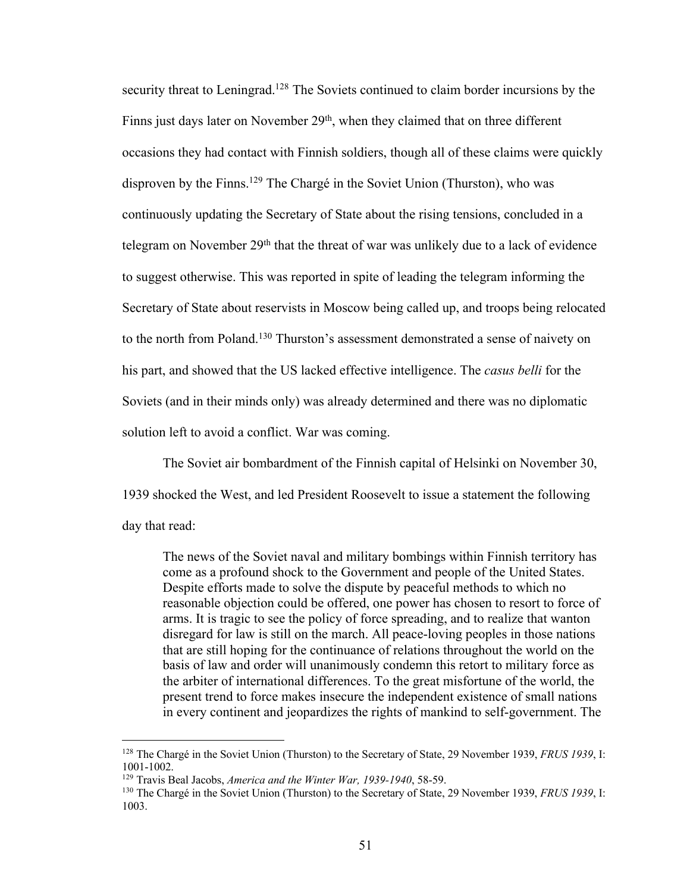security threat to Leningrad.[128] The Soviets continued to claim border incursions by the Finns just days later on November 29th, when they claimed that on three different occasions they had contact with Finnish soldiers, though all of these claims were quickly disproven by the Finns.[129] The Chargé in the Soviet Union (Thurston), who was continuously updating the Secretary of State about the rising tensions, concluded in a telegram on November 29th that the threat of war was unlikely due to a lack of evidence to suggest otherwise. This was reported in spite of leading the telegram informing the Secretary of State about reservists in Moscow being called up, and troops being relocated to the north from Poland.[130] Thurston's assessment demonstrated a sense of naivety on his part, and showed that the US lacked effective intelligence. The *casus belli* for the Soviets (and in their minds only) was already determined and there was no diplomatic solution left to avoid a conflict. War was coming.

The Soviet air bombardment of the Finnish capital of Helsinki on November 30, 1939 shocked the West, and led President Roosevelt to issue a statement the following day that read:

> The news of the Soviet naval and military bombings within Finnish territory has come as a profound shock to the Government and people of the United States. Despite efforts made to solve the dispute by peaceful methods to which no reasonable objection could be offered, one power has chosen to resort to force of arms. It is tragic to see the policy of force spreading, and to realize that wanton disregard for law is still on the march. All peace-loving peoples in those nations that are still hoping for the continuance of relations throughout the world on the basis of law and order will unanimously condemn this retort to military force as the arbiter of international differences. To the great misfortune of the world, the present trend to force makes insecure the independent existence of small nations in every continent and jeopardizes the rights of mankind to self-government. The

---

[128] The Chargé in the Soviet Union (Thurston) to the Secretary of State, 29 November 1939, *FRUS 1939*, I: 1001-1002.

[129] Travis Beal Jacobs, *America and the Winter War, 1939-1940*, 58-59.

[130] The Chargé in the Soviet Union (Thurston) to the Secretary of State, 29 November 1939, *FRUS 1939*, I: 1003.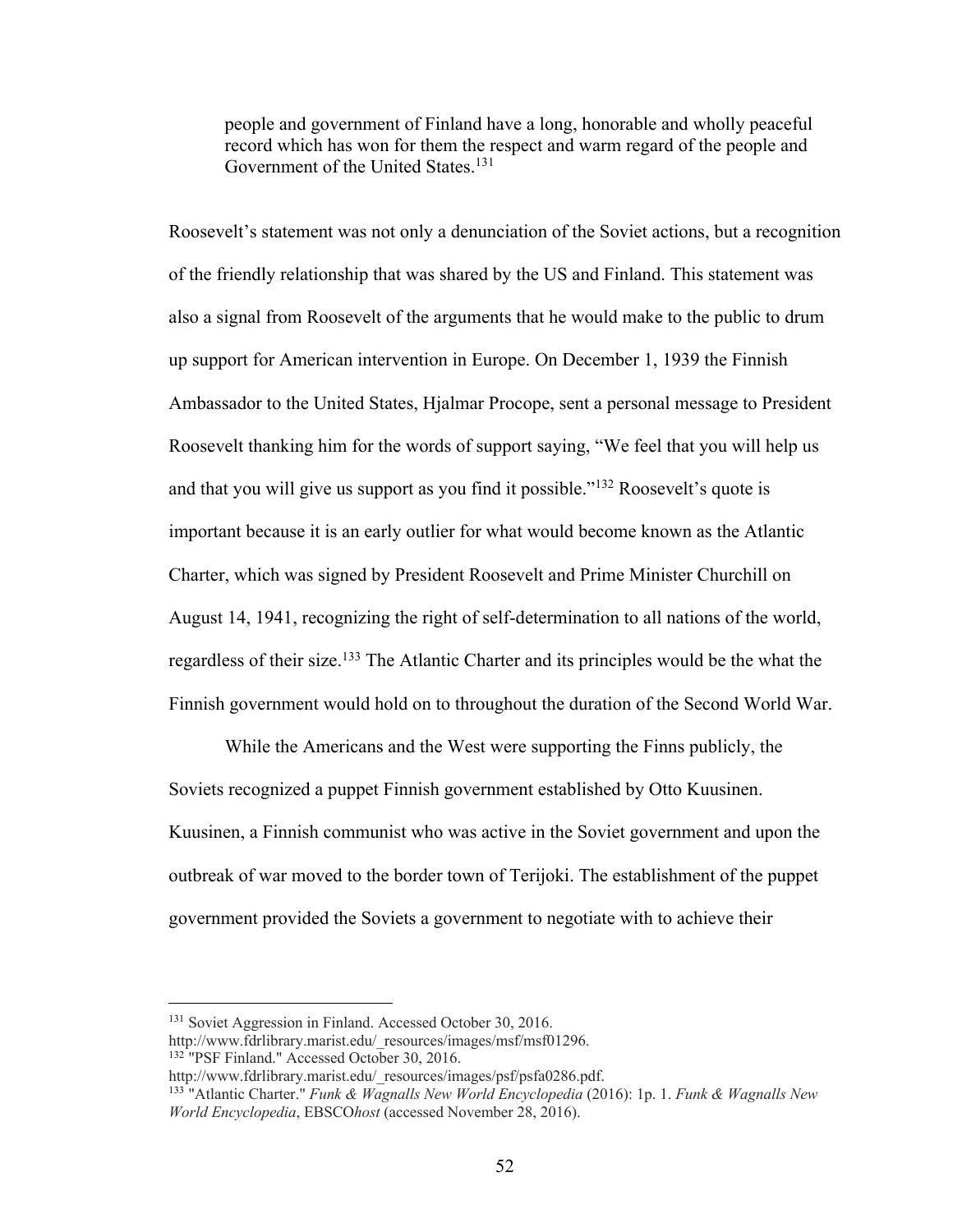> people and government of Finland have a long, honorable and wholly peaceful record which has won for them the respect and warm regard of the people and Government of the United States.[131]

Roosevelt's statement was not only a denunciation of the Soviet actions, but a recognition of the friendly relationship that was shared by the US and Finland. This statement was also a signal from Roosevelt of the arguments that he would make to the public to drum up support for American intervention in Europe. On December 1, 1939 the Finnish Ambassador to the United States, Hjalmar Procope, sent a personal message to President Roosevelt thanking him for the words of support saying, "We feel that you will help us and that you will give us support as you find it possible."[132] Roosevelt's quote is important because it is an early outlier for what would become known as the Atlantic Charter, which was signed by President Roosevelt and Prime Minister Churchill on August 14, 1941, recognizing the right of self-determination to all nations of the world, regardless of their size.[133] The Atlantic Charter and its principles would be the what the Finnish government would hold on to throughout the duration of the Second World War.

While the Americans and the West were supporting the Finns publicly, the Soviets recognized a puppet Finnish government established by Otto Kuusinen. Kuusinen, a Finnish communist who was active in the Soviet government and upon the outbreak of war moved to the border town of Terijoki. The establishment of the puppet government provided the Soviets a government to negotiate with to achieve their

---

[131] Soviet Aggression in Finland. Accessed October 30, 2016. http://www.fdrlibrary.marist.edu/_resources/images/msf/msf01296.

[132] "PSF Finland." Accessed October 30, 2016. http://www.fdrlibrary.marist.edu/_resources/images/psf/psfa0286.pdf.

[133] "Atlantic Charter." *Funk & Wagnalls New World Encyclopedia* (2016): 1p. 1. *Funk & Wagnalls New World Encyclopedia*, EBSCO*host* (accessed November 28, 2016).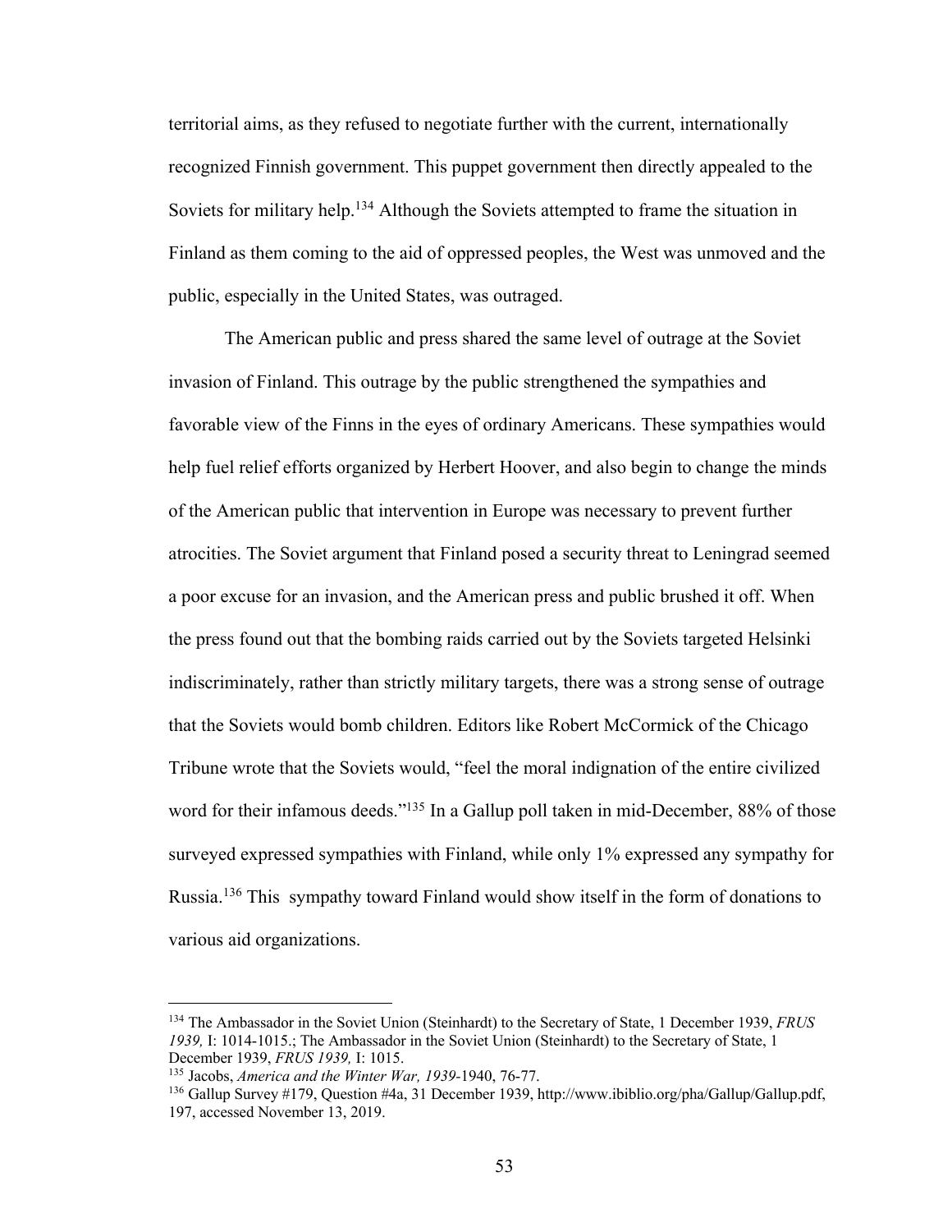territorial aims, as they refused to negotiate further with the current, internationally recognized Finnish government. This puppet government then directly appealed to the Soviets for military help.[134] Although the Soviets attempted to frame the situation in Finland as them coming to the aid of oppressed peoples, the West was unmoved and the public, especially in the United States, was outraged.

The American public and press shared the same level of outrage at the Soviet invasion of Finland. This outrage by the public strengthened the sympathies and favorable view of the Finns in the eyes of ordinary Americans. These sympathies would help fuel relief efforts organized by Herbert Hoover, and also begin to change the minds of the American public that intervention in Europe was necessary to prevent further atrocities. The Soviet argument that Finland posed a security threat to Leningrad seemed a poor excuse for an invasion, and the American press and public brushed it off. When the press found out that the bombing raids carried out by the Soviets targeted Helsinki indiscriminately, rather than strictly military targets, there was a strong sense of outrage that the Soviets would bomb children. Editors like Robert McCormick of the Chicago Tribune wrote that the Soviets would, "feel the moral indignation of the entire civilized word for their infamous deeds."[135] In a Gallup poll taken in mid-December, 88% of those surveyed expressed sympathies with Finland, while only 1% expressed any sympathy for Russia.[136] This sympathy toward Finland would show itself in the form of donations to various aid organizations.

---

[134] The Ambassador in the Soviet Union (Steinhardt) to the Secretary of State, 1 December 1939, *FRUS 1939,* I: 1014-1015.; The Ambassador in the Soviet Union (Steinhardt) to the Secretary of State, 1 December 1939, *FRUS 1939,* I: 1015.

[135] Jacobs, *America and the Winter War, 1939*-1940, 76-77.

[136] Gallup Survey #179, Question #4a, 31 December 1939, http://www.ibiblio.org/pha/Gallup/Gallup.pdf, 197, accessed November 13, 2019.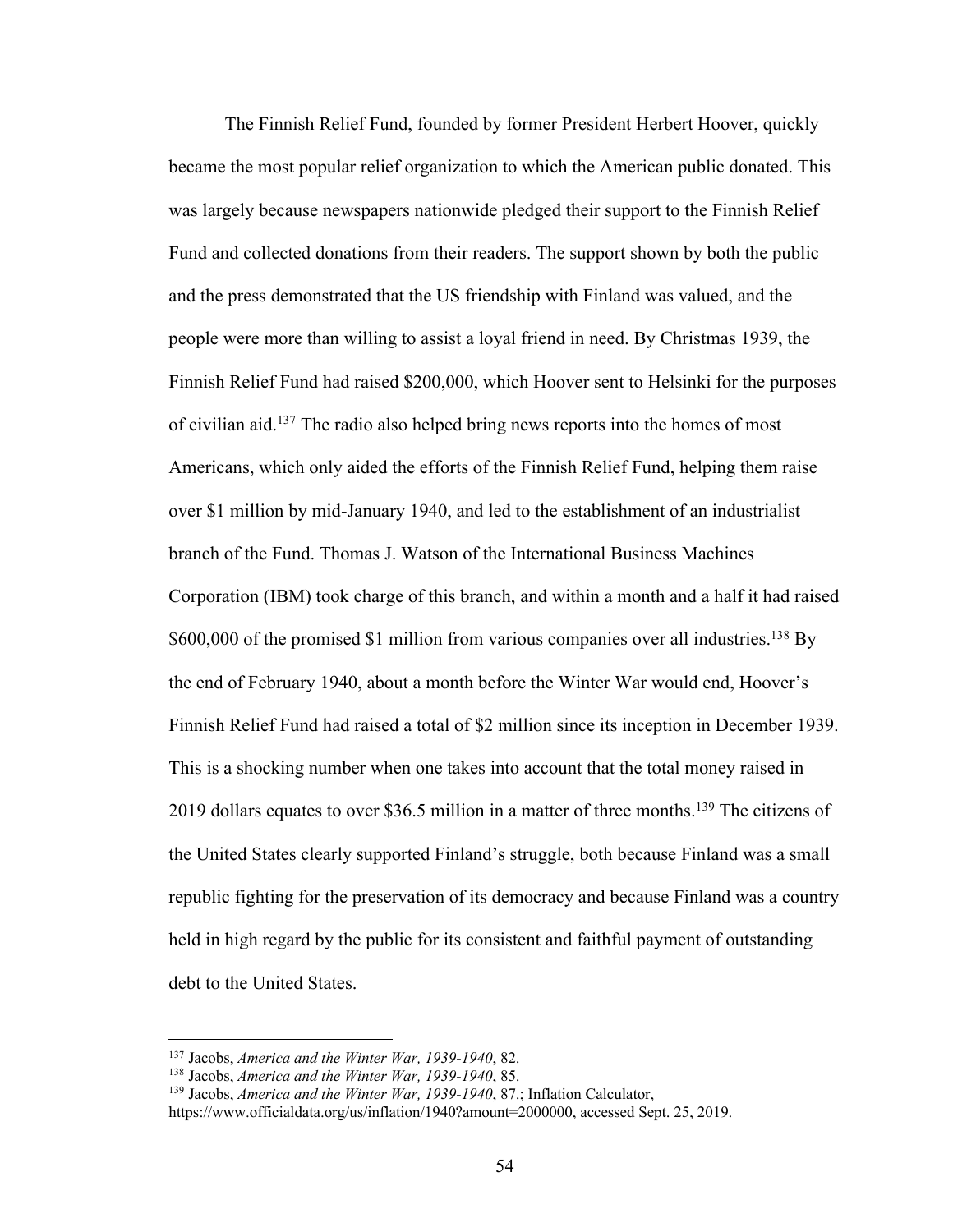The Finnish Relief Fund, founded by former President Herbert Hoover, quickly became the most popular relief organization to which the American public donated. This was largely because newspapers nationwide pledged their support to the Finnish Relief Fund and collected donations from their readers. The support shown by both the public and the press demonstrated that the US friendship with Finland was valued, and the people were more than willing to assist a loyal friend in need. By Christmas 1939, the Finnish Relief Fund had raised $200,000, which Hoover sent to Helsinki for the purposes of civilian aid.[137] The radio also helped bring news reports into the homes of most Americans, which only aided the efforts of the Finnish Relief Fund, helping them raise over $1 million by mid-January 1940, and led to the establishment of an industrialist branch of the Fund. Thomas J. Watson of the International Business Machines Corporation (IBM) took charge of this branch, and within a month and a half it had raised $600,000 of the promised $1 million from various companies over all industries.[138] By the end of February 1940, about a month before the Winter War would end, Hoover's Finnish Relief Fund had raised a total of $2 million since its inception in December 1939. This is a shocking number when one takes into account that the total money raised in 2019 dollars equates to over $36.5 million in a matter of three months.[139] The citizens of the United States clearly supported Finland's struggle, both because Finland was a small republic fighting for the preservation of its democracy and because Finland was a country held in high regard by the public for its consistent and faithful payment of outstanding debt to the United States.

---

[137] Jacobs, *America and the Winter War, 1939-1940*, 82.
[138] Jacobs, *America and the Winter War, 1939-1940*, 85.
[139] Jacobs, *America and the Winter War, 1939-1940*, 87.; Inflation Calculator, https://www.officialdata.org/us/inflation/1940?amount=2000000, accessed Sept. 25, 2019.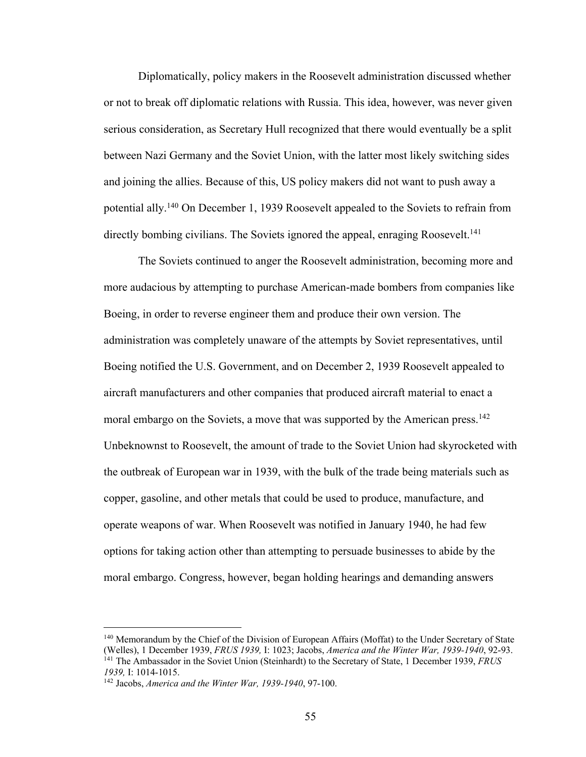Diplomatically, policy makers in the Roosevelt administration discussed whether or not to break off diplomatic relations with Russia. This idea, however, was never given serious consideration, as Secretary Hull recognized that there would eventually be a split between Nazi Germany and the Soviet Union, with the latter most likely switching sides and joining the allies. Because of this, US policy makers did not want to push away a potential ally.[140] On December 1, 1939 Roosevelt appealed to the Soviets to refrain from directly bombing civilians. The Soviets ignored the appeal, enraging Roosevelt.[141]

The Soviets continued to anger the Roosevelt administration, becoming more and more audacious by attempting to purchase American-made bombers from companies like Boeing, in order to reverse engineer them and produce their own version. The administration was completely unaware of the attempts by Soviet representatives, until Boeing notified the U.S. Government, and on December 2, 1939 Roosevelt appealed to aircraft manufacturers and other companies that produced aircraft material to enact a moral embargo on the Soviets, a move that was supported by the American press.[142] Unbeknownst to Roosevelt, the amount of trade to the Soviet Union had skyrocketed with the outbreak of European war in 1939, with the bulk of the trade being materials such as copper, gasoline, and other metals that could be used to produce, manufacture, and operate weapons of war. When Roosevelt was notified in January 1940, he had few options for taking action other than attempting to persuade businesses to abide by the moral embargo. Congress, however, began holding hearings and demanding answers

---

[140] Memorandum by the Chief of the Division of European Affairs (Moffat) to the Under Secretary of State (Welles), 1 December 1939, *FRUS 1939,* I: 1023; Jacobs, *America and the Winter War, 1939-1940*, 92-93.

[141] The Ambassador in the Soviet Union (Steinhardt) to the Secretary of State, 1 December 1939, *FRUS 1939,* I: 1014-1015.

[142] Jacobs, *America and the Winter War, 1939-1940*, 97-100.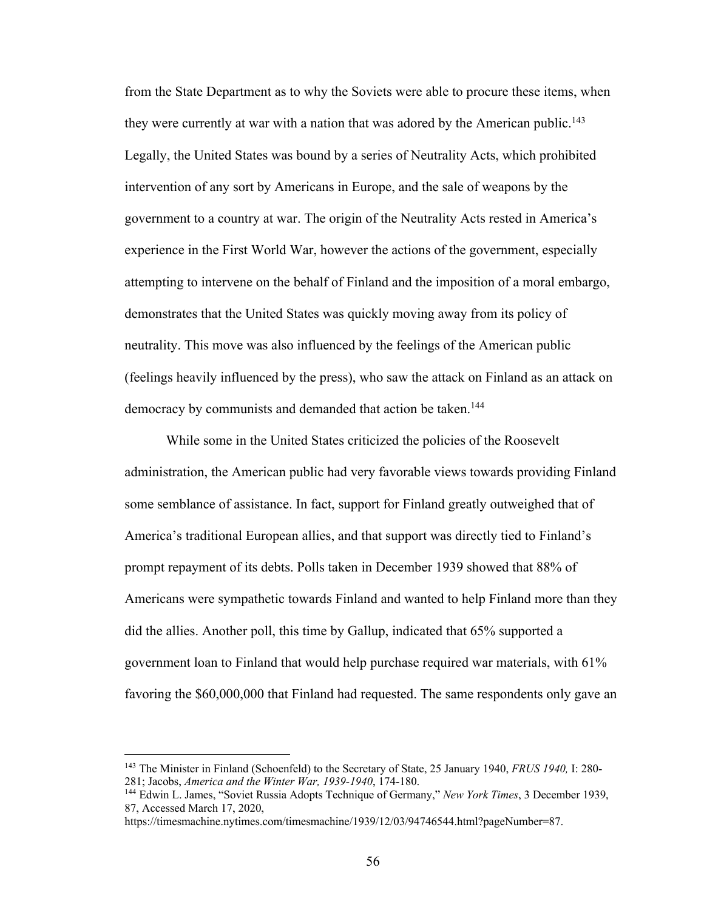from the State Department as to why the Soviets were able to procure these items, when they were currently at war with a nation that was adored by the American public.[143] Legally, the United States was bound by a series of Neutrality Acts, which prohibited intervention of any sort by Americans in Europe, and the sale of weapons by the government to a country at war. The origin of the Neutrality Acts rested in America's experience in the First World War, however the actions of the government, especially attempting to intervene on the behalf of Finland and the imposition of a moral embargo, demonstrates that the United States was quickly moving away from its policy of neutrality. This move was also influenced by the feelings of the American public (feelings heavily influenced by the press), who saw the attack on Finland as an attack on democracy by communists and demanded that action be taken.[144]

While some in the United States criticized the policies of the Roosevelt administration, the American public had very favorable views towards providing Finland some semblance of assistance. In fact, support for Finland greatly outweighed that of America's traditional European allies, and that support was directly tied to Finland's prompt repayment of its debts. Polls taken in December 1939 showed that 88% of Americans were sympathetic towards Finland and wanted to help Finland more than they did the allies. Another poll, this time by Gallup, indicated that 65% supported a government loan to Finland that would help purchase required war materials, with 61% favoring the $60,000,000 that Finland had requested. The same respondents only gave an

---

[143] The Minister in Finland (Schoenfeld) to the Secretary of State, 25 January 1940, *FRUS 1940,* I: 280-281; Jacobs, *America and the Winter War, 1939-1940*, 174-180.

[144] Edwin L. James, "Soviet Russia Adopts Technique of Germany," *New York Times*, 3 December 1939, 87, Accessed March 17, 2020, https://timesmachine.nytimes.com/timesmachine/1939/12/03/94746544.html?pageNumber=87.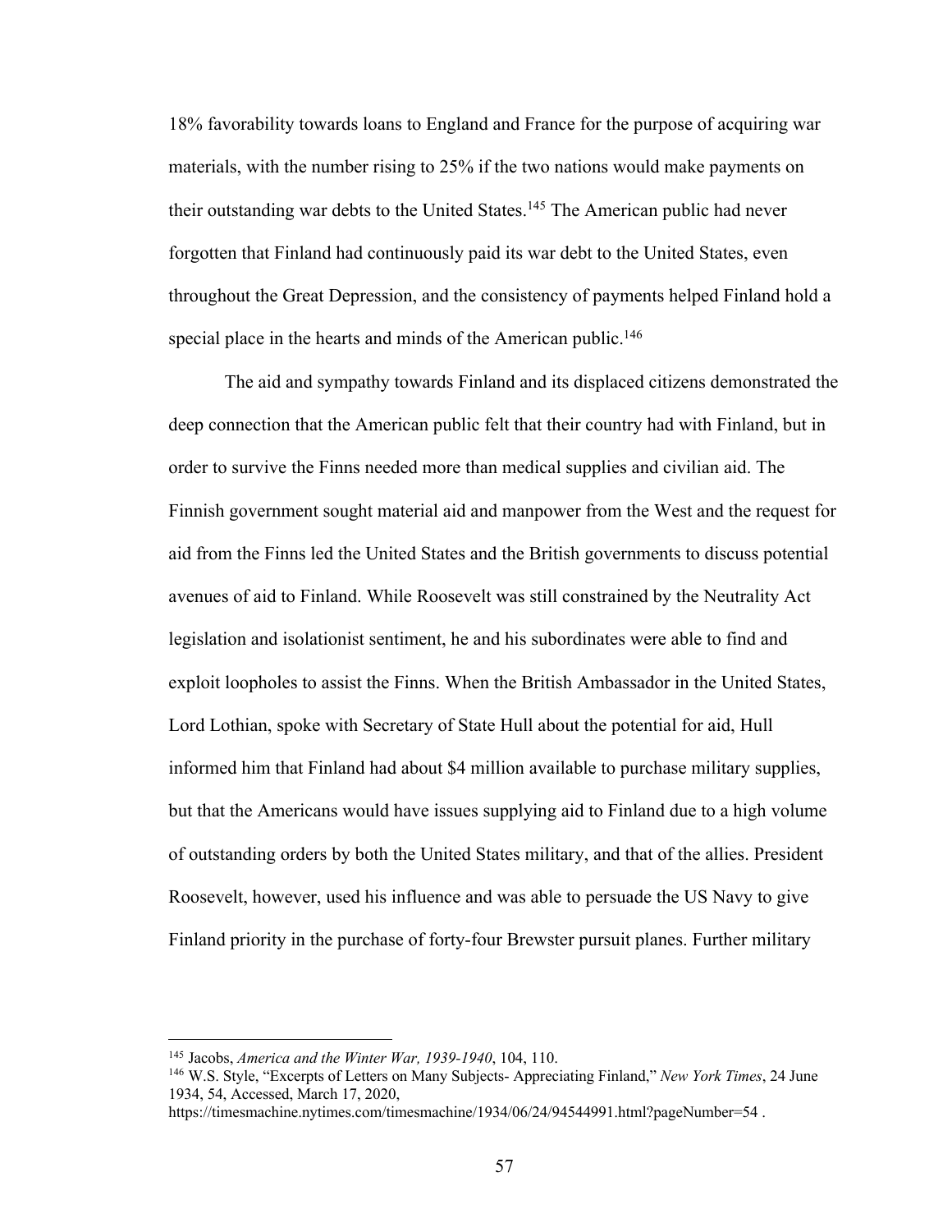18% favorability towards loans to England and France for the purpose of acquiring war materials, with the number rising to 25% if the two nations would make payments on their outstanding war debts to the United States.[145] The American public had never forgotten that Finland had continuously paid its war debt to the United States, even throughout the Great Depression, and the consistency of payments helped Finland hold a special place in the hearts and minds of the American public.[146]

The aid and sympathy towards Finland and its displaced citizens demonstrated the deep connection that the American public felt that their country had with Finland, but in order to survive the Finns needed more than medical supplies and civilian aid. The Finnish government sought material aid and manpower from the West and the request for aid from the Finns led the United States and the British governments to discuss potential avenues of aid to Finland. While Roosevelt was still constrained by the Neutrality Act legislation and isolationist sentiment, he and his subordinates were able to find and exploit loopholes to assist the Finns. When the British Ambassador in the United States, Lord Lothian, spoke with Secretary of State Hull about the potential for aid, Hull informed him that Finland had about $4 million available to purchase military supplies, but that the Americans would have issues supplying aid to Finland due to a high volume of outstanding orders by both the United States military, and that of the allies. President Roosevelt, however, used his influence and was able to persuade the US Navy to give Finland priority in the purchase of forty-four Brewster pursuit planes. Further military

---

[145] Jacobs, *America and the Winter War, 1939-1940*, 104, 110.

[146] W.S. Style, "Excerpts of Letters on Many Subjects- Appreciating Finland," *New York Times*, 24 June 1934, 54, Accessed, March 17, 2020, https://timesmachine.nytimes.com/timesmachine/1934/06/24/94544991.html?pageNumber=54 .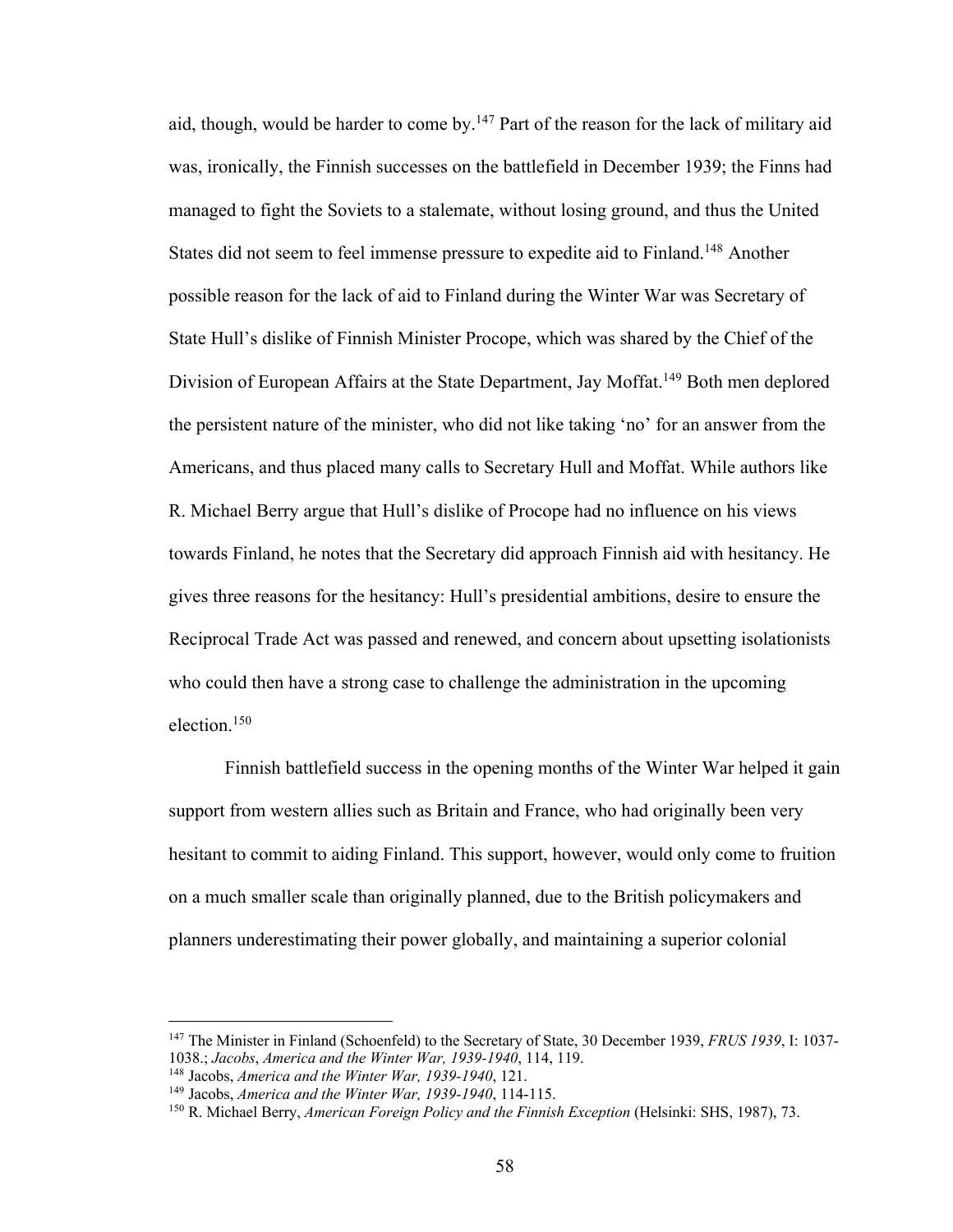aid, though, would be harder to come by.[147] Part of the reason for the lack of military aid was, ironically, the Finnish successes on the battlefield in December 1939; the Finns had managed to fight the Soviets to a stalemate, without losing ground, and thus the United States did not seem to feel immense pressure to expedite aid to Finland.[148] Another possible reason for the lack of aid to Finland during the Winter War was Secretary of State Hull's dislike of Finnish Minister Procope, which was shared by the Chief of the Division of European Affairs at the State Department, Jay Moffat.[149] Both men deplored the persistent nature of the minister, who did not like taking 'no' for an answer from the Americans, and thus placed many calls to Secretary Hull and Moffat. While authors like R. Michael Berry argue that Hull's dislike of Procope had no influence on his views towards Finland, he notes that the Secretary did approach Finnish aid with hesitancy. He gives three reasons for the hesitancy: Hull's presidential ambitions, desire to ensure the Reciprocal Trade Act was passed and renewed, and concern about upsetting isolationists who could then have a strong case to challenge the administration in the upcoming election.[150]

Finnish battlefield success in the opening months of the Winter War helped it gain support from western allies such as Britain and France, who had originally been very hesitant to commit to aiding Finland. This support, however, would only come to fruition on a much smaller scale than originally planned, due to the British policymakers and planners underestimating their power globally, and maintaining a superior colonial

---

[147] The Minister in Finland (Schoenfeld) to the Secretary of State, 30 December 1939, *FRUS 1939*, I: 1037-1038.; *Jacobs*, *America and the Winter War, 1939-1940*, 114, 119.

[148] Jacobs, *America and the Winter War, 1939-1940*, 121.

[149] Jacobs, *America and the Winter War, 1939-1940*, 114-115.

[150] R. Michael Berry, *American Foreign Policy and the Finnish Exception* (Helsinki: SHS, 1987), 73.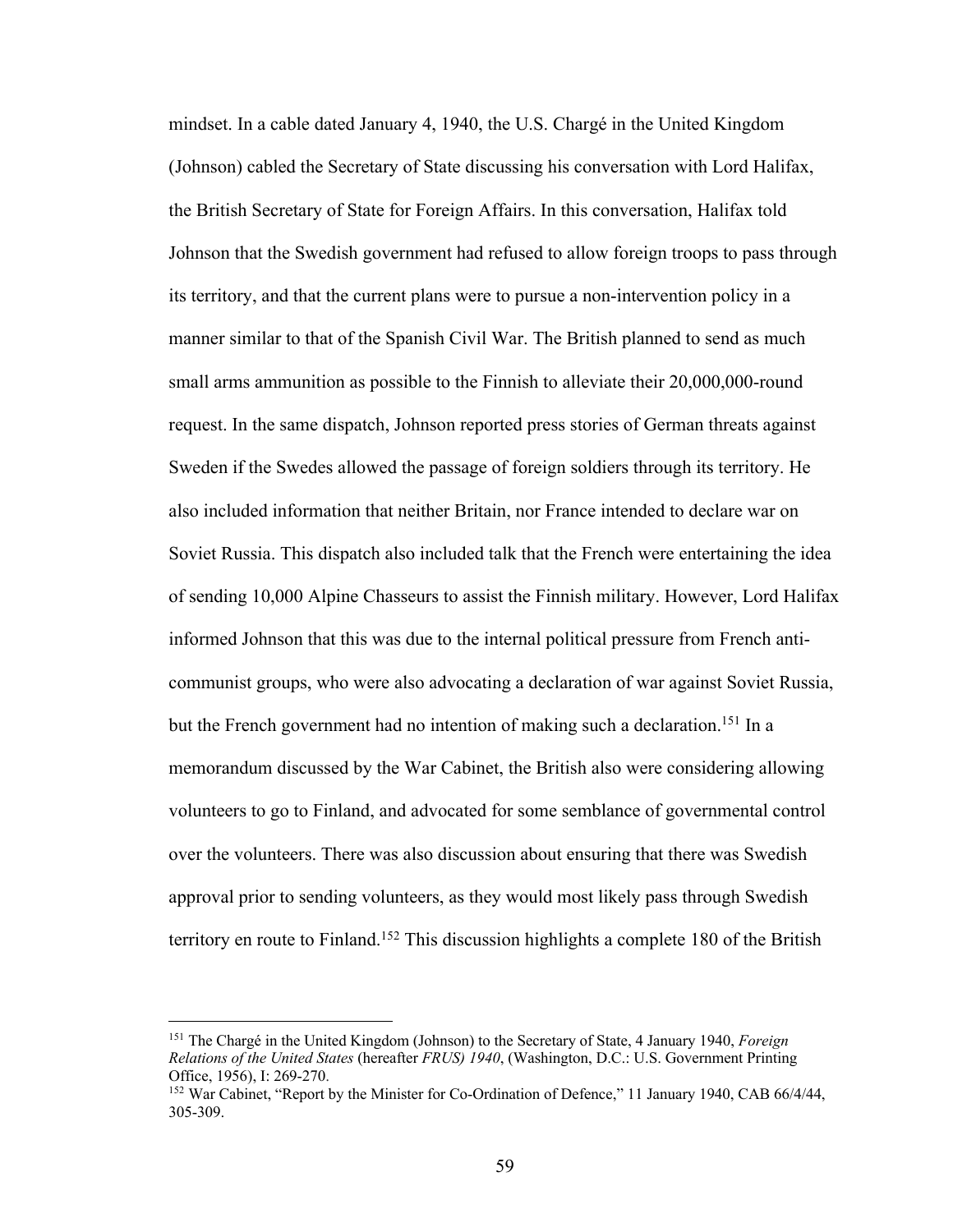mindset. In a cable dated January 4, 1940, the U.S. Chargé in the United Kingdom (Johnson) cabled the Secretary of State discussing his conversation with Lord Halifax, the British Secretary of State for Foreign Affairs. In this conversation, Halifax told Johnson that the Swedish government had refused to allow foreign troops to pass through its territory, and that the current plans were to pursue a non-intervention policy in a manner similar to that of the Spanish Civil War. The British planned to send as much small arms ammunition as possible to the Finnish to alleviate their 20,000,000-round request. In the same dispatch, Johnson reported press stories of German threats against Sweden if the Swedes allowed the passage of foreign soldiers through its territory. He also included information that neither Britain, nor France intended to declare war on Soviet Russia. This dispatch also included talk that the French were entertaining the idea of sending 10,000 Alpine Chasseurs to assist the Finnish military. However, Lord Halifax informed Johnson that this was due to the internal political pressure from French anti-communist groups, who were also advocating a declaration of war against Soviet Russia, but the French government had no intention of making such a declaration.[151] In a memorandum discussed by the War Cabinet, the British also were considering allowing volunteers to go to Finland, and advocated for some semblance of governmental control over the volunteers. There was also discussion about ensuring that there was Swedish approval prior to sending volunteers, as they would most likely pass through Swedish territory en route to Finland.[152] This discussion highlights a complete 180 of the British

---

[151] The Chargé in the United Kingdom (Johnson) to the Secretary of State, 4 January 1940, *Foreign Relations of the United States* (hereafter *FRUS) 1940*, (Washington, D.C.: U.S. Government Printing Office, 1956), I: 269-270.

[152] War Cabinet, "Report by the Minister for Co-Ordination of Defence," 11 January 1940, CAB 66/4/44, 305-309.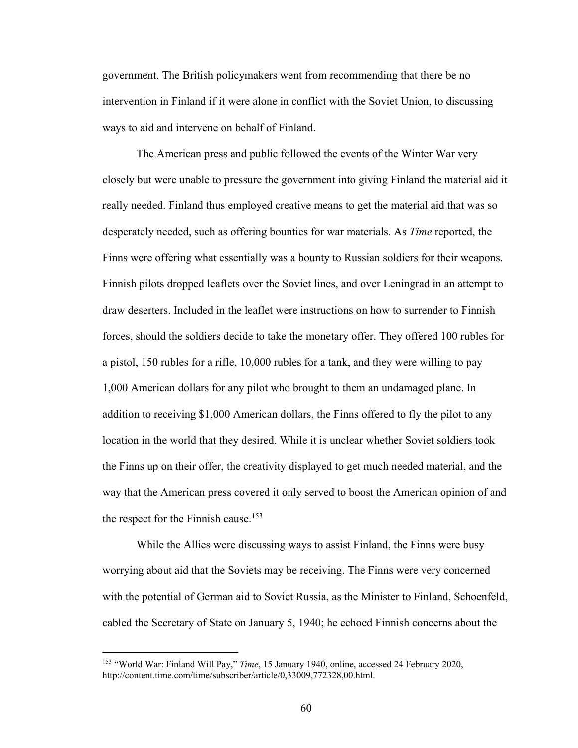government. The British policymakers went from recommending that there be no intervention in Finland if it were alone in conflict with the Soviet Union, to discussing ways to aid and intervene on behalf of Finland.

The American press and public followed the events of the Winter War very closely but were unable to pressure the government into giving Finland the material aid it really needed. Finland thus employed creative means to get the material aid that was so desperately needed, such as offering bounties for war materials. As *Time* reported, the Finns were offering what essentially was a bounty to Russian soldiers for their weapons. Finnish pilots dropped leaflets over the Soviet lines, and over Leningrad in an attempt to draw deserters. Included in the leaflet were instructions on how to surrender to Finnish forces, should the soldiers decide to take the monetary offer. They offered 100 rubles for a pistol, 150 rubles for a rifle, 10,000 rubles for a tank, and they were willing to pay 1,000 American dollars for any pilot who brought to them an undamaged plane. In addition to receiving $1,000 American dollars, the Finns offered to fly the pilot to any location in the world that they desired. While it is unclear whether Soviet soldiers took the Finns up on their offer, the creativity displayed to get much needed material, and the way that the American press covered it only served to boost the American opinion of and the respect for the Finnish cause.[153]

While the Allies were discussing ways to assist Finland, the Finns were busy worrying about aid that the Soviets may be receiving. The Finns were very concerned with the potential of German aid to Soviet Russia, as the Minister to Finland, Schoenfeld, cabled the Secretary of State on January 5, 1940; he echoed Finnish concerns about the

---

[153] "World War: Finland Will Pay," *Time*, 15 January 1940, online, accessed 24 February 2020, http://content.time.com/time/subscriber/article/0,33009,772328,00.html.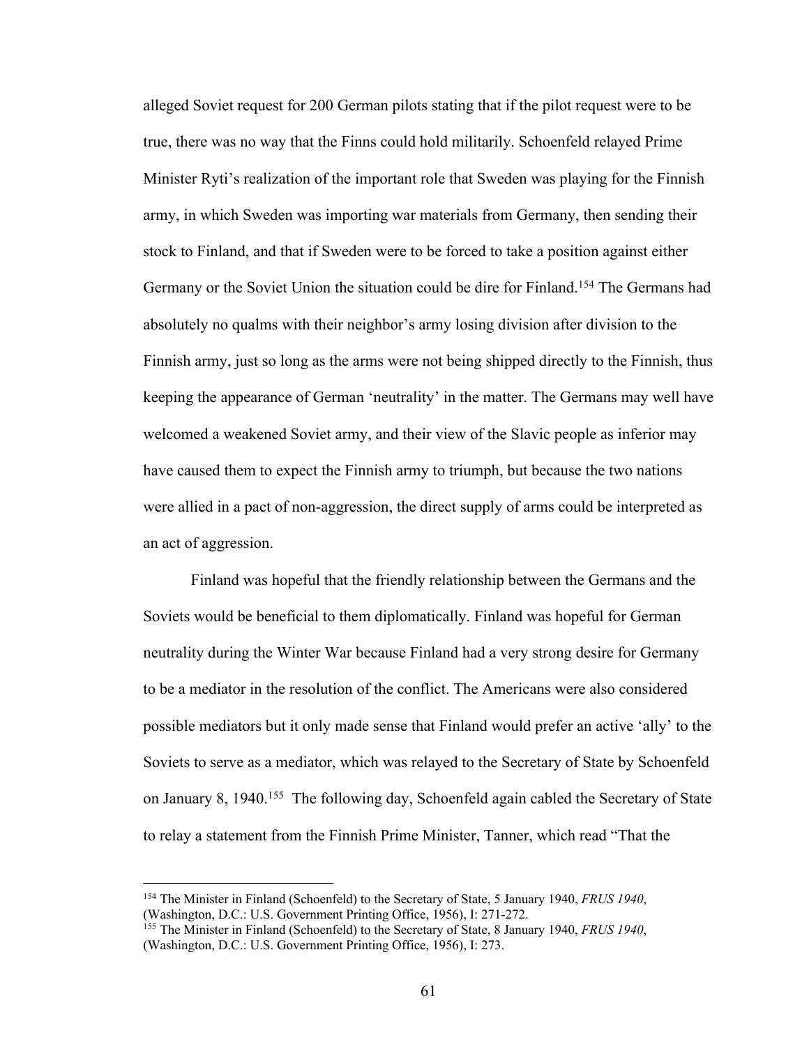alleged Soviet request for 200 German pilots stating that if the pilot request were to be true, there was no way that the Finns could hold militarily. Schoenfeld relayed Prime Minister Ryti's realization of the important role that Sweden was playing for the Finnish army, in which Sweden was importing war materials from Germany, then sending their stock to Finland, and that if Sweden were to be forced to take a position against either Germany or the Soviet Union the situation could be dire for Finland.[154] The Germans had absolutely no qualms with their neighbor's army losing division after division to the Finnish army, just so long as the arms were not being shipped directly to the Finnish, thus keeping the appearance of German 'neutrality' in the matter. The Germans may well have welcomed a weakened Soviet army, and their view of the Slavic people as inferior may have caused them to expect the Finnish army to triumph, but because the two nations were allied in a pact of non-aggression, the direct supply of arms could be interpreted as an act of aggression.

Finland was hopeful that the friendly relationship between the Germans and the Soviets would be beneficial to them diplomatically. Finland was hopeful for German neutrality during the Winter War because Finland had a very strong desire for Germany to be a mediator in the resolution of the conflict. The Americans were also considered possible mediators but it only made sense that Finland would prefer an active 'ally' to the Soviets to serve as a mediator, which was relayed to the Secretary of State by Schoenfeld on January 8, 1940.[155] The following day, Schoenfeld again cabled the Secretary of State to relay a statement from the Finnish Prime Minister, Tanner, which read "That the

---

[154] The Minister in Finland (Schoenfeld) to the Secretary of State, 5 January 1940, *FRUS 1940*, (Washington, D.C.: U.S. Government Printing Office, 1956), I: 271-272.

[155] The Minister in Finland (Schoenfeld) to the Secretary of State, 8 January 1940, *FRUS 1940*, (Washington, D.C.: U.S. Government Printing Office, 1956), I: 273.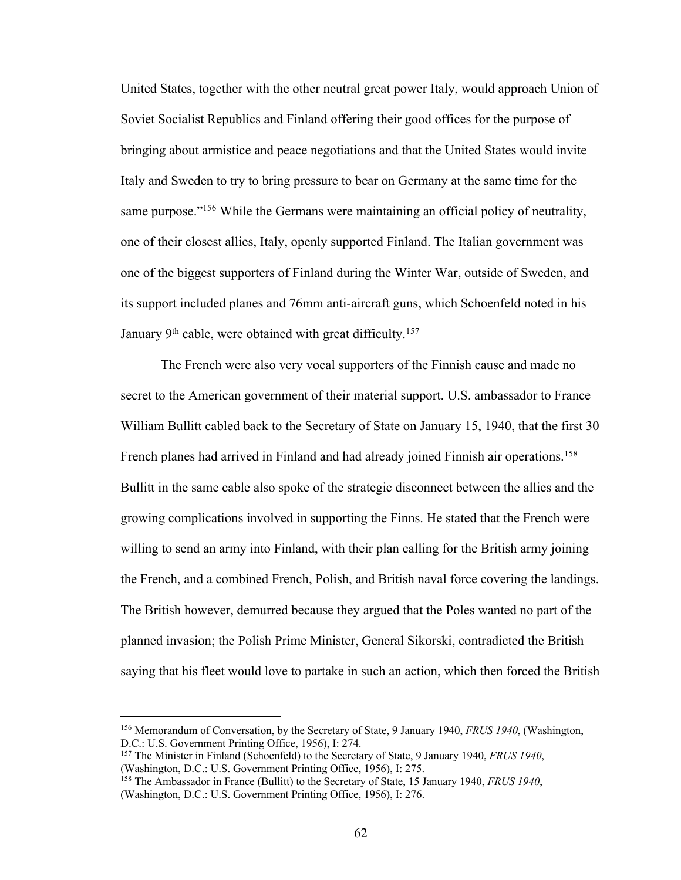United States, together with the other neutral great power Italy, would approach Union of Soviet Socialist Republics and Finland offering their good offices for the purpose of bringing about armistice and peace negotiations and that the United States would invite Italy and Sweden to try to bring pressure to bear on Germany at the same time for the same purpose."[156] While the Germans were maintaining an official policy of neutrality, one of their closest allies, Italy, openly supported Finland. The Italian government was one of the biggest supporters of Finland during the Winter War, outside of Sweden, and its support included planes and 76mm anti-aircraft guns, which Schoenfeld noted in his January 9th cable, were obtained with great difficulty.[157]

The French were also very vocal supporters of the Finnish cause and made no secret to the American government of their material support. U.S. ambassador to France William Bullitt cabled back to the Secretary of State on January 15, 1940, that the first 30 French planes had arrived in Finland and had already joined Finnish air operations.[158] Bullitt in the same cable also spoke of the strategic disconnect between the allies and the growing complications involved in supporting the Finns. He stated that the French were willing to send an army into Finland, with their plan calling for the British army joining the French, and a combined French, Polish, and British naval force covering the landings. The British however, demurred because they argued that the Poles wanted no part of the planned invasion; the Polish Prime Minister, General Sikorski, contradicted the British saying that his fleet would love to partake in such an action, which then forced the British

---

[156] Memorandum of Conversation, by the Secretary of State, 9 January 1940, *FRUS 1940*, (Washington, D.C.: U.S. Government Printing Office, 1956), I: 274.

[157] The Minister in Finland (Schoenfeld) to the Secretary of State, 9 January 1940, *FRUS 1940*, (Washington, D.C.: U.S. Government Printing Office, 1956), I: 275.

[158] The Ambassador in France (Bullitt) to the Secretary of State, 15 January 1940, *FRUS 1940*, (Washington, D.C.: U.S. Government Printing Office, 1956), I: 276.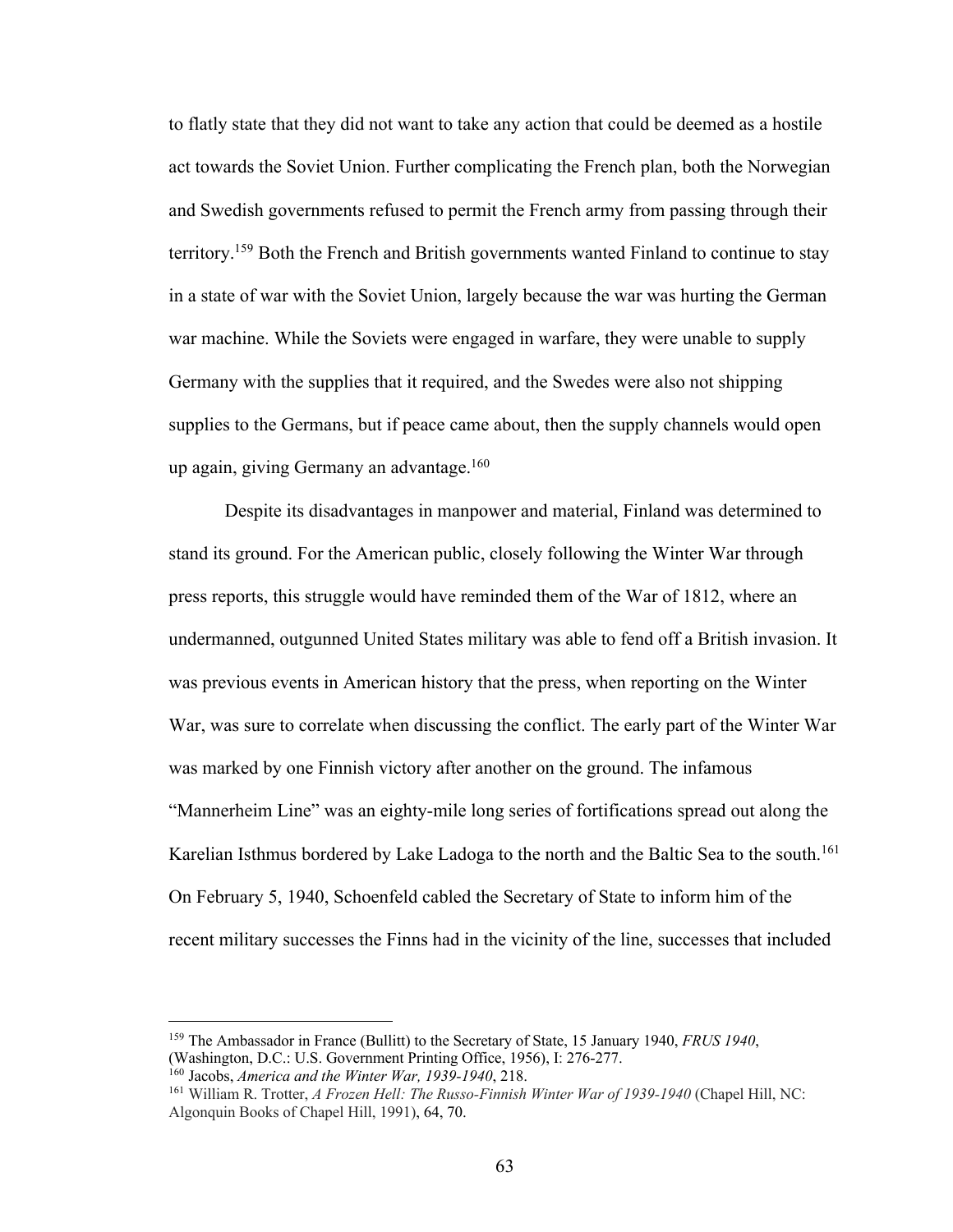to flatly state that they did not want to take any action that could be deemed as a hostile act towards the Soviet Union. Further complicating the French plan, both the Norwegian and Swedish governments refused to permit the French army from passing through their territory.[159] Both the French and British governments wanted Finland to continue to stay in a state of war with the Soviet Union, largely because the war was hurting the German war machine. While the Soviets were engaged in warfare, they were unable to supply Germany with the supplies that it required, and the Swedes were also not shipping supplies to the Germans, but if peace came about, then the supply channels would open up again, giving Germany an advantage.[160]

Despite its disadvantages in manpower and material, Finland was determined to stand its ground. For the American public, closely following the Winter War through press reports, this struggle would have reminded them of the War of 1812, where an undermanned, outgunned United States military was able to fend off a British invasion. It was previous events in American history that the press, when reporting on the Winter War, was sure to correlate when discussing the conflict. The early part of the Winter War was marked by one Finnish victory after another on the ground. The infamous "Mannerheim Line" was an eighty-mile long series of fortifications spread out along the Karelian Isthmus bordered by Lake Ladoga to the north and the Baltic Sea to the south.[161] On February 5, 1940, Schoenfeld cabled the Secretary of State to inform him of the recent military successes the Finns had in the vicinity of the line, successes that included

---

[159] The Ambassador in France (Bullitt) to the Secretary of State, 15 January 1940, *FRUS 1940*, (Washington, D.C.: U.S. Government Printing Office, 1956), I: 276-277.

[160] Jacobs, *America and the Winter War, 1939-1940*, 218.

[161] William R. Trotter, *A Frozen Hell: The Russo-Finnish Winter War of 1939-1940* (Chapel Hill, NC: Algonquin Books of Chapel Hill, 1991), 64, 70.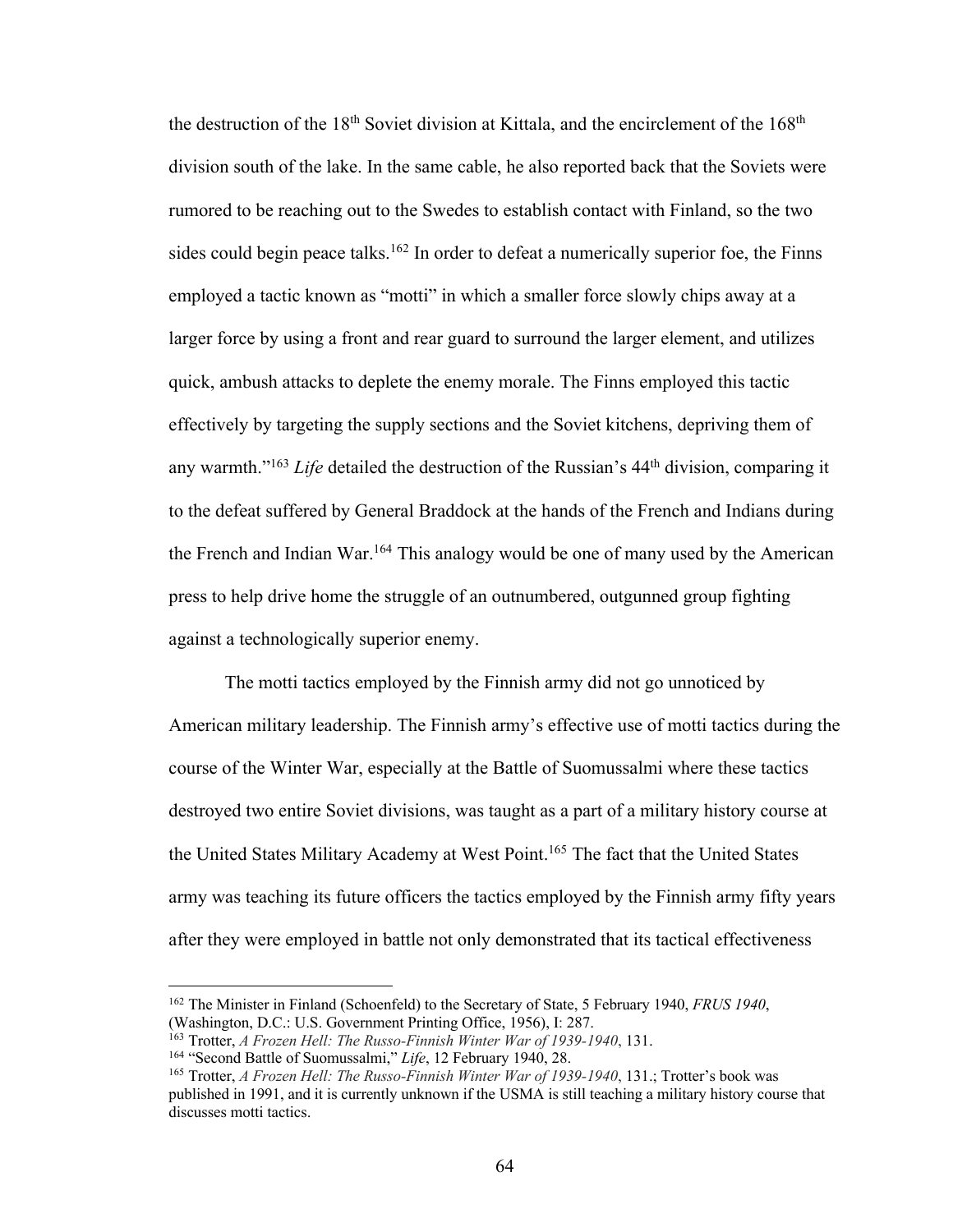the destruction of the 18th Soviet division at Kittala, and the encirclement of the 168th division south of the lake. In the same cable, he also reported back that the Soviets were rumored to be reaching out to the Swedes to establish contact with Finland, so the two sides could begin peace talks.[162] In order to defeat a numerically superior foe, the Finns employed a tactic known as "motti" in which a smaller force slowly chips away at a larger force by using a front and rear guard to surround the larger element, and utilizes quick, ambush attacks to deplete the enemy morale. The Finns employed this tactic effectively by targeting the supply sections and the Soviet kitchens, depriving them of any warmth."[163] *Life* detailed the destruction of the Russian's 44th division, comparing it to the defeat suffered by General Braddock at the hands of the French and Indians during the French and Indian War.[164] This analogy would be one of many used by the American press to help drive home the struggle of an outnumbered, outgunned group fighting against a technologically superior enemy.

The motti tactics employed by the Finnish army did not go unnoticed by American military leadership. The Finnish army's effective use of motti tactics during the course of the Winter War, especially at the Battle of Suomussalmi where these tactics destroyed two entire Soviet divisions, was taught as a part of a military history course at the United States Military Academy at West Point.[165] The fact that the United States army was teaching its future officers the tactics employed by the Finnish army fifty years after they were employed in battle not only demonstrated that its tactical effectiveness

---

[162] The Minister in Finland (Schoenfeld) to the Secretary of State, 5 February 1940, *FRUS 1940*, (Washington, D.C.: U.S. Government Printing Office, 1956), I: 287.

[163] Trotter, *A Frozen Hell: The Russo-Finnish Winter War of 1939-1940*, 131.

[164] "Second Battle of Suomussalmi," *Life*, 12 February 1940, 28.

[165] Trotter, *A Frozen Hell: The Russo-Finnish Winter War of 1939-1940*, 131.; Trotter's book was published in 1991, and it is currently unknown if the USMA is still teaching a military history course that discusses motti tactics.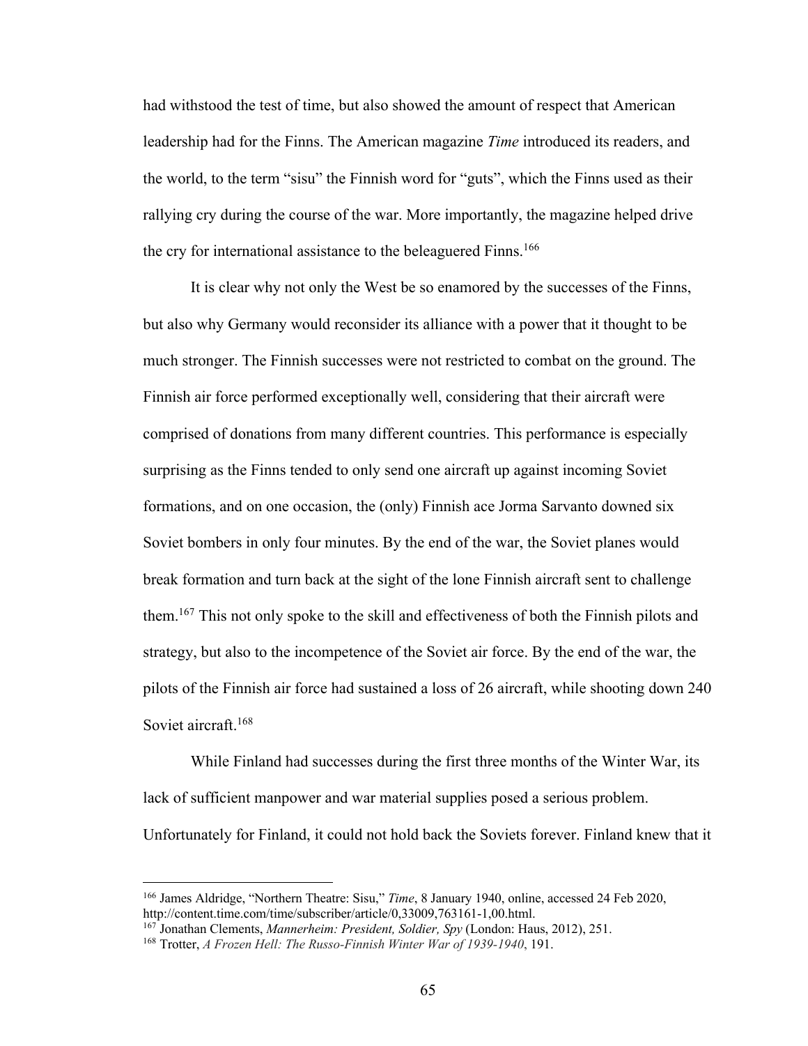had withstood the test of time, but also showed the amount of respect that American leadership had for the Finns. The American magazine *Time* introduced its readers, and the world, to the term "sisu" the Finnish word for "guts", which the Finns used as their rallying cry during the course of the war. More importantly, the magazine helped drive the cry for international assistance to the beleaguered Finns.[166]

It is clear why not only the West be so enamored by the successes of the Finns, but also why Germany would reconsider its alliance with a power that it thought to be much stronger. The Finnish successes were not restricted to combat on the ground. The Finnish air force performed exceptionally well, considering that their aircraft were comprised of donations from many different countries. This performance is especially surprising as the Finns tended to only send one aircraft up against incoming Soviet formations, and on one occasion, the (only) Finnish ace Jorma Sarvanto downed six Soviet bombers in only four minutes. By the end of the war, the Soviet planes would break formation and turn back at the sight of the lone Finnish aircraft sent to challenge them.[167] This not only spoke to the skill and effectiveness of both the Finnish pilots and strategy, but also to the incompetence of the Soviet air force. By the end of the war, the pilots of the Finnish air force had sustained a loss of 26 aircraft, while shooting down 240 Soviet aircraft.[168]

While Finland had successes during the first three months of the Winter War, its lack of sufficient manpower and war material supplies posed a serious problem. Unfortunately for Finland, it could not hold back the Soviets forever. Finland knew that it

---

[166] James Aldridge, "Northern Theatre: Sisu," *Time*, 8 January 1940, online, accessed 24 Feb 2020, http://content.time.com/time/subscriber/article/0,33009,763161-1,00.html.

[167] Jonathan Clements, *Mannerheim: President, Soldier, Spy* (London: Haus, 2012), 251.

[168] Trotter, *A Frozen Hell: The Russo-Finnish Winter War of 1939-1940*, 191.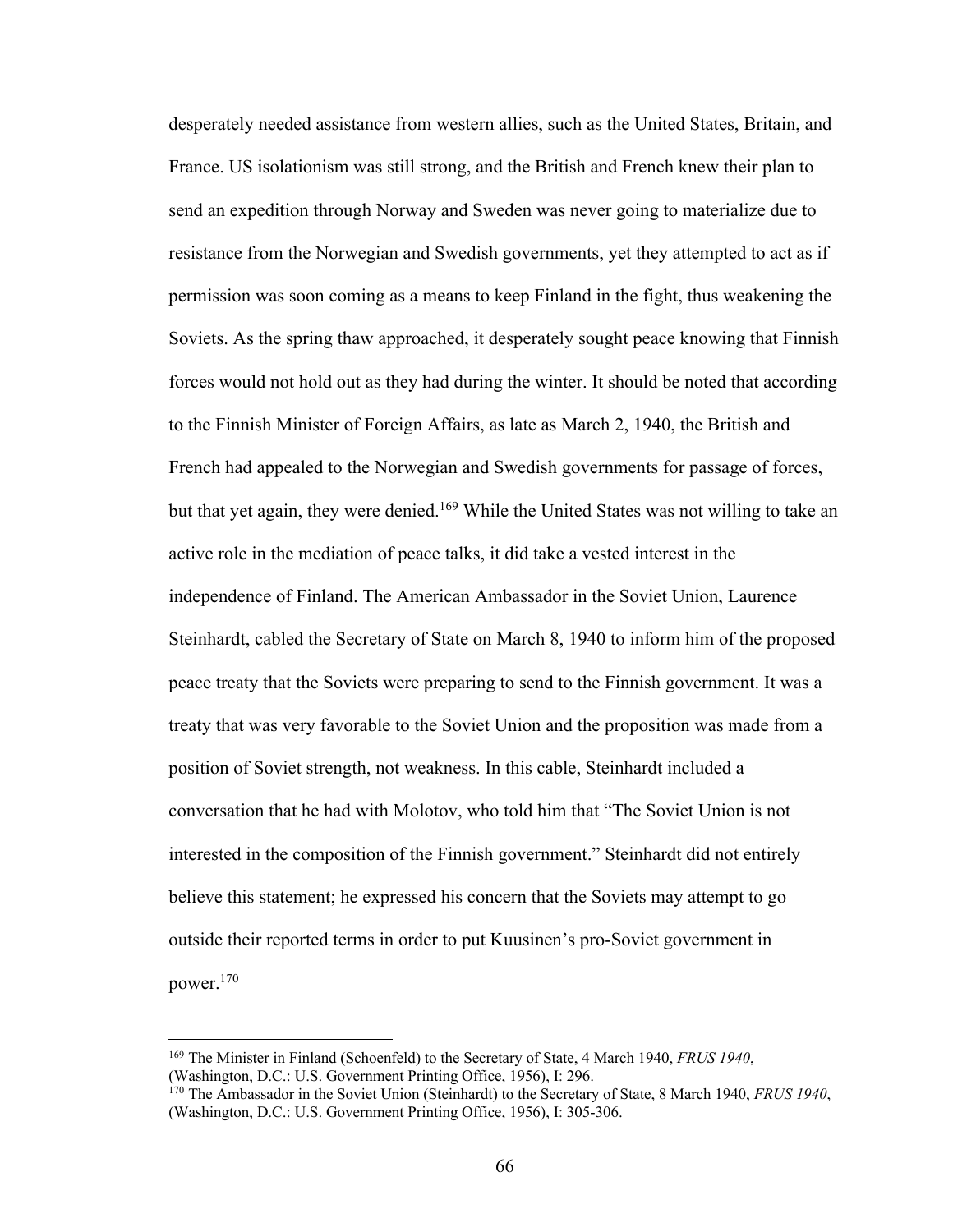desperately needed assistance from western allies, such as the United States, Britain, and France. US isolationism was still strong, and the British and French knew their plan to send an expedition through Norway and Sweden was never going to materialize due to resistance from the Norwegian and Swedish governments, yet they attempted to act as if permission was soon coming as a means to keep Finland in the fight, thus weakening the Soviets. As the spring thaw approached, it desperately sought peace knowing that Finnish forces would not hold out as they had during the winter. It should be noted that according to the Finnish Minister of Foreign Affairs, as late as March 2, 1940, the British and French had appealed to the Norwegian and Swedish governments for passage of forces, but that yet again, they were denied.[169] While the United States was not willing to take an active role in the mediation of peace talks, it did take a vested interest in the independence of Finland. The American Ambassador in the Soviet Union, Laurence Steinhardt, cabled the Secretary of State on March 8, 1940 to inform him of the proposed peace treaty that the Soviets were preparing to send to the Finnish government. It was a treaty that was very favorable to the Soviet Union and the proposition was made from a position of Soviet strength, not weakness. In this cable, Steinhardt included a conversation that he had with Molotov, who told him that "The Soviet Union is not interested in the composition of the Finnish government." Steinhardt did not entirely believe this statement; he expressed his concern that the Soviets may attempt to go outside their reported terms in order to put Kuusinen's pro-Soviet government in power.[170]

---

[169] The Minister in Finland (Schoenfeld) to the Secretary of State, 4 March 1940, *FRUS 1940*, (Washington, D.C.: U.S. Government Printing Office, 1956), I: 296.

[170] The Ambassador in the Soviet Union (Steinhardt) to the Secretary of State, 8 March 1940, *FRUS 1940*, (Washington, D.C.: U.S. Government Printing Office, 1956), I: 305-306.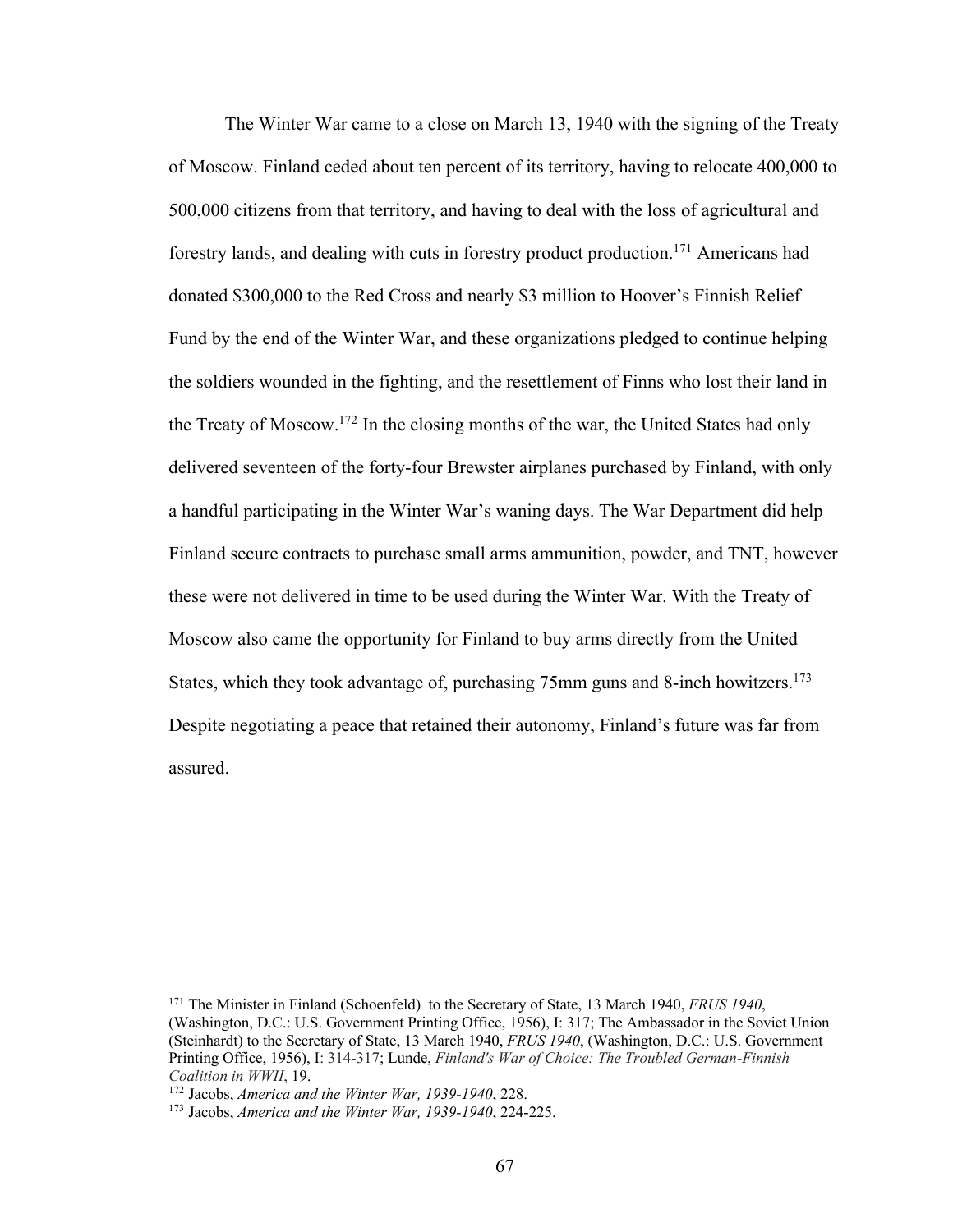The Winter War came to a close on March 13, 1940 with the signing of the Treaty of Moscow. Finland ceded about ten percent of its territory, having to relocate 400,000 to 500,000 citizens from that territory, and having to deal with the loss of agricultural and forestry lands, and dealing with cuts in forestry product production.[171] Americans had donated $300,000 to the Red Cross and nearly $3 million to Hoover's Finnish Relief Fund by the end of the Winter War, and these organizations pledged to continue helping the soldiers wounded in the fighting, and the resettlement of Finns who lost their land in the Treaty of Moscow.[172] In the closing months of the war, the United States had only delivered seventeen of the forty-four Brewster airplanes purchased by Finland, with only a handful participating in the Winter War's waning days. The War Department did help Finland secure contracts to purchase small arms ammunition, powder, and TNT, however these were not delivered in time to be used during the Winter War. With the Treaty of Moscow also came the opportunity for Finland to buy arms directly from the United States, which they took advantage of, purchasing 75mm guns and 8-inch howitzers.[173] Despite negotiating a peace that retained their autonomy, Finland's future was far from assured.

---

[171] The Minister in Finland (Schoenfeld) to the Secretary of State, 13 March 1940, *FRUS 1940*, (Washington, D.C.: U.S. Government Printing Office, 1956), I: 317; The Ambassador in the Soviet Union (Steinhardt) to the Secretary of State, 13 March 1940, *FRUS 1940*, (Washington, D.C.: U.S. Government Printing Office, 1956), I: 314-317; Lunde, *Finland's War of Choice: The Troubled German-Finnish Coalition in WWII*, 19.

[172] Jacobs, *America and the Winter War, 1939-1940*, 228.

[173] Jacobs, *America and the Winter War, 1939-1940*, 224-225.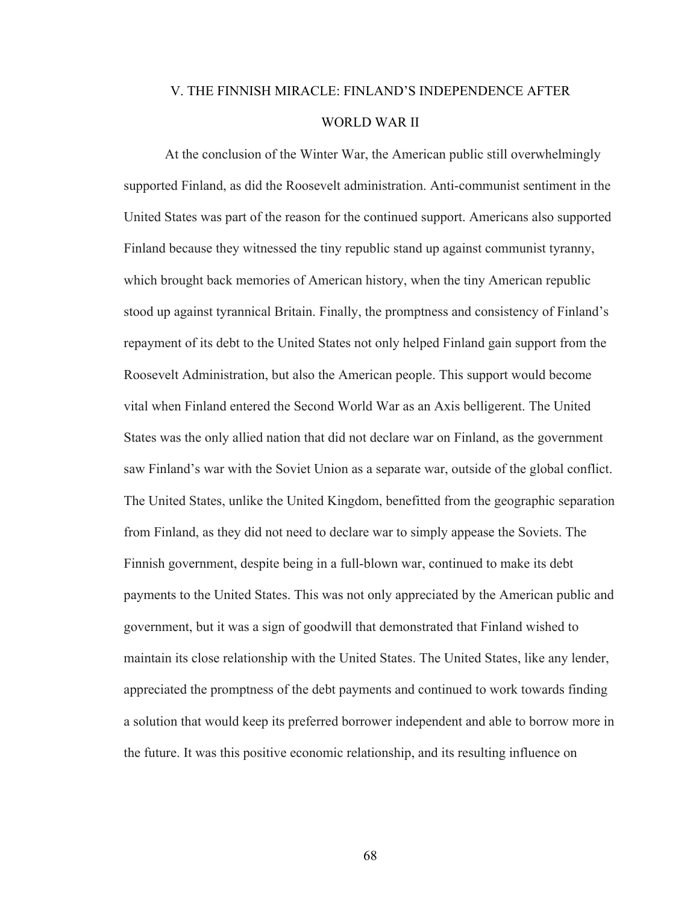# V. THE FINNISH MIRACLE: FINLAND'S INDEPENDENCE AFTER WORLD WAR II

At the conclusion of the Winter War, the American public still overwhelmingly supported Finland, as did the Roosevelt administration. Anti-communist sentiment in the United States was part of the reason for the continued support. Americans also supported Finland because they witnessed the tiny republic stand up against communist tyranny, which brought back memories of American history, when the tiny American republic stood up against tyrannical Britain. Finally, the promptness and consistency of Finland's repayment of its debt to the United States not only helped Finland gain support from the Roosevelt Administration, but also the American people. This support would become vital when Finland entered the Second World War as an Axis belligerent. The United States was the only allied nation that did not declare war on Finland, as the government saw Finland's war with the Soviet Union as a separate war, outside of the global conflict. The United States, unlike the United Kingdom, benefitted from the geographic separation from Finland, as they did not need to declare war to simply appease the Soviets. The Finnish government, despite being in a full-blown war, continued to make its debt payments to the United States. This was not only appreciated by the American public and government, but it was a sign of goodwill that demonstrated that Finland wished to maintain its close relationship with the United States. The United States, like any lender, appreciated the promptness of the debt payments and continued to work towards finding a solution that would keep its preferred borrower independent and able to borrow more in the future. It was this positive economic relationship, and its resulting influence on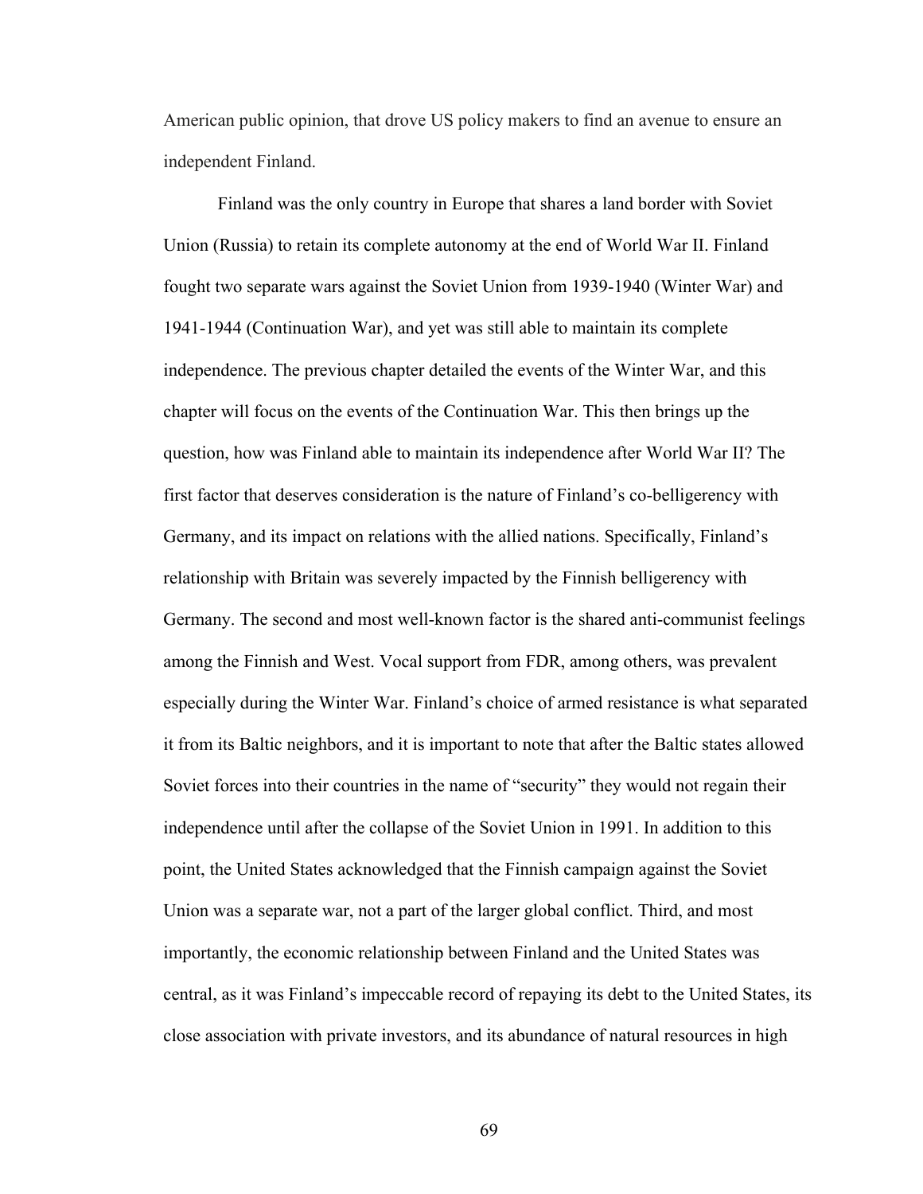American public opinion, that drove US policy makers to find an avenue to ensure an independent Finland.

Finland was the only country in Europe that shares a land border with Soviet Union (Russia) to retain its complete autonomy at the end of World War II. Finland fought two separate wars against the Soviet Union from 1939-1940 (Winter War) and 1941-1944 (Continuation War), and yet was still able to maintain its complete independence. The previous chapter detailed the events of the Winter War, and this chapter will focus on the events of the Continuation War. This then brings up the question, how was Finland able to maintain its independence after World War II? The first factor that deserves consideration is the nature of Finland's co-belligerency with Germany, and its impact on relations with the allied nations. Specifically, Finland's relationship with Britain was severely impacted by the Finnish belligerency with Germany. The second and most well-known factor is the shared anti-communist feelings among the Finnish and West. Vocal support from FDR, among others, was prevalent especially during the Winter War. Finland's choice of armed resistance is what separated it from its Baltic neighbors, and it is important to note that after the Baltic states allowed Soviet forces into their countries in the name of "security" they would not regain their independence until after the collapse of the Soviet Union in 1991. In addition to this point, the United States acknowledged that the Finnish campaign against the Soviet Union was a separate war, not a part of the larger global conflict. Third, and most importantly, the economic relationship between Finland and the United States was central, as it was Finland's impeccable record of repaying its debt to the United States, its close association with private investors, and its abundance of natural resources in high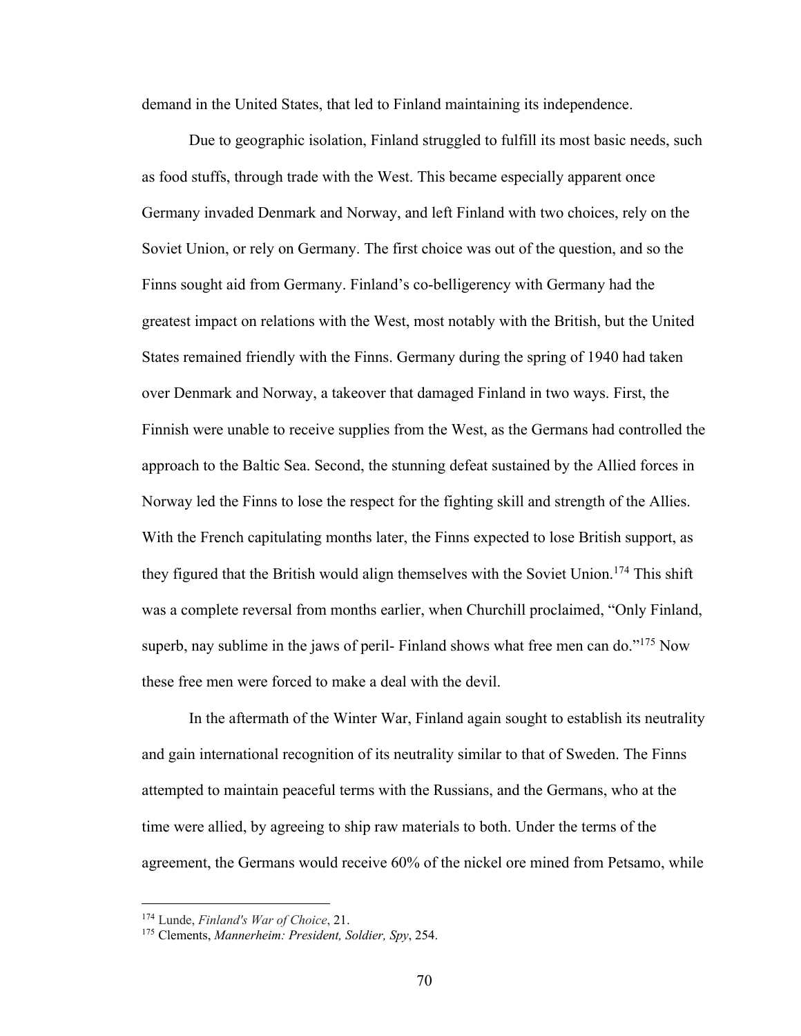demand in the United States, that led to Finland maintaining its independence.

Due to geographic isolation, Finland struggled to fulfill its most basic needs, such as food stuffs, through trade with the West. This became especially apparent once Germany invaded Denmark and Norway, and left Finland with two choices, rely on the Soviet Union, or rely on Germany. The first choice was out of the question, and so the Finns sought aid from Germany. Finland's co-belligerency with Germany had the greatest impact on relations with the West, most notably with the British, but the United States remained friendly with the Finns. Germany during the spring of 1940 had taken over Denmark and Norway, a takeover that damaged Finland in two ways. First, the Finnish were unable to receive supplies from the West, as the Germans had controlled the approach to the Baltic Sea. Second, the stunning defeat sustained by the Allied forces in Norway led the Finns to lose the respect for the fighting skill and strength of the Allies. With the French capitulating months later, the Finns expected to lose British support, as they figured that the British would align themselves with the Soviet Union.[174] This shift was a complete reversal from months earlier, when Churchill proclaimed, "Only Finland, superb, nay sublime in the jaws of peril- Finland shows what free men can do."[175] Now these free men were forced to make a deal with the devil.

In the aftermath of the Winter War, Finland again sought to establish its neutrality and gain international recognition of its neutrality similar to that of Sweden. The Finns attempted to maintain peaceful terms with the Russians, and the Germans, who at the time were allied, by agreeing to ship raw materials to both. Under the terms of the agreement, the Germans would receive 60% of the nickel ore mined from Petsamo, while

[174] Lunde, *Finland's War of Choice*, 21.
[175] Clements, *Mannerheim: President, Soldier, Spy*, 254.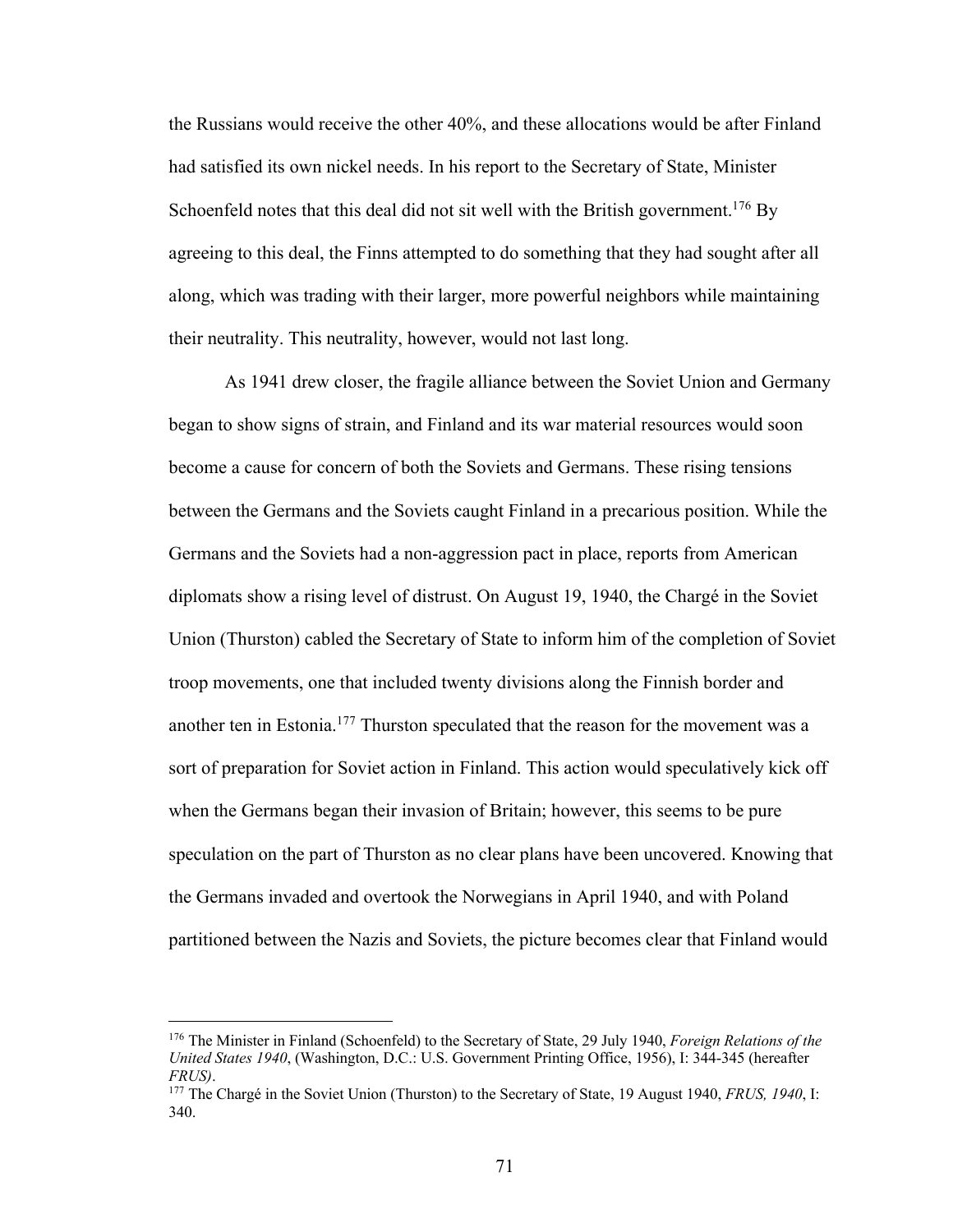the Russians would receive the other 40%, and these allocations would be after Finland had satisfied its own nickel needs. In his report to the Secretary of State, Minister Schoenfeld notes that this deal did not sit well with the British government.[176] By agreeing to this deal, the Finns attempted to do something that they had sought after all along, which was trading with their larger, more powerful neighbors while maintaining their neutrality. This neutrality, however, would not last long.

As 1941 drew closer, the fragile alliance between the Soviet Union and Germany began to show signs of strain, and Finland and its war material resources would soon become a cause for concern of both the Soviets and Germans. These rising tensions between the Germans and the Soviets caught Finland in a precarious position. While the Germans and the Soviets had a non-aggression pact in place, reports from American diplomats show a rising level of distrust. On August 19, 1940, the Chargé in the Soviet Union (Thurston) cabled the Secretary of State to inform him of the completion of Soviet troop movements, one that included twenty divisions along the Finnish border and another ten in Estonia.[177] Thurston speculated that the reason for the movement was a sort of preparation for Soviet action in Finland. This action would speculatively kick off when the Germans began their invasion of Britain; however, this seems to be pure speculation on the part of Thurston as no clear plans have been uncovered. Knowing that the Germans invaded and overtook the Norwegians in April 1940, and with Poland partitioned between the Nazis and Soviets, the picture becomes clear that Finland would

---

[176] The Minister in Finland (Schoenfeld) to the Secretary of State, 29 July 1940, *Foreign Relations of the United States 1940*, (Washington, D.C.: U.S. Government Printing Office, 1956), I: 344-345 (hereafter *FRUS)*.

[177] The Chargé in the Soviet Union (Thurston) to the Secretary of State, 19 August 1940, *FRUS, 1940*, I: 340.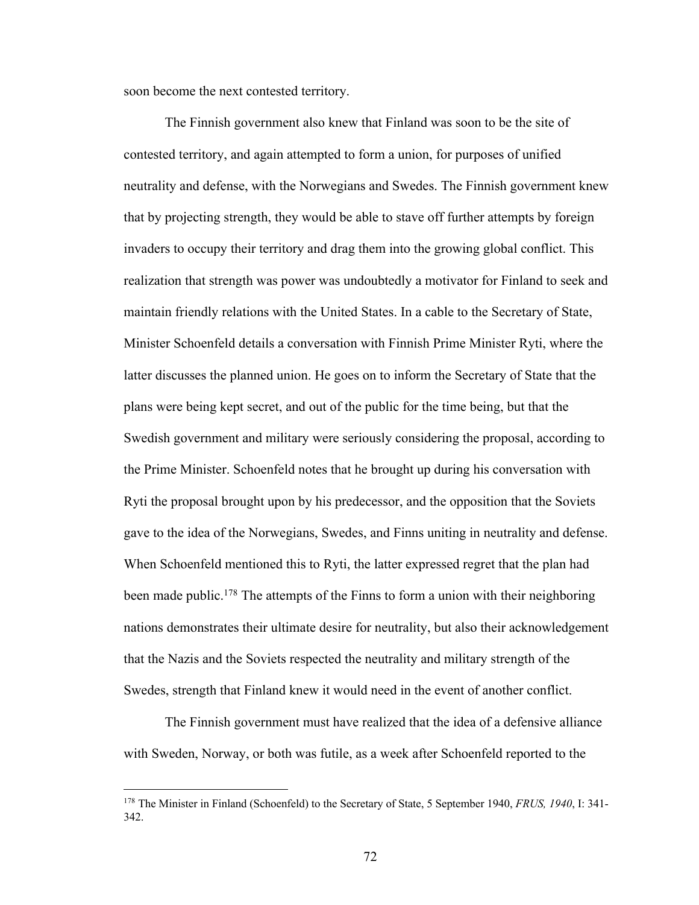soon become the next contested territory.

The Finnish government also knew that Finland was soon to be the site of contested territory, and again attempted to form a union, for purposes of unified neutrality and defense, with the Norwegians and Swedes. The Finnish government knew that by projecting strength, they would be able to stave off further attempts by foreign invaders to occupy their territory and drag them into the growing global conflict. This realization that strength was power was undoubtedly a motivator for Finland to seek and maintain friendly relations with the United States. In a cable to the Secretary of State, Minister Schoenfeld details a conversation with Finnish Prime Minister Ryti, where the latter discusses the planned union. He goes on to inform the Secretary of State that the plans were being kept secret, and out of the public for the time being, but that the Swedish government and military were seriously considering the proposal, according to the Prime Minister. Schoenfeld notes that he brought up during his conversation with Ryti the proposal brought upon by his predecessor, and the opposition that the Soviets gave to the idea of the Norwegians, Swedes, and Finns uniting in neutrality and defense. When Schoenfeld mentioned this to Ryti, the latter expressed regret that the plan had been made public.[178] The attempts of the Finns to form a union with their neighboring nations demonstrates their ultimate desire for neutrality, but also their acknowledgement that the Nazis and the Soviets respected the neutrality and military strength of the Swedes, strength that Finland knew it would need in the event of another conflict.

The Finnish government must have realized that the idea of a defensive alliance with Sweden, Norway, or both was futile, as a week after Schoenfeld reported to the

---

[178] The Minister in Finland (Schoenfeld) to the Secretary of State, 5 September 1940, *FRUS, 1940*, I: 341-342.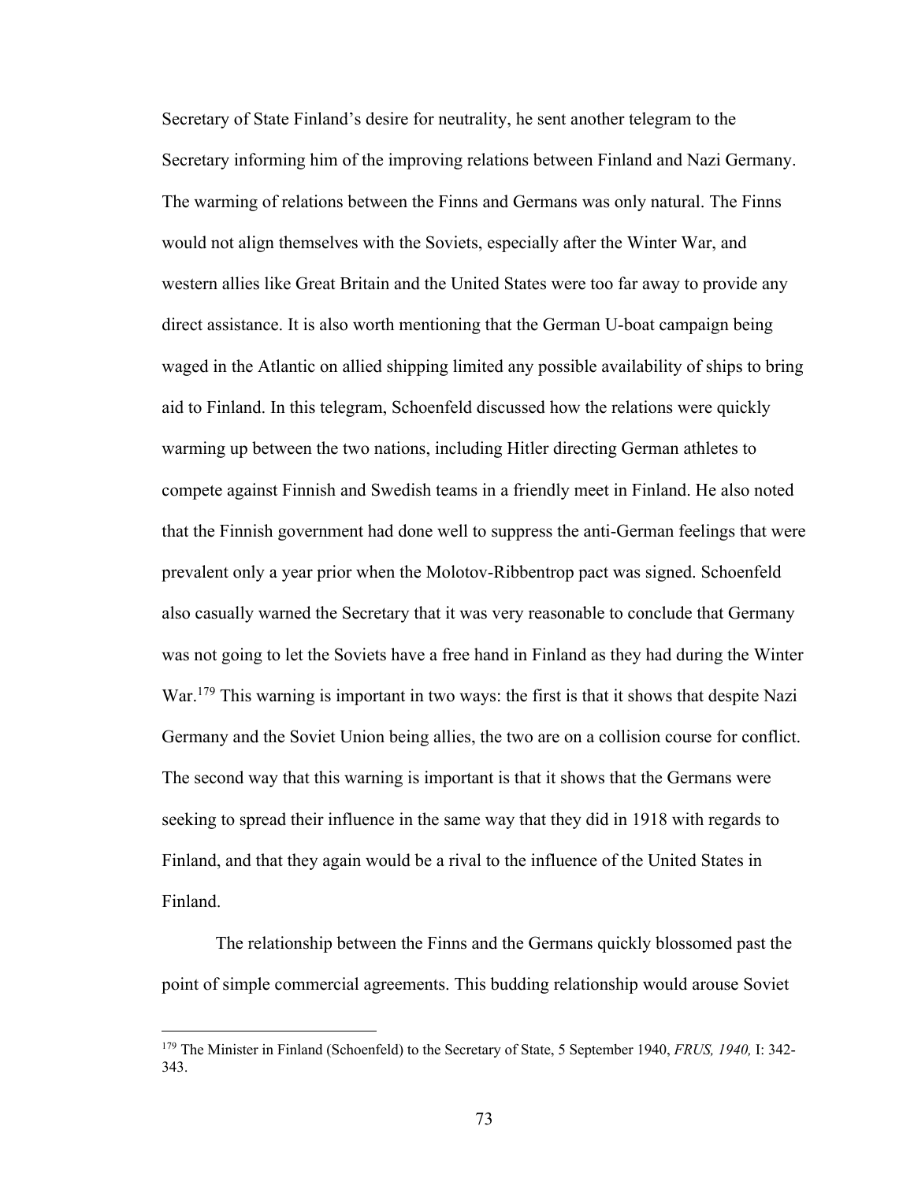Secretary of State Finland's desire for neutrality, he sent another telegram to the Secretary informing him of the improving relations between Finland and Nazi Germany. The warming of relations between the Finns and Germans was only natural. The Finns would not align themselves with the Soviets, especially after the Winter War, and western allies like Great Britain and the United States were too far away to provide any direct assistance. It is also worth mentioning that the German U-boat campaign being waged in the Atlantic on allied shipping limited any possible availability of ships to bring aid to Finland. In this telegram, Schoenfeld discussed how the relations were quickly warming up between the two nations, including Hitler directing German athletes to compete against Finnish and Swedish teams in a friendly meet in Finland. He also noted that the Finnish government had done well to suppress the anti-German feelings that were prevalent only a year prior when the Molotov-Ribbentrop pact was signed. Schoenfeld also casually warned the Secretary that it was very reasonable to conclude that Germany was not going to let the Soviets have a free hand in Finland as they had during the Winter War.[179] This warning is important in two ways: the first is that it shows that despite Nazi Germany and the Soviet Union being allies, the two are on a collision course for conflict. The second way that this warning is important is that it shows that the Germans were seeking to spread their influence in the same way that they did in 1918 with regards to Finland, and that they again would be a rival to the influence of the United States in Finland.

The relationship between the Finns and the Germans quickly blossomed past the point of simple commercial agreements. This budding relationship would arouse Soviet

[179] The Minister in Finland (Schoenfeld) to the Secretary of State, 5 September 1940, *FRUS, 1940,* I: 342-343.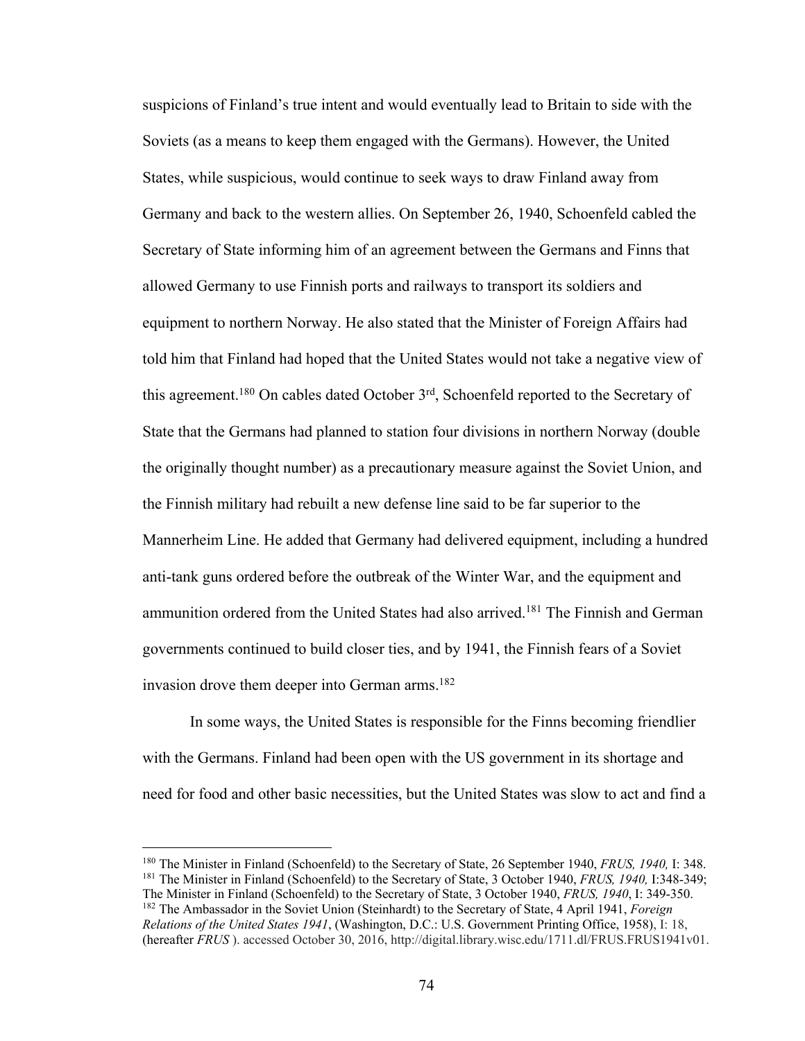suspicions of Finland's true intent and would eventually lead to Britain to side with the Soviets (as a means to keep them engaged with the Germans). However, the United States, while suspicious, would continue to seek ways to draw Finland away from Germany and back to the western allies. On September 26, 1940, Schoenfeld cabled the Secretary of State informing him of an agreement between the Germans and Finns that allowed Germany to use Finnish ports and railways to transport its soldiers and equipment to northern Norway. He also stated that the Minister of Foreign Affairs had told him that Finland had hoped that the United States would not take a negative view of this agreement.[180] On cables dated October 3rd, Schoenfeld reported to the Secretary of State that the Germans had planned to station four divisions in northern Norway (double the originally thought number) as a precautionary measure against the Soviet Union, and the Finnish military had rebuilt a new defense line said to be far superior to the Mannerheim Line. He added that Germany had delivered equipment, including a hundred anti-tank guns ordered before the outbreak of the Winter War, and the equipment and ammunition ordered from the United States had also arrived.[181] The Finnish and German governments continued to build closer ties, and by 1941, the Finnish fears of a Soviet invasion drove them deeper into German arms.[182]

In some ways, the United States is responsible for the Finns becoming friendlier with the Germans. Finland had been open with the US government in its shortage and need for food and other basic necessities, but the United States was slow to act and find a

---

[180] The Minister in Finland (Schoenfeld) to the Secretary of State, 26 September 1940, *FRUS, 1940,* I: 348.

[181] The Minister in Finland (Schoenfeld) to the Secretary of State, 3 October 1940, *FRUS, 1940,* I:348-349; The Minister in Finland (Schoenfeld) to the Secretary of State, 3 October 1940, *FRUS, 1940*, I: 349-350.

[182] The Ambassador in the Soviet Union (Steinhardt) to the Secretary of State, 4 April 1941, *Foreign Relations of the United States 1941*, (Washington, D.C.: U.S. Government Printing Office, 1958), I: 18, (hereafter *FRUS* ). accessed October 30, 2016, http://digital.library.wisc.edu/1711.dl/FRUS.FRUS1941v01.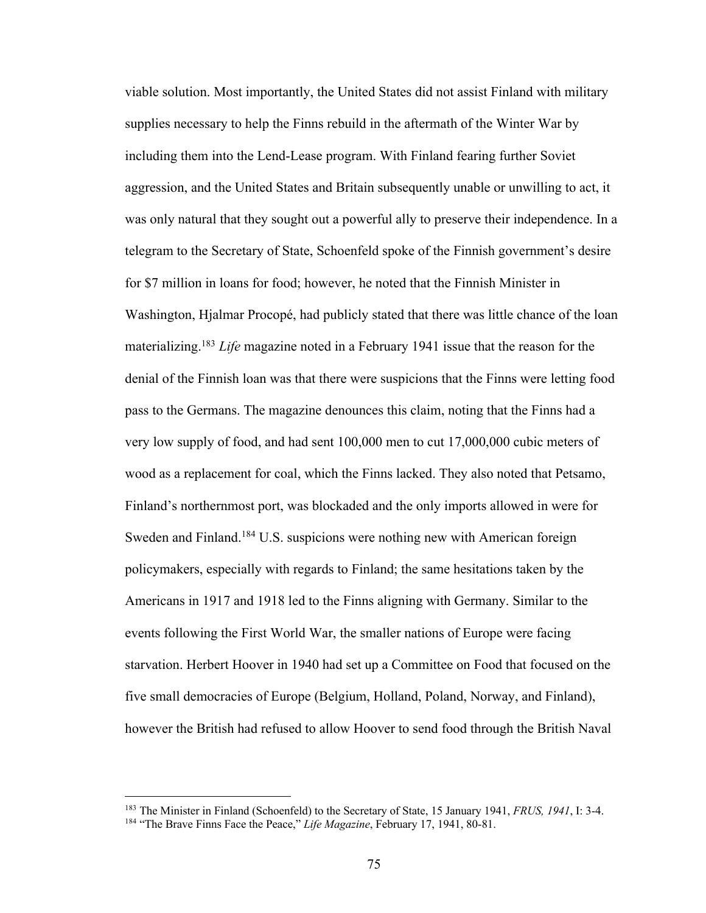viable solution. Most importantly, the United States did not assist Finland with military supplies necessary to help the Finns rebuild in the aftermath of the Winter War by including them into the Lend-Lease program. With Finland fearing further Soviet aggression, and the United States and Britain subsequently unable or unwilling to act, it was only natural that they sought out a powerful ally to preserve their independence. In a telegram to the Secretary of State, Schoenfeld spoke of the Finnish government's desire for $7 million in loans for food; however, he noted that the Finnish Minister in Washington, Hjalmar Procopé, had publicly stated that there was little chance of the loan materializing.[183] *Life* magazine noted in a February 1941 issue that the reason for the denial of the Finnish loan was that there were suspicions that the Finns were letting food pass to the Germans. The magazine denounces this claim, noting that the Finns had a very low supply of food, and had sent 100,000 men to cut 17,000,000 cubic meters of wood as a replacement for coal, which the Finns lacked. They also noted that Petsamo, Finland's northernmost port, was blockaded and the only imports allowed in were for Sweden and Finland.[184] U.S. suspicions were nothing new with American foreign policymakers, especially with regards to Finland; the same hesitations taken by the Americans in 1917 and 1918 led to the Finns aligning with Germany. Similar to the events following the First World War, the smaller nations of Europe were facing starvation. Herbert Hoover in 1940 had set up a Committee on Food that focused on the five small democracies of Europe (Belgium, Holland, Poland, Norway, and Finland), however the British had refused to allow Hoover to send food through the British Naval

---

[183] The Minister in Finland (Schoenfeld) to the Secretary of State, 15 January 1941, *FRUS, 1941*, I: 3-4.

[184] "The Brave Finns Face the Peace," *Life Magazine*, February 17, 1941, 80-81.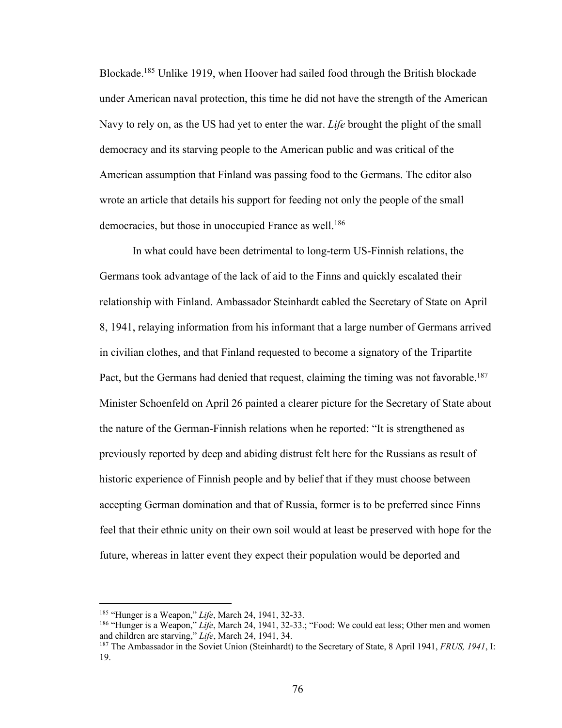Blockade.[185] Unlike 1919, when Hoover had sailed food through the British blockade under American naval protection, this time he did not have the strength of the American Navy to rely on, as the US had yet to enter the war. *Life* brought the plight of the small democracy and its starving people to the American public and was critical of the American assumption that Finland was passing food to the Germans. The editor also wrote an article that details his support for feeding not only the people of the small democracies, but those in unoccupied France as well.[186]

In what could have been detrimental to long-term US-Finnish relations, the Germans took advantage of the lack of aid to the Finns and quickly escalated their relationship with Finland. Ambassador Steinhardt cabled the Secretary of State on April 8, 1941, relaying information from his informant that a large number of Germans arrived in civilian clothes, and that Finland requested to become a signatory of the Tripartite Pact, but the Germans had denied that request, claiming the timing was not favorable.[187] Minister Schoenfeld on April 26 painted a clearer picture for the Secretary of State about the nature of the German-Finnish relations when he reported: "It is strengthened as previously reported by deep and abiding distrust felt here for the Russians as result of historic experience of Finnish people and by belief that if they must choose between accepting German domination and that of Russia, former is to be preferred since Finns feel that their ethnic unity on their own soil would at least be preserved with hope for the future, whereas in latter event they expect their population would be deported and

---

[185] "Hunger is a Weapon," *Life*, March 24, 1941, 32-33.

[186] "Hunger is a Weapon," *Life*, March 24, 1941, 32-33.; "Food: We could eat less; Other men and women and children are starving," *Life*, March 24, 1941, 34.

[187] The Ambassador in the Soviet Union (Steinhardt) to the Secretary of State, 8 April 1941, *FRUS, 1941*, I: 19.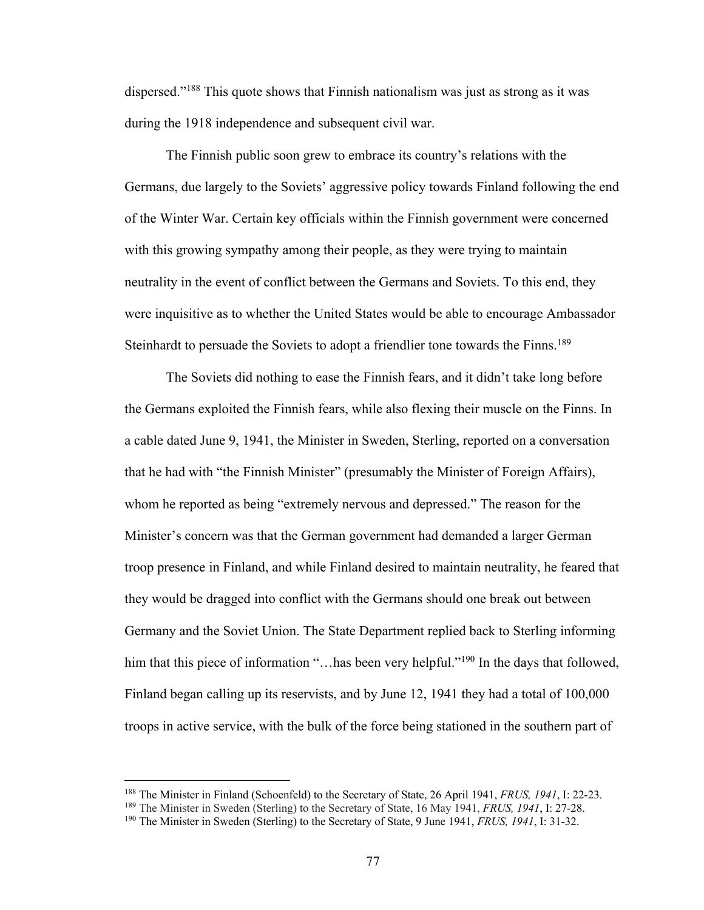dispersed."[188] This quote shows that Finnish nationalism was just as strong as it was during the 1918 independence and subsequent civil war.

The Finnish public soon grew to embrace its country's relations with the Germans, due largely to the Soviets' aggressive policy towards Finland following the end of the Winter War. Certain key officials within the Finnish government were concerned with this growing sympathy among their people, as they were trying to maintain neutrality in the event of conflict between the Germans and Soviets. To this end, they were inquisitive as to whether the United States would be able to encourage Ambassador Steinhardt to persuade the Soviets to adopt a friendlier tone towards the Finns.[189]

The Soviets did nothing to ease the Finnish fears, and it didn't take long before the Germans exploited the Finnish fears, while also flexing their muscle on the Finns. In a cable dated June 9, 1941, the Minister in Sweden, Sterling, reported on a conversation that he had with "the Finnish Minister" (presumably the Minister of Foreign Affairs), whom he reported as being "extremely nervous and depressed." The reason for the Minister's concern was that the German government had demanded a larger German troop presence in Finland, and while Finland desired to maintain neutrality, he feared that they would be dragged into conflict with the Germans should one break out between Germany and the Soviet Union. The State Department replied back to Sterling informing him that this piece of information "…has been very helpful."[190] In the days that followed, Finland began calling up its reservists, and by June 12, 1941 they had a total of 100,000 troops in active service, with the bulk of the force being stationed in the southern part of

---

[188] The Minister in Finland (Schoenfeld) to the Secretary of State, 26 April 1941, *FRUS, 1941*, I: 22-23.

[189] The Minister in Sweden (Sterling) to the Secretary of State, 16 May 1941, *FRUS, 1941*, I: 27-28.

[190] The Minister in Sweden (Sterling) to the Secretary of State, 9 June 1941, *FRUS, 1941*, I: 31-32.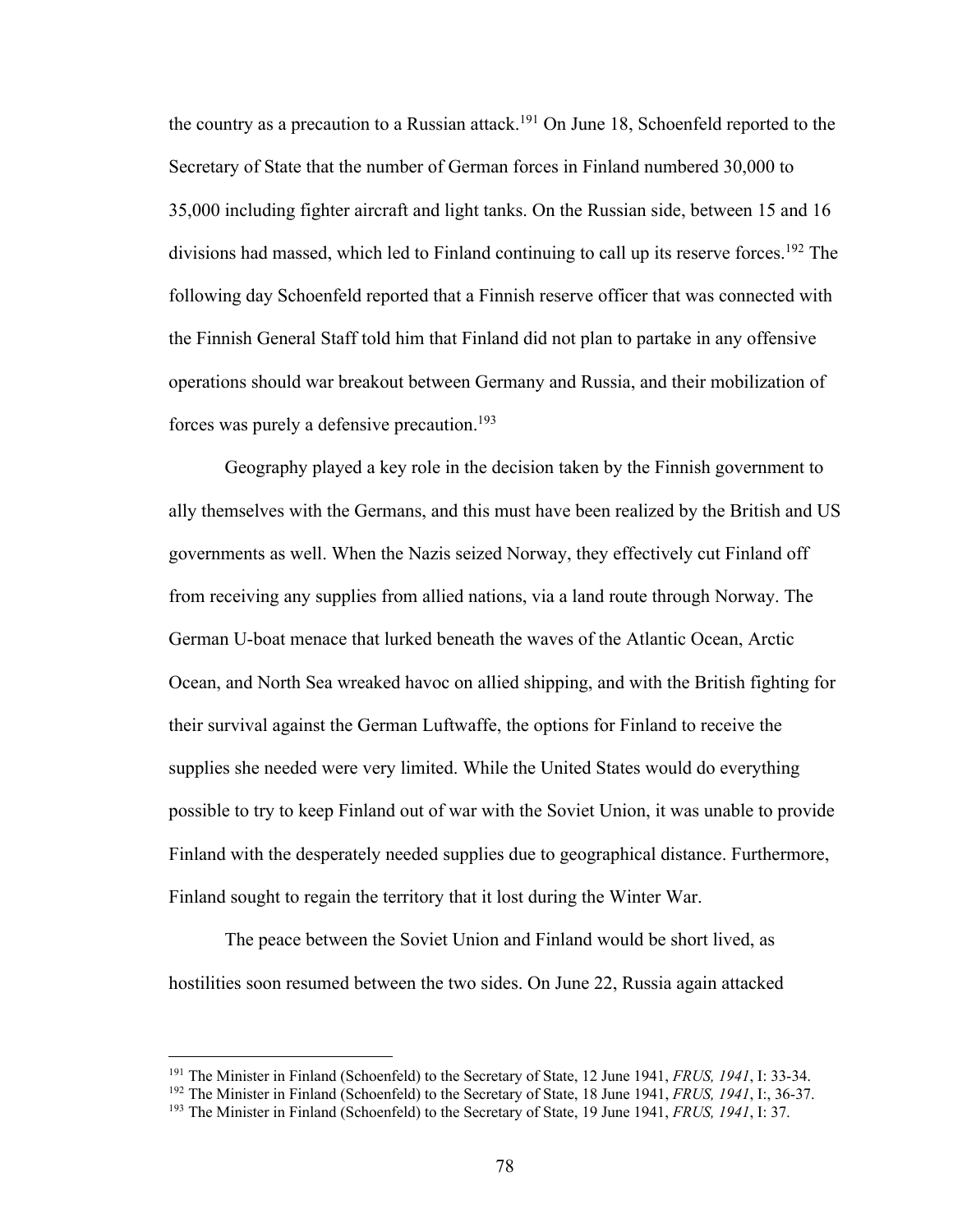the country as a precaution to a Russian attack.[191] On June 18, Schoenfeld reported to the Secretary of State that the number of German forces in Finland numbered 30,000 to 35,000 including fighter aircraft and light tanks. On the Russian side, between 15 and 16 divisions had massed, which led to Finland continuing to call up its reserve forces.[192] The following day Schoenfeld reported that a Finnish reserve officer that was connected with the Finnish General Staff told him that Finland did not plan to partake in any offensive operations should war breakout between Germany and Russia, and their mobilization of forces was purely a defensive precaution.[193]

Geography played a key role in the decision taken by the Finnish government to ally themselves with the Germans, and this must have been realized by the British and US governments as well. When the Nazis seized Norway, they effectively cut Finland off from receiving any supplies from allied nations, via a land route through Norway. The German U-boat menace that lurked beneath the waves of the Atlantic Ocean, Arctic Ocean, and North Sea wreaked havoc on allied shipping, and with the British fighting for their survival against the German Luftwaffe, the options for Finland to receive the supplies she needed were very limited. While the United States would do everything possible to try to keep Finland out of war with the Soviet Union, it was unable to provide Finland with the desperately needed supplies due to geographical distance. Furthermore, Finland sought to regain the territory that it lost during the Winter War.

The peace between the Soviet Union and Finland would be short lived, as hostilities soon resumed between the two sides. On June 22, Russia again attacked

---

[191] The Minister in Finland (Schoenfeld) to the Secretary of State, 12 June 1941, *FRUS, 1941*, I: 33-34.

[192] The Minister in Finland (Schoenfeld) to the Secretary of State, 18 June 1941, *FRUS, 1941*, I:, 36-37.

[193] The Minister in Finland (Schoenfeld) to the Secretary of State, 19 June 1941, *FRUS, 1941*, I: 37.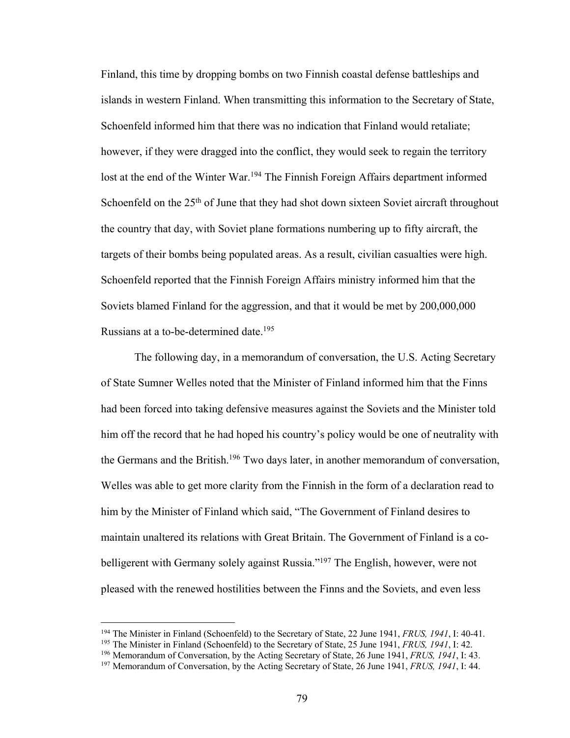Finland, this time by dropping bombs on two Finnish coastal defense battleships and islands in western Finland. When transmitting this information to the Secretary of State, Schoenfeld informed him that there was no indication that Finland would retaliate; however, if they were dragged into the conflict, they would seek to regain the territory lost at the end of the Winter War.[194] The Finnish Foreign Affairs department informed Schoenfeld on the 25th of June that they had shot down sixteen Soviet aircraft throughout the country that day, with Soviet plane formations numbering up to fifty aircraft, the targets of their bombs being populated areas. As a result, civilian casualties were high. Schoenfeld reported that the Finnish Foreign Affairs ministry informed him that the Soviets blamed Finland for the aggression, and that it would be met by 200,000,000 Russians at a to-be-determined date.[195]

The following day, in a memorandum of conversation, the U.S. Acting Secretary of State Sumner Welles noted that the Minister of Finland informed him that the Finns had been forced into taking defensive measures against the Soviets and the Minister told him off the record that he had hoped his country's policy would be one of neutrality with the Germans and the British.[196] Two days later, in another memorandum of conversation, Welles was able to get more clarity from the Finnish in the form of a declaration read to him by the Minister of Finland which said, "The Government of Finland desires to maintain unaltered its relations with Great Britain. The Government of Finland is a co-belligerent with Germany solely against Russia."[197] The English, however, were not pleased with the renewed hostilities between the Finns and the Soviets, and even less

---

[194] The Minister in Finland (Schoenfeld) to the Secretary of State, 22 June 1941, *FRUS, 1941*, I: 40-41.

[195] The Minister in Finland (Schoenfeld) to the Secretary of State, 25 June 1941, *FRUS, 1941*, I: 42.

[196] Memorandum of Conversation, by the Acting Secretary of State, 26 June 1941, *FRUS, 1941*, I: 43.

[197] Memorandum of Conversation, by the Acting Secretary of State, 26 June 1941, *FRUS, 1941*, I: 44.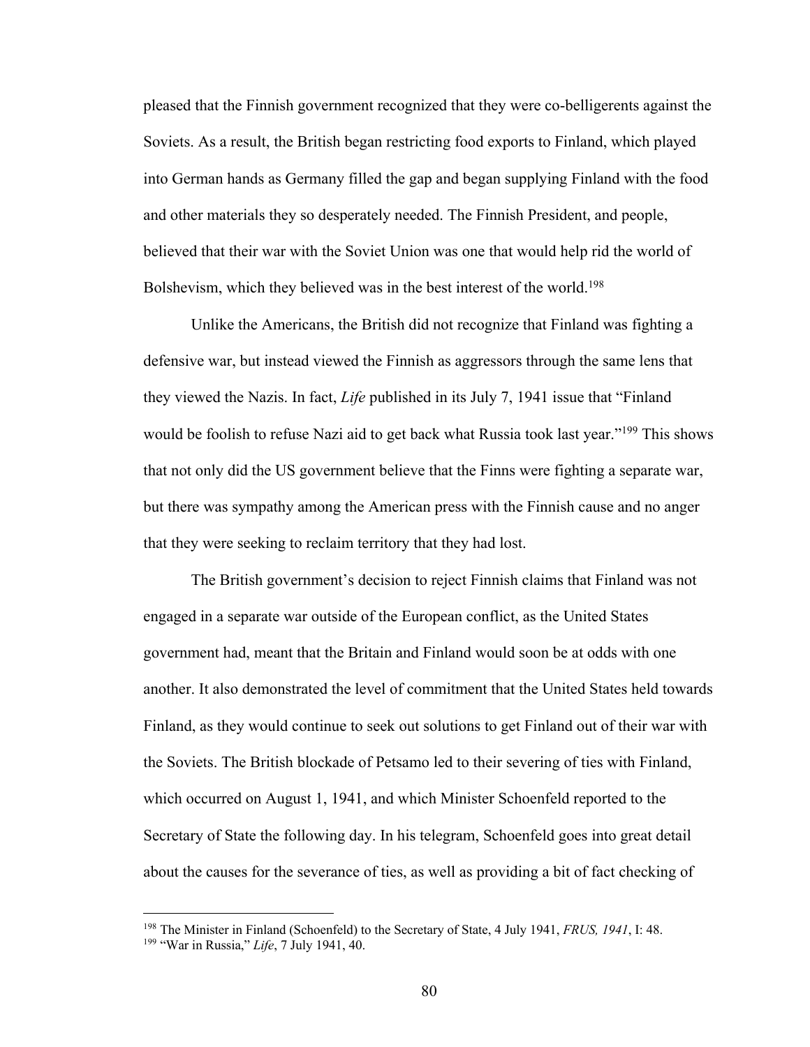pleased that the Finnish government recognized that they were co-belligerents against the Soviets. As a result, the British began restricting food exports to Finland, which played into German hands as Germany filled the gap and began supplying Finland with the food and other materials they so desperately needed. The Finnish President, and people, believed that their war with the Soviet Union was one that would help rid the world of Bolshevism, which they believed was in the best interest of the world.[198]

Unlike the Americans, the British did not recognize that Finland was fighting a defensive war, but instead viewed the Finnish as aggressors through the same lens that they viewed the Nazis. In fact, *Life* published in its July 7, 1941 issue that "Finland would be foolish to refuse Nazi aid to get back what Russia took last year."[199] This shows that not only did the US government believe that the Finns were fighting a separate war, but there was sympathy among the American press with the Finnish cause and no anger that they were seeking to reclaim territory that they had lost.

The British government's decision to reject Finnish claims that Finland was not engaged in a separate war outside of the European conflict, as the United States government had, meant that the Britain and Finland would soon be at odds with one another. It also demonstrated the level of commitment that the United States held towards Finland, as they would continue to seek out solutions to get Finland out of their war with the Soviets. The British blockade of Petsamo led to their severing of ties with Finland, which occurred on August 1, 1941, and which Minister Schoenfeld reported to the Secretary of State the following day. In his telegram, Schoenfeld goes into great detail about the causes for the severance of ties, as well as providing a bit of fact checking of

---

[198] The Minister in Finland (Schoenfeld) to the Secretary of State, 4 July 1941, *FRUS, 1941*, I: 48.

[199] "War in Russia," *Life*, 7 July 1941, 40.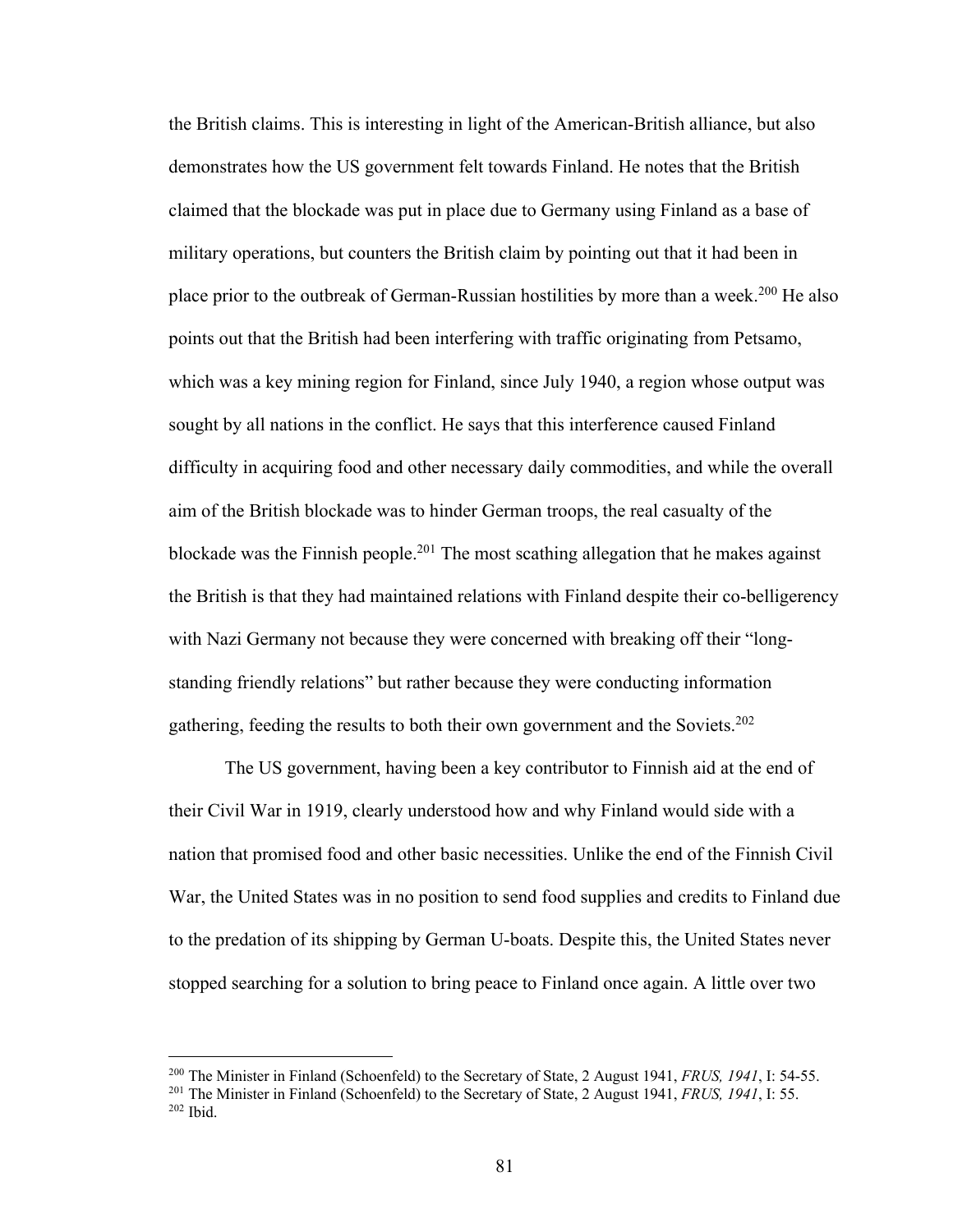the British claims. This is interesting in light of the American-British alliance, but also demonstrates how the US government felt towards Finland. He notes that the British claimed that the blockade was put in place due to Germany using Finland as a base of military operations, but counters the British claim by pointing out that it had been in place prior to the outbreak of German-Russian hostilities by more than a week.[200] He also points out that the British had been interfering with traffic originating from Petsamo, which was a key mining region for Finland, since July 1940, a region whose output was sought by all nations in the conflict. He says that this interference caused Finland difficulty in acquiring food and other necessary daily commodities, and while the overall aim of the British blockade was to hinder German troops, the real casualty of the blockade was the Finnish people.[201] The most scathing allegation that he makes against the British is that they had maintained relations with Finland despite their co-belligerency with Nazi Germany not because they were concerned with breaking off their "long-standing friendly relations" but rather because they were conducting information gathering, feeding the results to both their own government and the Soviets.[202]

The US government, having been a key contributor to Finnish aid at the end of their Civil War in 1919, clearly understood how and why Finland would side with a nation that promised food and other basic necessities. Unlike the end of the Finnish Civil War, the United States was in no position to send food supplies and credits to Finland due to the predation of its shipping by German U-boats. Despite this, the United States never stopped searching for a solution to bring peace to Finland once again. A little over two

---

[200] The Minister in Finland (Schoenfeld) to the Secretary of State, 2 August 1941, *FRUS, 1941*, I: 54-55.

[201] The Minister in Finland (Schoenfeld) to the Secretary of State, 2 August 1941, *FRUS, 1941*, I: 55.

[202] Ibid.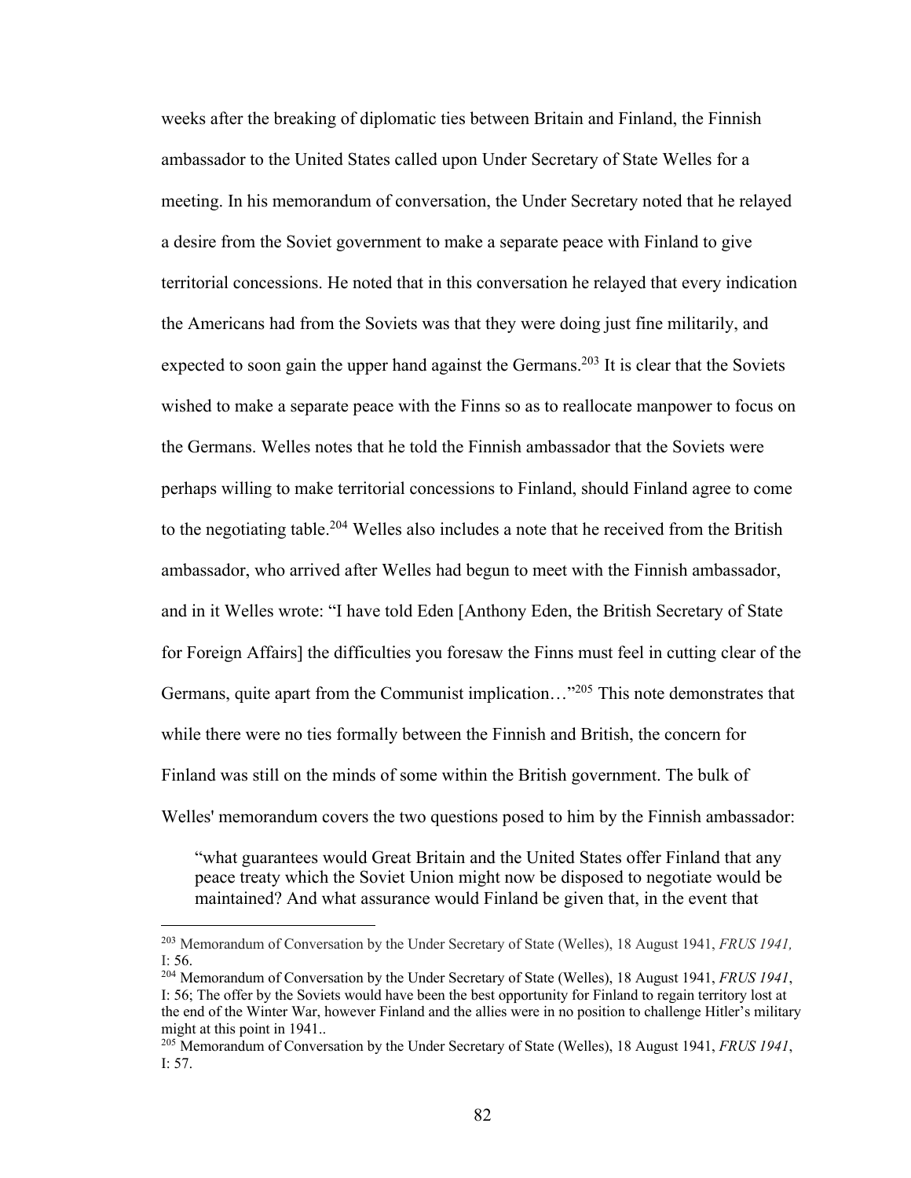weeks after the breaking of diplomatic ties between Britain and Finland, the Finnish ambassador to the United States called upon Under Secretary of State Welles for a meeting. In his memorandum of conversation, the Under Secretary noted that he relayed a desire from the Soviet government to make a separate peace with Finland to give territorial concessions. He noted that in this conversation he relayed that every indication the Americans had from the Soviets was that they were doing just fine militarily, and expected to soon gain the upper hand against the Germans.[203] It is clear that the Soviets wished to make a separate peace with the Finns so as to reallocate manpower to focus on the Germans. Welles notes that he told the Finnish ambassador that the Soviets were perhaps willing to make territorial concessions to Finland, should Finland agree to come to the negotiating table.[204] Welles also includes a note that he received from the British ambassador, who arrived after Welles had begun to meet with the Finnish ambassador, and in it Welles wrote: "I have told Eden [Anthony Eden, the British Secretary of State for Foreign Affairs] the difficulties you foresaw the Finns must feel in cutting clear of the Germans, quite apart from the Communist implication…"[205] This note demonstrates that while there were no ties formally between the Finnish and British, the concern for Finland was still on the minds of some within the British government. The bulk of Welles' memorandum covers the two questions posed to him by the Finnish ambassador:

> "what guarantees would Great Britain and the United States offer Finland that any peace treaty which the Soviet Union might now be disposed to negotiate would be maintained? And what assurance would Finland be given that, in the event that

---

[203] Memorandum of Conversation by the Under Secretary of State (Welles), 18 August 1941, *FRUS 1941,* I: 56.

[204] Memorandum of Conversation by the Under Secretary of State (Welles), 18 August 1941, *FRUS 1941*, I: 56; The offer by the Soviets would have been the best opportunity for Finland to regain territory lost at the end of the Winter War, however Finland and the allies were in no position to challenge Hitler's military might at this point in 1941..

[205] Memorandum of Conversation by the Under Secretary of State (Welles), 18 August 1941, *FRUS 1941*, I: 57.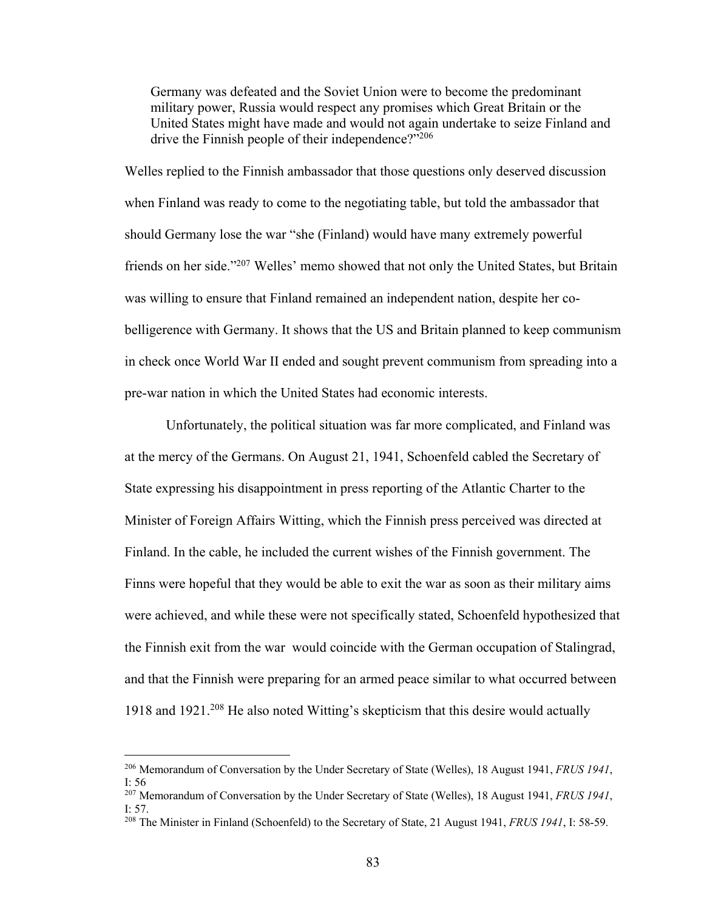> Germany was defeated and the Soviet Union were to become the predominant military power, Russia would respect any promises which Great Britain or the United States might have made and would not again undertake to seize Finland and drive the Finnish people of their independence?"[206]

Welles replied to the Finnish ambassador that those questions only deserved discussion when Finland was ready to come to the negotiating table, but told the ambassador that should Germany lose the war "she (Finland) would have many extremely powerful friends on her side."[207] Welles' memo showed that not only the United States, but Britain was willing to ensure that Finland remained an independent nation, despite her co-belligerence with Germany. It shows that the US and Britain planned to keep communism in check once World War II ended and sought prevent communism from spreading into a pre-war nation in which the United States had economic interests.

Unfortunately, the political situation was far more complicated, and Finland was at the mercy of the Germans. On August 21, 1941, Schoenfeld cabled the Secretary of State expressing his disappointment in press reporting of the Atlantic Charter to the Minister of Foreign Affairs Witting, which the Finnish press perceived was directed at Finland. In the cable, he included the current wishes of the Finnish government. The Finns were hopeful that they would be able to exit the war as soon as their military aims were achieved, and while these were not specifically stated, Schoenfeld hypothesized that the Finnish exit from the war would coincide with the German occupation of Stalingrad, and that the Finnish were preparing for an armed peace similar to what occurred between 1918 and 1921.[208] He also noted Witting's skepticism that this desire would actually

---

[206] Memorandum of Conversation by the Under Secretary of State (Welles), 18 August 1941, *FRUS 1941*, I: 56

[207] Memorandum of Conversation by the Under Secretary of State (Welles), 18 August 1941, *FRUS 1941*, I: 57.

[208] The Minister in Finland (Schoenfeld) to the Secretary of State, 21 August 1941, *FRUS 1941*, I: 58-59.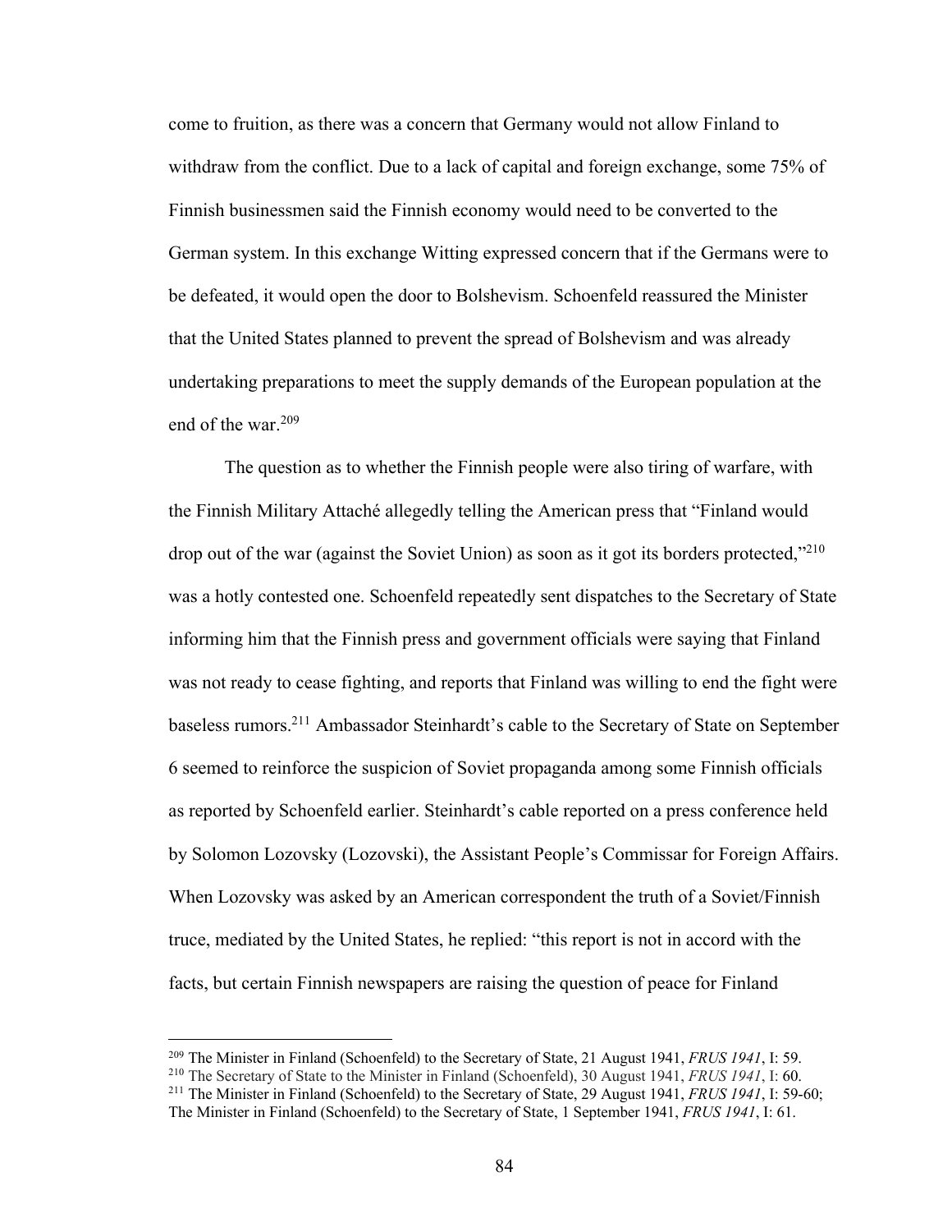come to fruition, as there was a concern that Germany would not allow Finland to withdraw from the conflict. Due to a lack of capital and foreign exchange, some 75% of Finnish businessmen said the Finnish economy would need to be converted to the German system. In this exchange Witting expressed concern that if the Germans were to be defeated, it would open the door to Bolshevism. Schoenfeld reassured the Minister that the United States planned to prevent the spread of Bolshevism and was already undertaking preparations to meet the supply demands of the European population at the end of the war.[209]

The question as to whether the Finnish people were also tiring of warfare, with the Finnish Military Attaché allegedly telling the American press that "Finland would drop out of the war (against the Soviet Union) as soon as it got its borders protected,"[210] was a hotly contested one. Schoenfeld repeatedly sent dispatches to the Secretary of State informing him that the Finnish press and government officials were saying that Finland was not ready to cease fighting, and reports that Finland was willing to end the fight were baseless rumors.[211] Ambassador Steinhardt's cable to the Secretary of State on September 6 seemed to reinforce the suspicion of Soviet propaganda among some Finnish officials as reported by Schoenfeld earlier. Steinhardt's cable reported on a press conference held by Solomon Lozovsky (Lozovski), the Assistant People's Commissar for Foreign Affairs. When Lozovsky was asked by an American correspondent the truth of a Soviet/Finnish truce, mediated by the United States, he replied: "this report is not in accord with the facts, but certain Finnish newspapers are raising the question of peace for Finland

---

[209] The Minister in Finland (Schoenfeld) to the Secretary of State, 21 August 1941, *FRUS 1941*, I: 59.

[210] The Secretary of State to the Minister in Finland (Schoenfeld), 30 August 1941, *FRUS 1941*, I: 60.

[211] The Minister in Finland (Schoenfeld) to the Secretary of State, 29 August 1941, *FRUS 1941*, I: 59-60; The Minister in Finland (Schoenfeld) to the Secretary of State, 1 September 1941, *FRUS 1941*, I: 61.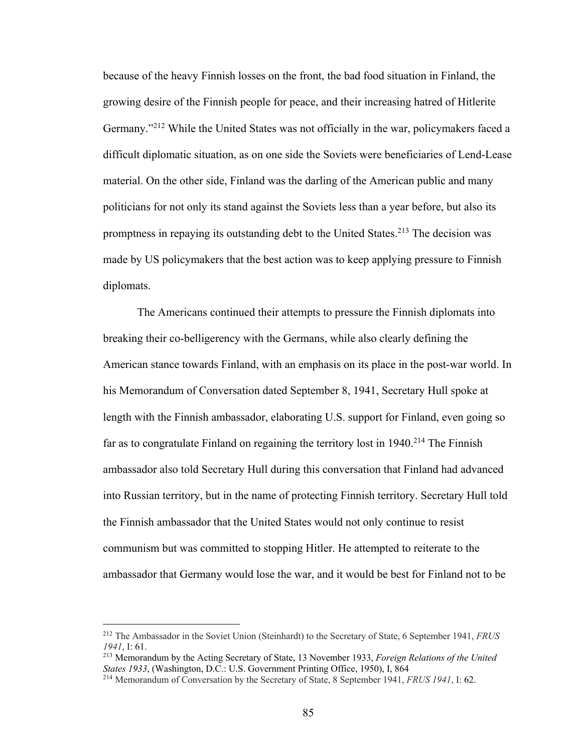because of the heavy Finnish losses on the front, the bad food situation in Finland, the growing desire of the Finnish people for peace, and their increasing hatred of Hitlerite Germany."[212] While the United States was not officially in the war, policymakers faced a difficult diplomatic situation, as on one side the Soviets were beneficiaries of Lend-Lease material. On the other side, Finland was the darling of the American public and many politicians for not only its stand against the Soviets less than a year before, but also its promptness in repaying its outstanding debt to the United States.[213] The decision was made by US policymakers that the best action was to keep applying pressure to Finnish diplomats.

The Americans continued their attempts to pressure the Finnish diplomats into breaking their co-belligerency with the Germans, while also clearly defining the American stance towards Finland, with an emphasis on its place in the post-war world. In his Memorandum of Conversation dated September 8, 1941, Secretary Hull spoke at length with the Finnish ambassador, elaborating U.S. support for Finland, even going so far as to congratulate Finland on regaining the territory lost in 1940.[214] The Finnish ambassador also told Secretary Hull during this conversation that Finland had advanced into Russian territory, but in the name of protecting Finnish territory. Secretary Hull told the Finnish ambassador that the United States would not only continue to resist communism but was committed to stopping Hitler. He attempted to reiterate to the ambassador that Germany would lose the war, and it would be best for Finland not to be

---

[212] The Ambassador in the Soviet Union (Steinhardt) to the Secretary of State, 6 September 1941, *FRUS 1941*, I: 61.

[213] Memorandum by the Acting Secretary of State, 13 November 1933, *Foreign Relations of the United States 1933*, (Washington, D.C.: U.S. Government Printing Office, 1950), I, 864

[214] Memorandum of Conversation by the Secretary of State, 8 September 1941, *FRUS 1941*, I: 62.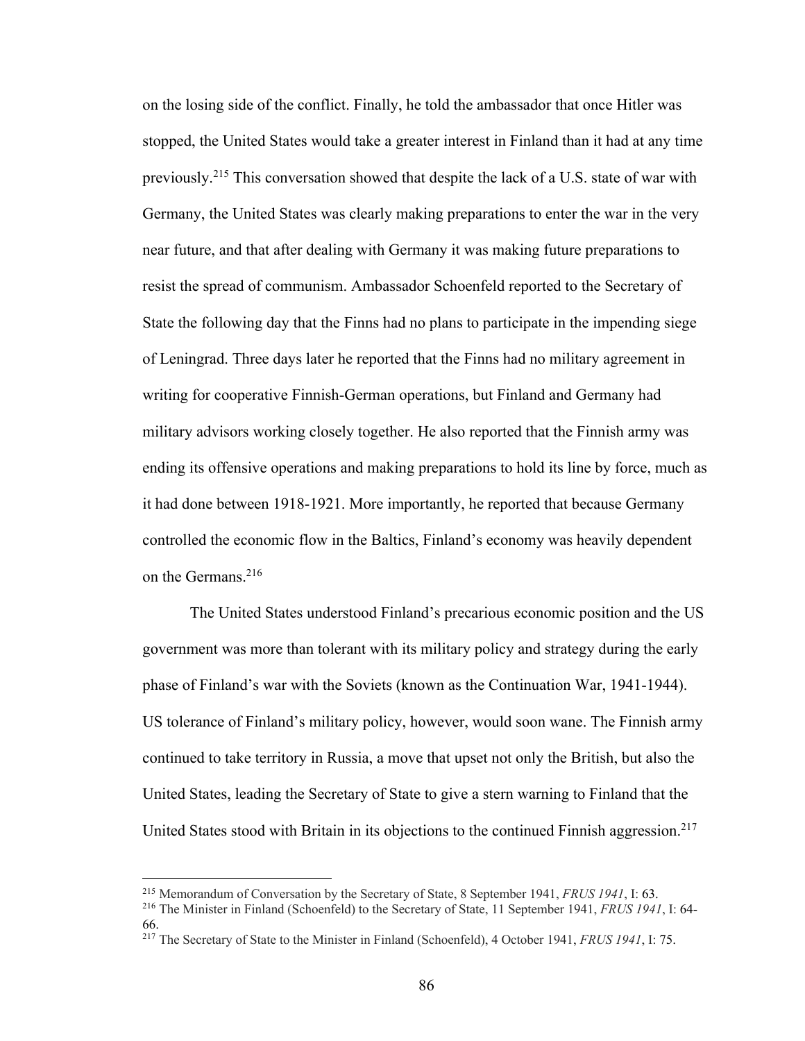on the losing side of the conflict. Finally, he told the ambassador that once Hitler was stopped, the United States would take a greater interest in Finland than it had at any time previously.[215] This conversation showed that despite the lack of a U.S. state of war with Germany, the United States was clearly making preparations to enter the war in the very near future, and that after dealing with Germany it was making future preparations to resist the spread of communism. Ambassador Schoenfeld reported to the Secretary of State the following day that the Finns had no plans to participate in the impending siege of Leningrad. Three days later he reported that the Finns had no military agreement in writing for cooperative Finnish-German operations, but Finland and Germany had military advisors working closely together. He also reported that the Finnish army was ending its offensive operations and making preparations to hold its line by force, much as it had done between 1918-1921. More importantly, he reported that because Germany controlled the economic flow in the Baltics, Finland's economy was heavily dependent on the Germans.[216]

The United States understood Finland's precarious economic position and the US government was more than tolerant with its military policy and strategy during the early phase of Finland's war with the Soviets (known as the Continuation War, 1941-1944). US tolerance of Finland's military policy, however, would soon wane. The Finnish army continued to take territory in Russia, a move that upset not only the British, but also the United States, leading the Secretary of State to give a stern warning to Finland that the United States stood with Britain in its objections to the continued Finnish aggression.[217]

---

[215] Memorandum of Conversation by the Secretary of State, 8 September 1941, *FRUS 1941*, I: 63.

[216] The Minister in Finland (Schoenfeld) to the Secretary of State, 11 September 1941, *FRUS 1941*, I: 64-66.

[217] The Secretary of State to the Minister in Finland (Schoenfeld), 4 October 1941, *FRUS 1941*, I: 75.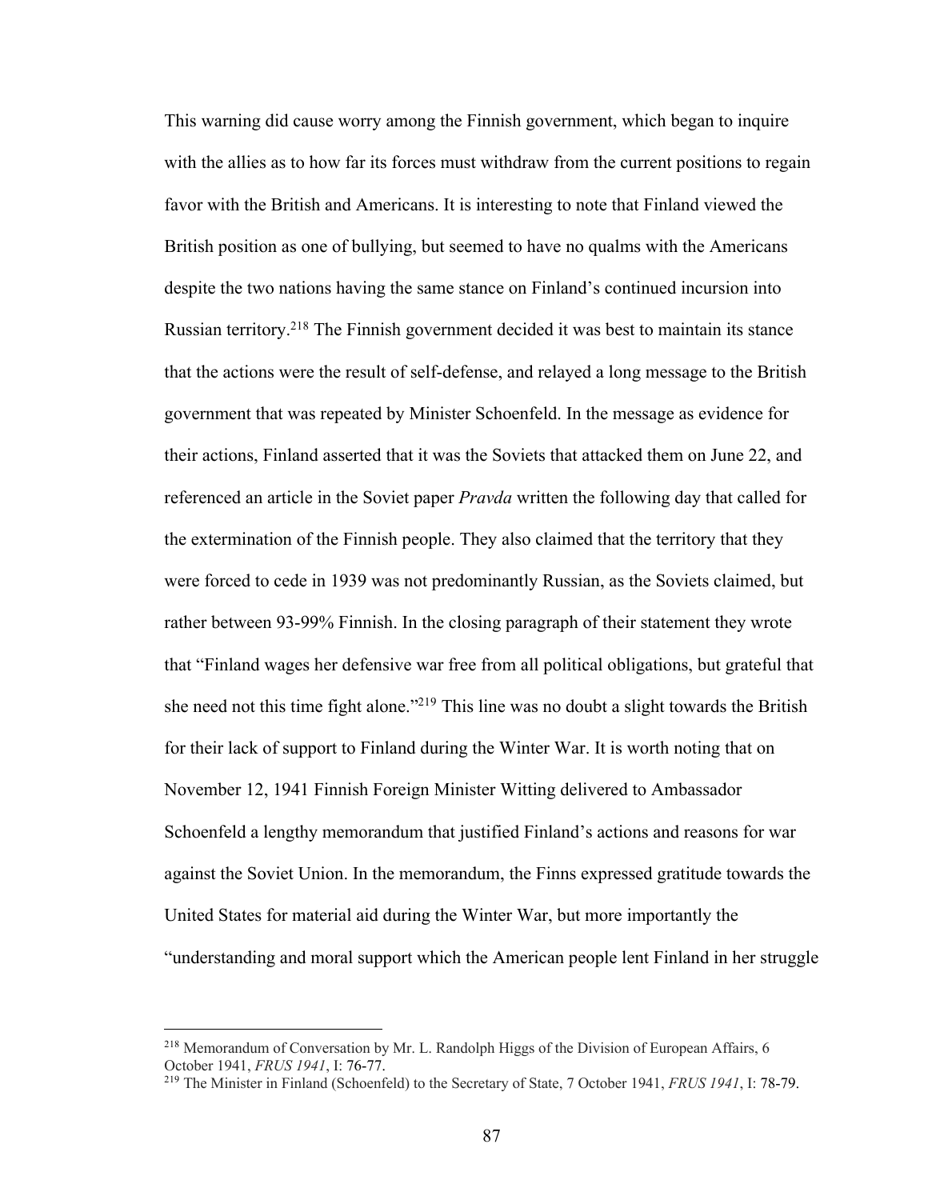This warning did cause worry among the Finnish government, which began to inquire with the allies as to how far its forces must withdraw from the current positions to regain favor with the British and Americans. It is interesting to note that Finland viewed the British position as one of bullying, but seemed to have no qualms with the Americans despite the two nations having the same stance on Finland's continued incursion into Russian territory.[218] The Finnish government decided it was best to maintain its stance that the actions were the result of self-defense, and relayed a long message to the British government that was repeated by Minister Schoenfeld. In the message as evidence for their actions, Finland asserted that it was the Soviets that attacked them on June 22, and referenced an article in the Soviet paper *Pravda* written the following day that called for the extermination of the Finnish people. They also claimed that the territory that they were forced to cede in 1939 was not predominantly Russian, as the Soviets claimed, but rather between 93-99% Finnish. In the closing paragraph of their statement they wrote that "Finland wages her defensive war free from all political obligations, but grateful that she need not this time fight alone."[219] This line was no doubt a slight towards the British for their lack of support to Finland during the Winter War. It is worth noting that on November 12, 1941 Finnish Foreign Minister Witting delivered to Ambassador Schoenfeld a lengthy memorandum that justified Finland's actions and reasons for war against the Soviet Union. In the memorandum, the Finns expressed gratitude towards the United States for material aid during the Winter War, but more importantly the "understanding and moral support which the American people lent Finland in her struggle

---

[218] Memorandum of Conversation by Mr. L. Randolph Higgs of the Division of European Affairs, 6 October 1941, *FRUS 1941*, I: 76-77.

[219] The Minister in Finland (Schoenfeld) to the Secretary of State, 7 October 1941, *FRUS 1941*, I: 78-79.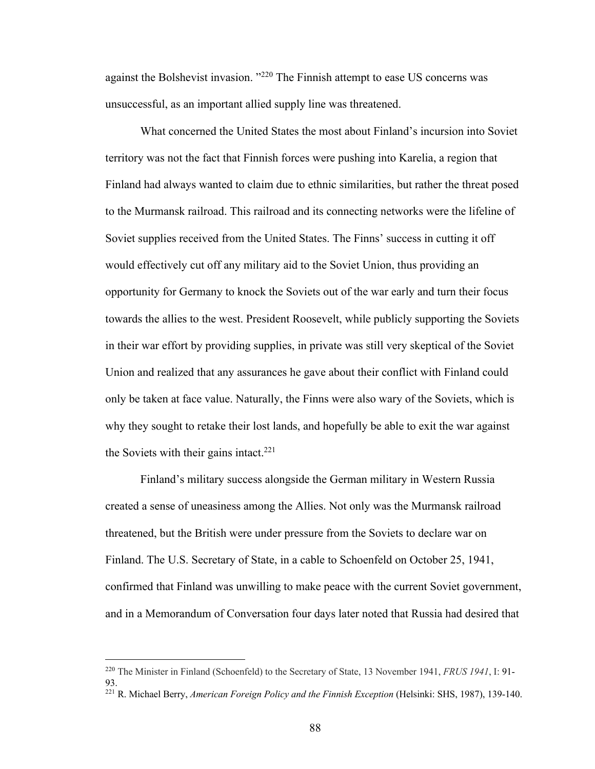against the Bolshevist invasion. "[220] The Finnish attempt to ease US concerns was unsuccessful, as an important allied supply line was threatened.

What concerned the United States the most about Finland's incursion into Soviet territory was not the fact that Finnish forces were pushing into Karelia, a region that Finland had always wanted to claim due to ethnic similarities, but rather the threat posed to the Murmansk railroad. This railroad and its connecting networks were the lifeline of Soviet supplies received from the United States. The Finns' success in cutting it off would effectively cut off any military aid to the Soviet Union, thus providing an opportunity for Germany to knock the Soviets out of the war early and turn their focus towards the allies to the west. President Roosevelt, while publicly supporting the Soviets in their war effort by providing supplies, in private was still very skeptical of the Soviet Union and realized that any assurances he gave about their conflict with Finland could only be taken at face value. Naturally, the Finns were also wary of the Soviets, which is why they sought to retake their lost lands, and hopefully be able to exit the war against the Soviets with their gains intact.[221]

Finland's military success alongside the German military in Western Russia created a sense of uneasiness among the Allies. Not only was the Murmansk railroad threatened, but the British were under pressure from the Soviets to declare war on Finland. The U.S. Secretary of State, in a cable to Schoenfeld on October 25, 1941, confirmed that Finland was unwilling to make peace with the current Soviet government, and in a Memorandum of Conversation four days later noted that Russia had desired that

---

[220] The Minister in Finland (Schoenfeld) to the Secretary of State, 13 November 1941, *FRUS 1941*, I: 91-93.

[221] R. Michael Berry, *American Foreign Policy and the Finnish Exception* (Helsinki: SHS, 1987), 139-140.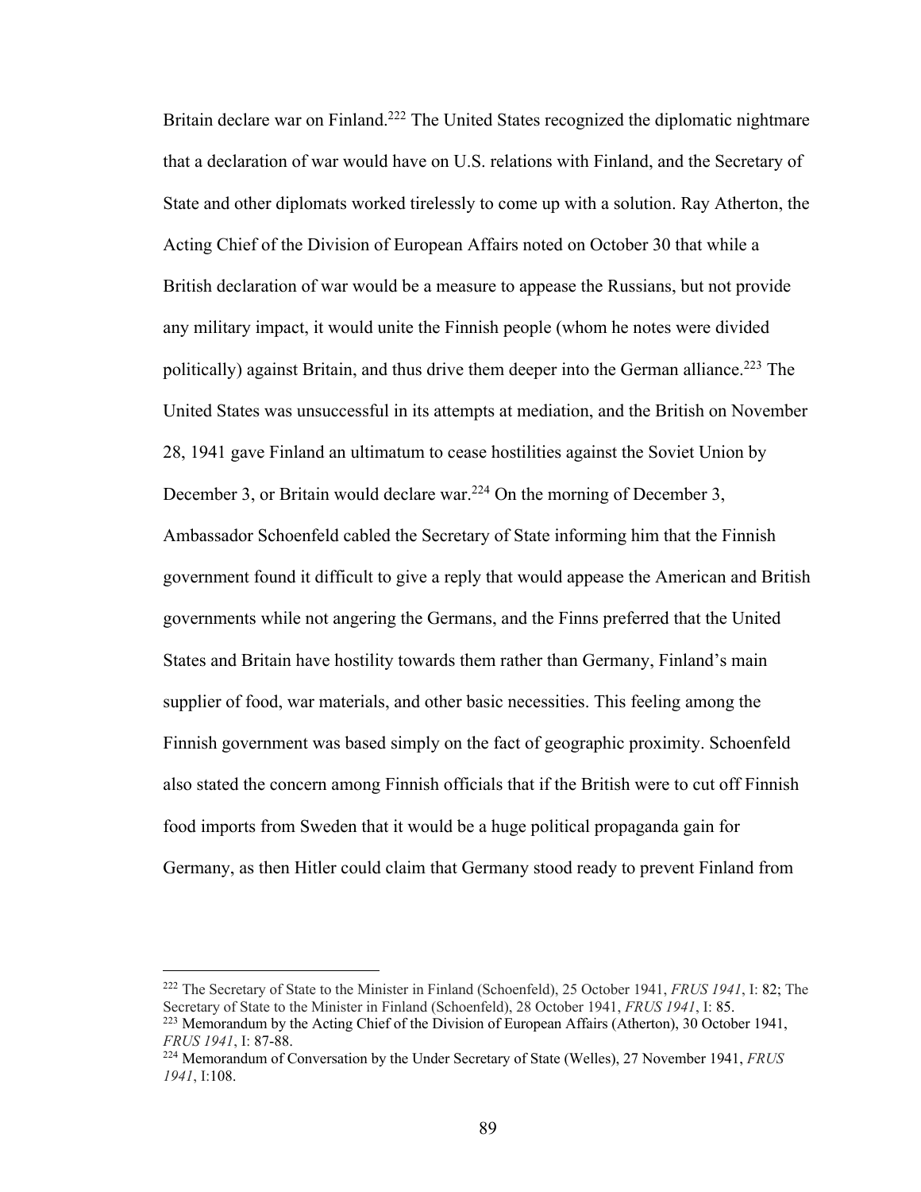Britain declare war on Finland.[222] The United States recognized the diplomatic nightmare that a declaration of war would have on U.S. relations with Finland, and the Secretary of State and other diplomats worked tirelessly to come up with a solution. Ray Atherton, the Acting Chief of the Division of European Affairs noted on October 30 that while a British declaration of war would be a measure to appease the Russians, but not provide any military impact, it would unite the Finnish people (whom he notes were divided politically) against Britain, and thus drive them deeper into the German alliance.[223] The United States was unsuccessful in its attempts at mediation, and the British on November 28, 1941 gave Finland an ultimatum to cease hostilities against the Soviet Union by December 3, or Britain would declare war.[224] On the morning of December 3, Ambassador Schoenfeld cabled the Secretary of State informing him that the Finnish government found it difficult to give a reply that would appease the American and British governments while not angering the Germans, and the Finns preferred that the United States and Britain have hostility towards them rather than Germany, Finland's main supplier of food, war materials, and other basic necessities. This feeling among the Finnish government was based simply on the fact of geographic proximity. Schoenfeld also stated the concern among Finnish officials that if the British were to cut off Finnish food imports from Sweden that it would be a huge political propaganda gain for Germany, as then Hitler could claim that Germany stood ready to prevent Finland from

---

[222] The Secretary of State to the Minister in Finland (Schoenfeld), 25 October 1941, *FRUS 1941*, I: 82; The Secretary of State to the Minister in Finland (Schoenfeld), 28 October 1941, *FRUS 1941*, I: 85.

[223] Memorandum by the Acting Chief of the Division of European Affairs (Atherton), 30 October 1941, *FRUS 1941*, I: 87-88.

[224] Memorandum of Conversation by the Under Secretary of State (Welles), 27 November 1941, *FRUS 1941*, I:108.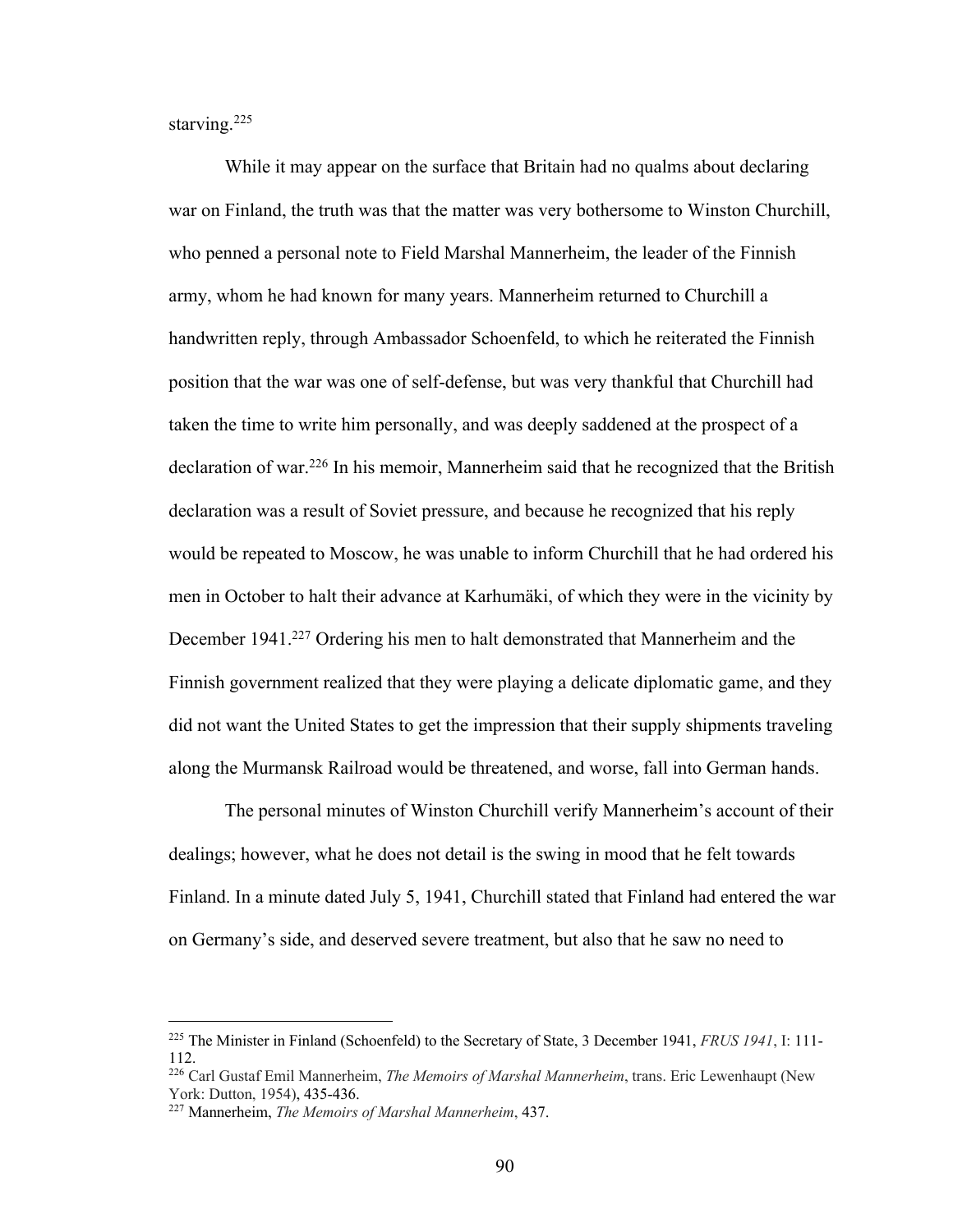starving.[225]

While it may appear on the surface that Britain had no qualms about declaring war on Finland, the truth was that the matter was very bothersome to Winston Churchill, who penned a personal note to Field Marshal Mannerheim, the leader of the Finnish army, whom he had known for many years. Mannerheim returned to Churchill a handwritten reply, through Ambassador Schoenfeld, to which he reiterated the Finnish position that the war was one of self-defense, but was very thankful that Churchill had taken the time to write him personally, and was deeply saddened at the prospect of a declaration of war.[226] In his memoir, Mannerheim said that he recognized that the British declaration was a result of Soviet pressure, and because he recognized that his reply would be repeated to Moscow, he was unable to inform Churchill that he had ordered his men in October to halt their advance at Karhumäki, of which they were in the vicinity by December 1941.[227] Ordering his men to halt demonstrated that Mannerheim and the Finnish government realized that they were playing a delicate diplomatic game, and they did not want the United States to get the impression that their supply shipments traveling along the Murmansk Railroad would be threatened, and worse, fall into German hands.

The personal minutes of Winston Churchill verify Mannerheim's account of their dealings; however, what he does not detail is the swing in mood that he felt towards Finland. In a minute dated July 5, 1941, Churchill stated that Finland had entered the war on Germany's side, and deserved severe treatment, but also that he saw no need to

---

[225] The Minister in Finland (Schoenfeld) to the Secretary of State, 3 December 1941, *FRUS 1941*, I: 111-112.

[226] Carl Gustaf Emil Mannerheim, *The Memoirs of Marshal Mannerheim*, trans. Eric Lewenhaupt (New York: Dutton, 1954), 435-436.

[227] Mannerheim, *The Memoirs of Marshal Mannerheim*, 437.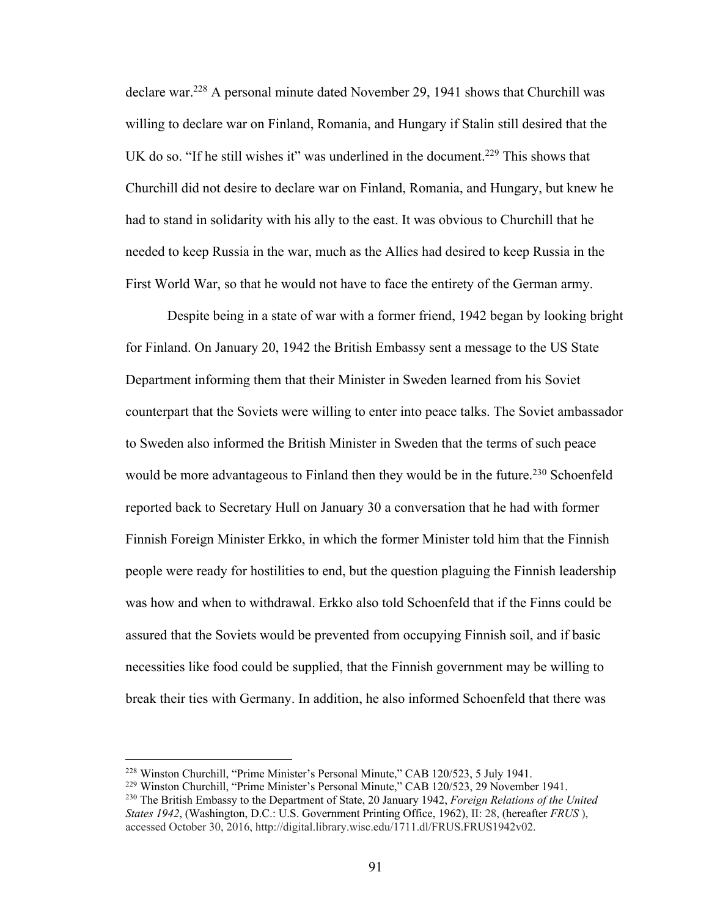declare war.[228] A personal minute dated November 29, 1941 shows that Churchill was willing to declare war on Finland, Romania, and Hungary if Stalin still desired that the UK do so. "If he still wishes it" was underlined in the document.[229] This shows that Churchill did not desire to declare war on Finland, Romania, and Hungary, but knew he had to stand in solidarity with his ally to the east. It was obvious to Churchill that he needed to keep Russia in the war, much as the Allies had desired to keep Russia in the First World War, so that he would not have to face the entirety of the German army.

Despite being in a state of war with a former friend, 1942 began by looking bright for Finland. On January 20, 1942 the British Embassy sent a message to the US State Department informing them that their Minister in Sweden learned from his Soviet counterpart that the Soviets were willing to enter into peace talks. The Soviet ambassador to Sweden also informed the British Minister in Sweden that the terms of such peace would be more advantageous to Finland then they would be in the future.[230] Schoenfeld reported back to Secretary Hull on January 30 a conversation that he had with former Finnish Foreign Minister Erkko, in which the former Minister told him that the Finnish people were ready for hostilities to end, but the question plaguing the Finnish leadership was how and when to withdrawal. Erkko also told Schoenfeld that if the Finns could be assured that the Soviets would be prevented from occupying Finnish soil, and if basic necessities like food could be supplied, that the Finnish government may be willing to break their ties with Germany. In addition, he also informed Schoenfeld that there was

---

[228] Winston Churchill, "Prime Minister's Personal Minute," CAB 120/523, 5 July 1941.

[229] Winston Churchill, "Prime Minister's Personal Minute," CAB 120/523, 29 November 1941.

[230] The British Embassy to the Department of State, 20 January 1942, *Foreign Relations of the United States 1942*, (Washington, D.C.: U.S. Government Printing Office, 1962), II: 28, (hereafter *FRUS* ), accessed October 30, 2016, http://digital.library.wisc.edu/1711.dl/FRUS.FRUS1942v02.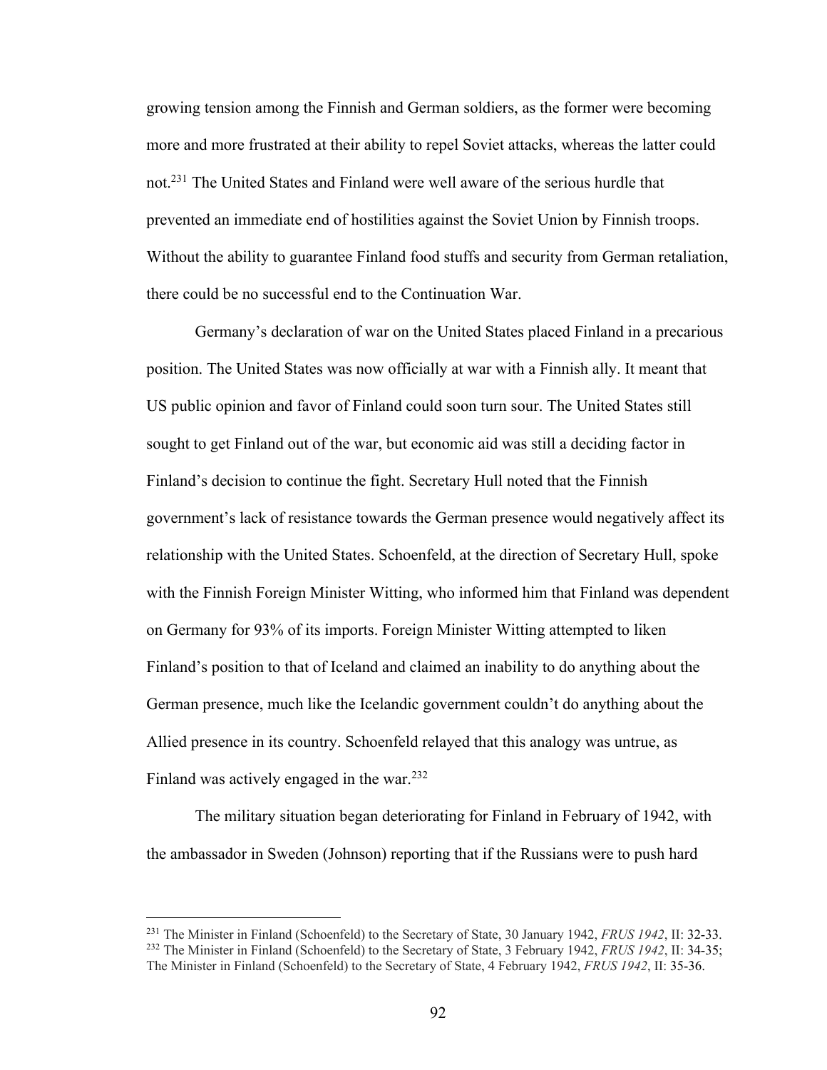growing tension among the Finnish and German soldiers, as the former were becoming more and more frustrated at their ability to repel Soviet attacks, whereas the latter could not.[231] The United States and Finland were well aware of the serious hurdle that prevented an immediate end of hostilities against the Soviet Union by Finnish troops. Without the ability to guarantee Finland food stuffs and security from German retaliation, there could be no successful end to the Continuation War.

Germany's declaration of war on the United States placed Finland in a precarious position. The United States was now officially at war with a Finnish ally. It meant that US public opinion and favor of Finland could soon turn sour. The United States still sought to get Finland out of the war, but economic aid was still a deciding factor in Finland's decision to continue the fight. Secretary Hull noted that the Finnish government's lack of resistance towards the German presence would negatively affect its relationship with the United States. Schoenfeld, at the direction of Secretary Hull, spoke with the Finnish Foreign Minister Witting, who informed him that Finland was dependent on Germany for 93% of its imports. Foreign Minister Witting attempted to liken Finland's position to that of Iceland and claimed an inability to do anything about the German presence, much like the Icelandic government couldn't do anything about the Allied presence in its country. Schoenfeld relayed that this analogy was untrue, as Finland was actively engaged in the war.[232]

The military situation began deteriorating for Finland in February of 1942, with the ambassador in Sweden (Johnson) reporting that if the Russians were to push hard

---

[231] The Minister in Finland (Schoenfeld) to the Secretary of State, 30 January 1942, *FRUS 1942*, II: 32-33.

[232] The Minister in Finland (Schoenfeld) to the Secretary of State, 3 February 1942, *FRUS 1942*, II: 34-35; The Minister in Finland (Schoenfeld) to the Secretary of State, 4 February 1942, *FRUS 1942*, II: 35-36.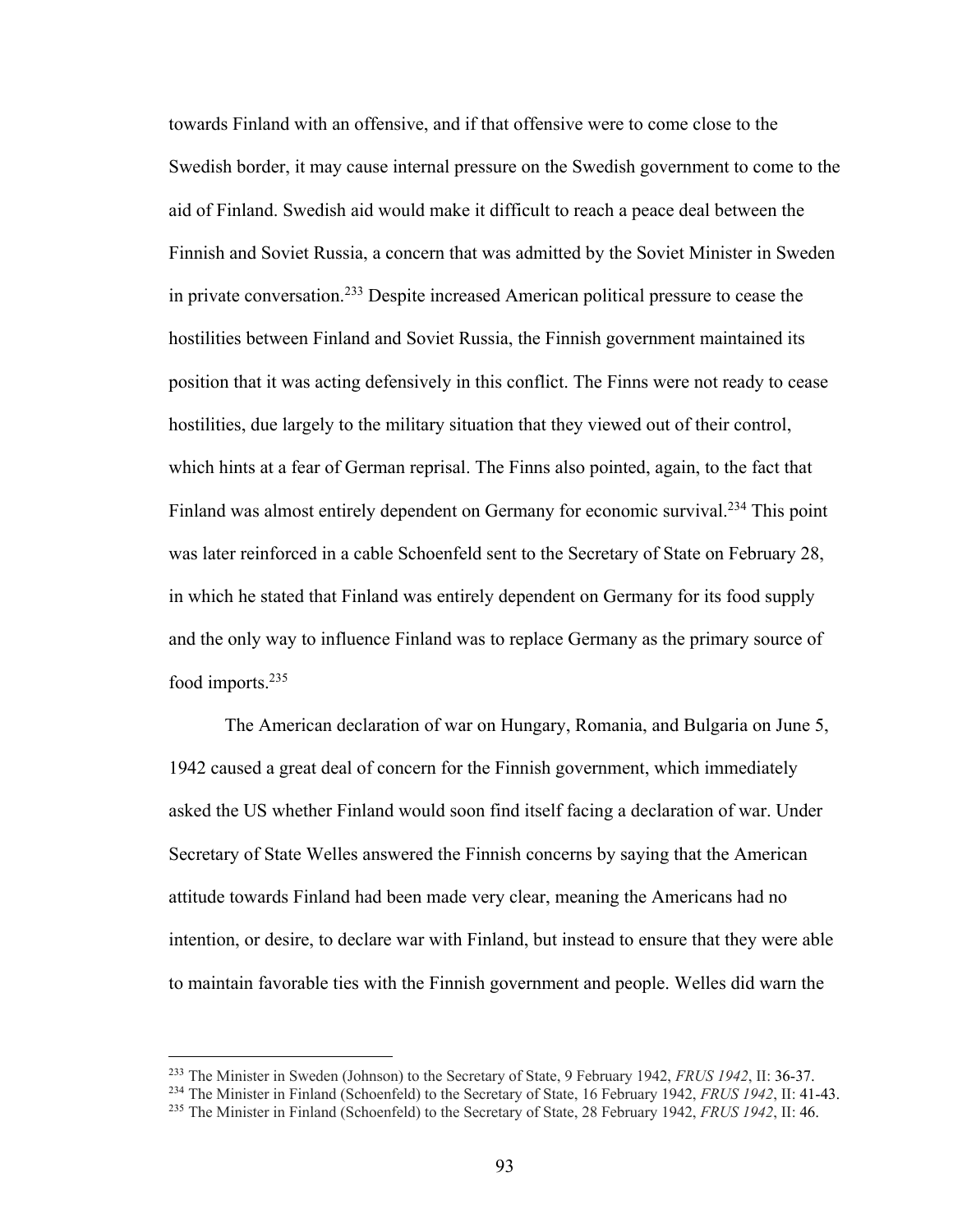towards Finland with an offensive, and if that offensive were to come close to the Swedish border, it may cause internal pressure on the Swedish government to come to the aid of Finland. Swedish aid would make it difficult to reach a peace deal between the Finnish and Soviet Russia, a concern that was admitted by the Soviet Minister in Sweden in private conversation.[233] Despite increased American political pressure to cease the hostilities between Finland and Soviet Russia, the Finnish government maintained its position that it was acting defensively in this conflict. The Finns were not ready to cease hostilities, due largely to the military situation that they viewed out of their control, which hints at a fear of German reprisal. The Finns also pointed, again, to the fact that Finland was almost entirely dependent on Germany for economic survival.[234] This point was later reinforced in a cable Schoenfeld sent to the Secretary of State on February 28, in which he stated that Finland was entirely dependent on Germany for its food supply and the only way to influence Finland was to replace Germany as the primary source of food imports.[235]

The American declaration of war on Hungary, Romania, and Bulgaria on June 5, 1942 caused a great deal of concern for the Finnish government, which immediately asked the US whether Finland would soon find itself facing a declaration of war. Under Secretary of State Welles answered the Finnish concerns by saying that the American attitude towards Finland had been made very clear, meaning the Americans had no intention, or desire, to declare war with Finland, but instead to ensure that they were able to maintain favorable ties with the Finnish government and people. Welles did warn the

---

[233] The Minister in Sweden (Johnson) to the Secretary of State, 9 February 1942, *FRUS 1942*, II: 36-37.

[234] The Minister in Finland (Schoenfeld) to the Secretary of State, 16 February 1942, *FRUS 1942*, II: 41-43.

[235] The Minister in Finland (Schoenfeld) to the Secretary of State, 28 February 1942, *FRUS 1942*, II: 46.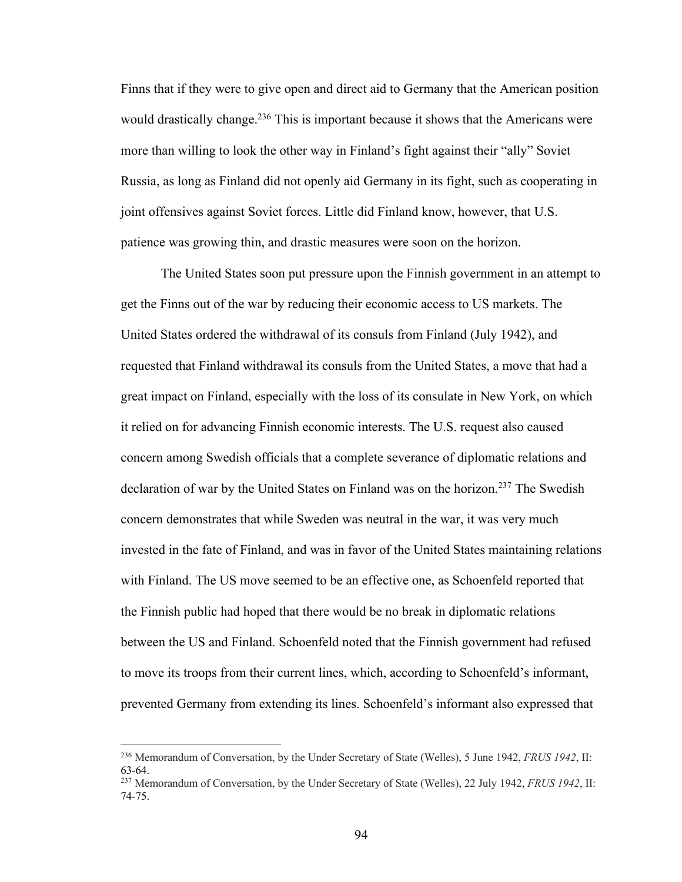Finns that if they were to give open and direct aid to Germany that the American position would drastically change.[236] This is important because it shows that the Americans were more than willing to look the other way in Finland's fight against their "ally" Soviet Russia, as long as Finland did not openly aid Germany in its fight, such as cooperating in joint offensives against Soviet forces. Little did Finland know, however, that U.S. patience was growing thin, and drastic measures were soon on the horizon.

The United States soon put pressure upon the Finnish government in an attempt to get the Finns out of the war by reducing their economic access to US markets. The United States ordered the withdrawal of its consuls from Finland (July 1942), and requested that Finland withdrawal its consuls from the United States, a move that had a great impact on Finland, especially with the loss of its consulate in New York, on which it relied on for advancing Finnish economic interests. The U.S. request also caused concern among Swedish officials that a complete severance of diplomatic relations and declaration of war by the United States on Finland was on the horizon.[237] The Swedish concern demonstrates that while Sweden was neutral in the war, it was very much invested in the fate of Finland, and was in favor of the United States maintaining relations with Finland. The US move seemed to be an effective one, as Schoenfeld reported that the Finnish public had hoped that there would be no break in diplomatic relations between the US and Finland. Schoenfeld noted that the Finnish government had refused to move its troops from their current lines, which, according to Schoenfeld's informant, prevented Germany from extending its lines. Schoenfeld's informant also expressed that

---

[236] Memorandum of Conversation, by the Under Secretary of State (Welles), 5 June 1942, *FRUS 1942*, II: 63-64.

[237] Memorandum of Conversation, by the Under Secretary of State (Welles), 22 July 1942, *FRUS 1942*, II: 74-75.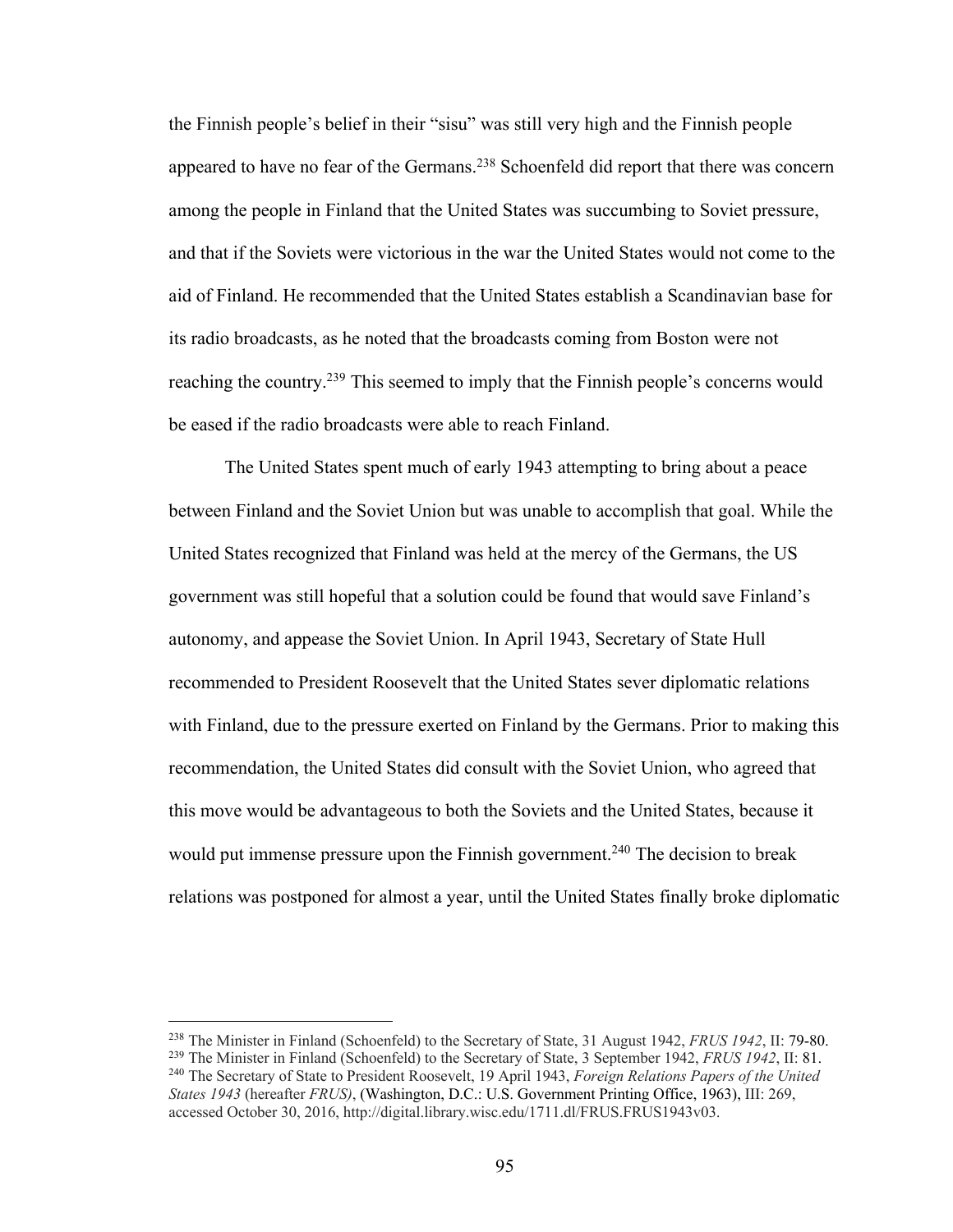the Finnish people's belief in their "sisu" was still very high and the Finnish people appeared to have no fear of the Germans.[238] Schoenfeld did report that there was concern among the people in Finland that the United States was succumbing to Soviet pressure, and that if the Soviets were victorious in the war the United States would not come to the aid of Finland. He recommended that the United States establish a Scandinavian base for its radio broadcasts, as he noted that the broadcasts coming from Boston were not reaching the country.[239] This seemed to imply that the Finnish people's concerns would be eased if the radio broadcasts were able to reach Finland.

The United States spent much of early 1943 attempting to bring about a peace between Finland and the Soviet Union but was unable to accomplish that goal. While the United States recognized that Finland was held at the mercy of the Germans, the US government was still hopeful that a solution could be found that would save Finland's autonomy, and appease the Soviet Union. In April 1943, Secretary of State Hull recommended to President Roosevelt that the United States sever diplomatic relations with Finland, due to the pressure exerted on Finland by the Germans. Prior to making this recommendation, the United States did consult with the Soviet Union, who agreed that this move would be advantageous to both the Soviets and the United States, because it would put immense pressure upon the Finnish government.[240] The decision to break relations was postponed for almost a year, until the United States finally broke diplomatic

---

[238] The Minister in Finland (Schoenfeld) to the Secretary of State, 31 August 1942, *FRUS 1942*, II: 79-80.

[239] The Minister in Finland (Schoenfeld) to the Secretary of State, 3 September 1942, *FRUS 1942*, II: 81.

[240] The Secretary of State to President Roosevelt, 19 April 1943, *Foreign Relations Papers of the United States 1943* (hereafter *FRUS)*, (Washington, D.C.: U.S. Government Printing Office, 1963), III: 269, accessed October 30, 2016, http://digital.library.wisc.edu/1711.dl/FRUS.FRUS1943v03.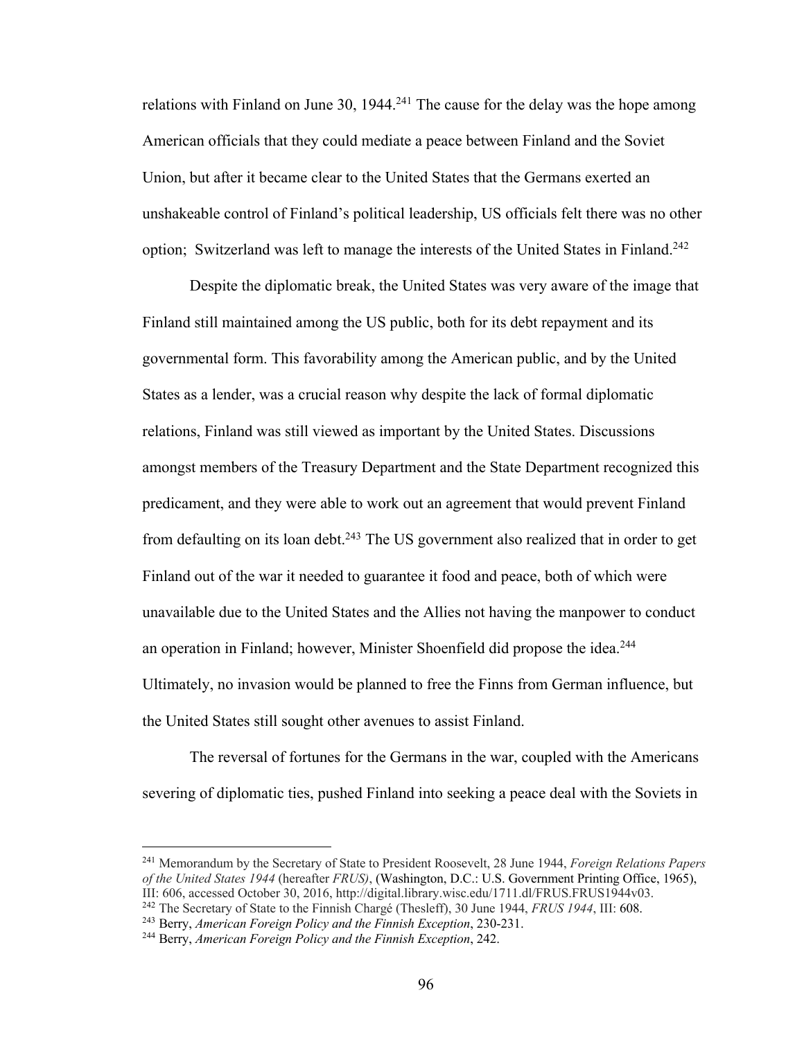relations with Finland on June 30, 1944.[241] The cause for the delay was the hope among American officials that they could mediate a peace between Finland and the Soviet Union, but after it became clear to the United States that the Germans exerted an unshakeable control of Finland's political leadership, US officials felt there was no other option;  Switzerland was left to manage the interests of the United States in Finland.[242]

Despite the diplomatic break, the United States was very aware of the image that Finland still maintained among the US public, both for its debt repayment and its governmental form. This favorability among the American public, and by the United States as a lender, was a crucial reason why despite the lack of formal diplomatic relations, Finland was still viewed as important by the United States. Discussions amongst members of the Treasury Department and the State Department recognized this predicament, and they were able to work out an agreement that would prevent Finland from defaulting on its loan debt.[243] The US government also realized that in order to get Finland out of the war it needed to guarantee it food and peace, both of which were unavailable due to the United States and the Allies not having the manpower to conduct an operation in Finland; however, Minister Shoenfield did propose the idea.[244] Ultimately, no invasion would be planned to free the Finns from German influence, but the United States still sought other avenues to assist Finland.

The reversal of fortunes for the Germans in the war, coupled with the Americans severing of diplomatic ties, pushed Finland into seeking a peace deal with the Soviets in

---

[241] Memorandum by the Secretary of State to President Roosevelt, 28 June 1944, *Foreign Relations Papers of the United States 1944* (hereafter *FRUS)*, (Washington, D.C.: U.S. Government Printing Office, 1965), III: 606, accessed October 30, 2016, http://digital.library.wisc.edu/1711.dl/FRUS.FRUS1944v03.

[242] The Secretary of State to the Finnish Chargé (Thesleff), 30 June 1944, *FRUS 1944*, III: 608.

[243] Berry, *American Foreign Policy and the Finnish Exception*, 230-231.

[244] Berry, *American Foreign Policy and the Finnish Exception*, 242.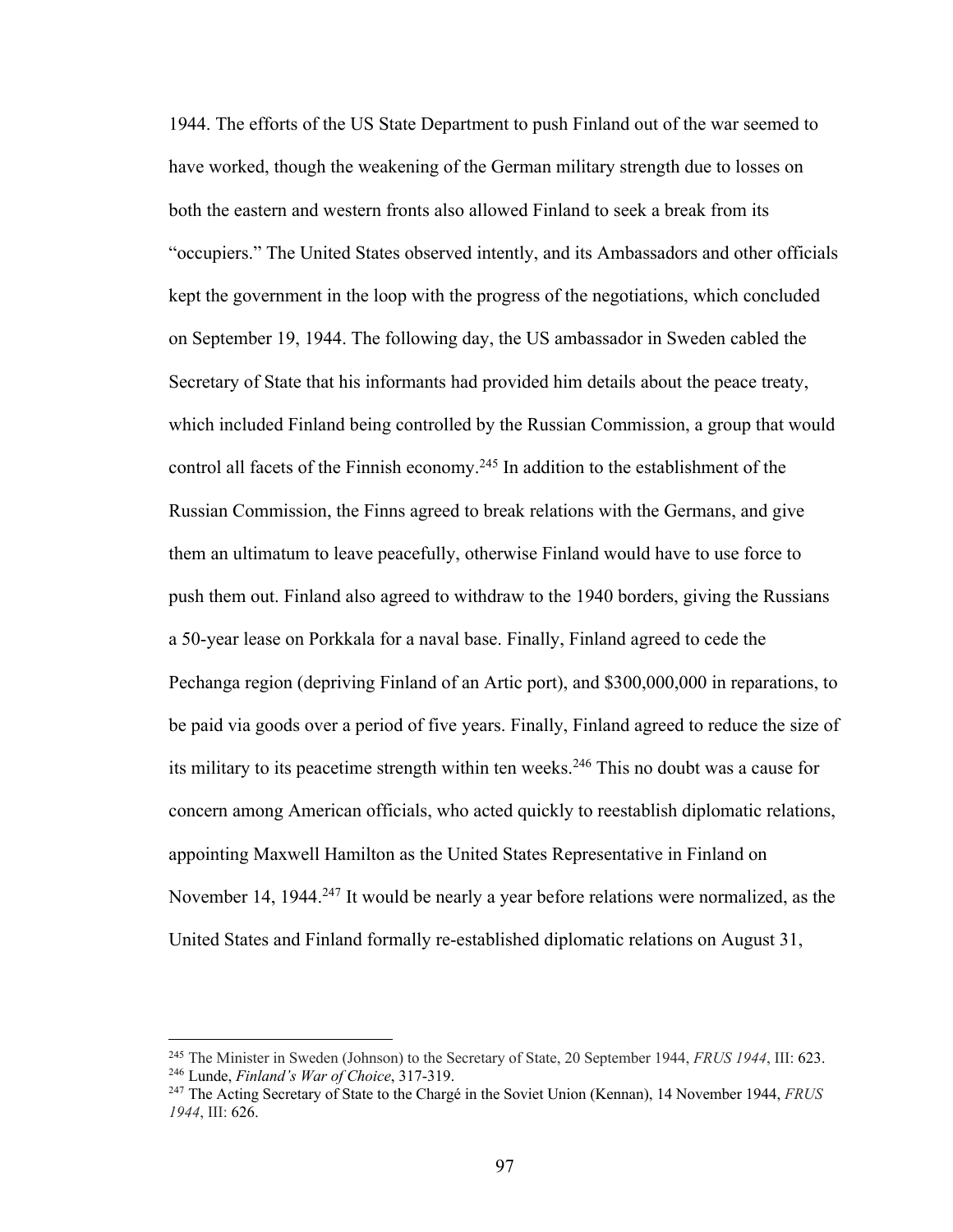1944. The efforts of the US State Department to push Finland out of the war seemed to have worked, though the weakening of the German military strength due to losses on both the eastern and western fronts also allowed Finland to seek a break from its "occupiers." The United States observed intently, and its Ambassadors and other officials kept the government in the loop with the progress of the negotiations, which concluded on September 19, 1944. The following day, the US ambassador in Sweden cabled the Secretary of State that his informants had provided him details about the peace treaty, which included Finland being controlled by the Russian Commission, a group that would control all facets of the Finnish economy.[245] In addition to the establishment of the Russian Commission, the Finns agreed to break relations with the Germans, and give them an ultimatum to leave peacefully, otherwise Finland would have to use force to push them out. Finland also agreed to withdraw to the 1940 borders, giving the Russians a 50-year lease on Porkkala for a naval base. Finally, Finland agreed to cede the Pechanga region (depriving Finland of an Artic port), and $300,000,000 in reparations, to be paid via goods over a period of five years. Finally, Finland agreed to reduce the size of its military to its peacetime strength within ten weeks.[246] This no doubt was a cause for concern among American officials, who acted quickly to reestablish diplomatic relations, appointing Maxwell Hamilton as the United States Representative in Finland on November 14, 1944.[247] It would be nearly a year before relations were normalized, as the United States and Finland formally re-established diplomatic relations on August 31,

---

[245] The Minister in Sweden (Johnson) to the Secretary of State, 20 September 1944, *FRUS 1944*, III: 623.

[246] Lunde, *Finland's War of Choice*, 317-319.

[247] The Acting Secretary of State to the Chargé in the Soviet Union (Kennan), 14 November 1944, *FRUS 1944*, III: 626.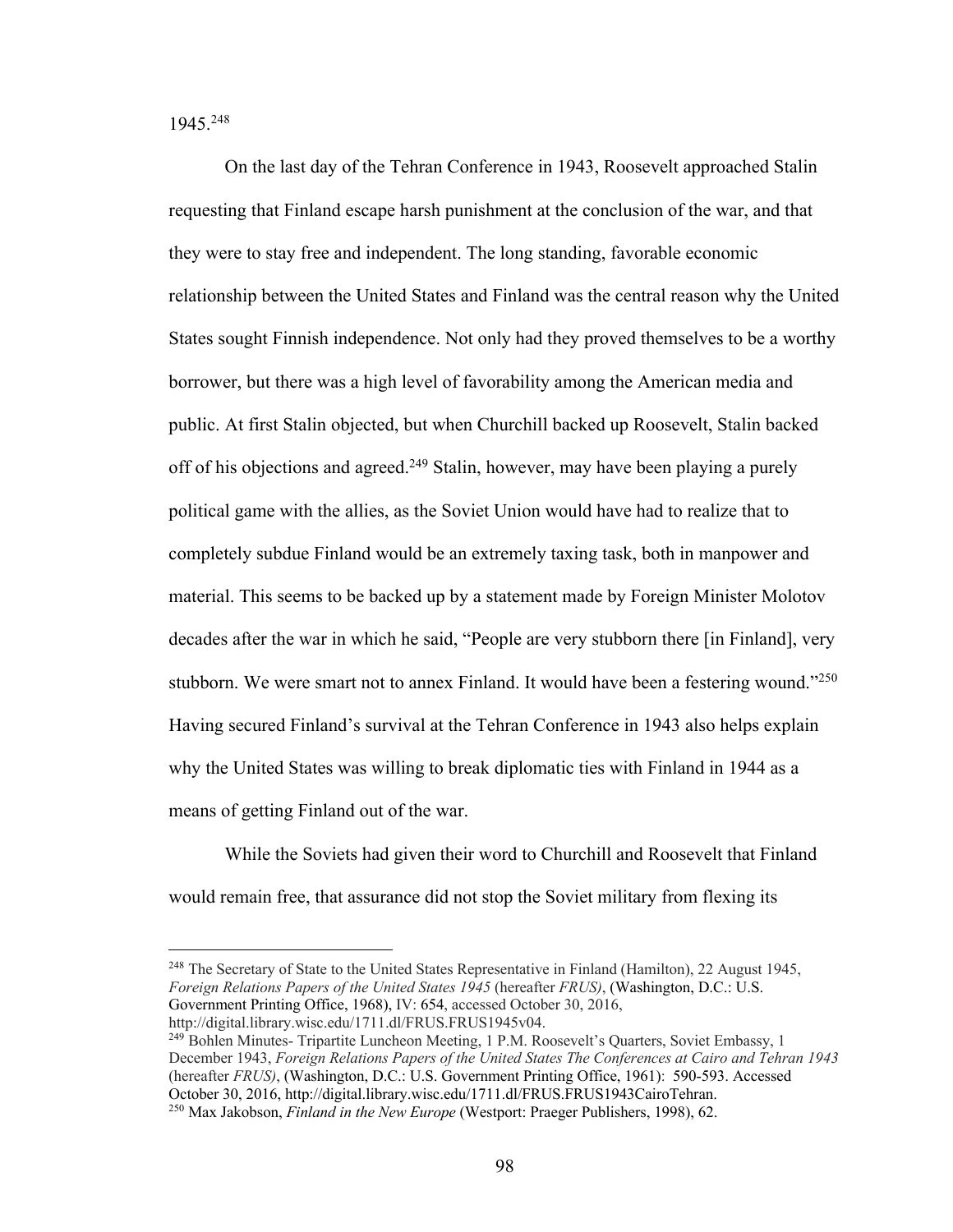1945.[248]

On the last day of the Tehran Conference in 1943, Roosevelt approached Stalin requesting that Finland escape harsh punishment at the conclusion of the war, and that they were to stay free and independent. The long standing, favorable economic relationship between the United States and Finland was the central reason why the United States sought Finnish independence. Not only had they proved themselves to be a worthy borrower, but there was a high level of favorability among the American media and public. At first Stalin objected, but when Churchill backed up Roosevelt, Stalin backed off of his objections and agreed.[249] Stalin, however, may have been playing a purely political game with the allies, as the Soviet Union would have had to realize that to completely subdue Finland would be an extremely taxing task, both in manpower and material. This seems to be backed up by a statement made by Foreign Minister Molotov decades after the war in which he said, "People are very stubborn there [in Finland], very stubborn. We were smart not to annex Finland. It would have been a festering wound."[250] Having secured Finland's survival at the Tehran Conference in 1943 also helps explain why the United States was willing to break diplomatic ties with Finland in 1944 as a means of getting Finland out of the war.

While the Soviets had given their word to Churchill and Roosevelt that Finland would remain free, that assurance did not stop the Soviet military from flexing its

---

[248] The Secretary of State to the United States Representative in Finland (Hamilton), 22 August 1945, *Foreign Relations Papers of the United States 1945* (hereafter *FRUS)*, (Washington, D.C.: U.S. Government Printing Office, 1968), IV: 654, accessed October 30, 2016, http://digital.library.wisc.edu/1711.dl/FRUS.FRUS1945v04.

[249] Bohlen Minutes- Tripartite Luncheon Meeting, 1 P.M. Roosevelt's Quarters, Soviet Embassy, 1 December 1943, *Foreign Relations Papers of the United States The Conferences at Cairo and Tehran 1943* (hereafter *FRUS)*, (Washington, D.C.: U.S. Government Printing Office, 1961): 590-593. Accessed October 30, 2016, http://digital.library.wisc.edu/1711.dl/FRUS.FRUS1943CairoTehran.

[250] Max Jakobson, *Finland in the New Europe* (Westport: Praeger Publishers, 1998), 62.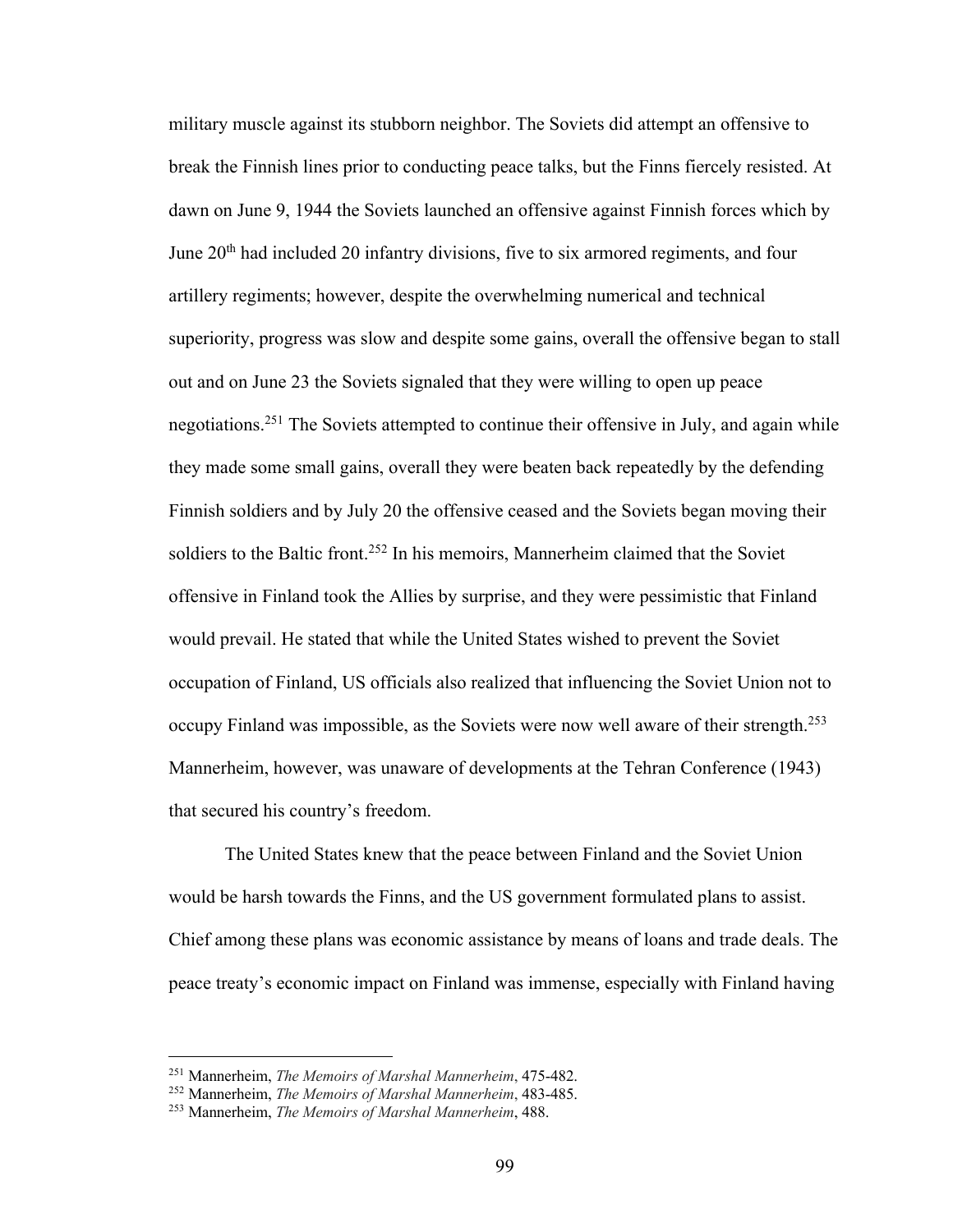military muscle against its stubborn neighbor. The Soviets did attempt an offensive to break the Finnish lines prior to conducting peace talks, but the Finns fiercely resisted. At dawn on June 9, 1944 the Soviets launched an offensive against Finnish forces which by June 20th had included 20 infantry divisions, five to six armored regiments, and four artillery regiments; however, despite the overwhelming numerical and technical superiority, progress was slow and despite some gains, overall the offensive began to stall out and on June 23 the Soviets signaled that they were willing to open up peace negotiations.[251] The Soviets attempted to continue their offensive in July, and again while they made some small gains, overall they were beaten back repeatedly by the defending Finnish soldiers and by July 20 the offensive ceased and the Soviets began moving their soldiers to the Baltic front.[252] In his memoirs, Mannerheim claimed that the Soviet offensive in Finland took the Allies by surprise, and they were pessimistic that Finland would prevail. He stated that while the United States wished to prevent the Soviet occupation of Finland, US officials also realized that influencing the Soviet Union not to occupy Finland was impossible, as the Soviets were now well aware of their strength.[253] Mannerheim, however, was unaware of developments at the Tehran Conference (1943) that secured his country's freedom.

The United States knew that the peace between Finland and the Soviet Union would be harsh towards the Finns, and the US government formulated plans to assist. Chief among these plans was economic assistance by means of loans and trade deals. The peace treaty's economic impact on Finland was immense, especially with Finland having

[251] Mannerheim, *The Memoirs of Marshal Mannerheim*, 475-482.
[252] Mannerheim, *The Memoirs of Marshal Mannerheim*, 483-485.
[253] Mannerheim, *The Memoirs of Marshal Mannerheim*, 488.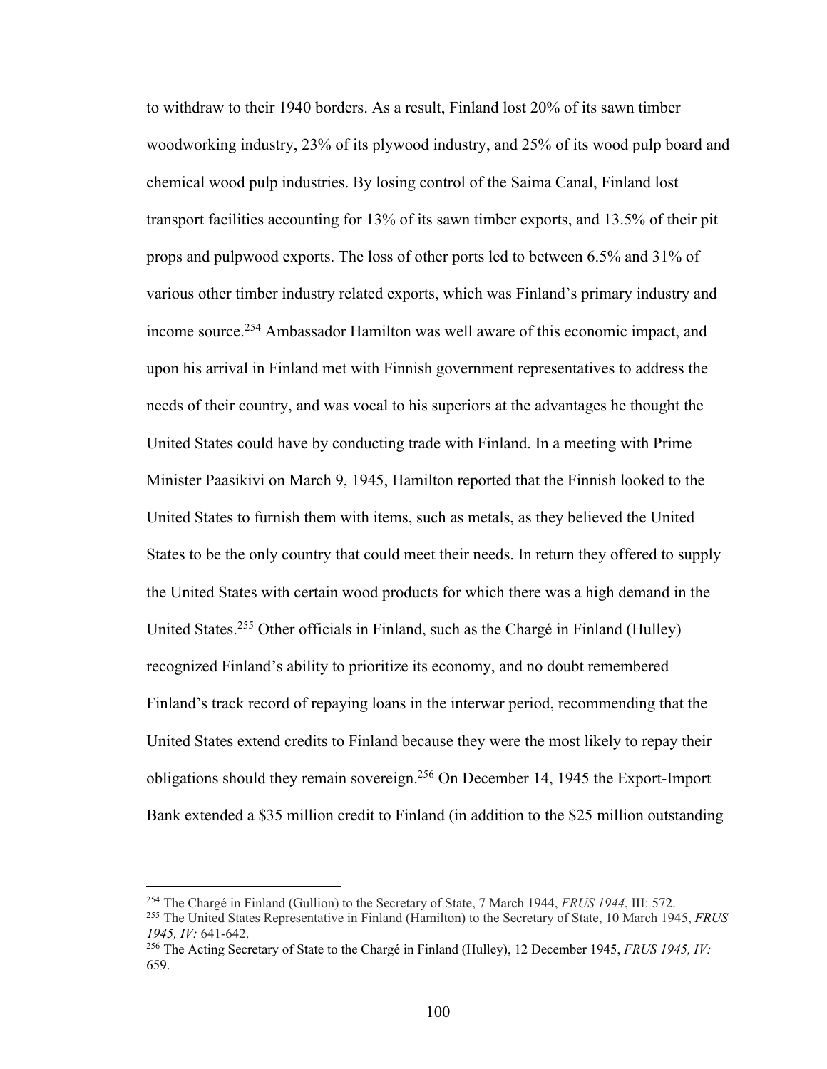to withdraw to their 1940 borders. As a result, Finland lost 20% of its sawn timber woodworking industry, 23% of its plywood industry, and 25% of its wood pulp board and chemical wood pulp industries. By losing control of the Saima Canal, Finland lost transport facilities accounting for 13% of its sawn timber exports, and 13.5% of their pit props and pulpwood exports. The loss of other ports led to between 6.5% and 31% of various other timber industry related exports, which was Finland's primary industry and income source.[254] Ambassador Hamilton was well aware of this economic impact, and upon his arrival in Finland met with Finnish government representatives to address the needs of their country, and was vocal to his superiors at the advantages he thought the United States could have by conducting trade with Finland. In a meeting with Prime Minister Paasikivi on March 9, 1945, Hamilton reported that the Finnish looked to the United States to furnish them with items, such as metals, as they believed the United States to be the only country that could meet their needs. In return they offered to supply the United States with certain wood products for which there was a high demand in the United States.[255] Other officials in Finland, such as the Chargé in Finland (Hulley) recognized Finland's ability to prioritize its economy, and no doubt remembered Finland's track record of repaying loans in the interwar period, recommending that the United States extend credits to Finland because they were the most likely to repay their obligations should they remain sovereign.[256] On December 14, 1945 the Export-Import Bank extended a $35 million credit to Finland (in addition to the $25 million outstanding

---

[254] The Chargé in Finland (Gullion) to the Secretary of State, 7 March 1944, *FRUS 1944*, III: 572.

[255] The United States Representative in Finland (Hamilton) to the Secretary of State, 10 March 1945, *FRUS 1945, IV:* 641-642.

[256] The Acting Secretary of State to the Chargé in Finland (Hulley), 12 December 1945, *FRUS 1945, IV:* 659.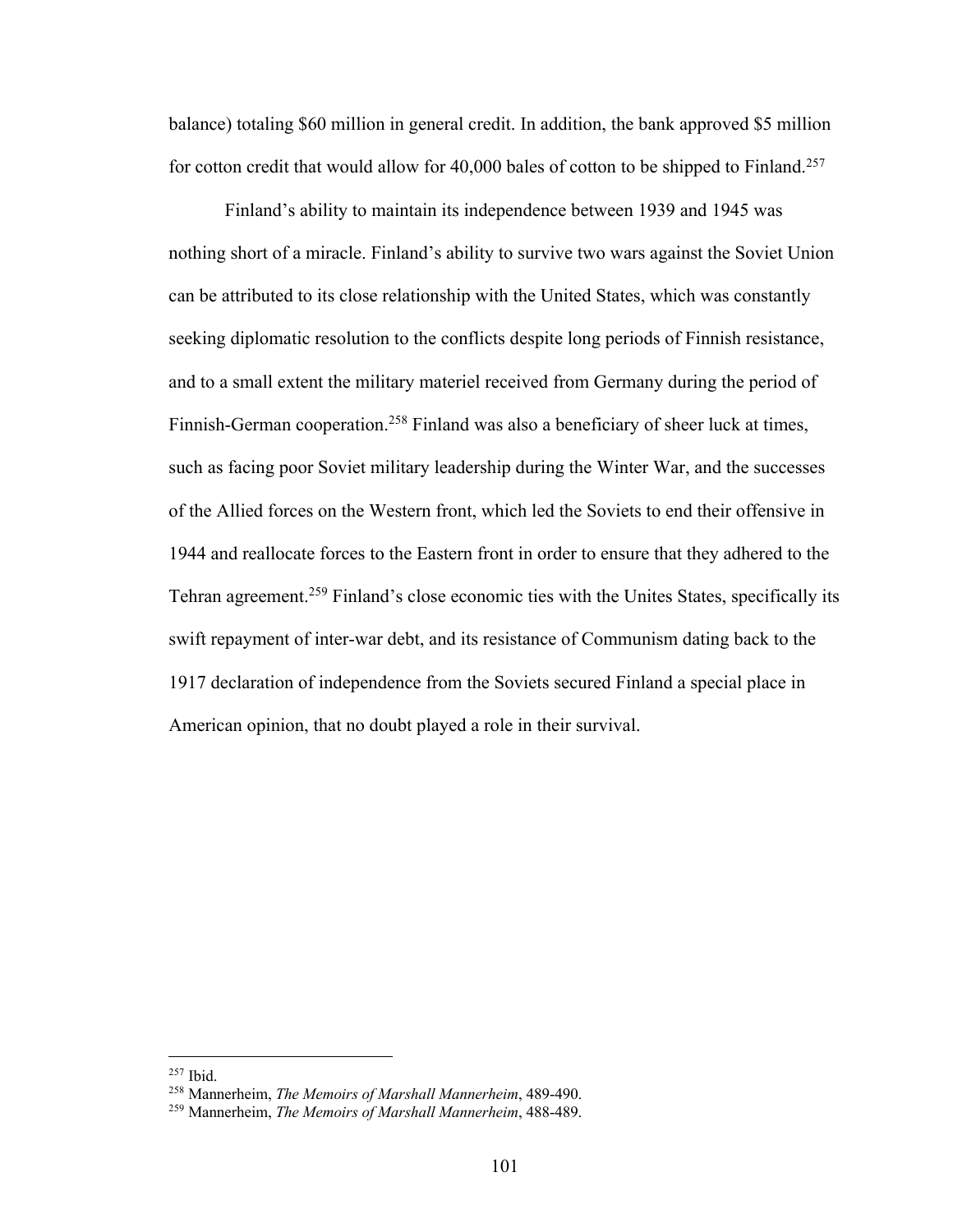balance) totaling $60 million in general credit. In addition, the bank approved $5 million for cotton credit that would allow for 40,000 bales of cotton to be shipped to Finland.[257]

Finland's ability to maintain its independence between 1939 and 1945 was nothing short of a miracle. Finland's ability to survive two wars against the Soviet Union can be attributed to its close relationship with the United States, which was constantly seeking diplomatic resolution to the conflicts despite long periods of Finnish resistance, and to a small extent the military materiel received from Germany during the period of Finnish-German cooperation.[258] Finland was also a beneficiary of sheer luck at times, such as facing poor Soviet military leadership during the Winter War, and the successes of the Allied forces on the Western front, which led the Soviets to end their offensive in 1944 and reallocate forces to the Eastern front in order to ensure that they adhered to the Tehran agreement.[259] Finland's close economic ties with the Unites States, specifically its swift repayment of inter-war debt, and its resistance of Communism dating back to the 1917 declaration of independence from the Soviets secured Finland a special place in American opinion, that no doubt played a role in their survival.

---

[257] Ibid.

[258] Mannerheim, *The Memoirs of Marshall Mannerheim*, 489-490.

[259] Mannerheim, *The Memoirs of Marshall Mannerheim*, 488-489.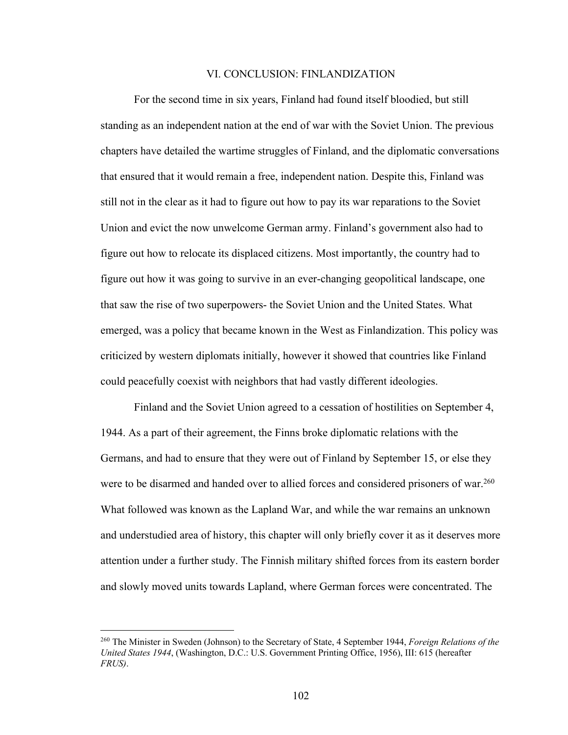# VI. CONCLUSION: FINLANDIZATION

For the second time in six years, Finland had found itself bloodied, but still standing as an independent nation at the end of war with the Soviet Union. The previous chapters have detailed the wartime struggles of Finland, and the diplomatic conversations that ensured that it would remain a free, independent nation. Despite this, Finland was still not in the clear as it had to figure out how to pay its war reparations to the Soviet Union and evict the now unwelcome German army. Finland's government also had to figure out how to relocate its displaced citizens. Most importantly, the country had to figure out how it was going to survive in an ever-changing geopolitical landscape, one that saw the rise of two superpowers- the Soviet Union and the United States. What emerged, was a policy that became known in the West as Finlandization. This policy was criticized by western diplomats initially, however it showed that countries like Finland could peacefully coexist with neighbors that had vastly different ideologies.

Finland and the Soviet Union agreed to a cessation of hostilities on September 4, 1944. As a part of their agreement, the Finns broke diplomatic relations with the Germans, and had to ensure that they were out of Finland by September 15, or else they were to be disarmed and handed over to allied forces and considered prisoners of war.[260] What followed was known as the Lapland War, and while the war remains an unknown and understudied area of history, this chapter will only briefly cover it as it deserves more attention under a further study. The Finnish military shifted forces from its eastern border and slowly moved units towards Lapland, where German forces were concentrated. The

---

[260] The Minister in Sweden (Johnson) to the Secretary of State, 4 September 1944, *Foreign Relations of the United States 1944*, (Washington, D.C.: U.S. Government Printing Office, 1956), III: 615 (hereafter *FRUS)*.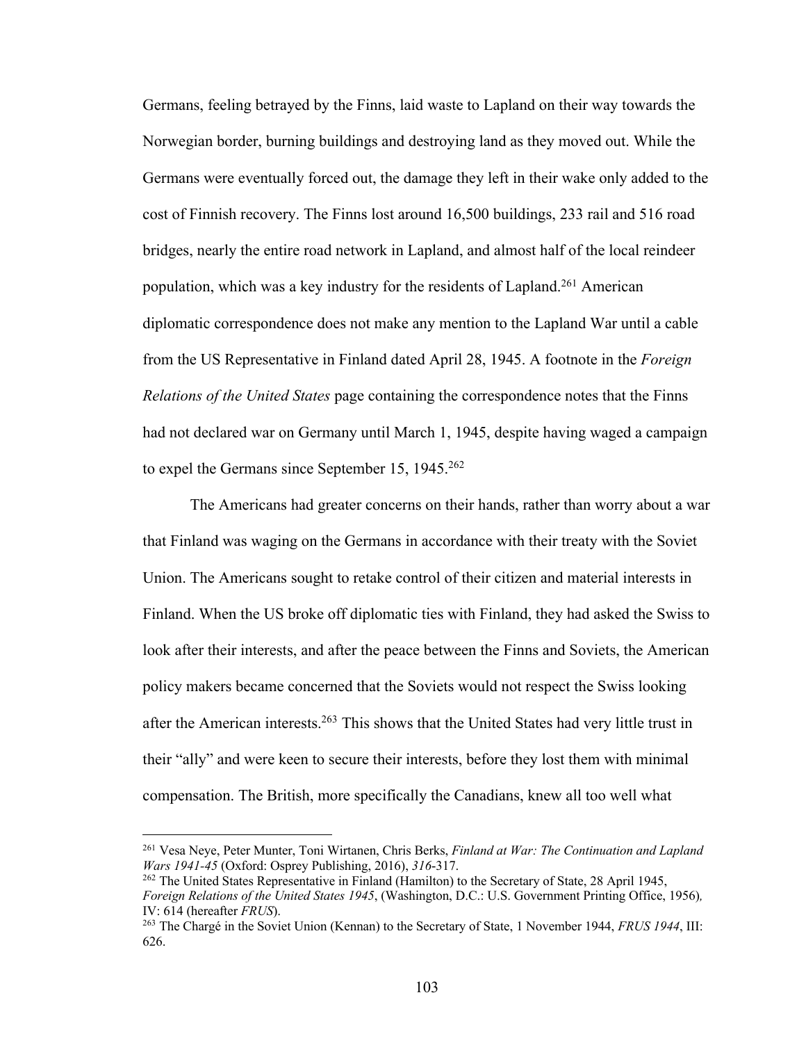Germans, feeling betrayed by the Finns, laid waste to Lapland on their way towards the Norwegian border, burning buildings and destroying land as they moved out. While the Germans were eventually forced out, the damage they left in their wake only added to the cost of Finnish recovery. The Finns lost around 16,500 buildings, 233 rail and 516 road bridges, nearly the entire road network in Lapland, and almost half of the local reindeer population, which was a key industry for the residents of Lapland.[261] American diplomatic correspondence does not make any mention to the Lapland War until a cable from the US Representative in Finland dated April 28, 1945. A footnote in the *Foreign Relations of the United States* page containing the correspondence notes that the Finns had not declared war on Germany until March 1, 1945, despite having waged a campaign to expel the Germans since September 15, 1945.[262]

The Americans had greater concerns on their hands, rather than worry about a war that Finland was waging on the Germans in accordance with their treaty with the Soviet Union. The Americans sought to retake control of their citizen and material interests in Finland. When the US broke off diplomatic ties with Finland, they had asked the Swiss to look after their interests, and after the peace between the Finns and Soviets, the American policy makers became concerned that the Soviets would not respect the Swiss looking after the American interests.[263] This shows that the United States had very little trust in their "ally" and were keen to secure their interests, before they lost them with minimal compensation. The British, more specifically the Canadians, knew all too well what

---

[261] Vesa Neye, Peter Munter, Toni Wirtanen, Chris Berks, *Finland at War: The Continuation and Lapland Wars 1941-45* (Oxford: Osprey Publishing, 2016), *316*-317.

[262] The United States Representative in Finland (Hamilton) to the Secretary of State, 28 April 1945, *Foreign Relations of the United States 1945*, (Washington, D.C.: U.S. Government Printing Office, 1956), IV: 614 (hereafter *FRUS*).

[263] The Chargé in the Soviet Union (Kennan) to the Secretary of State, 1 November 1944, *FRUS 1944*, III: 626.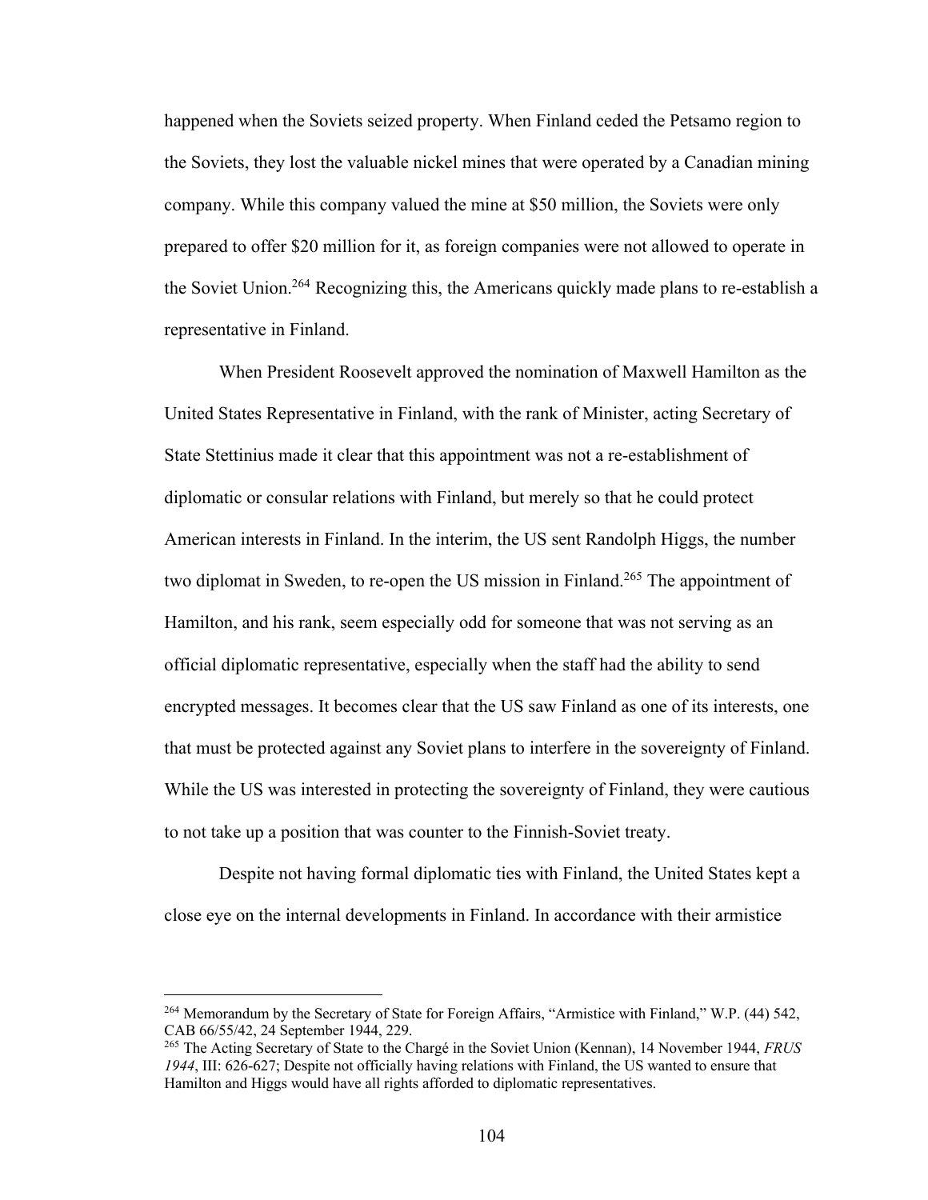happened when the Soviets seized property. When Finland ceded the Petsamo region to the Soviets, they lost the valuable nickel mines that were operated by a Canadian mining company. While this company valued the mine at $50 million, the Soviets were only prepared to offer $20 million for it, as foreign companies were not allowed to operate in the Soviet Union.[264] Recognizing this, the Americans quickly made plans to re-establish a representative in Finland.

When President Roosevelt approved the nomination of Maxwell Hamilton as the United States Representative in Finland, with the rank of Minister, acting Secretary of State Stettinius made it clear that this appointment was not a re-establishment of diplomatic or consular relations with Finland, but merely so that he could protect American interests in Finland. In the interim, the US sent Randolph Higgs, the number two diplomat in Sweden, to re-open the US mission in Finland.[265] The appointment of Hamilton, and his rank, seem especially odd for someone that was not serving as an official diplomatic representative, especially when the staff had the ability to send encrypted messages. It becomes clear that the US saw Finland as one of its interests, one that must be protected against any Soviet plans to interfere in the sovereignty of Finland. While the US was interested in protecting the sovereignty of Finland, they were cautious to not take up a position that was counter to the Finnish-Soviet treaty.

Despite not having formal diplomatic ties with Finland, the United States kept a close eye on the internal developments in Finland. In accordance with their armistice

---

[264] Memorandum by the Secretary of State for Foreign Affairs, "Armistice with Finland," W.P. (44) 542, CAB 66/55/42, 24 September 1944, 229.

[265] The Acting Secretary of State to the Chargé in the Soviet Union (Kennan), 14 November 1944, *FRUS 1944*, III: 626-627; Despite not officially having relations with Finland, the US wanted to ensure that Hamilton and Higgs would have all rights afforded to diplomatic representatives.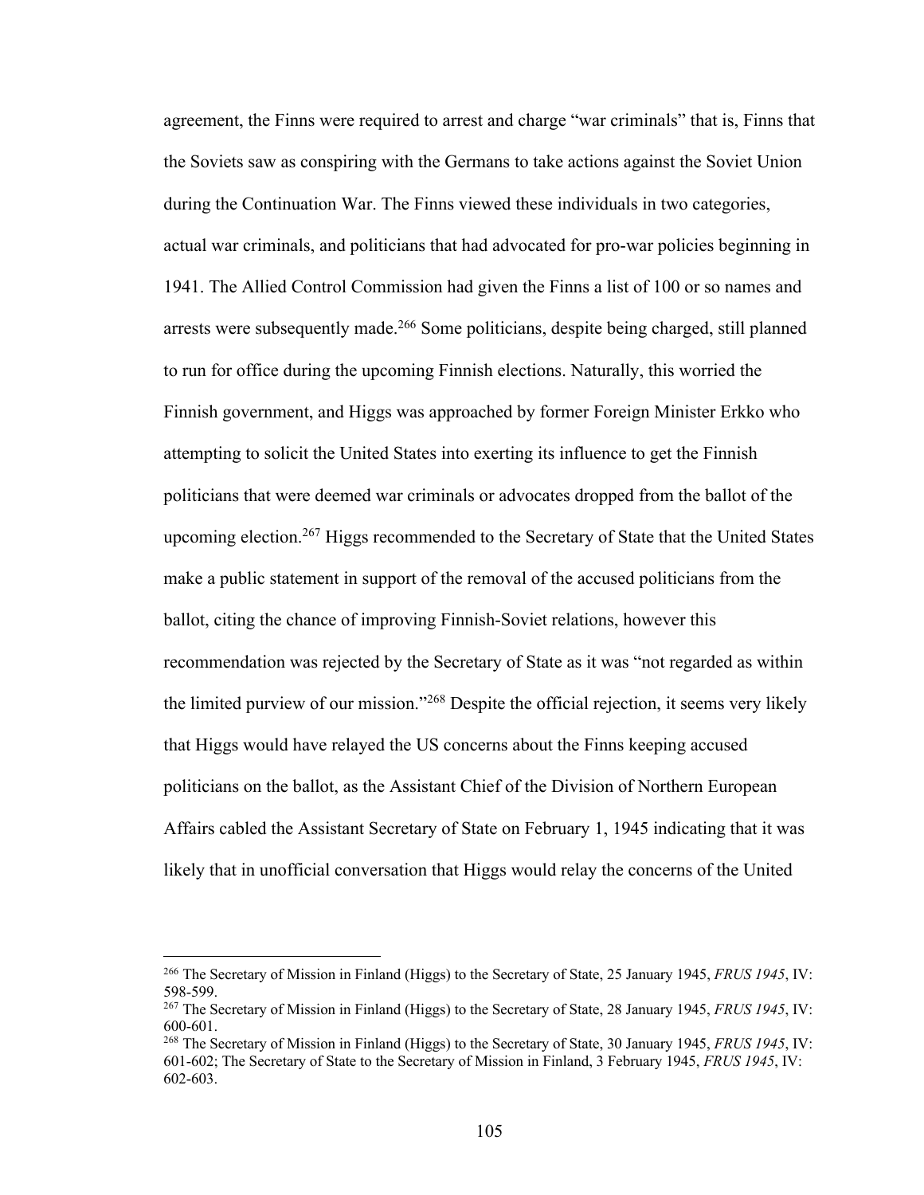agreement, the Finns were required to arrest and charge "war criminals" that is, Finns that the Soviets saw as conspiring with the Germans to take actions against the Soviet Union during the Continuation War. The Finns viewed these individuals in two categories, actual war criminals, and politicians that had advocated for pro-war policies beginning in 1941. The Allied Control Commission had given the Finns a list of 100 or so names and arrests were subsequently made.[266] Some politicians, despite being charged, still planned to run for office during the upcoming Finnish elections. Naturally, this worried the Finnish government, and Higgs was approached by former Foreign Minister Erkko who attempting to solicit the United States into exerting its influence to get the Finnish politicians that were deemed war criminals or advocates dropped from the ballot of the upcoming election.[267] Higgs recommended to the Secretary of State that the United States make a public statement in support of the removal of the accused politicians from the ballot, citing the chance of improving Finnish-Soviet relations, however this recommendation was rejected by the Secretary of State as it was "not regarded as within the limited purview of our mission."[268] Despite the official rejection, it seems very likely that Higgs would have relayed the US concerns about the Finns keeping accused politicians on the ballot, as the Assistant Chief of the Division of Northern European Affairs cabled the Assistant Secretary of State on February 1, 1945 indicating that it was likely that in unofficial conversation that Higgs would relay the concerns of the United

---

[266] The Secretary of Mission in Finland (Higgs) to the Secretary of State, 25 January 1945, *FRUS 1945*, IV: 598-599.

[267] The Secretary of Mission in Finland (Higgs) to the Secretary of State, 28 January 1945, *FRUS 1945*, IV: 600-601.

[268] The Secretary of Mission in Finland (Higgs) to the Secretary of State, 30 January 1945, *FRUS 1945*, IV: 601-602; The Secretary of State to the Secretary of Mission in Finland, 3 February 1945, *FRUS 1945*, IV: 602-603.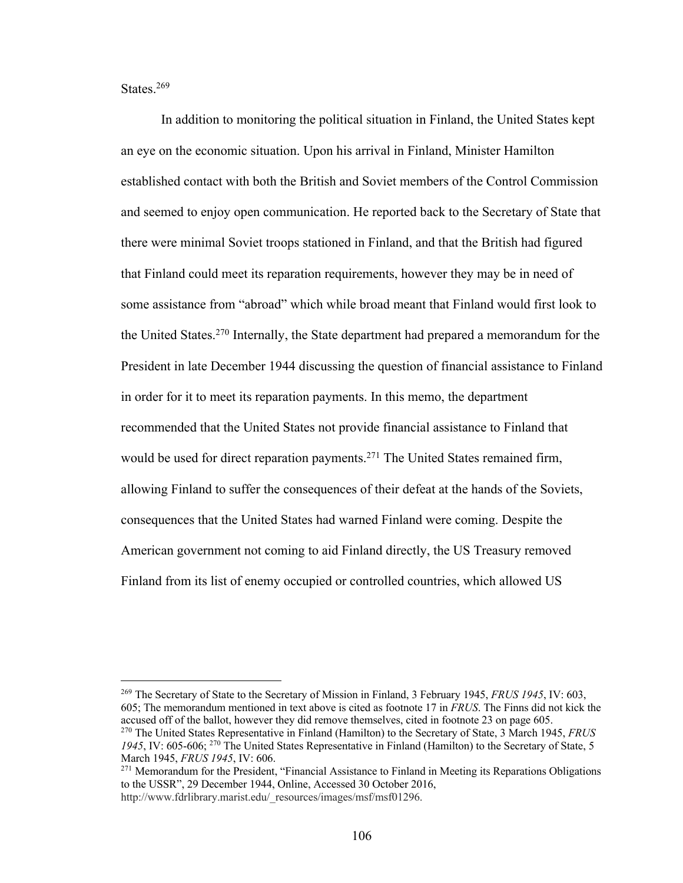States.[269]

In addition to monitoring the political situation in Finland, the United States kept an eye on the economic situation. Upon his arrival in Finland, Minister Hamilton established contact with both the British and Soviet members of the Control Commission and seemed to enjoy open communication. He reported back to the Secretary of State that there were minimal Soviet troops stationed in Finland, and that the British had figured that Finland could meet its reparation requirements, however they may be in need of some assistance from "abroad" which while broad meant that Finland would first look to the United States.[270] Internally, the State department had prepared a memorandum for the President in late December 1944 discussing the question of financial assistance to Finland in order for it to meet its reparation payments. In this memo, the department recommended that the United States not provide financial assistance to Finland that would be used for direct reparation payments.[271] The United States remained firm, allowing Finland to suffer the consequences of their defeat at the hands of the Soviets, consequences that the United States had warned Finland were coming. Despite the American government not coming to aid Finland directly, the US Treasury removed Finland from its list of enemy occupied or controlled countries, which allowed US

---

[269] The Secretary of State to the Secretary of Mission in Finland, 3 February 1945, *FRUS 1945*, IV: 603, 605; The memorandum mentioned in text above is cited as footnote 17 in *FRUS*. The Finns did not kick the accused off of the ballot, however they did remove themselves, cited in footnote 23 on page 605.

[270] The United States Representative in Finland (Hamilton) to the Secretary of State, 3 March 1945, *FRUS 1945*, IV: 605-606; [270] The United States Representative in Finland (Hamilton) to the Secretary of State, 5 March 1945, *FRUS 1945*, IV: 606.

[271] Memorandum for the President, "Financial Assistance to Finland in Meeting its Reparations Obligations to the USSR", 29 December 1944, Online, Accessed 30 October 2016, http://www.fdrlibrary.marist.edu/_resources/images/msf/msf01296.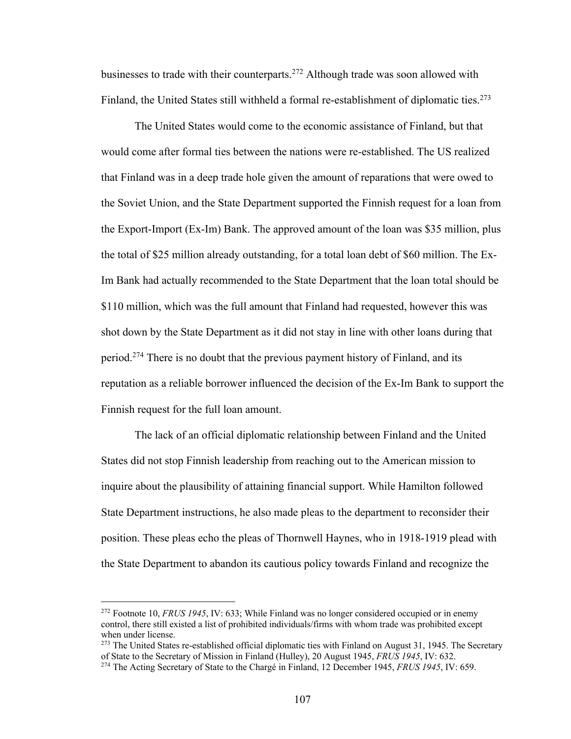businesses to trade with their counterparts.[272] Although trade was soon allowed with Finland, the United States still withheld a formal re-establishment of diplomatic ties.[273]

The United States would come to the economic assistance of Finland, but that would come after formal ties between the nations were re-established. The US realized that Finland was in a deep trade hole given the amount of reparations that were owed to the Soviet Union, and the State Department supported the Finnish request for a loan from the Export-Import (Ex-Im) Bank. The approved amount of the loan was $35 million, plus the total of $25 million already outstanding, for a total loan debt of $60 million. The Ex-Im Bank had actually recommended to the State Department that the loan total should be $110 million, which was the full amount that Finland had requested, however this was shot down by the State Department as it did not stay in line with other loans during that period.[274] There is no doubt that the previous payment history of Finland, and its reputation as a reliable borrower influenced the decision of the Ex-Im Bank to support the Finnish request for the full loan amount.

The lack of an official diplomatic relationship between Finland and the United States did not stop Finnish leadership from reaching out to the American mission to inquire about the plausibility of attaining financial support. While Hamilton followed State Department instructions, he also made pleas to the department to reconsider their position. These pleas echo the pleas of Thornwell Haynes, who in 1918-1919 plead with the State Department to abandon its cautious policy towards Finland and recognize the

---

[272] Footnote 10, *FRUS 1945*, IV: 633; While Finland was no longer considered occupied or in enemy control, there still existed a list of prohibited individuals/firms with whom trade was prohibited except when under license.

[273] The United States re-established official diplomatic ties with Finland on August 31, 1945. The Secretary of State to the Secretary of Mission in Finland (Hulley), 20 August 1945, *FRUS 1945*, IV: 632.

[274] The Acting Secretary of State to the Chargé in Finland, 12 December 1945, *FRUS 1945*, IV: 659.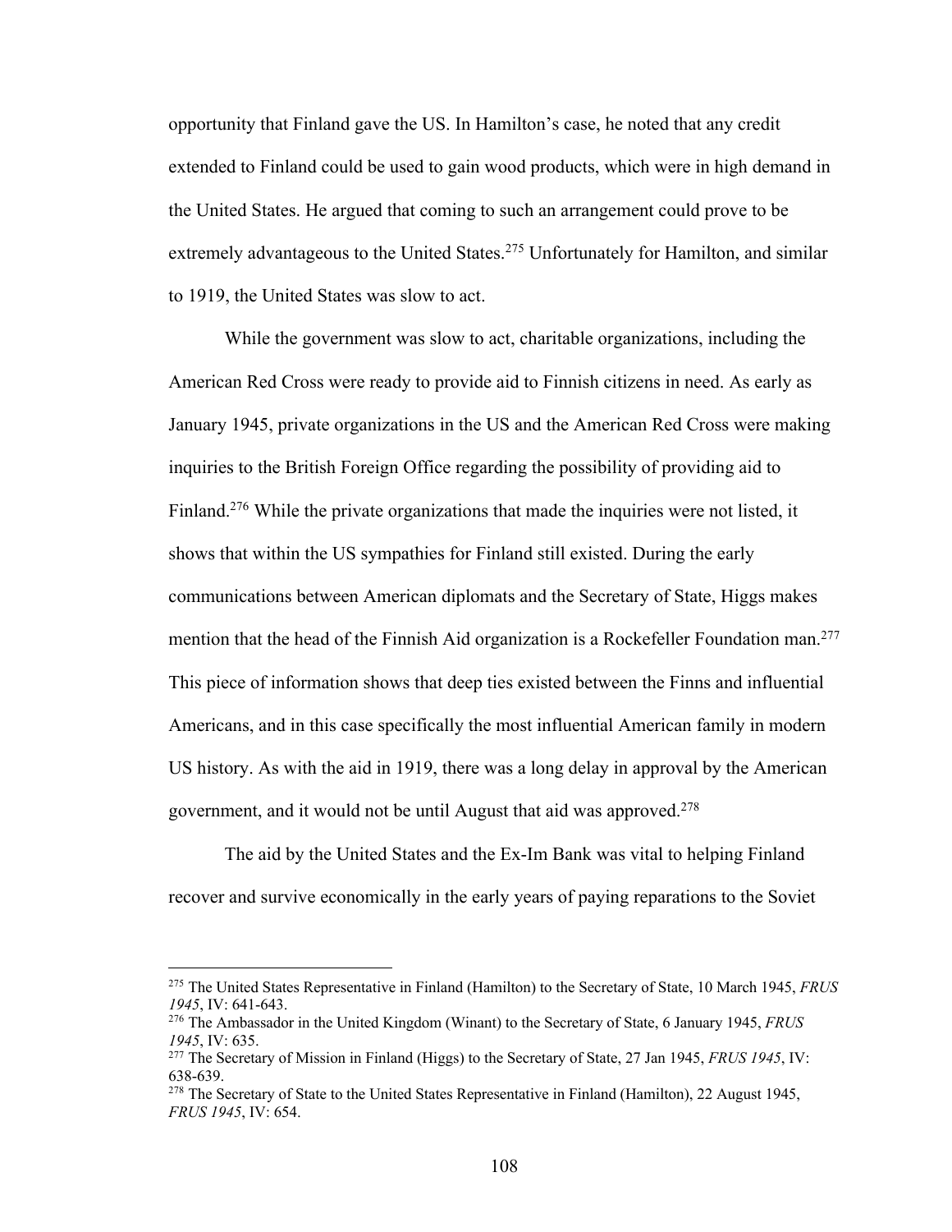opportunity that Finland gave the US. In Hamilton's case, he noted that any credit extended to Finland could be used to gain wood products, which were in high demand in the United States. He argued that coming to such an arrangement could prove to be extremely advantageous to the United States.[275] Unfortunately for Hamilton, and similar to 1919, the United States was slow to act.

While the government was slow to act, charitable organizations, including the American Red Cross were ready to provide aid to Finnish citizens in need. As early as January 1945, private organizations in the US and the American Red Cross were making inquiries to the British Foreign Office regarding the possibility of providing aid to Finland.[276] While the private organizations that made the inquiries were not listed, it shows that within the US sympathies for Finland still existed. During the early communications between American diplomats and the Secretary of State, Higgs makes mention that the head of the Finnish Aid organization is a Rockefeller Foundation man.[277] This piece of information shows that deep ties existed between the Finns and influential Americans, and in this case specifically the most influential American family in modern US history. As with the aid in 1919, there was a long delay in approval by the American government, and it would not be until August that aid was approved.[278]

The aid by the United States and the Ex-Im Bank was vital to helping Finland recover and survive economically in the early years of paying reparations to the Soviet

---

[275] The United States Representative in Finland (Hamilton) to the Secretary of State, 10 March 1945, *FRUS 1945*, IV: 641-643.

[276] The Ambassador in the United Kingdom (Winant) to the Secretary of State, 6 January 1945, *FRUS 1945*, IV: 635.

[277] The Secretary of Mission in Finland (Higgs) to the Secretary of State, 27 Jan 1945, *FRUS 1945*, IV: 638-639.

[278] The Secretary of State to the United States Representative in Finland (Hamilton), 22 August 1945, *FRUS 1945*, IV: 654.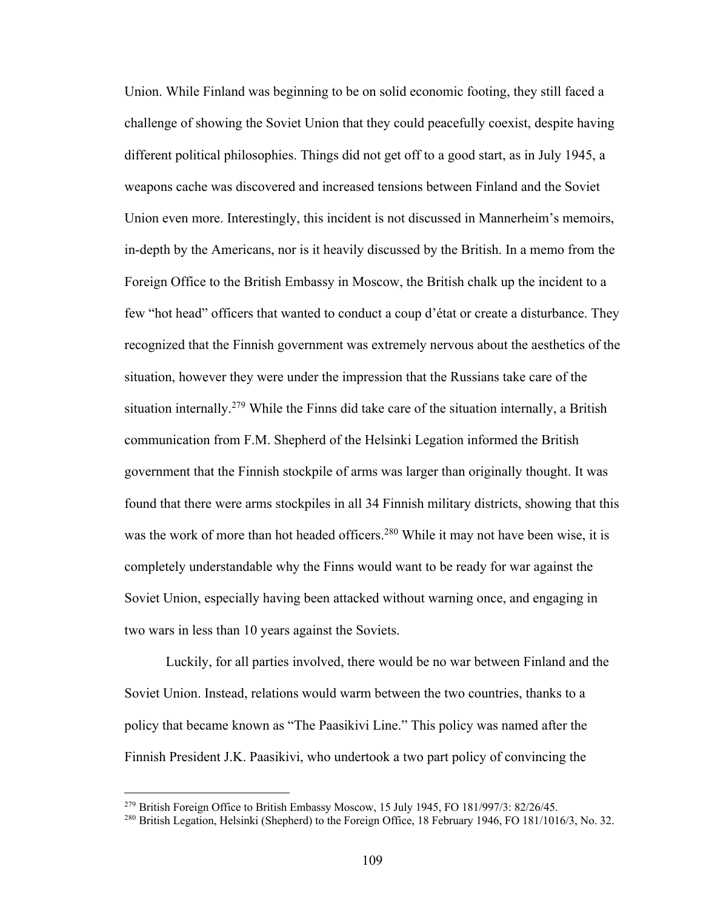Union. While Finland was beginning to be on solid economic footing, they still faced a challenge of showing the Soviet Union that they could peacefully coexist, despite having different political philosophies. Things did not get off to a good start, as in July 1945, a weapons cache was discovered and increased tensions between Finland and the Soviet Union even more. Interestingly, this incident is not discussed in Mannerheim's memoirs, in-depth by the Americans, nor is it heavily discussed by the British. In a memo from the Foreign Office to the British Embassy in Moscow, the British chalk up the incident to a few "hot head" officers that wanted to conduct a coup d'état or create a disturbance. They recognized that the Finnish government was extremely nervous about the aesthetics of the situation, however they were under the impression that the Russians take care of the situation internally.[279] While the Finns did take care of the situation internally, a British communication from F.M. Shepherd of the Helsinki Legation informed the British government that the Finnish stockpile of arms was larger than originally thought. It was found that there were arms stockpiles in all 34 Finnish military districts, showing that this was the work of more than hot headed officers.[280] While it may not have been wise, it is completely understandable why the Finns would want to be ready for war against the Soviet Union, especially having been attacked without warning once, and engaging in two wars in less than 10 years against the Soviets.

Luckily, for all parties involved, there would be no war between Finland and the Soviet Union. Instead, relations would warm between the two countries, thanks to a policy that became known as "The Paasikivi Line." This policy was named after the Finnish President J.K. Paasikivi, who undertook a two part policy of convincing the

---

[279] British Foreign Office to British Embassy Moscow, 15 July 1945, FO 181/997/3: 82/26/45.

[280] British Legation, Helsinki (Shepherd) to the Foreign Office, 18 February 1946, FO 181/1016/3, No. 32.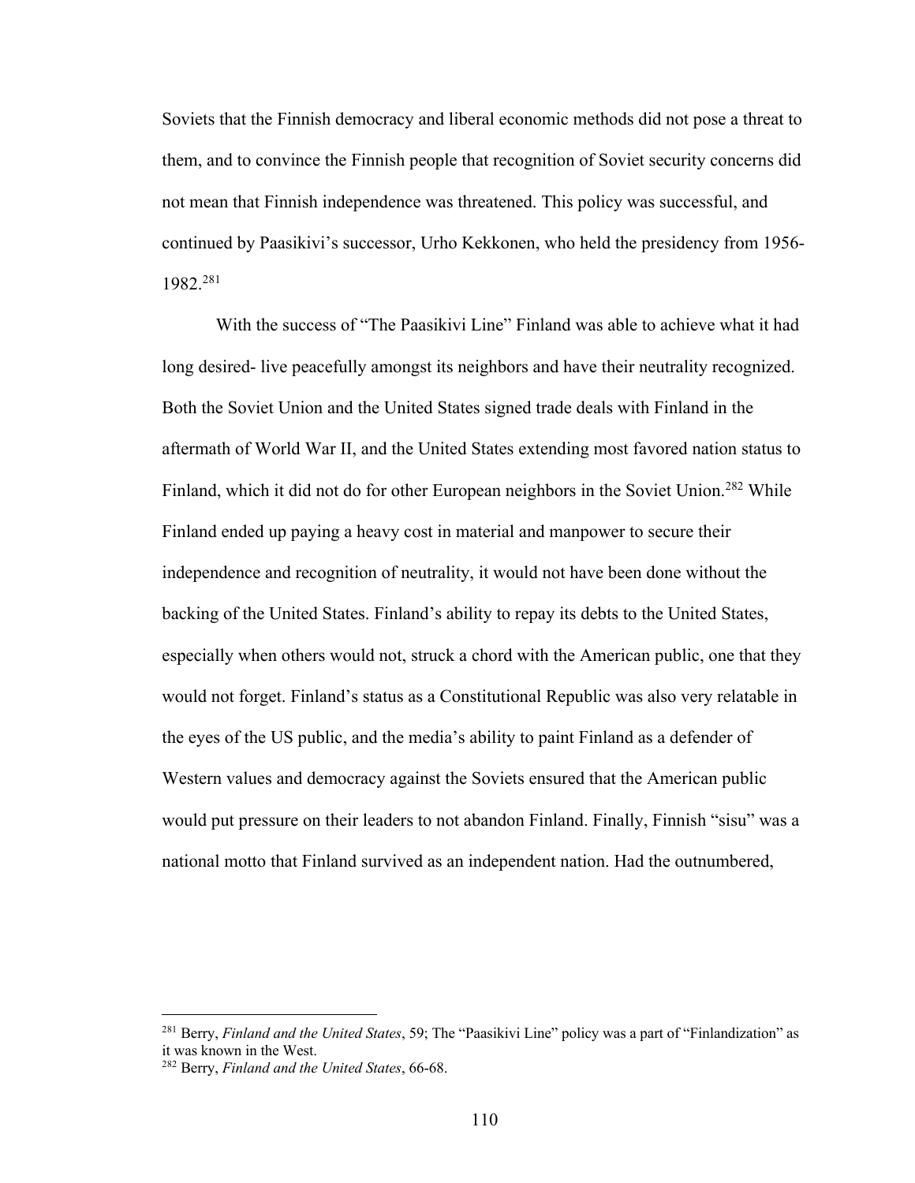Soviets that the Finnish democracy and liberal economic methods did not pose a threat to them, and to convince the Finnish people that recognition of Soviet security concerns did not mean that Finnish independence was threatened. This policy was successful, and continued by Paasikivi's successor, Urho Kekkonen, who held the presidency from 1956-1982.[281]

With the success of "The Paasikivi Line" Finland was able to achieve what it had long desired- live peacefully amongst its neighbors and have their neutrality recognized. Both the Soviet Union and the United States signed trade deals with Finland in the aftermath of World War II, and the United States extending most favored nation status to Finland, which it did not do for other European neighbors in the Soviet Union.[282] While Finland ended up paying a heavy cost in material and manpower to secure their independence and recognition of neutrality, it would not have been done without the backing of the United States. Finland's ability to repay its debts to the United States, especially when others would not, struck a chord with the American public, one that they would not forget. Finland's status as a Constitutional Republic was also very relatable in the eyes of the US public, and the media's ability to paint Finland as a defender of Western values and democracy against the Soviets ensured that the American public would put pressure on their leaders to not abandon Finland. Finally, Finnish "sisu" was a national motto that Finland survived as an independent nation. Had the outnumbered,

---

[281] Berry, *Finland and the United States*, 59; The "Paasikivi Line" policy was a part of "Finlandization" as it was known in the West.

[282] Berry, *Finland and the United States*, 66-68.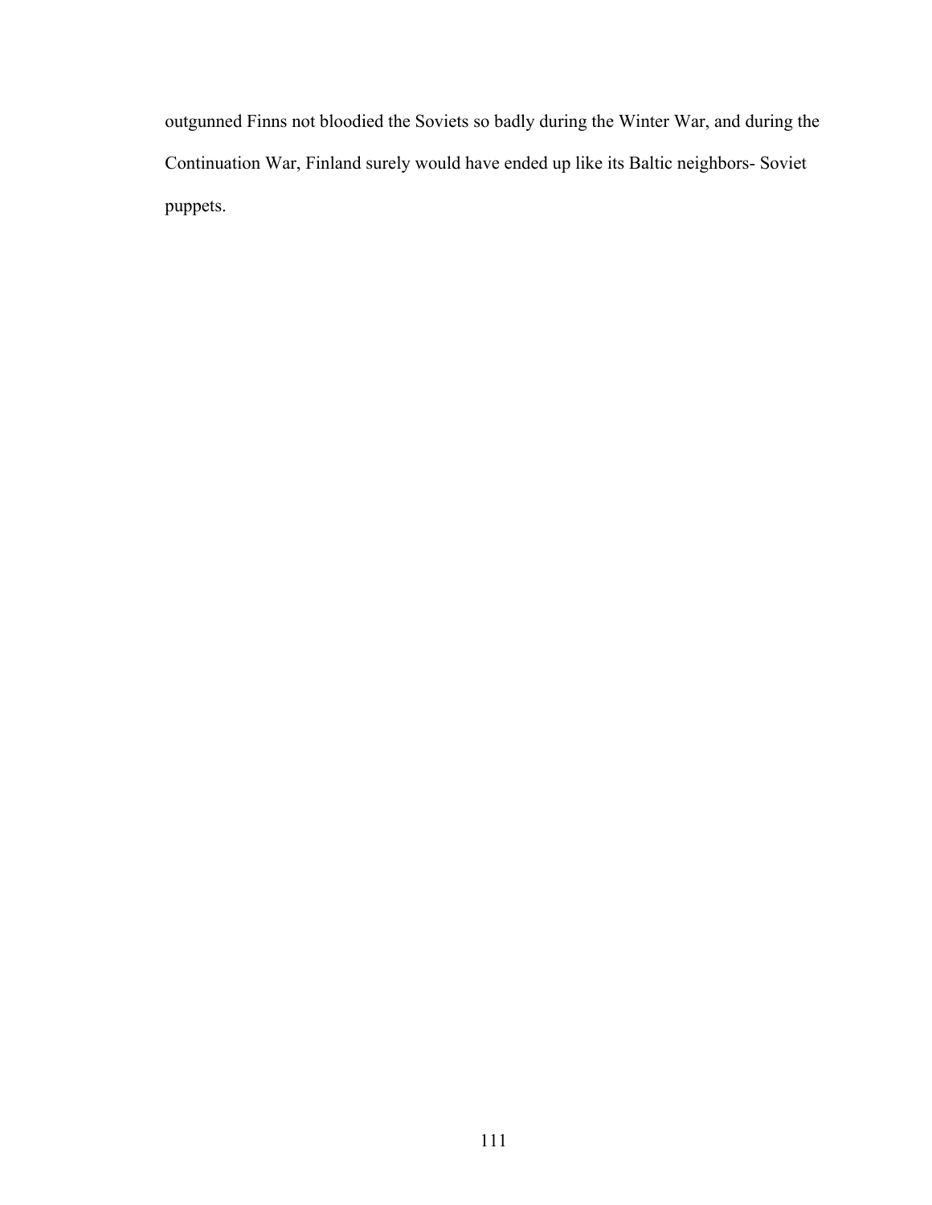outgunned Finns not bloodied the Soviets so badly during the Winter War, and during the Continuation War, Finland surely would have ended up like its Baltic neighbors- Soviet puppets.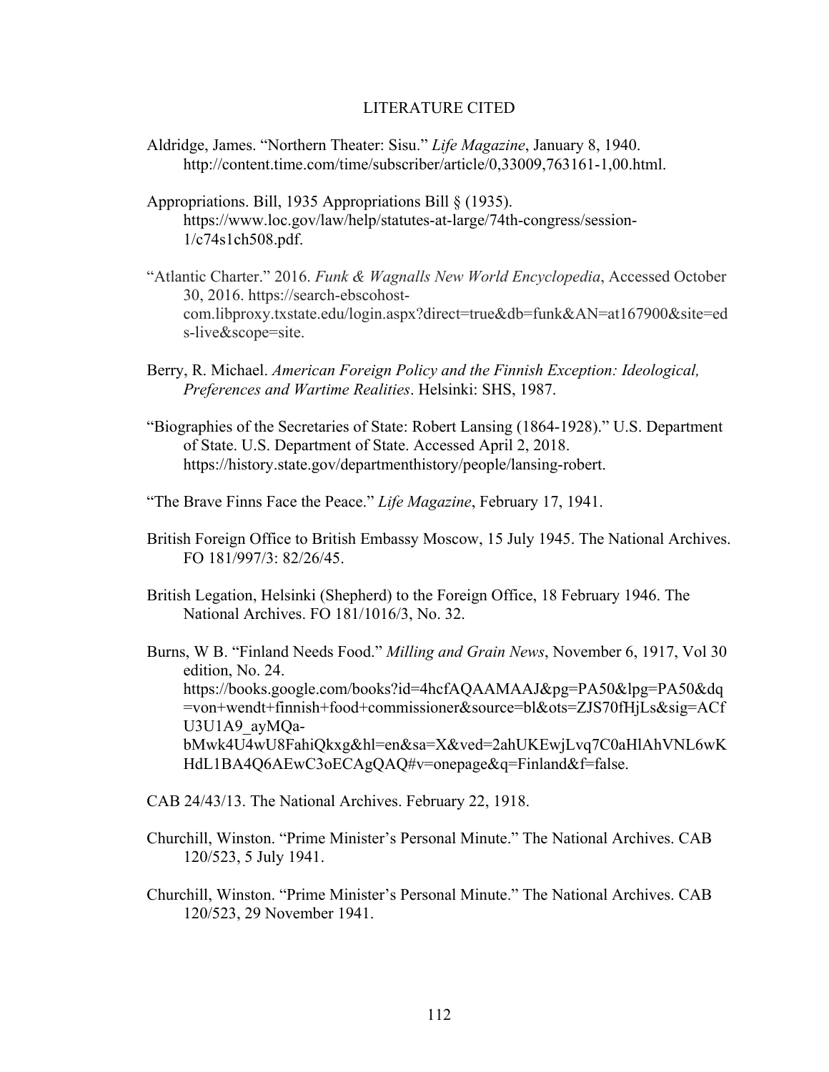# LITERATURE CITED

Aldridge, James. "Northern Theater: Sisu." *Life Magazine*, January 8, 1940. http://content.time.com/time/subscriber/article/0,33009,763161-1,00.html.

Appropriations. Bill, 1935 Appropriations Bill § (1935). https://www.loc.gov/law/help/statutes-at-large/74th-congress/session-1/c74s1ch508.pdf.

"Atlantic Charter." 2016. *Funk & Wagnalls New World Encyclopedia*, Accessed October 30, 2016. https://search-ebscohost-com.libproxy.txstate.edu/login.aspx?direct=true&db=funk&AN=at167900&site=eds-live&scope=site.

Berry, R. Michael. *American Foreign Policy and the Finnish Exception: Ideological, Preferences and Wartime Realities*. Helsinki: SHS, 1987.

"Biographies of the Secretaries of State: Robert Lansing (1864-1928)." U.S. Department of State. U.S. Department of State. Accessed April 2, 2018. https://history.state.gov/departmenthistory/people/lansing-robert.

"The Brave Finns Face the Peace." *Life Magazine*, February 17, 1941.

British Foreign Office to British Embassy Moscow, 15 July 1945. The National Archives. FO 181/997/3: 82/26/45.

British Legation, Helsinki (Shepherd) to the Foreign Office, 18 February 1946. The National Archives. FO 181/1016/3, No. 32.

Burns, W B. "Finland Needs Food." *Milling and Grain News*, November 6, 1917, Vol 30 edition, No. 24. https://books.google.com/books?id=4hcfAQAAMAAJ&pg=PA50&lpg=PA50&dq=von+wendt+finnish+food+commissioner&source=bl&ots=ZJS70fHjLs&sig=ACfU3U1A9_ayMQa-bMwk4U4wU8FahiQkxg&hl=en&sa=X&ved=2ahUKEwjLvq7C0aHlAhVNL6wKHdL1BA4Q6AEwC3oECAgQAQ#v=onepage&q=Finland&f=false.

CAB 24/43/13. The National Archives. February 22, 1918.

Churchill, Winston. "Prime Minister's Personal Minute." The National Archives. CAB 120/523, 5 July 1941.

Churchill, Winston. "Prime Minister's Personal Minute." The National Archives. CAB 120/523, 29 November 1941.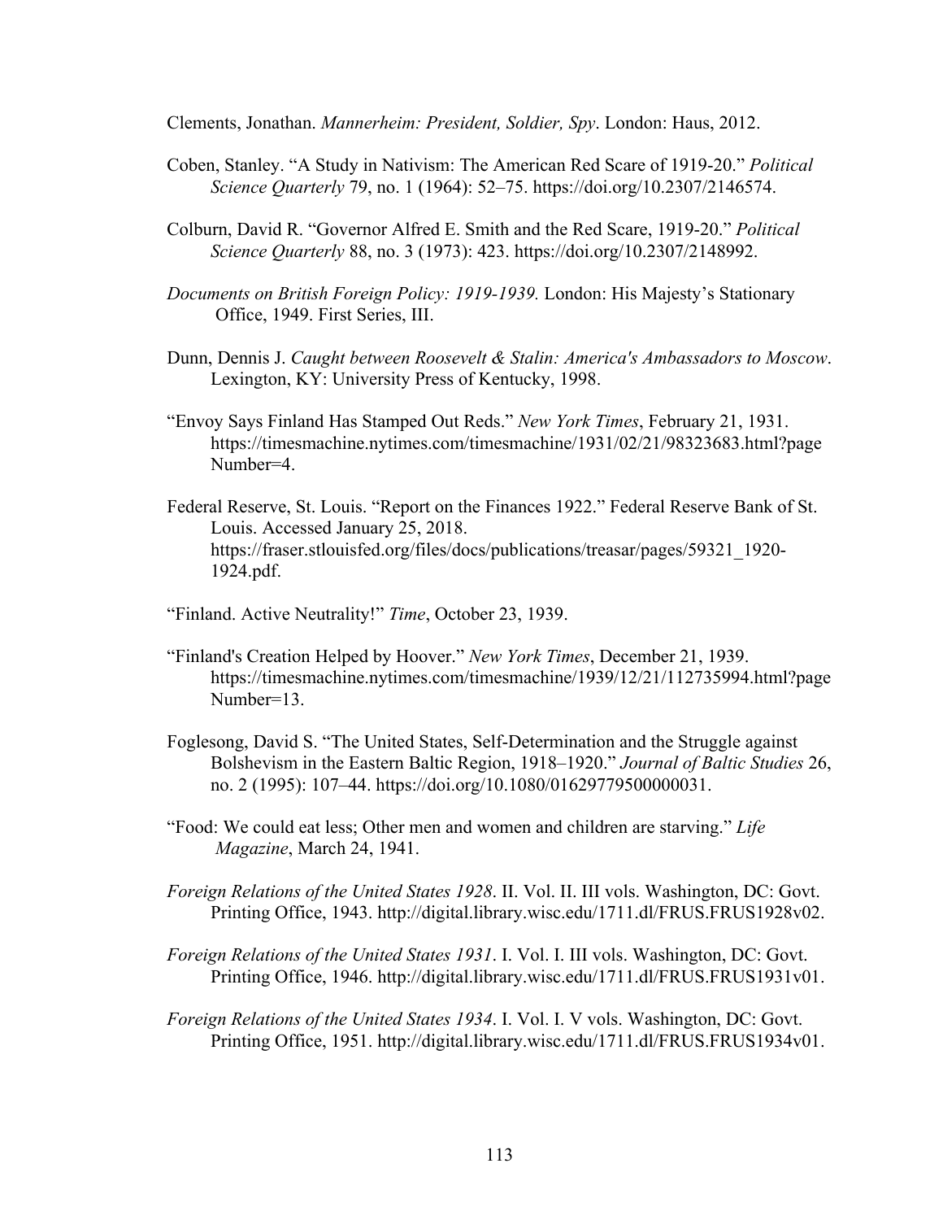Clements, Jonathan. *Mannerheim: President, Soldier, Spy*. London: Haus, 2012.

Coben, Stanley. "A Study in Nativism: The American Red Scare of 1919-20." *Political Science Quarterly* 79, no. 1 (1964): 52–75. https://doi.org/10.2307/2146574.

Colburn, David R. "Governor Alfred E. Smith and the Red Scare, 1919-20." *Political Science Quarterly* 88, no. 3 (1973): 423. https://doi.org/10.2307/2148992.

*Documents on British Foreign Policy: 1919-1939.* London: His Majesty's Stationary Office, 1949. First Series, III.

Dunn, Dennis J. *Caught between Roosevelt & Stalin: America's Ambassadors to Moscow*. Lexington, KY: University Press of Kentucky, 1998.

"Envoy Says Finland Has Stamped Out Reds." *New York Times*, February 21, 1931. https://timesmachine.nytimes.com/timesmachine/1931/02/21/98323683.html?pageNumber=4.

Federal Reserve, St. Louis. "Report on the Finances 1922." Federal Reserve Bank of St. Louis. Accessed January 25, 2018. https://fraser.stlouisfed.org/files/docs/publications/treasar/pages/59321_1920-1924.pdf.

"Finland. Active Neutrality!" *Time*, October 23, 1939.

"Finland's Creation Helped by Hoover." *New York Times*, December 21, 1939. https://timesmachine.nytimes.com/timesmachine/1939/12/21/112735994.html?pageNumber=13.

Foglesong, David S. "The United States, Self-Determination and the Struggle against Bolshevism in the Eastern Baltic Region, 1918–1920." *Journal of Baltic Studies* 26, no. 2 (1995): 107–44. https://doi.org/10.1080/01629779500000031.

"Food: We could eat less; Other men and women and children are starving." *Life Magazine*, March 24, 1941.

*Foreign Relations of the United States 1928*. II. Vol. II. III vols. Washington, DC: Govt. Printing Office, 1943. http://digital.library.wisc.edu/1711.dl/FRUS.FRUS1928v02.

*Foreign Relations of the United States 1931*. I. Vol. I. III vols. Washington, DC: Govt. Printing Office, 1946. http://digital.library.wisc.edu/1711.dl/FRUS.FRUS1931v01.

*Foreign Relations of the United States 1934*. I. Vol. I. V vols. Washington, DC: Govt. Printing Office, 1951. http://digital.library.wisc.edu/1711.dl/FRUS.FRUS1934v01.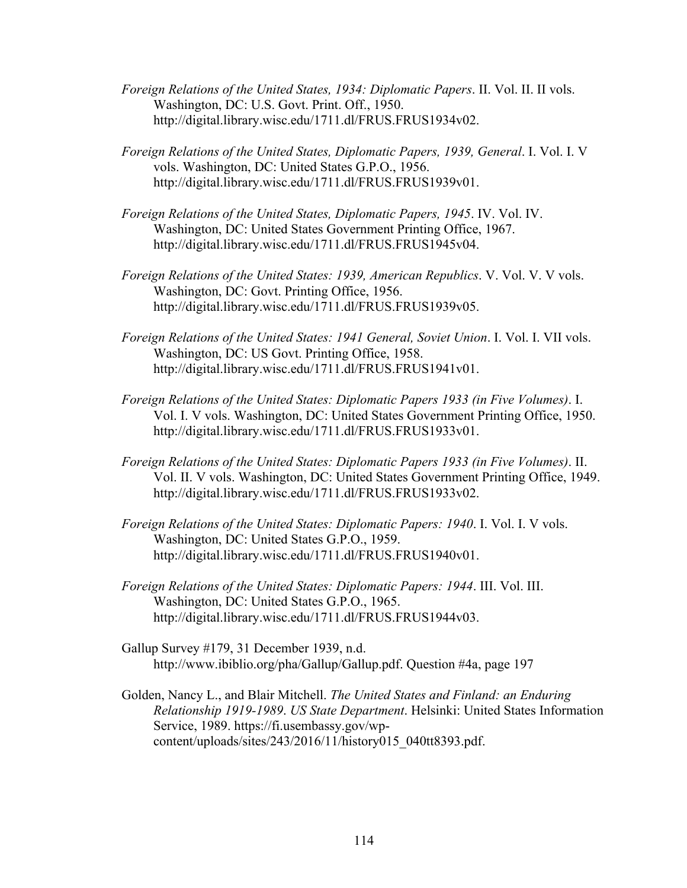*Foreign Relations of the United States, 1934: Diplomatic Papers*. II. Vol. II. II vols. Washington, DC: U.S. Govt. Print. Off., 1950. http://digital.library.wisc.edu/1711.dl/FRUS.FRUS1934v02.

*Foreign Relations of the United States, Diplomatic Papers, 1939, General*. I. Vol. I. V vols. Washington, DC: United States G.P.O., 1956. http://digital.library.wisc.edu/1711.dl/FRUS.FRUS1939v01.

*Foreign Relations of the United States, Diplomatic Papers, 1945*. IV. Vol. IV. Washington, DC: United States Government Printing Office, 1967. http://digital.library.wisc.edu/1711.dl/FRUS.FRUS1945v04.

*Foreign Relations of the United States: 1939, American Republics*. V. Vol. V. V vols. Washington, DC: Govt. Printing Office, 1956. http://digital.library.wisc.edu/1711.dl/FRUS.FRUS1939v05.

*Foreign Relations of the United States: 1941 General, Soviet Union*. I. Vol. I. VII vols. Washington, DC: US Govt. Printing Office, 1958. http://digital.library.wisc.edu/1711.dl/FRUS.FRUS1941v01.

*Foreign Relations of the United States: Diplomatic Papers 1933 (in Five Volumes)*. I. Vol. I. V vols. Washington, DC: United States Government Printing Office, 1950. http://digital.library.wisc.edu/1711.dl/FRUS.FRUS1933v01.

*Foreign Relations of the United States: Diplomatic Papers 1933 (in Five Volumes)*. II. Vol. II. V vols. Washington, DC: United States Government Printing Office, 1949. http://digital.library.wisc.edu/1711.dl/FRUS.FRUS1933v02.

*Foreign Relations of the United States: Diplomatic Papers: 1940*. I. Vol. I. V vols. Washington, DC: United States G.P.O., 1959. http://digital.library.wisc.edu/1711.dl/FRUS.FRUS1940v01.

*Foreign Relations of the United States: Diplomatic Papers: 1944*. III. Vol. III. Washington, DC: United States G.P.O., 1965. http://digital.library.wisc.edu/1711.dl/FRUS.FRUS1944v03.

Gallup Survey #179, 31 December 1939, n.d. http://www.ibiblio.org/pha/Gallup/Gallup.pdf. Question #4a, page 197

Golden, Nancy L., and Blair Mitchell. *The United States and Finland: an Enduring Relationship 1919-1989*. *US State Department*. Helsinki: United States Information Service, 1989. https://fi.usembassy.gov/wp-content/uploads/sites/243/2016/11/history015_040tt8393.pdf.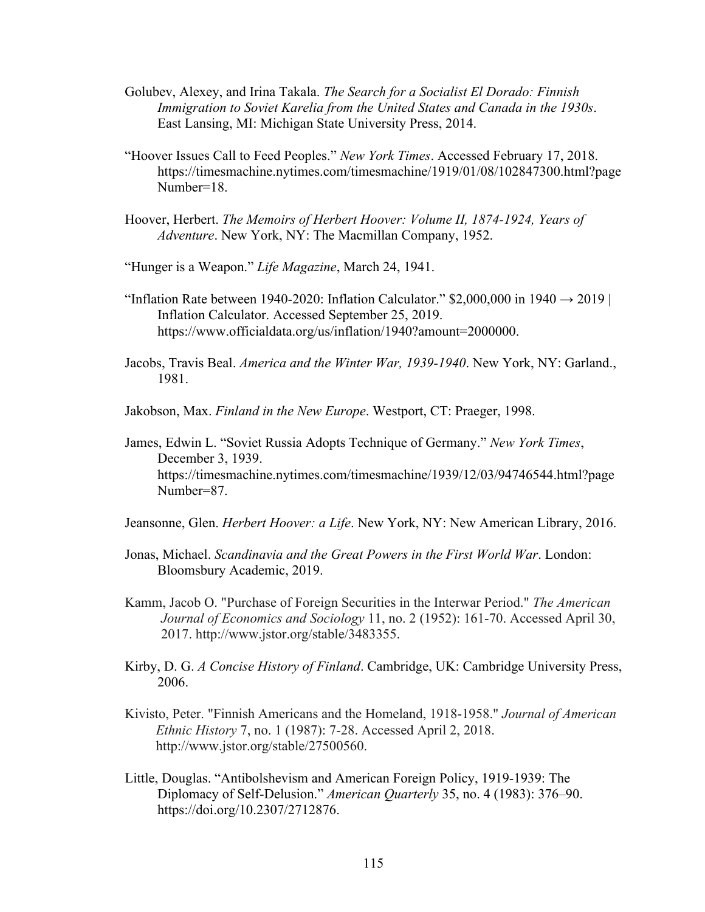Golubev, Alexey, and Irina Takala. *The Search for a Socialist El Dorado: Finnish Immigration to Soviet Karelia from the United States and Canada in the 1930s*. East Lansing, MI: Michigan State University Press, 2014.

"Hoover Issues Call to Feed Peoples." *New York Times*. Accessed February 17, 2018. https://timesmachine.nytimes.com/timesmachine/1919/01/08/102847300.html?pageNumber=18.

Hoover, Herbert. *The Memoirs of Herbert Hoover: Volume II, 1874-1924, Years of Adventure*. New York, NY: The Macmillan Company, 1952.

"Hunger is a Weapon." *Life Magazine*, March 24, 1941.

"Inflation Rate between 1940-2020: Inflation Calculator." $2,000,000 in 1940 → 2019 | Inflation Calculator. Accessed September 25, 2019. https://www.officialdata.org/us/inflation/1940?amount=2000000.

Jacobs, Travis Beal. *America and the Winter War, 1939-1940*. New York, NY: Garland., 1981.

Jakobson, Max. *Finland in the New Europe*. Westport, CT: Praeger, 1998.

James, Edwin L. "Soviet Russia Adopts Technique of Germany." *New York Times*, December 3, 1939. https://timesmachine.nytimes.com/timesmachine/1939/12/03/94746544.html?pageNumber=87.

Jeansonne, Glen. *Herbert Hoover: a Life*. New York, NY: New American Library, 2016.

Jonas, Michael. *Scandinavia and the Great Powers in the First World War*. London: Bloomsbury Academic, 2019.

Kamm, Jacob O. "Purchase of Foreign Securities in the Interwar Period." *The American Journal of Economics and Sociology* 11, no. 2 (1952): 161-70. Accessed April 30, 2017. http://www.jstor.org/stable/3483355.

Kirby, D. G. *A Concise History of Finland*. Cambridge, UK: Cambridge University Press, 2006.

Kivisto, Peter. "Finnish Americans and the Homeland, 1918-1958." *Journal of American Ethnic History* 7, no. 1 (1987): 7-28. Accessed April 2, 2018. http://www.jstor.org/stable/27500560.

Little, Douglas. "Antibolshevism and American Foreign Policy, 1919-1939: The Diplomacy of Self-Delusion." *American Quarterly* 35, no. 4 (1983): 376–90. https://doi.org/10.2307/2712876.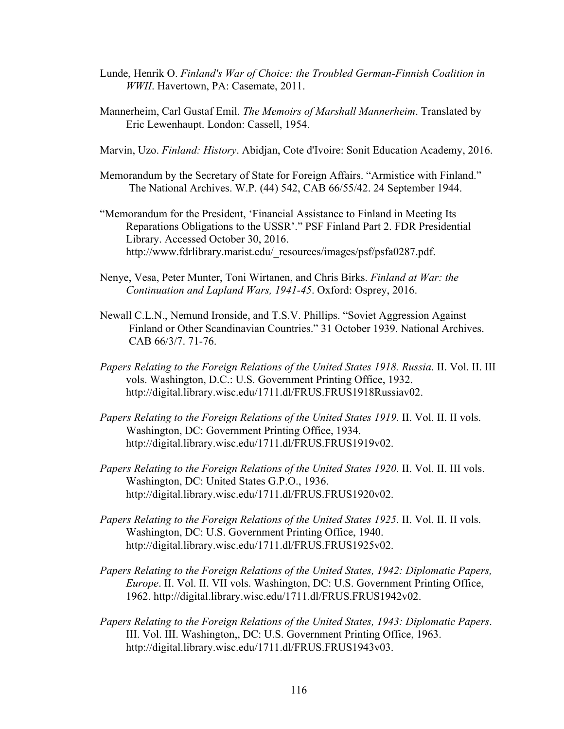Lunde, Henrik O. *Finland's War of Choice: the Troubled German-Finnish Coalition in WWII*. Havertown, PA: Casemate, 2011.

Mannerheim, Carl Gustaf Emil. *The Memoirs of Marshall Mannerheim*. Translated by Eric Lewenhaupt. London: Cassell, 1954.

Marvin, Uzo. *Finland: History*. Abidjan, Cote d'Ivoire: Sonit Education Academy, 2016.

Memorandum by the Secretary of State for Foreign Affairs. "Armistice with Finland." The National Archives. W.P. (44) 542, CAB 66/55/42. 24 September 1944.

"Memorandum for the President, 'Financial Assistance to Finland in Meeting Its Reparations Obligations to the USSR'." PSF Finland Part 2. FDR Presidential Library. Accessed October 30, 2016. http://www.fdrlibrary.marist.edu/_resources/images/psf/psfa0287.pdf.

Nenye, Vesa, Peter Munter, Toni Wirtanen, and Chris Birks. *Finland at War: the Continuation and Lapland Wars, 1941-45*. Oxford: Osprey, 2016.

Newall C.L.N., Nemund Ironside, and T.S.V. Phillips. "Soviet Aggression Against Finland or Other Scandinavian Countries." 31 October 1939. National Archives. CAB 66/3/7. 71-76.

*Papers Relating to the Foreign Relations of the United States 1918. Russia*. II. Vol. II. III vols. Washington, D.C.: U.S. Government Printing Office, 1932. http://digital.library.wisc.edu/1711.dl/FRUS.FRUS1918Russiav02.

*Papers Relating to the Foreign Relations of the United States 1919*. II. Vol. II. II vols. Washington, DC: Government Printing Office, 1934. http://digital.library.wisc.edu/1711.dl/FRUS.FRUS1919v02.

*Papers Relating to the Foreign Relations of the United States 1920*. II. Vol. II. III vols. Washington, DC: United States G.P.O., 1936. http://digital.library.wisc.edu/1711.dl/FRUS.FRUS1920v02.

*Papers Relating to the Foreign Relations of the United States 1925*. II. Vol. II. II vols. Washington, DC: U.S. Government Printing Office, 1940. http://digital.library.wisc.edu/1711.dl/FRUS.FRUS1925v02.

*Papers Relating to the Foreign Relations of the United States, 1942: Diplomatic Papers, Europe*. II. Vol. II. VII vols. Washington, DC: U.S. Government Printing Office, 1962. http://digital.library.wisc.edu/1711.dl/FRUS.FRUS1942v02.

*Papers Relating to the Foreign Relations of the United States, 1943: Diplomatic Papers*. III. Vol. III. Washington,, DC: U.S. Government Printing Office, 1963. http://digital.library.wisc.edu/1711.dl/FRUS.FRUS1943v03.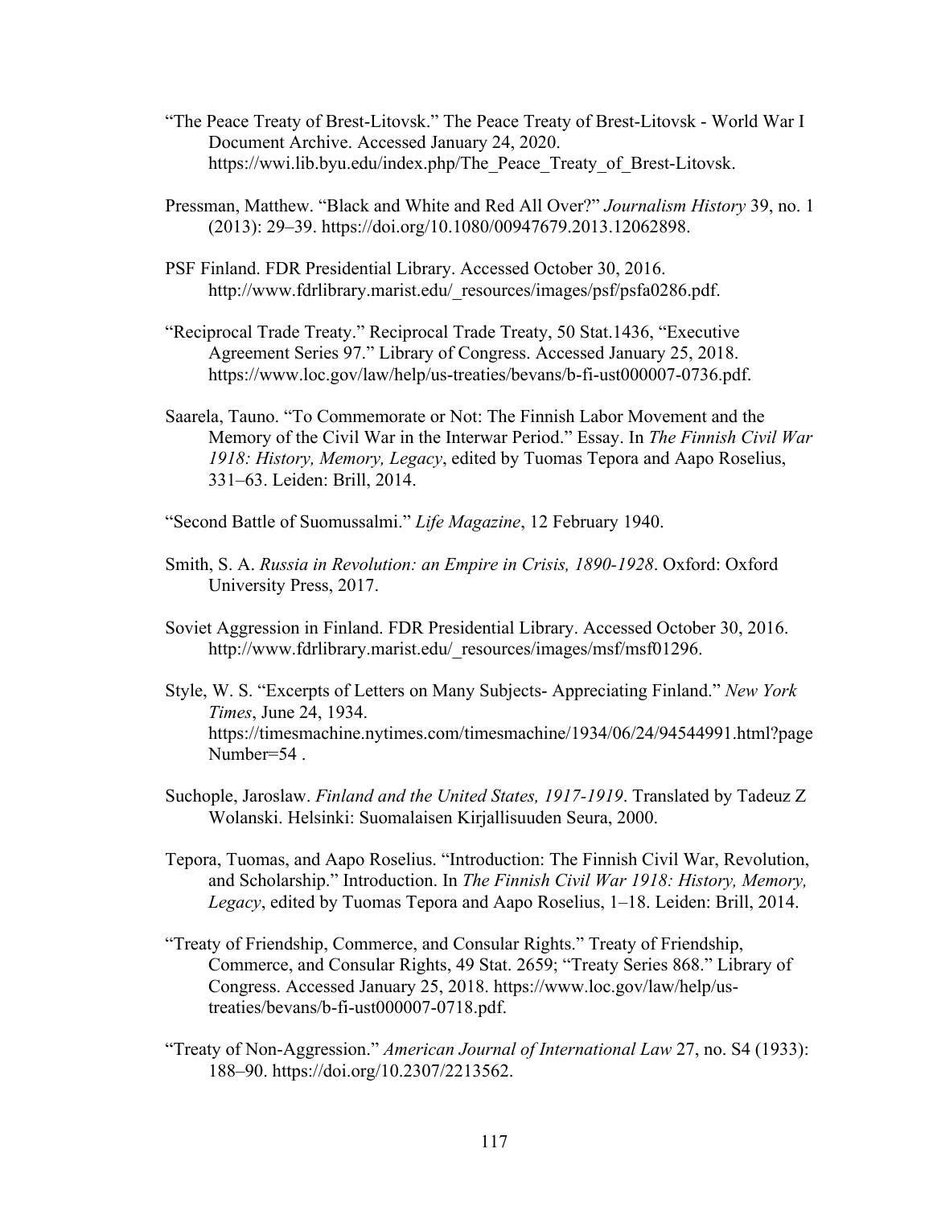"The Peace Treaty of Brest-Litovsk." The Peace Treaty of Brest-Litovsk - World War I Document Archive. Accessed January 24, 2020. https://wwi.lib.byu.edu/index.php/The_Peace_Treaty_of_Brest-Litovsk.

Pressman, Matthew. "Black and White and Red All Over?" *Journalism History* 39, no. 1 (2013): 29–39. https://doi.org/10.1080/00947679.2013.12062898.

PSF Finland. FDR Presidential Library. Accessed October 30, 2016. http://www.fdrlibrary.marist.edu/_resources/images/psf/psfa0286.pdf.

"Reciprocal Trade Treaty." Reciprocal Trade Treaty, 50 Stat.1436, "Executive Agreement Series 97." Library of Congress. Accessed January 25, 2018. https://www.loc.gov/law/help/us-treaties/bevans/b-fi-ust000007-0736.pdf.

Saarela, Tauno. "To Commemorate or Not: The Finnish Labor Movement and the Memory of the Civil War in the Interwar Period." Essay. In *The Finnish Civil War 1918: History, Memory, Legacy*, edited by Tuomas Tepora and Aapo Roselius, 331–63. Leiden: Brill, 2014.

"Second Battle of Suomussalmi." *Life Magazine*, 12 February 1940.

Smith, S. A. *Russia in Revolution: an Empire in Crisis, 1890-1928*. Oxford: Oxford University Press, 2017.

Soviet Aggression in Finland. FDR Presidential Library. Accessed October 30, 2016. http://www.fdrlibrary.marist.edu/_resources/images/msf/msf01296.

Style, W. S. "Excerpts of Letters on Many Subjects- Appreciating Finland." *New York Times*, June 24, 1934. https://timesmachine.nytimes.com/timesmachine/1934/06/24/94544991.html?pageNumber=54 .

Suchople, Jaroslaw. *Finland and the United States, 1917-1919*. Translated by Tadeuz Z Wolanski. Helsinki: Suomalaisen Kirjallisuuden Seura, 2000.

Tepora, Tuomas, and Aapo Roselius. "Introduction: The Finnish Civil War, Revolution, and Scholarship." Introduction. In *The Finnish Civil War 1918: History, Memory, Legacy*, edited by Tuomas Tepora and Aapo Roselius, 1–18. Leiden: Brill, 2014.

"Treaty of Friendship, Commerce, and Consular Rights." Treaty of Friendship, Commerce, and Consular Rights, 49 Stat. 2659; "Treaty Series 868." Library of Congress. Accessed January 25, 2018. https://www.loc.gov/law/help/us-treaties/bevans/b-fi-ust000007-0718.pdf.

"Treaty of Non-Aggression." *American Journal of International Law* 27, no. S4 (1933): 188–90. https://doi.org/10.2307/2213562.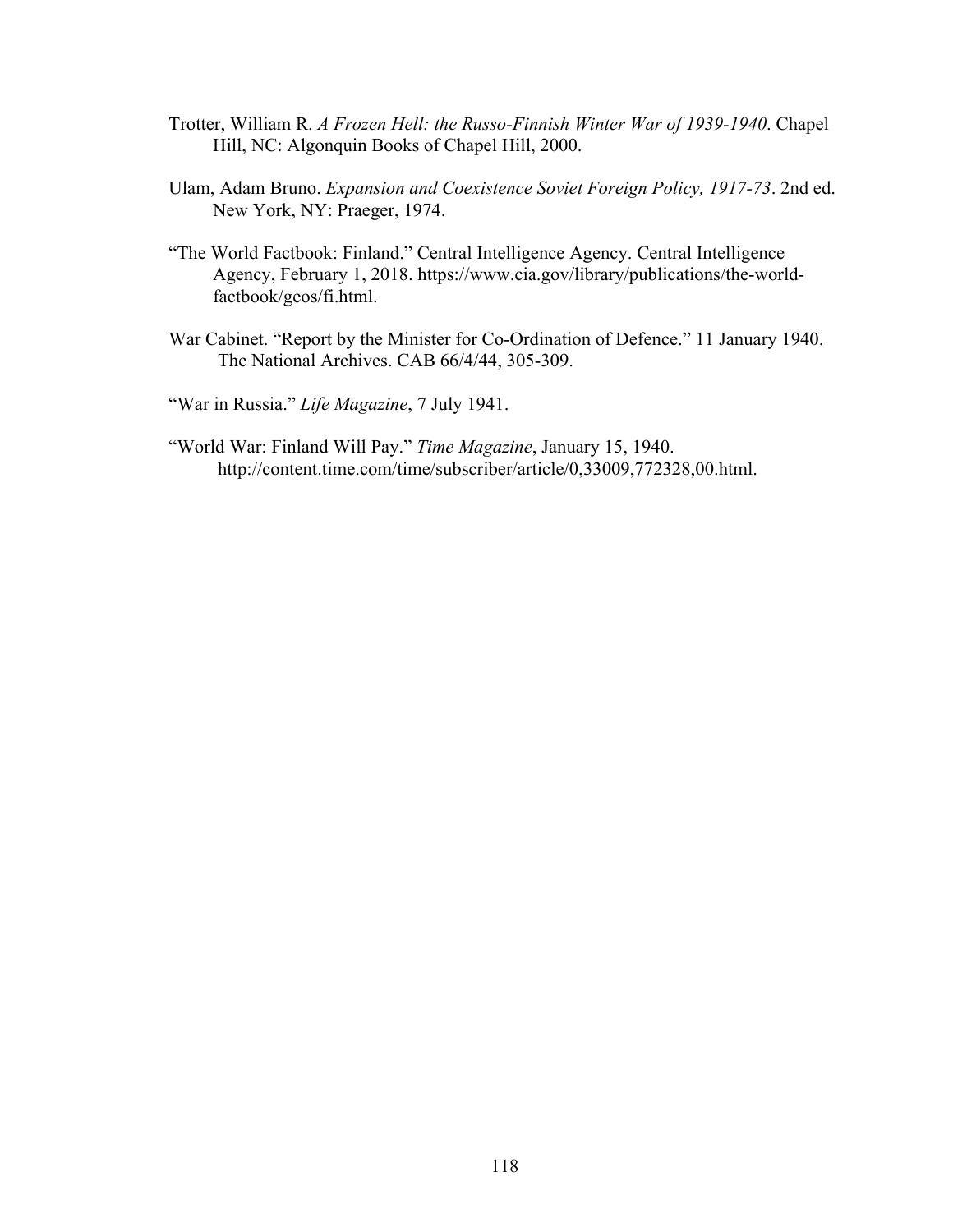Trotter, William R. *A Frozen Hell: the Russo-Finnish Winter War of 1939-1940*. Chapel Hill, NC: Algonquin Books of Chapel Hill, 2000.

Ulam, Adam Bruno. *Expansion and Coexistence Soviet Foreign Policy, 1917-73*. 2nd ed. New York, NY: Praeger, 1974.

"The World Factbook: Finland." Central Intelligence Agency. Central Intelligence Agency, February 1, 2018. https://www.cia.gov/library/publications/the-world-factbook/geos/fi.html.

War Cabinet. "Report by the Minister for Co-Ordination of Defence." 11 January 1940. The National Archives. CAB 66/4/44, 305-309.

"War in Russia." *Life Magazine*, 7 July 1941.

"World War: Finland Will Pay." *Time Magazine*, January 15, 1940. http://content.time.com/time/subscriber/article/0,33009,772328,00.html.